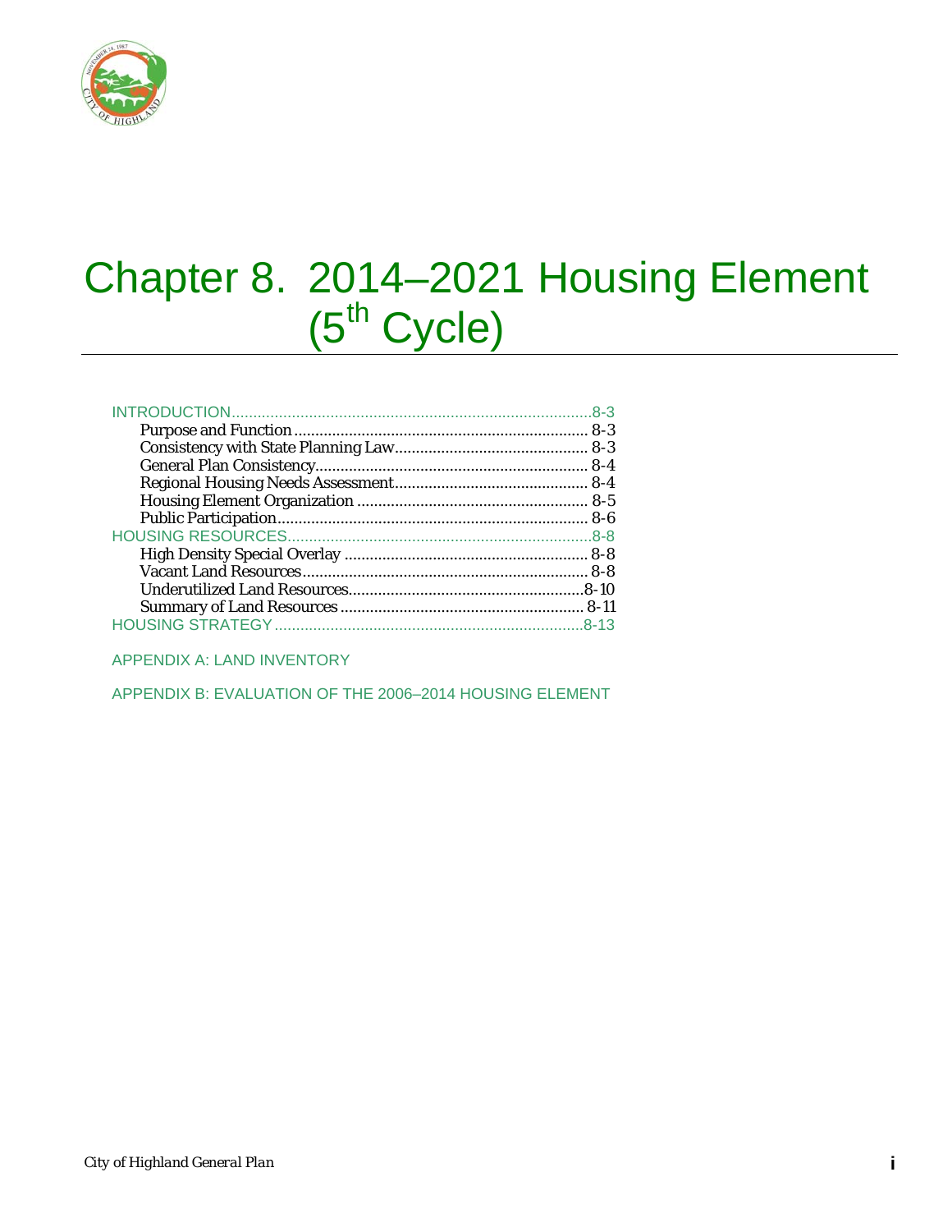# Chapter 8. 2014–2021 Housing Element (5th Cycle)

INTRODUCTION....................................................................................8-3
- Purpose and Function ..................................................................... 8-3
- Consistency with State Planning Law............................................. 8-3
- General Plan Consistency................................................................ 8-4
- Regional Housing Needs Assessment............................................. 8-4
- Housing Element Organization ...................................................... 8-5
- Public Participation......................................................................... 8-6

HOUSING RESOURCES.......................................................................8-8
- High Density Special Overlay ......................................................... 8-8
- Vacant Land Resources................................................................... 8-8
- Underutilized Land Resources.......................................................8-10
- Summary of Land Resources ......................................................... 8-11

HOUSING STRATEGY ........................................................................8-13

APPENDIX A: LAND INVENTORY

APPENDIX B: EVALUATION OF THE 2006–2014 HOUSING ELEMENT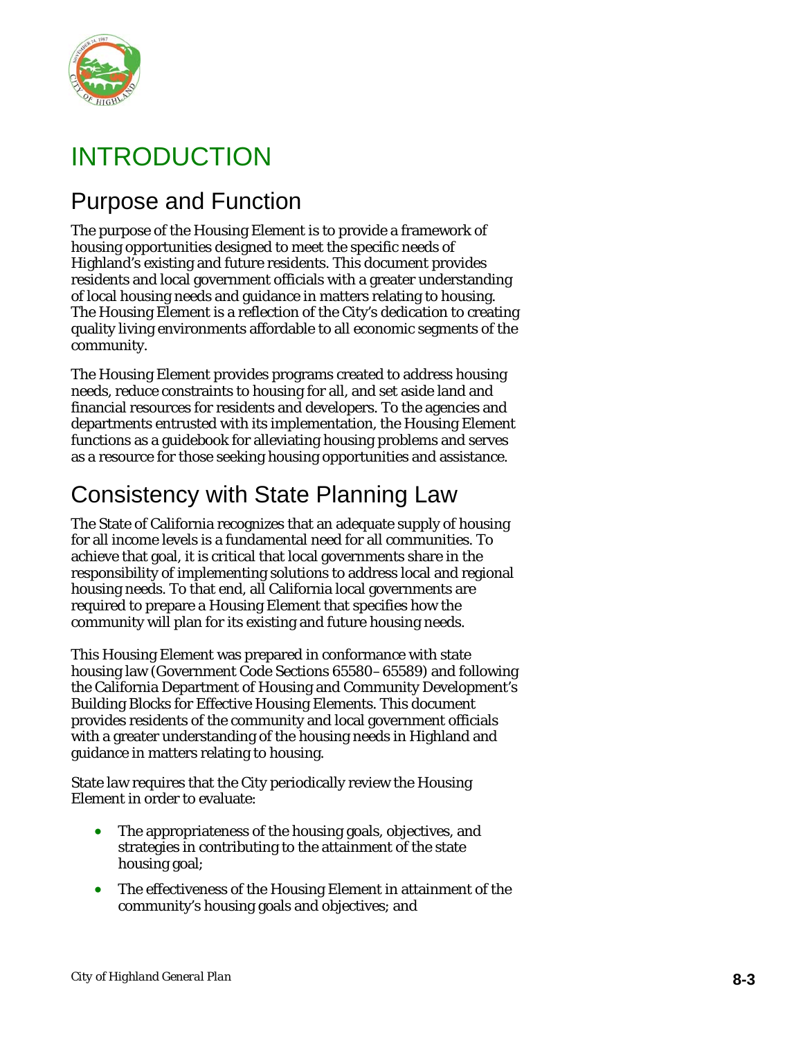# INTRODUCTION

## Purpose and Function

The purpose of the Housing Element is to provide a framework of housing opportunities designed to meet the specific needs of Highland's existing and future residents. This document provides residents and local government officials with a greater understanding of local housing needs and guidance in matters relating to housing. The Housing Element is a reflection of the City's dedication to creating quality living environments affordable to all economic segments of the community.

The Housing Element provides programs created to address housing needs, reduce constraints to housing for all, and set aside land and financial resources for residents and developers. To the agencies and departments entrusted with its implementation, the Housing Element functions as a guidebook for alleviating housing problems and serves as a resource for those seeking housing opportunities and assistance.

## Consistency with State Planning Law

The State of California recognizes that an adequate supply of housing for all income levels is a fundamental need for all communities. To achieve that goal, it is critical that local governments share in the responsibility of implementing solutions to address local and regional housing needs. To that end, all California local governments are required to prepare a Housing Element that specifies how the community will plan for its existing and future housing needs.

This Housing Element was prepared in conformance with state housing law (Government Code Sections 65580–65589) and following the California Department of Housing and Community Development's Building Blocks for Effective Housing Elements. This document provides residents of the community and local government officials with a greater understanding of the housing needs in Highland and guidance in matters relating to housing.

State law requires that the City periodically review the Housing Element in order to evaluate:

- The appropriateness of the housing goals, objectives, and strategies in contributing to the attainment of the state housing goal;
- The effectiveness of the Housing Element in attainment of the community's housing goals and objectives; and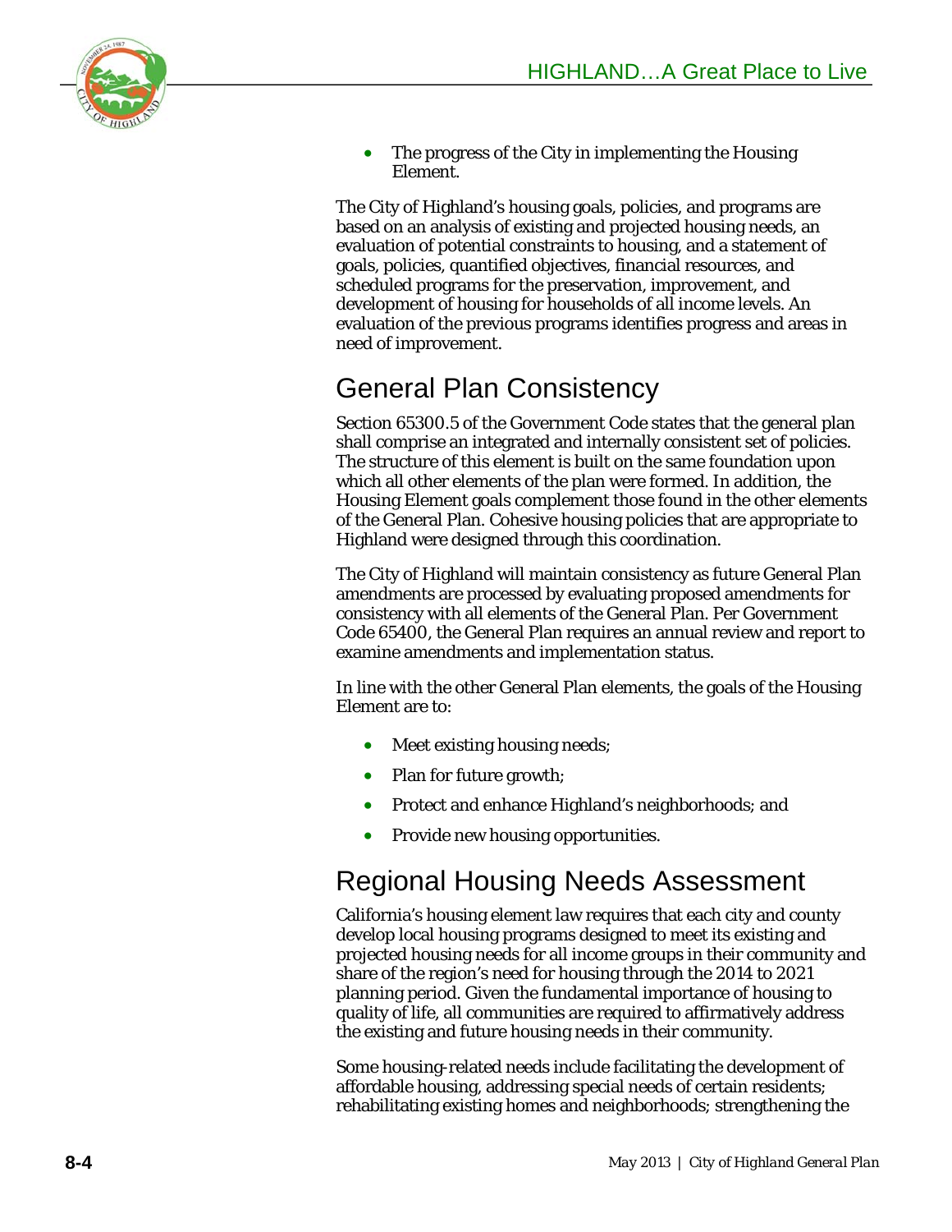- The progress of the City in implementing the Housing Element.

The City of Highland's housing goals, policies, and programs are based on an analysis of existing and projected housing needs, an evaluation of potential constraints to housing, and a statement of goals, policies, quantified objectives, financial resources, and scheduled programs for the preservation, improvement, and development of housing for households of all income levels. An evaluation of the previous programs identifies progress and areas in need of improvement.

## General Plan Consistency

Section 65300.5 of the Government Code states that the general plan shall comprise an integrated and internally consistent set of policies. The structure of this element is built on the same foundation upon which all other elements of the plan were formed. In addition, the Housing Element goals complement those found in the other elements of the General Plan. Cohesive housing policies that are appropriate to Highland were designed through this coordination.

The City of Highland will maintain consistency as future General Plan amendments are processed by evaluating proposed amendments for consistency with all elements of the General Plan. Per Government Code 65400, the General Plan requires an annual review and report to examine amendments and implementation status.

In line with the other General Plan elements, the goals of the Housing Element are to:

- Meet existing housing needs;
- Plan for future growth;
- Protect and enhance Highland's neighborhoods; and
- Provide new housing opportunities.

## Regional Housing Needs Assessment

California's housing element law requires that each city and county develop local housing programs designed to meet its existing and projected housing needs for all income groups in their community and share of the region's need for housing through the 2014 to 2021 planning period. Given the fundamental importance of housing to quality of life, all communities are required to affirmatively address the existing and future housing needs in their community.

Some housing-related needs include facilitating the development of affordable housing, addressing special needs of certain residents; rehabilitating existing homes and neighborhoods; strengthening the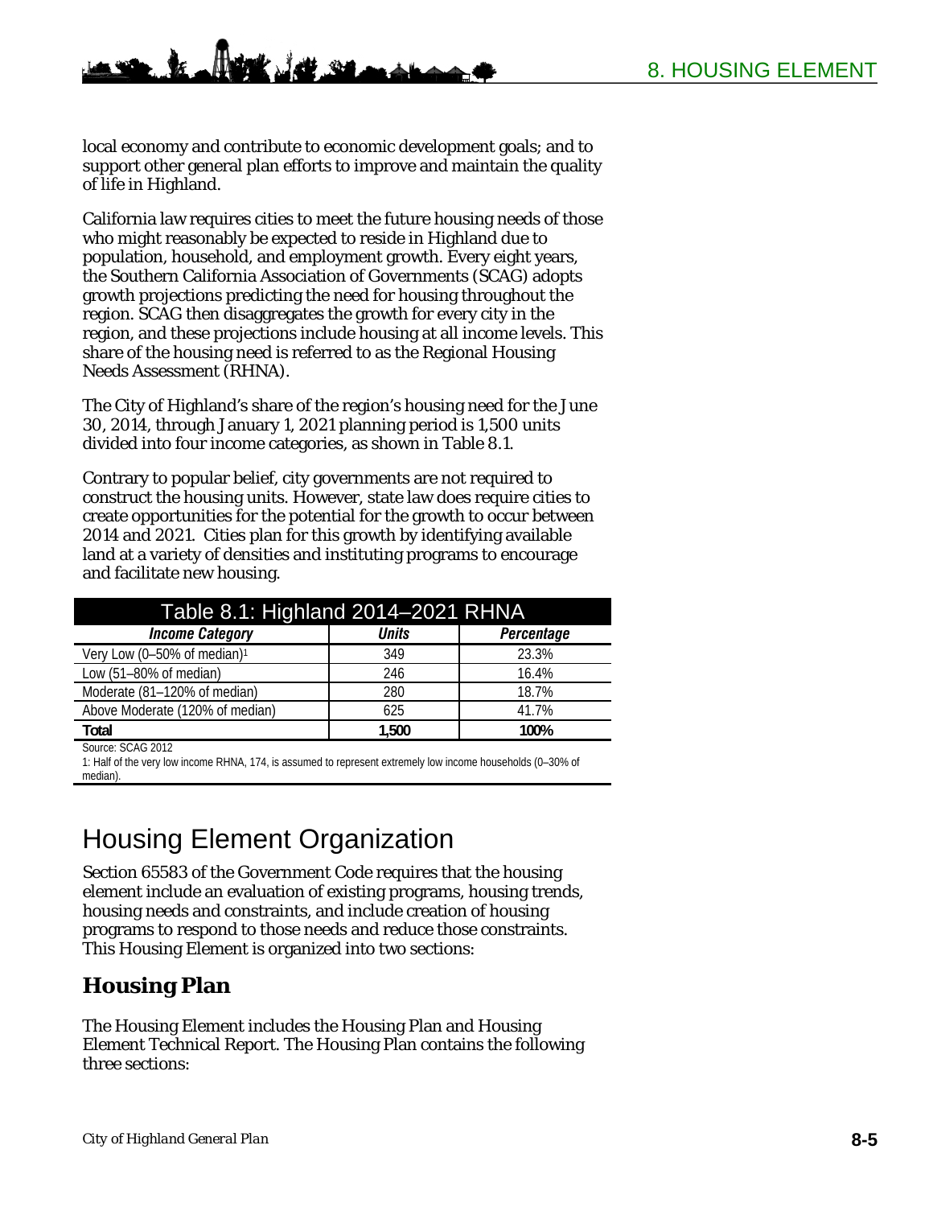local economy and contribute to economic development goals; and to support other general plan efforts to improve and maintain the quality of life in Highland.

California law requires cities to meet the future housing needs of those who might reasonably be expected to reside in Highland due to population, household, and employment growth. Every eight years, the Southern California Association of Governments (SCAG) adopts growth projections predicting the need for housing throughout the region. SCAG then disaggregates the growth for every city in the region, and these projections include housing at all income levels. This share of the housing need is referred to as the Regional Housing Needs Assessment (RHNA).

The City of Highland's share of the region's housing need for the June 30, 2014, through January 1, 2021 planning period is 1,500 units divided into four income categories, as shown in Table 8.1.

Contrary to popular belief, city governments are not required to construct the housing units. However, state law does require cities to create opportunities for the potential for the growth to occur between 2014 and 2021. Cities plan for this growth by identifying available land at a variety of densities and instituting programs to encourage and facilitate new housing.

**Table 8.1: Highland 2014–2021 RHNA**

| *Income Category* | *Units* | *Percentage* |
|---|---|---|
| Very Low (0–50% of median)[1] | 349 | 23.3% |
| Low (51–80% of median) | 246 | 16.4% |
| Moderate (81–120% of median) | 280 | 18.7% |
| Above Moderate (120% of median) | 625 | 41.7% |
| **Total** | **1,500** | **100%** |

Source: SCAG 2012

1: Half of the very low income RHNA, 174, is assumed to represent extremely low income households (0–30% of median).

# Housing Element Organization

Section 65583 of the Government Code requires that the housing element include an evaluation of existing programs, housing trends, housing needs and constraints, and include creation of housing programs to respond to those needs and reduce those constraints. This Housing Element is organized into two sections:

## Housing Plan

The Housing Element includes the Housing Plan and Housing Element Technical Report. The Housing Plan contains the following three sections: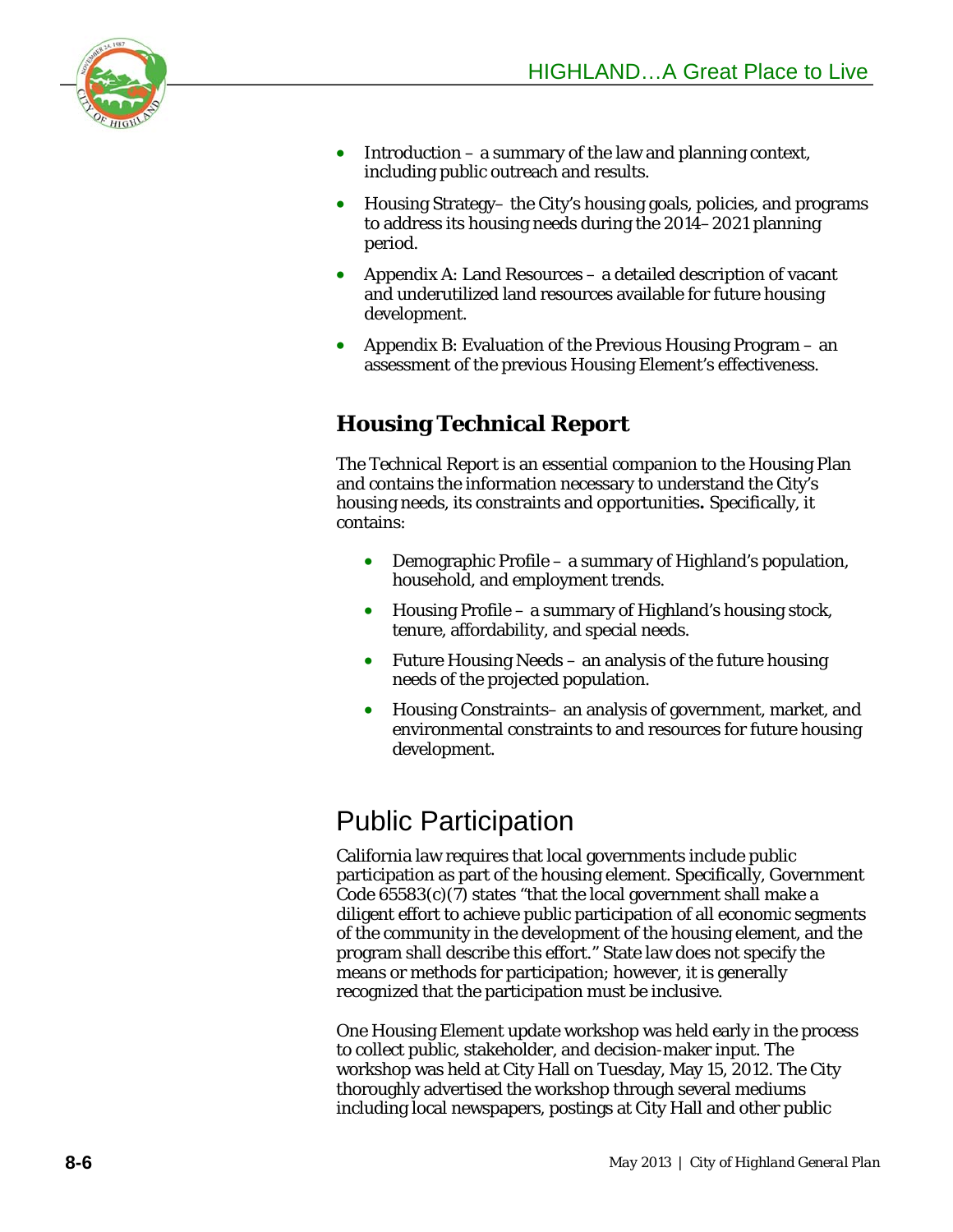- Introduction – a summary of the law and planning context, including public outreach and results.
- Housing Strategy– the City's housing goals, policies, and programs to address its housing needs during the 2014–2021 planning period.
- Appendix A: Land Resources – a detailed description of vacant and underutilized land resources available for future housing development.
- Appendix B: Evaluation of the Previous Housing Program – an assessment of the previous Housing Element's effectiveness.

### Housing Technical Report

The Technical Report is an essential companion to the Housing Plan and contains the information necessary to understand the City's housing needs, its constraints and opportunities**.** Specifically, it contains:

- Demographic Profile – a summary of Highland's population, household, and employment trends.
- Housing Profile – a summary of Highland's housing stock, tenure, affordability, and special needs.
- Future Housing Needs – an analysis of the future housing needs of the projected population.
- Housing Constraints– an analysis of government, market, and environmental constraints to and resources for future housing development.

## Public Participation

California law requires that local governments include public participation as part of the housing element. Specifically, Government Code 65583(c)(7) states "that the local government shall make a diligent effort to achieve public participation of all economic segments of the community in the development of the housing element, and the program shall describe this effort." State law does not specify the means or methods for participation; however, it is generally recognized that the participation must be inclusive.

One Housing Element update workshop was held early in the process to collect public, stakeholder, and decision-maker input. The workshop was held at City Hall on Tuesday, May 15, 2012. The City thoroughly advertised the workshop through several mediums including local newspapers, postings at City Hall and other public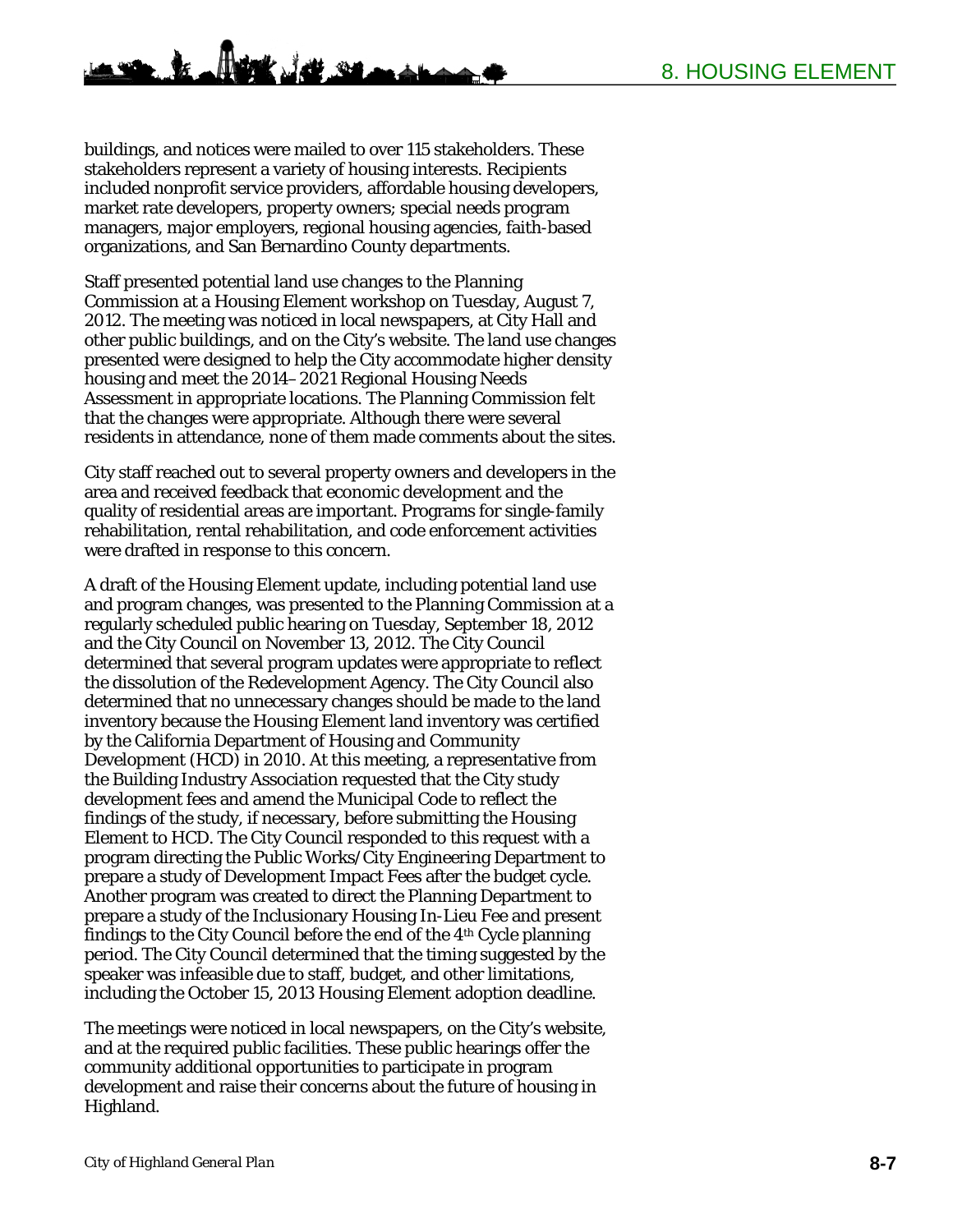buildings, and notices were mailed to over 115 stakeholders. These stakeholders represent a variety of housing interests. Recipients included nonprofit service providers, affordable housing developers, market rate developers, property owners; special needs program managers, major employers, regional housing agencies, faith-based organizations, and San Bernardino County departments.

Staff presented potential land use changes to the Planning Commission at a Housing Element workshop on Tuesday, August 7, 2012. The meeting was noticed in local newspapers, at City Hall and other public buildings, and on the City's website. The land use changes presented were designed to help the City accommodate higher density housing and meet the 2014–2021 Regional Housing Needs Assessment in appropriate locations. The Planning Commission felt that the changes were appropriate. Although there were several residents in attendance, none of them made comments about the sites.

City staff reached out to several property owners and developers in the area and received feedback that economic development and the quality of residential areas are important. Programs for single-family rehabilitation, rental rehabilitation, and code enforcement activities were drafted in response to this concern.

A draft of the Housing Element update, including potential land use and program changes, was presented to the Planning Commission at a regularly scheduled public hearing on Tuesday, September 18, 2012 and the City Council on November 13, 2012. The City Council determined that several program updates were appropriate to reflect the dissolution of the Redevelopment Agency. The City Council also determined that no unnecessary changes should be made to the land inventory because the Housing Element land inventory was certified by the California Department of Housing and Community Development (HCD) in 2010. At this meeting, a representative from the Building Industry Association requested that the City study development fees and amend the Municipal Code to reflect the findings of the study, if necessary, before submitting the Housing Element to HCD. The City Council responded to this request with a program directing the Public Works/City Engineering Department to prepare a study of Development Impact Fees after the budget cycle. Another program was created to direct the Planning Department to prepare a study of the Inclusionary Housing In-Lieu Fee and present findings to the City Council before the end of the 4th Cycle planning period. The City Council determined that the timing suggested by the speaker was infeasible due to staff, budget, and other limitations, including the October 15, 2013 Housing Element adoption deadline.

The meetings were noticed in local newspapers, on the City's website, and at the required public facilities. These public hearings offer the community additional opportunities to participate in program development and raise their concerns about the future of housing in Highland.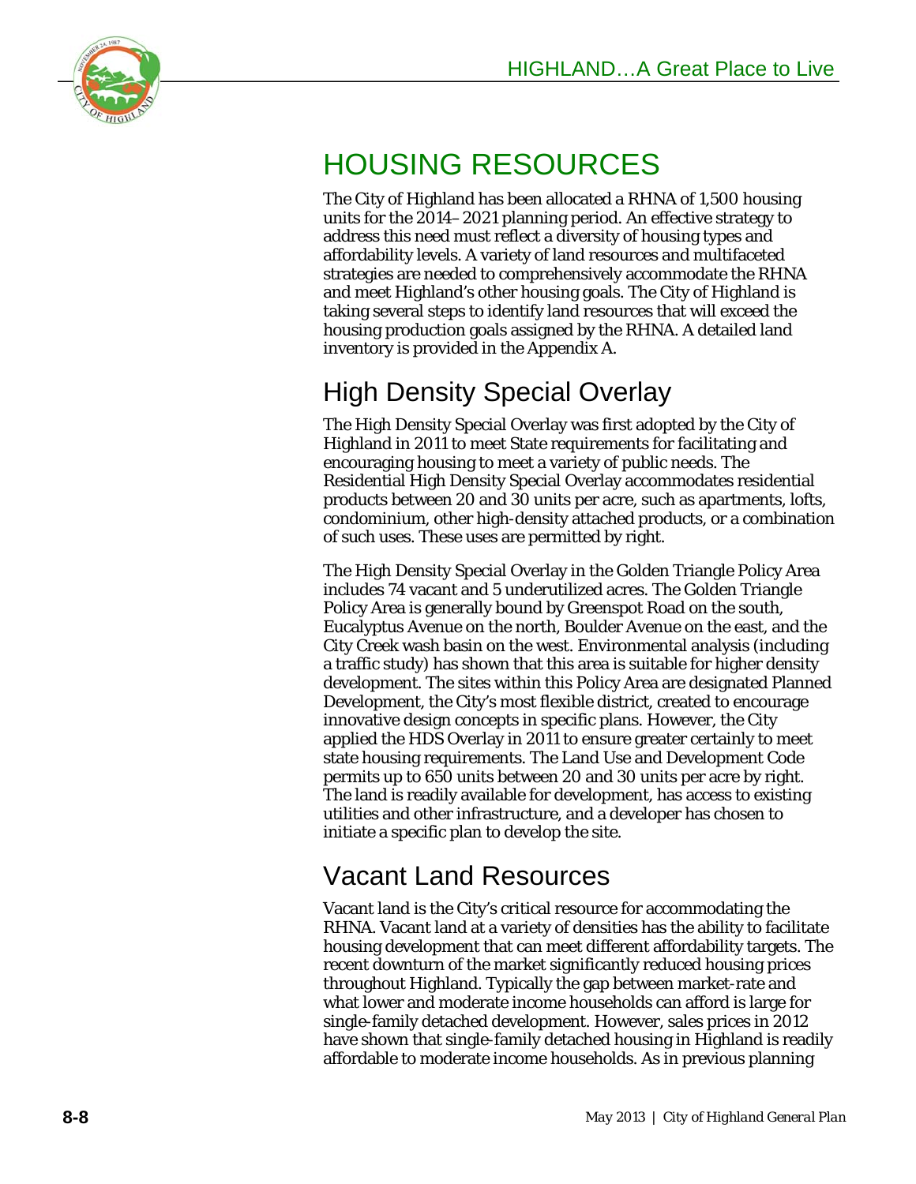# HOUSING RESOURCES

The City of Highland has been allocated a RHNA of 1,500 housing units for the 2014–2021 planning period. An effective strategy to address this need must reflect a diversity of housing types and affordability levels. A variety of land resources and multifaceted strategies are needed to comprehensively accommodate the RHNA and meet Highland's other housing goals. The City of Highland is taking several steps to identify land resources that will exceed the housing production goals assigned by the RHNA. A detailed land inventory is provided in the Appendix A.

## High Density Special Overlay

The High Density Special Overlay was first adopted by the City of Highland in 2011 to meet State requirements for facilitating and encouraging housing to meet a variety of public needs. The Residential High Density Special Overlay accommodates residential products between 20 and 30 units per acre, such as apartments, lofts, condominium, other high-density attached products, or a combination of such uses. These uses are permitted by right.

The High Density Special Overlay in the Golden Triangle Policy Area includes 74 vacant and 5 underutilized acres. The Golden Triangle Policy Area is generally bound by Greenspot Road on the south, Eucalyptus Avenue on the north, Boulder Avenue on the east, and the City Creek wash basin on the west. Environmental analysis (including a traffic study) has shown that this area is suitable for higher density development. The sites within this Policy Area are designated Planned Development, the City's most flexible district, created to encourage innovative design concepts in specific plans. However, the City applied the HDS Overlay in 2011 to ensure greater certainly to meet state housing requirements. The Land Use and Development Code permits up to 650 units between 20 and 30 units per acre by right. The land is readily available for development, has access to existing utilities and other infrastructure, and a developer has chosen to initiate a specific plan to develop the site.

## Vacant Land Resources

Vacant land is the City's critical resource for accommodating the RHNA. Vacant land at a variety of densities has the ability to facilitate housing development that can meet different affordability targets. The recent downturn of the market significantly reduced housing prices throughout Highland. Typically the gap between market-rate and what lower and moderate income households can afford is large for single-family detached development. However, sales prices in 2012 have shown that single-family detached housing in Highland is readily affordable to moderate income households. As in previous planning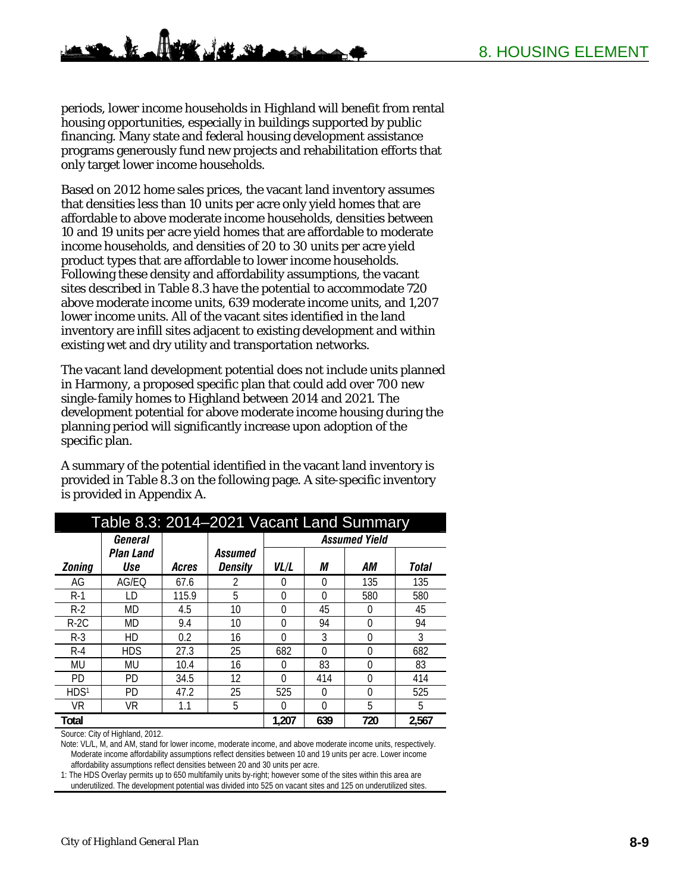periods, lower income households in Highland will benefit from rental housing opportunities, especially in buildings supported by public financing. Many state and federal housing development assistance programs generously fund new projects and rehabilitation efforts that only target lower income households.

Based on 2012 home sales prices, the vacant land inventory assumes that densities less than 10 units per acre only yield homes that are affordable to above moderate income households, densities between 10 and 19 units per acre yield homes that are affordable to moderate income households, and densities of 20 to 30 units per acre yield product types that are affordable to lower income households. Following these density and affordability assumptions, the vacant sites described in Table 8.3 have the potential to accommodate 720 above moderate income units, 639 moderate income units, and 1,207 lower income units. All of the vacant sites identified in the land inventory are infill sites adjacent to existing development and within existing wet and dry utility and transportation networks.

The vacant land development potential does not include units planned in Harmony, a proposed specific plan that could add over 700 new single-family homes to Highland between 2014 and 2021. The development potential for above moderate income housing during the planning period will significantly increase upon adoption of the specific plan.

A summary of the potential identified in the vacant land inventory is provided in Table 8.3 on the following page. A site-specific inventory is provided in Appendix A.

**Table 8.3: 2014–2021 Vacant Land Summary**

| *Zoning* | *General Plan Land Use* | *Acres* | *Assumed Density* | *Assumed Yield* | | | |
|---|---|---|---|---|---|---|---|
| | | | | *VL/L* | *M* | *AM* | *Total* |
| AG | AG/EQ | 67.6 | 2 | 0 | 0 | 135 | 135 |
| R-1 | LD | 115.9 | 5 | 0 | 0 | 580 | 580 |
| R-2 | MD | 4.5 | 10 | 0 | 45 | 0 | 45 |
| R-2C | MD | 9.4 | 10 | 0 | 94 | 0 | 94 |
| R-3 | HD | 0.2 | 16 | 0 | 3 | 0 | 3 |
| R-4 | HDS | 27.3 | 25 | 682 | 0 | 0 | 682 |
| MU | MU | 10.4 | 16 | 0 | 83 | 0 | 83 |
| PD | PD | 34.5 | 12 | 0 | 414 | 0 | 414 |
| HDS[1] | PD | 47.2 | 25 | 525 | 0 | 0 | 525 |
| VR | VR | 1.1 | 5 | 0 | 0 | 5 | 5 |
| **Total** | | | | **1,207** | **639** | **720** | **2,567** |

Source: City of Highland, 2012.

Note: VL/L, M, and AM, stand for lower income, moderate income, and above moderate income units, respectively. Moderate income affordability assumptions reflect densities between 10 and 19 units per acre. Lower income affordability assumptions reflect densities between 20 and 30 units per acre.

1: The HDS Overlay permits up to 650 multifamily units by-right; however some of the sites within this area are underutilized. The development potential was divided into 525 on vacant sites and 125 on underutilized sites.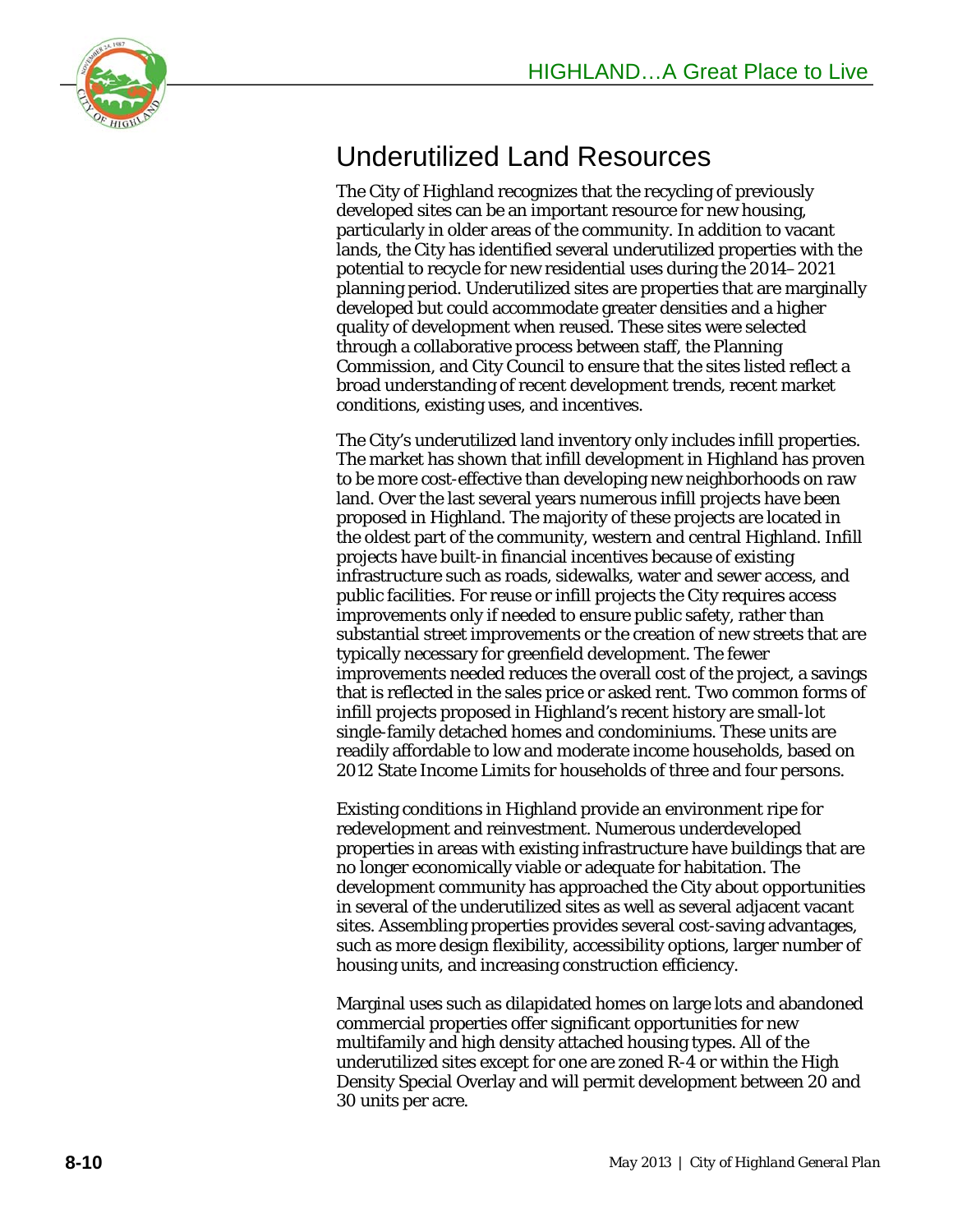## Underutilized Land Resources

The City of Highland recognizes that the recycling of previously developed sites can be an important resource for new housing, particularly in older areas of the community. In addition to vacant lands, the City has identified several underutilized properties with the potential to recycle for new residential uses during the 2014–2021 planning period. Underutilized sites are properties that are marginally developed but could accommodate greater densities and a higher quality of development when reused. These sites were selected through a collaborative process between staff, the Planning Commission, and City Council to ensure that the sites listed reflect a broad understanding of recent development trends, recent market conditions, existing uses, and incentives.

The City's underutilized land inventory only includes infill properties. The market has shown that infill development in Highland has proven to be more cost-effective than developing new neighborhoods on raw land. Over the last several years numerous infill projects have been proposed in Highland. The majority of these projects are located in the oldest part of the community, western and central Highland. Infill projects have built-in financial incentives because of existing infrastructure such as roads, sidewalks, water and sewer access, and public facilities. For reuse or infill projects the City requires access improvements only if needed to ensure public safety, rather than substantial street improvements or the creation of new streets that are typically necessary for greenfield development. The fewer improvements needed reduces the overall cost of the project, a savings that is reflected in the sales price or asked rent. Two common forms of infill projects proposed in Highland's recent history are small-lot single-family detached homes and condominiums. These units are readily affordable to low and moderate income households, based on 2012 State Income Limits for households of three and four persons.

Existing conditions in Highland provide an environment ripe for redevelopment and reinvestment. Numerous underdeveloped properties in areas with existing infrastructure have buildings that are no longer economically viable or adequate for habitation. The development community has approached the City about opportunities in several of the underutilized sites as well as several adjacent vacant sites. Assembling properties provides several cost-saving advantages, such as more design flexibility, accessibility options, larger number of housing units, and increasing construction efficiency.

Marginal uses such as dilapidated homes on large lots and abandoned commercial properties offer significant opportunities for new multifamily and high density attached housing types. All of the underutilized sites except for one are zoned R-4 or within the High Density Special Overlay and will permit development between 20 and 30 units per acre.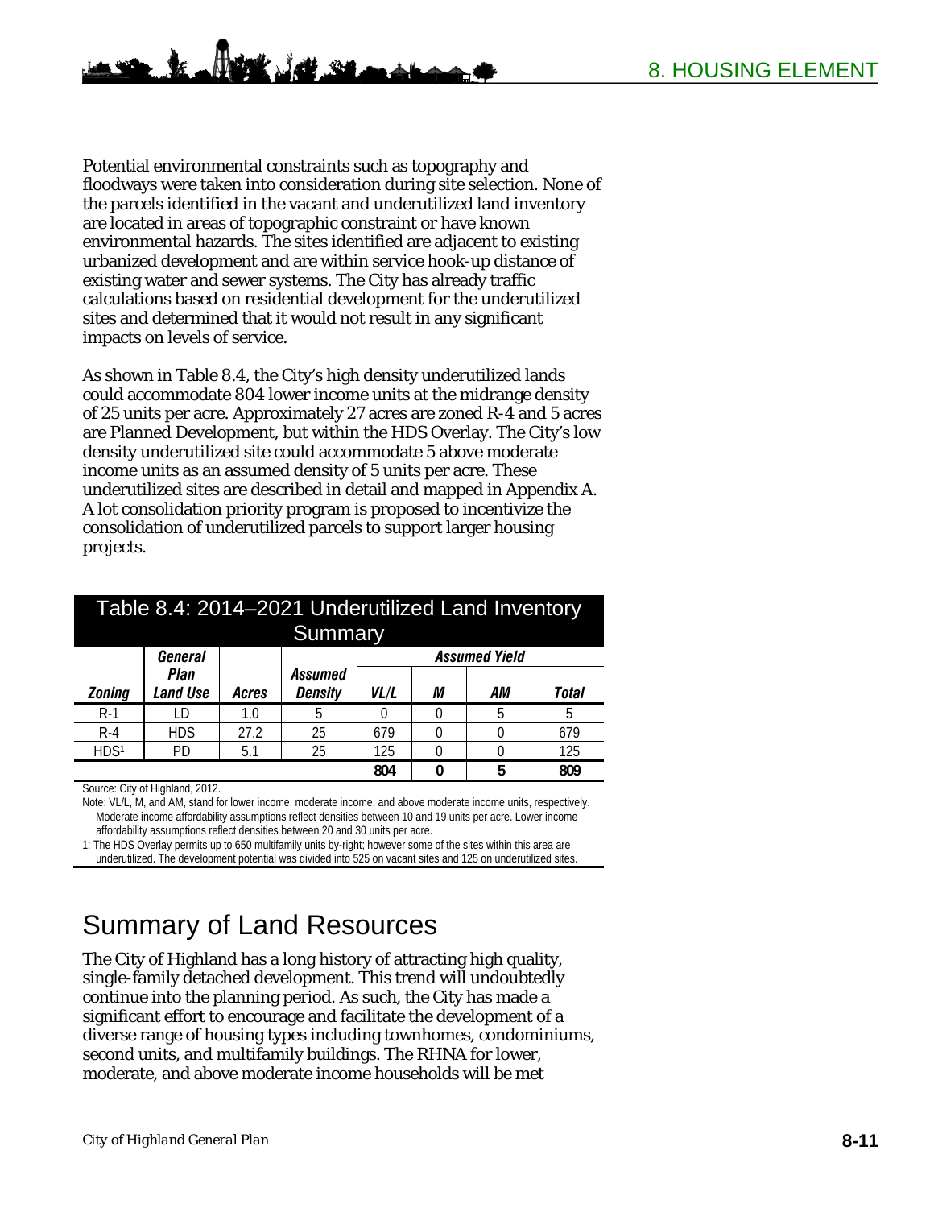Potential environmental constraints such as topography and floodways were taken into consideration during site selection. None of the parcels identified in the vacant and underutilized land inventory are located in areas of topographic constraint or have known environmental hazards. The sites identified are adjacent to existing urbanized development and are within service hook-up distance of existing water and sewer systems. The City has already traffic calculations based on residential development for the underutilized sites and determined that it would not result in any significant impacts on levels of service.

As shown in Table 8.4, the City's high density underutilized lands could accommodate 804 lower income units at the midrange density of 25 units per acre. Approximately 27 acres are zoned R-4 and 5 acres are Planned Development, but within the HDS Overlay. The City's low density underutilized site could accommodate 5 above moderate income units as an assumed density of 5 units per acre. These underutilized sites are described in detail and mapped in Appendix A. A lot consolidation priority program is proposed to incentivize the consolidation of underutilized parcels to support larger housing projects.

**Table 8.4: 2014–2021 Underutilized Land Inventory Summary**

| Zoning | General Plan Land Use | Acres | Assumed Density | Assumed Yield | | | |
|---|---|---|---|---|---|---|---|
| | | | | VL/L | M | AM | Total |
| R-1 | LD | 1.0 | 5 | 0 | 0 | 5 | 5 |
| R-4 | HDS | 27.2 | 25 | 679 | 0 | 0 | 679 |
| HDS[1] | PD | 5.1 | 25 | 125 | 0 | 0 | 125 |
| | | | | **804** | **0** | **5** | **809** |

Source: City of Highland, 2012.

Note: VL/L, M, and AM, stand for lower income, moderate income, and above moderate income units, respectively. Moderate income affordability assumptions reflect densities between 10 and 19 units per acre. Lower income affordability assumptions reflect densities between 20 and 30 units per acre.

1: The HDS Overlay permits up to 650 multifamily units by-right; however some of the sites within this area are underutilized. The development potential was divided into 525 on vacant sites and 125 on underutilized sites.

## Summary of Land Resources

The City of Highland has a long history of attracting high quality, single-family detached development. This trend will undoubtedly continue into the planning period. As such, the City has made a significant effort to encourage and facilitate the development of a diverse range of housing types including townhomes, condominiums, second units, and multifamily buildings. The RHNA for lower, moderate, and above moderate income households will be met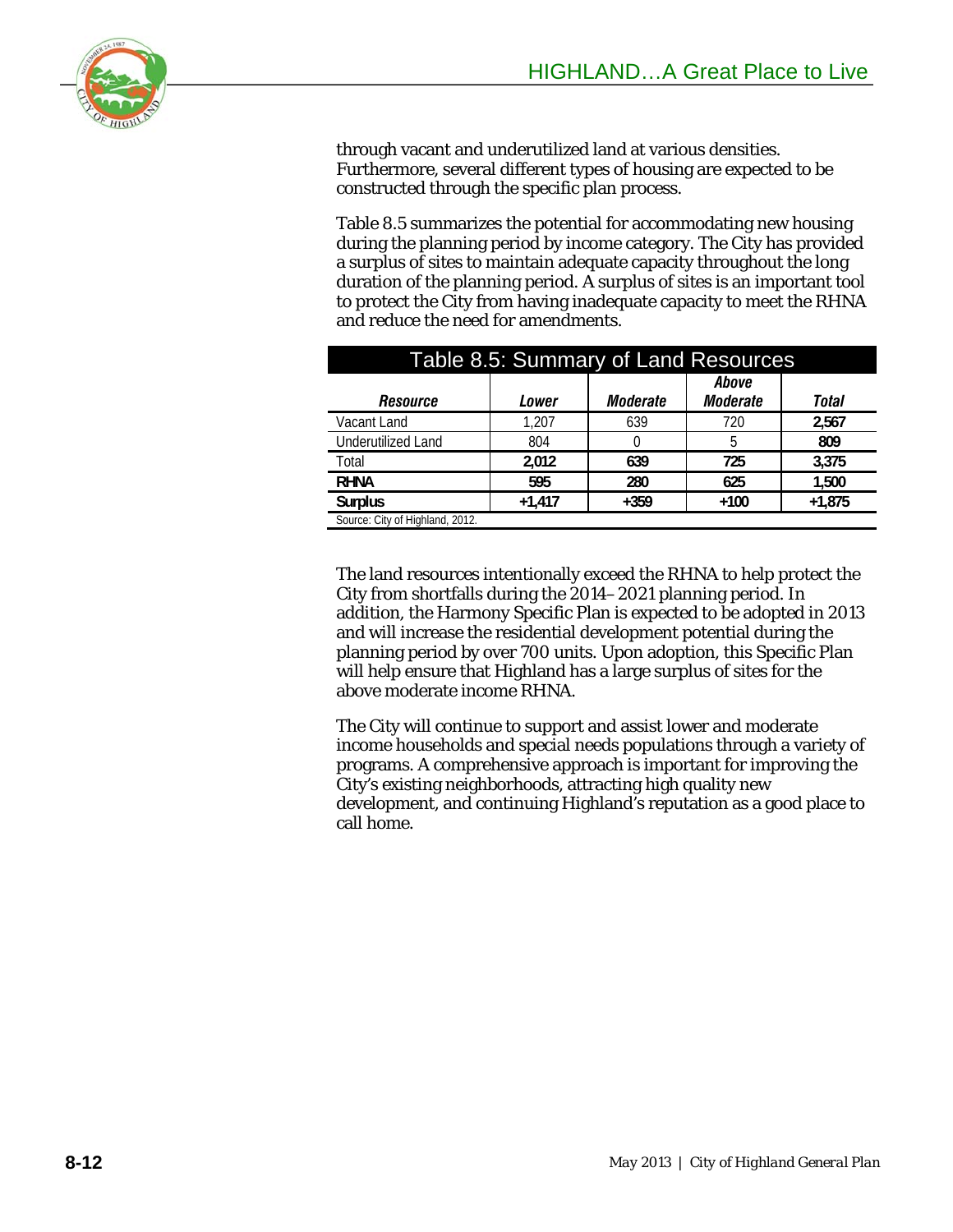through vacant and underutilized land at various densities. Furthermore, several different types of housing are expected to be constructed through the specific plan process.

Table 8.5 summarizes the potential for accommodating new housing during the planning period by income category. The City has provided a surplus of sites to maintain adequate capacity throughout the long duration of the planning period. A surplus of sites is an important tool to protect the City from having inadequate capacity to meet the RHNA and reduce the need for amendments.

**Table 8.5: Summary of Land Resources**

| *Resource* | *Lower* | *Moderate* | *Above Moderate* | *Total* |
|---|---|---|---|---|
| Vacant Land | 1,207 | 639 | 720 | **2,567** |
| Underutilized Land | 804 | 0 | 5 | **809** |
| Total | **2,012** | **639** | **725** | **3,375** |
| **RHNA** | **595** | **280** | **625** | **1,500** |
| **Surplus** | **+1,417** | **+359** | **+100** | **+1,875** |

Source: City of Highland, 2012.

The land resources intentionally exceed the RHNA to help protect the City from shortfalls during the 2014–2021 planning period. In addition, the Harmony Specific Plan is expected to be adopted in 2013 and will increase the residential development potential during the planning period by over 700 units. Upon adoption, this Specific Plan will help ensure that Highland has a large surplus of sites for the above moderate income RHNA.

The City will continue to support and assist lower and moderate income households and special needs populations through a variety of programs. A comprehensive approach is important for improving the City's existing neighborhoods, attracting high quality new development, and continuing Highland's reputation as a good place to call home.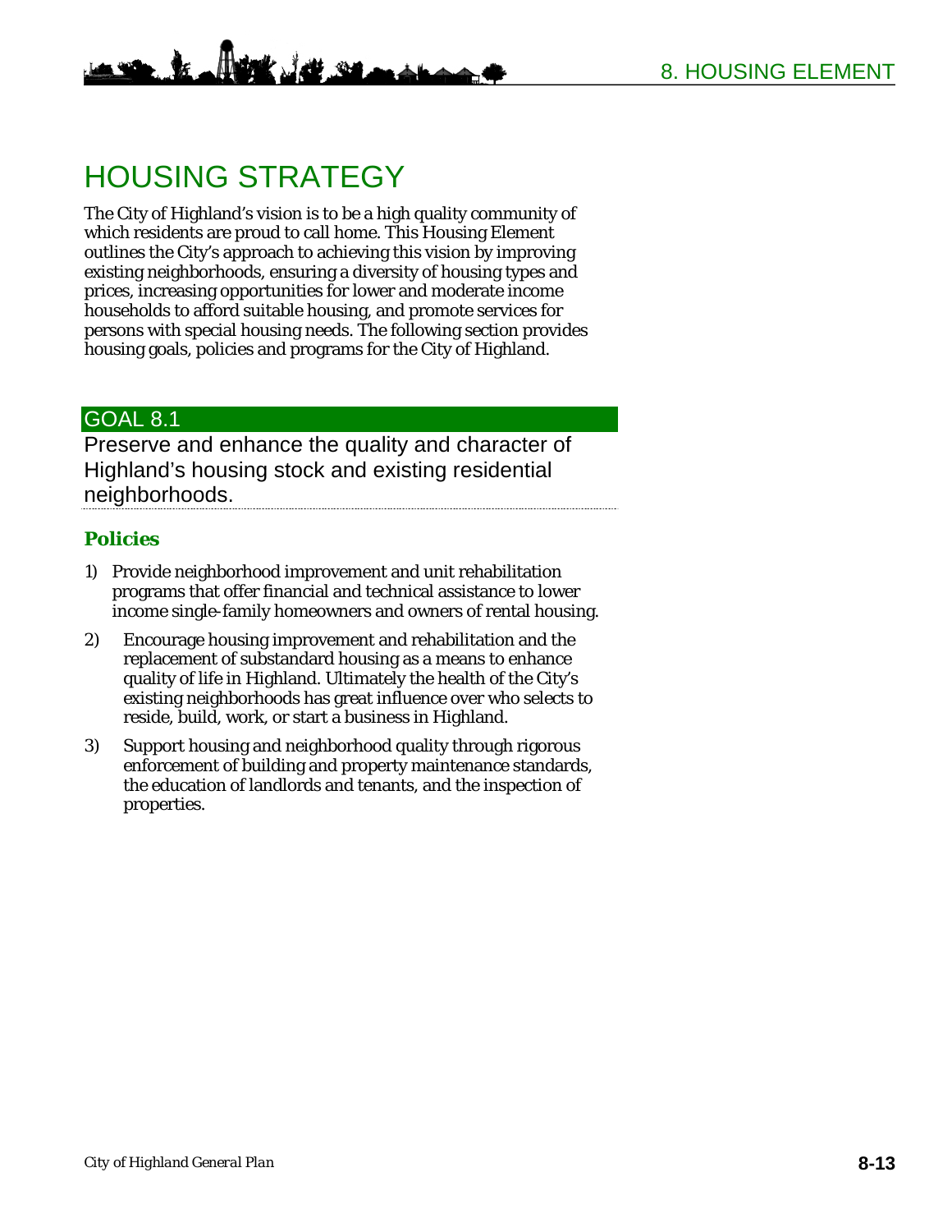# HOUSING STRATEGY

The City of Highland's vision is to be a high quality community of which residents are proud to call home. This Housing Element outlines the City's approach to achieving this vision by improving existing neighborhoods, ensuring a diversity of housing types and prices, increasing opportunities for lower and moderate income households to afford suitable housing, and promote services for persons with special housing needs. The following section provides housing goals, policies and programs for the City of Highland.

## GOAL 8.1

Preserve and enhance the quality and character of Highland's housing stock and existing residential neighborhoods.

### Policies

1) Provide neighborhood improvement and unit rehabilitation programs that offer financial and technical assistance to lower income single-family homeowners and owners of rental housing.
2) Encourage housing improvement and rehabilitation and the replacement of substandard housing as a means to enhance quality of life in Highland. Ultimately the health of the City's existing neighborhoods has great influence over who selects to reside, build, work, or start a business in Highland.
3) Support housing and neighborhood quality through rigorous enforcement of building and property maintenance standards, the education of landlords and tenants, and the inspection of properties.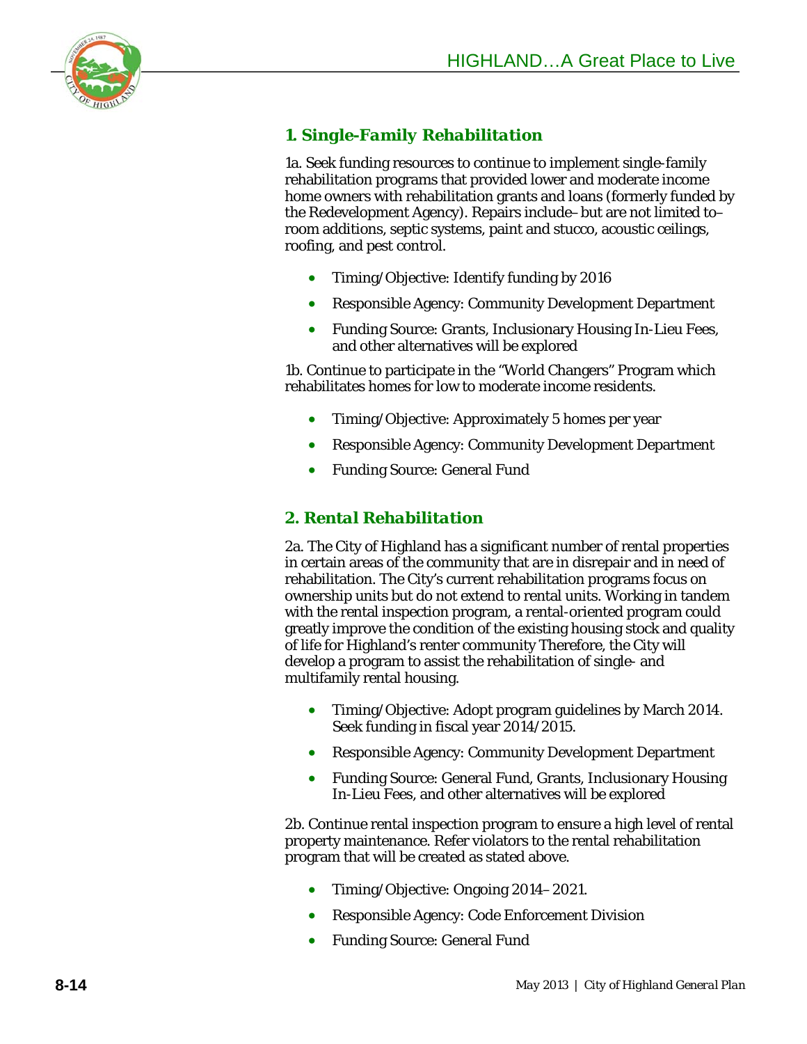### 1. Single-Family Rehabilitation

1a. Seek funding resources to continue to implement single-family rehabilitation programs that provided lower and moderate income home owners with rehabilitation grants and loans (formerly funded by the Redevelopment Agency). Repairs include–but are not limited to–room additions, septic systems, paint and stucco, acoustic ceilings, roofing, and pest control.

- Timing/Objective: Identify funding by 2016
- Responsible Agency: Community Development Department
- Funding Source: Grants, Inclusionary Housing In-Lieu Fees, and other alternatives will be explored

1b. Continue to participate in the "World Changers" Program which rehabilitates homes for low to moderate income residents.

- Timing/Objective: Approximately 5 homes per year
- Responsible Agency: Community Development Department
- Funding Source: General Fund

### 2. Rental Rehabilitation

2a. The City of Highland has a significant number of rental properties in certain areas of the community that are in disrepair and in need of rehabilitation. The City's current rehabilitation programs focus on ownership units but do not extend to rental units. Working in tandem with the rental inspection program, a rental-oriented program could greatly improve the condition of the existing housing stock and quality of life for Highland's renter community Therefore, the City will develop a program to assist the rehabilitation of single- and multifamily rental housing.

- Timing/Objective: Adopt program guidelines by March 2014. Seek funding in fiscal year 2014/2015.
- Responsible Agency: Community Development Department
- Funding Source: General Fund, Grants, Inclusionary Housing In-Lieu Fees, and other alternatives will be explored

2b. Continue rental inspection program to ensure a high level of rental property maintenance. Refer violators to the rental rehabilitation program that will be created as stated above.

- Timing/Objective: Ongoing 2014–2021.
- Responsible Agency: Code Enforcement Division
- Funding Source: General Fund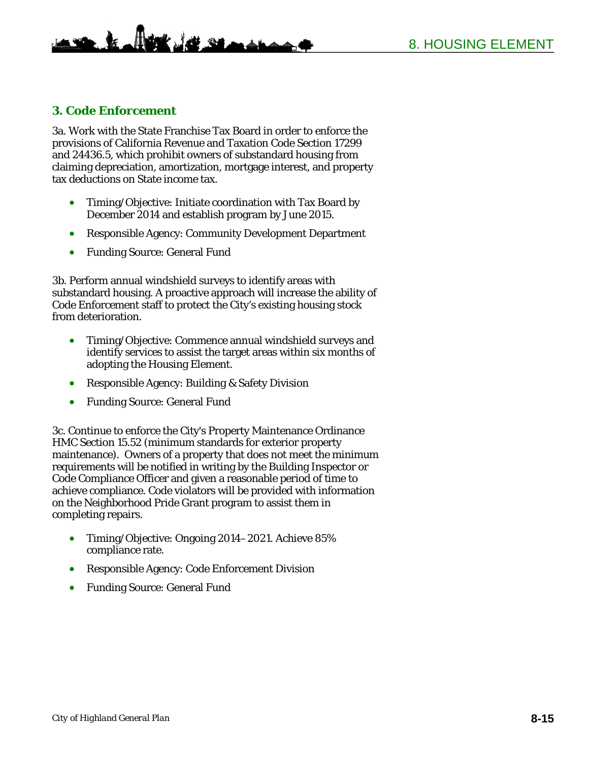### 3. Code Enforcement

3a. Work with the State Franchise Tax Board in order to enforce the provisions of California Revenue and Taxation Code Section 17299 and 24436.5, which prohibit owners of substandard housing from claiming depreciation, amortization, mortgage interest, and property tax deductions on State income tax.

- Timing/Objective: Initiate coordination with Tax Board by December 2014 and establish program by June 2015.
- Responsible Agency: Community Development Department
- Funding Source: General Fund

3b. Perform annual windshield surveys to identify areas with substandard housing. A proactive approach will increase the ability of Code Enforcement staff to protect the City's existing housing stock from deterioration.

- Timing/Objective: Commence annual windshield surveys and identify services to assist the target areas within six months of adopting the Housing Element.
- Responsible Agency: Building & Safety Division
- Funding Source: General Fund

3c. Continue to enforce the City's Property Maintenance Ordinance HMC Section 15.52 (minimum standards for exterior property maintenance). Owners of a property that does not meet the minimum requirements will be notified in writing by the Building Inspector or Code Compliance Officer and given a reasonable period of time to achieve compliance. Code violators will be provided with information on the Neighborhood Pride Grant program to assist them in completing repairs.

- Timing/Objective: Ongoing 2014–2021. Achieve 85% compliance rate.
- Responsible Agency: Code Enforcement Division
- Funding Source: General Fund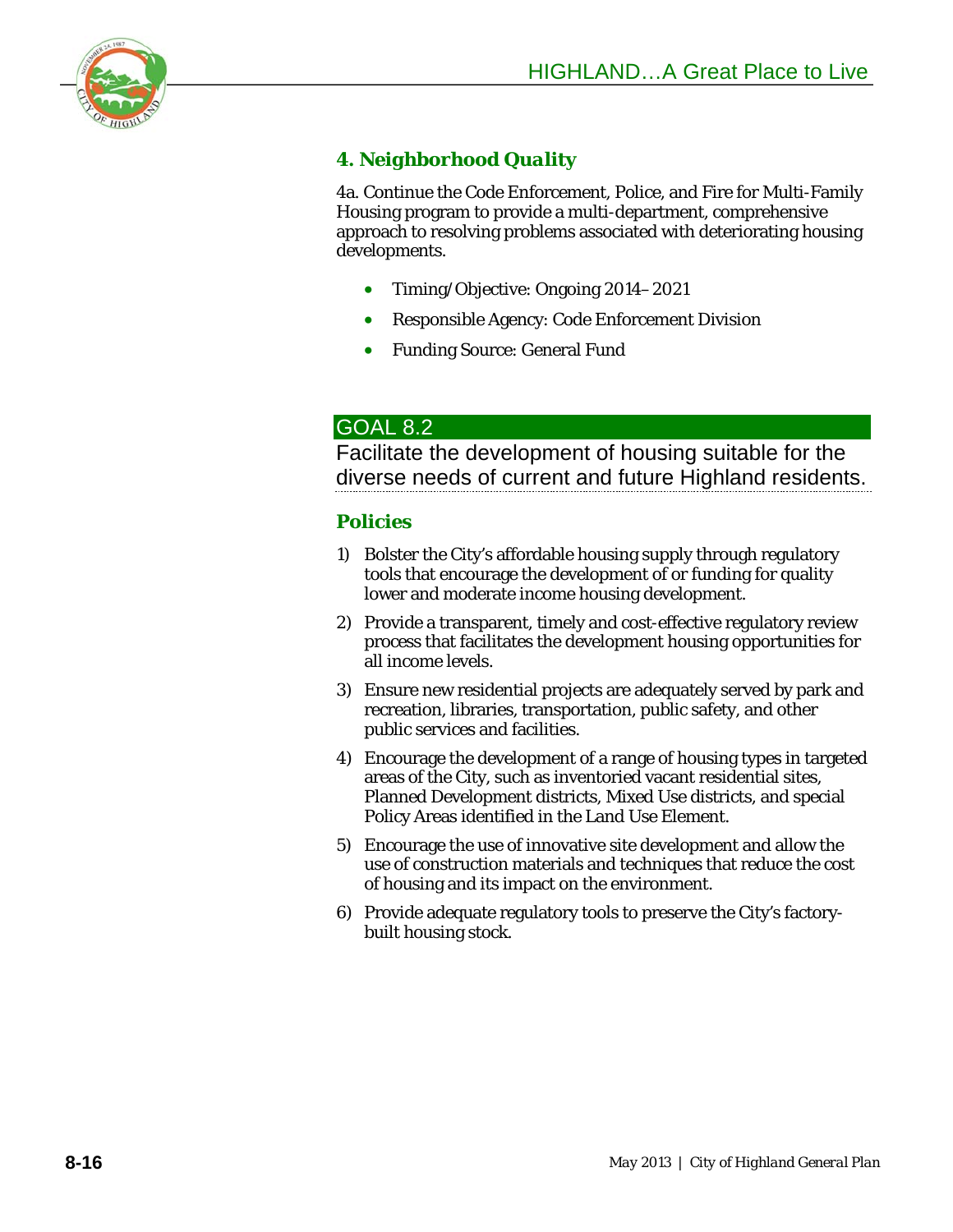### 4. Neighborhood Quality

4a. Continue the Code Enforcement, Police, and Fire for Multi-Family Housing program to provide a multi-department, comprehensive approach to resolving problems associated with deteriorating housing developments.

- Timing/Objective: Ongoing 2014–2021
- Responsible Agency: Code Enforcement Division
- Funding Source: General Fund

## GOAL 8.2

Facilitate the development of housing suitable for the diverse needs of current and future Highland residents.

### Policies

1) Bolster the City's affordable housing supply through regulatory tools that encourage the development of or funding for quality lower and moderate income housing development.
2) Provide a transparent, timely and cost-effective regulatory review process that facilitates the development housing opportunities for all income levels.
3) Ensure new residential projects are adequately served by park and recreation, libraries, transportation, public safety, and other public services and facilities.
4) Encourage the development of a range of housing types in targeted areas of the City, such as inventoried vacant residential sites, Planned Development districts, Mixed Use districts, and special Policy Areas identified in the Land Use Element.
5) Encourage the use of innovative site development and allow the use of construction materials and techniques that reduce the cost of housing and its impact on the environment.
6) Provide adequate regulatory tools to preserve the City's factory-built housing stock.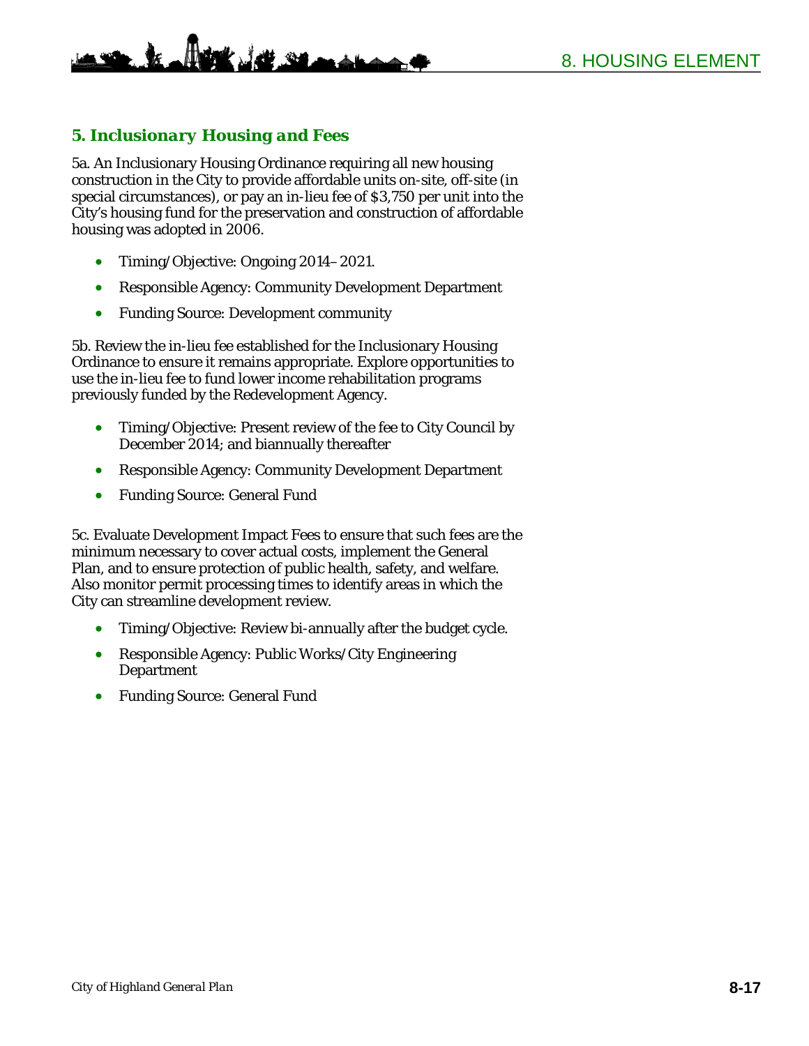## *5. Inclusionary Housing and Fees*

5a. An Inclusionary Housing Ordinance requiring all new housing construction in the City to provide affordable units on-site, off-site (in special circumstances), or pay an in-lieu fee of $3,750 per unit into the City's housing fund for the preservation and construction of affordable housing was adopted in 2006.

- Timing/Objective: Ongoing 2014–2021.
- Responsible Agency: Community Development Department
- Funding Source: Development community

5b. Review the in-lieu fee established for the Inclusionary Housing Ordinance to ensure it remains appropriate. Explore opportunities to use the in-lieu fee to fund lower income rehabilitation programs previously funded by the Redevelopment Agency.

- Timing/Objective: Present review of the fee to City Council by December 2014; and biannually thereafter
- Responsible Agency: Community Development Department
- Funding Source: General Fund

5c. Evaluate Development Impact Fees to ensure that such fees are the minimum necessary to cover actual costs, implement the General Plan, and to ensure protection of public health, safety, and welfare. Also monitor permit processing times to identify areas in which the City can streamline development review.

- Timing/Objective: Review bi-annually after the budget cycle.
- Responsible Agency: Public Works/City Engineering Department
- Funding Source: General Fund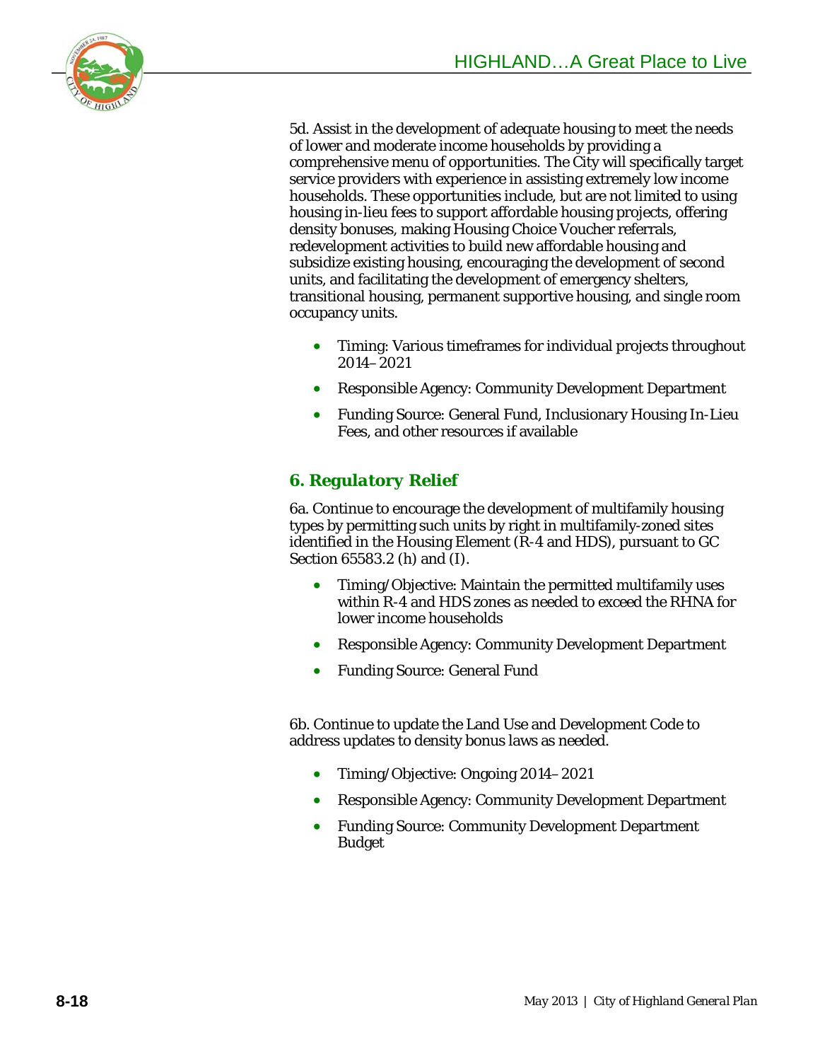5d. Assist in the development of adequate housing to meet the needs of lower and moderate income households by providing a comprehensive menu of opportunities. The City will specifically target service providers with experience in assisting extremely low income households. These opportunities include, but are not limited to using housing in-lieu fees to support affordable housing projects, offering density bonuses, making Housing Choice Voucher referrals, redevelopment activities to build new affordable housing and subsidize existing housing, encouraging the development of second units, and facilitating the development of emergency shelters, transitional housing, permanent supportive housing, and single room occupancy units.

- Timing: Various timeframes for individual projects throughout 2014–2021
- Responsible Agency: Community Development Department
- Funding Source: General Fund, Inclusionary Housing In-Lieu Fees, and other resources if available

### *6. Regulatory Relief*

6a. Continue to encourage the development of multifamily housing types by permitting such units by right in multifamily-zoned sites identified in the Housing Element (R-4 and HDS), pursuant to GC Section 65583.2 (h) and (I).

- Timing/Objective: Maintain the permitted multifamily uses within R-4 and HDS zones as needed to exceed the RHNA for lower income households
- Responsible Agency: Community Development Department
- Funding Source: General Fund

6b. Continue to update the Land Use and Development Code to address updates to density bonus laws as needed.

- Timing/Objective: Ongoing 2014–2021
- Responsible Agency: Community Development Department
- Funding Source: Community Development Department Budget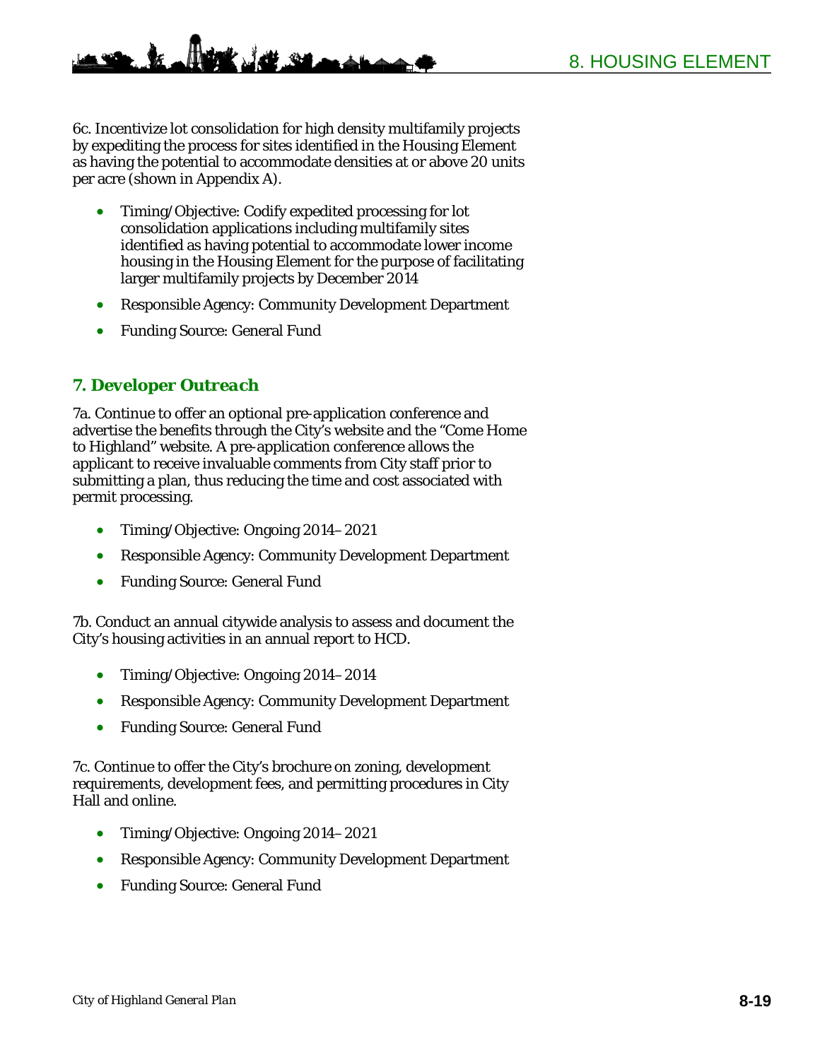6c. Incentivize lot consolidation for high density multifamily projects by expediting the process for sites identified in the Housing Element as having the potential to accommodate densities at or above 20 units per acre (shown in Appendix A).

- Timing/Objective: Codify expedited processing for lot consolidation applications including multifamily sites identified as having potential to accommodate lower income housing in the Housing Element for the purpose of facilitating larger multifamily projects by December 2014
- Responsible Agency: Community Development Department
- Funding Source: General Fund

### *7. Developer Outreach*

7a. Continue to offer an optional pre-application conference and advertise the benefits through the City's website and the "Come Home to Highland" website. A pre-application conference allows the applicant to receive invaluable comments from City staff prior to submitting a plan, thus reducing the time and cost associated with permit processing.

- Timing/Objective: Ongoing 2014–2021
- Responsible Agency: Community Development Department
- Funding Source: General Fund

7b. Conduct an annual citywide analysis to assess and document the City's housing activities in an annual report to HCD.

- Timing/Objective: Ongoing 2014–2014
- Responsible Agency: Community Development Department
- Funding Source: General Fund

7c. Continue to offer the City's brochure on zoning, development requirements, development fees, and permitting procedures in City Hall and online.

- Timing/Objective: Ongoing 2014–2021
- Responsible Agency: Community Development Department
- Funding Source: General Fund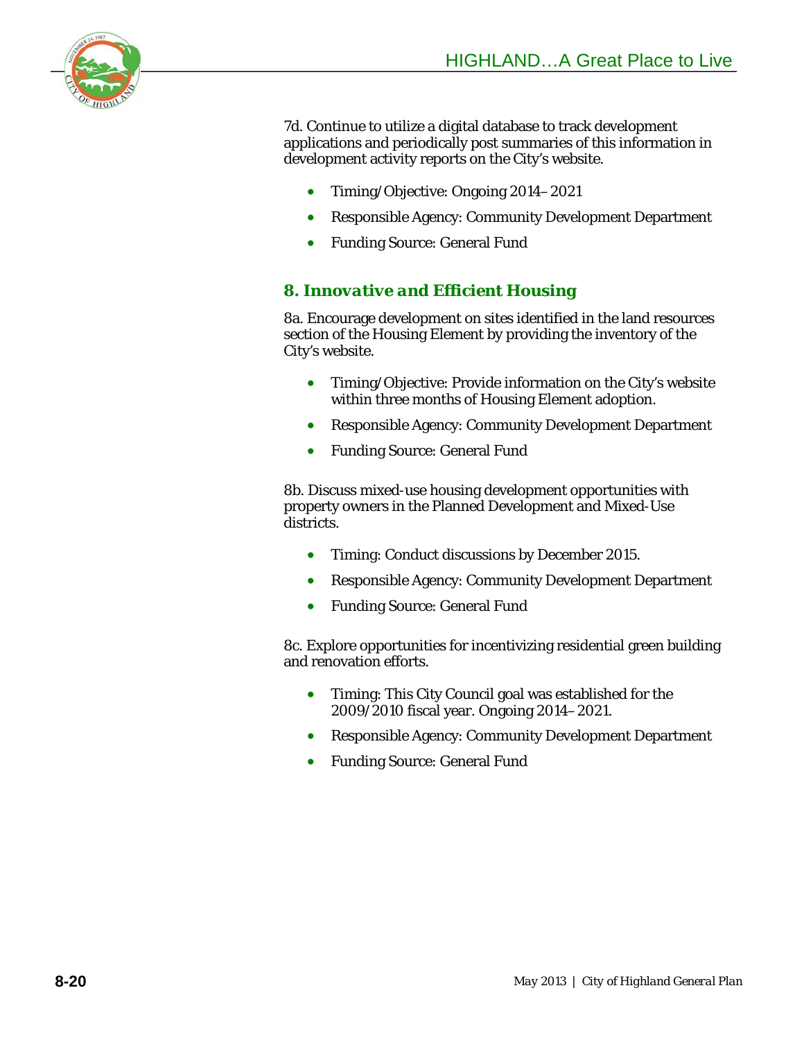7d. Continue to utilize a digital database to track development applications and periodically post summaries of this information in development activity reports on the City's website.

- Timing/Objective: Ongoing 2014–2021
- Responsible Agency: Community Development Department
- Funding Source: General Fund

## 8. Innovative and Efficient Housing

8a. Encourage development on sites identified in the land resources section of the Housing Element by providing the inventory of the City's website.

- Timing/Objective: Provide information on the City's website within three months of Housing Element adoption.
- Responsible Agency: Community Development Department
- Funding Source: General Fund

8b. Discuss mixed-use housing development opportunities with property owners in the Planned Development and Mixed-Use districts.

- Timing: Conduct discussions by December 2015.
- Responsible Agency: Community Development Department
- Funding Source: General Fund

8c. Explore opportunities for incentivizing residential green building and renovation efforts.

- Timing: This City Council goal was established for the 2009/2010 fiscal year. Ongoing 2014–2021.
- Responsible Agency: Community Development Department
- Funding Source: General Fund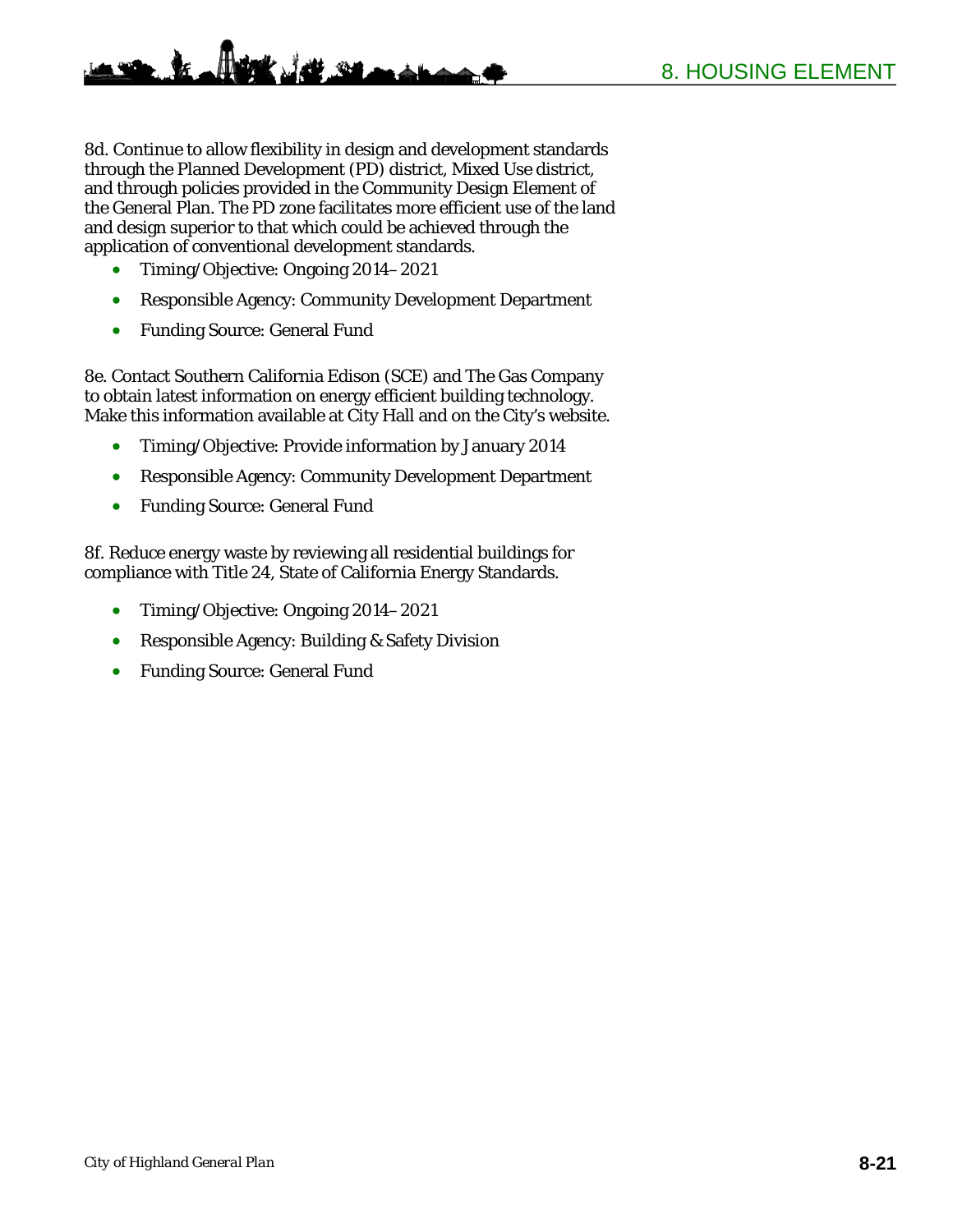8d. Continue to allow flexibility in design and development standards through the Planned Development (PD) district, Mixed Use district, and through policies provided in the Community Design Element of the General Plan. The PD zone facilitates more efficient use of the land and design superior to that which could be achieved through the application of conventional development standards.

- Timing/Objective: Ongoing 2014–2021
- Responsible Agency: Community Development Department
- Funding Source: General Fund

8e. Contact Southern California Edison (SCE) and The Gas Company to obtain latest information on energy efficient building technology. Make this information available at City Hall and on the City's website.

- Timing/Objective: Provide information by January 2014
- Responsible Agency: Community Development Department
- Funding Source: General Fund

8f. Reduce energy waste by reviewing all residential buildings for compliance with Title 24, State of California Energy Standards.

- Timing/Objective: Ongoing 2014–2021
- Responsible Agency: Building & Safety Division
- Funding Source: General Fund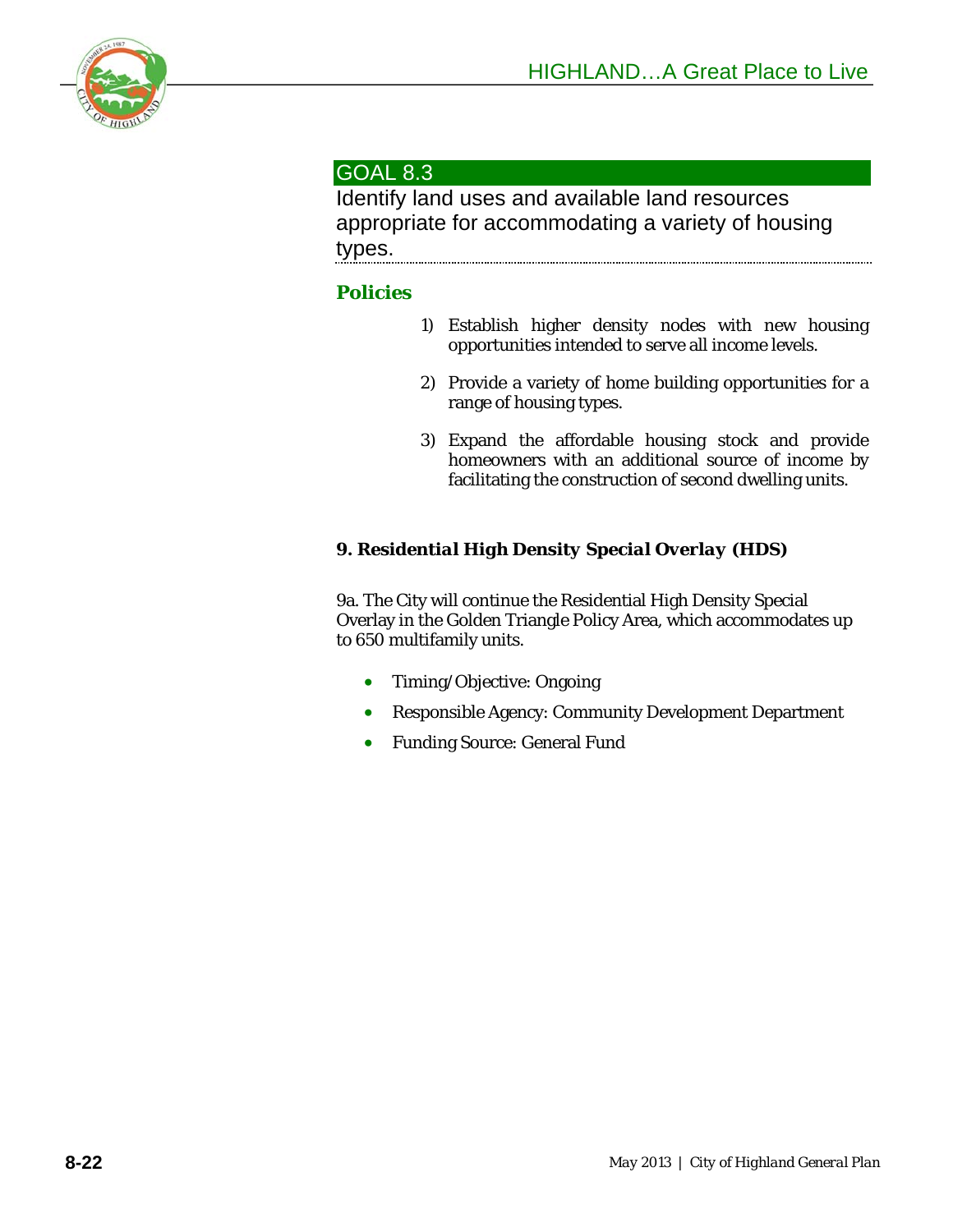## GOAL 8.3

Identify land uses and available land resources appropriate for accommodating a variety of housing types.

### Policies

1) Establish higher density nodes with new housing opportunities intended to serve all income levels.

2) Provide a variety of home building opportunities for a range of housing types.

3) Expand the affordable housing stock and provide homeowners with an additional source of income by facilitating the construction of second dwelling units.

#### *9. Residential High Density Special Overlay (HDS)*

9a. The City will continue the Residential High Density Special Overlay in the Golden Triangle Policy Area, which accommodates up to 650 multifamily units.

- Timing/Objective: Ongoing
- Responsible Agency: Community Development Department
- Funding Source: General Fund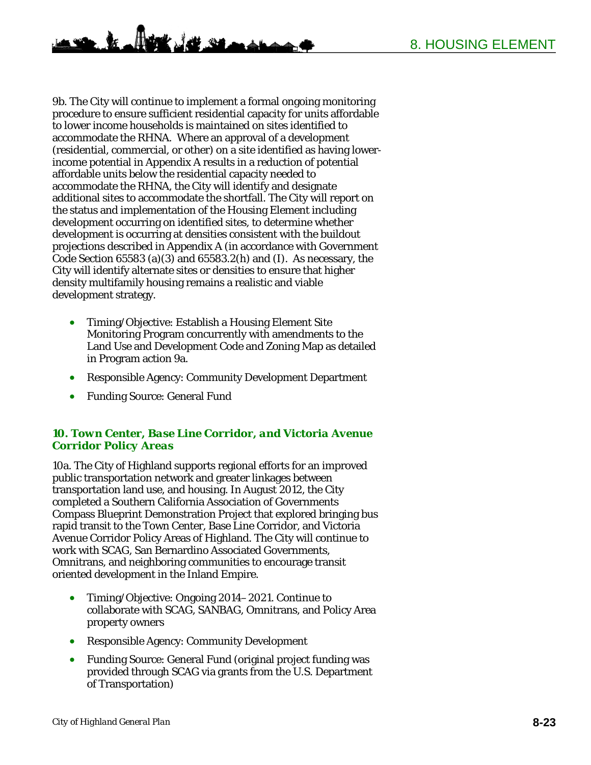9b. The City will continue to implement a formal ongoing monitoring procedure to ensure sufficient residential capacity for units affordable to lower income households is maintained on sites identified to accommodate the RHNA. Where an approval of a development (residential, commercial, or other) on a site identified as having lower-income potential in Appendix A results in a reduction of potential affordable units below the residential capacity needed to accommodate the RHNA, the City will identify and designate additional sites to accommodate the shortfall. The City will report on the status and implementation of the Housing Element including development occurring on identified sites, to determine whether development is occurring at densities consistent with the buildout projections described in Appendix A (in accordance with Government Code Section 65583 (a)(3) and 65583.2(h) and (I). As necessary, the City will identify alternate sites or densities to ensure that higher density multifamily housing remains a realistic and viable development strategy.

- Timing/Objective: Establish a Housing Element Site Monitoring Program concurrently with amendments to the Land Use and Development Code and Zoning Map as detailed in Program action 9a.
- Responsible Agency: Community Development Department
- Funding Source: General Fund

### *10. Town Center, Base Line Corridor, and Victoria Avenue Corridor Policy Areas*

10a. The City of Highland supports regional efforts for an improved public transportation network and greater linkages between transportation land use, and housing. In August 2012, the City completed a Southern California Association of Governments Compass Blueprint Demonstration Project that explored bringing bus rapid transit to the Town Center, Base Line Corridor, and Victoria Avenue Corridor Policy Areas of Highland. The City will continue to work with SCAG, San Bernardino Associated Governments, Omnitrans, and neighboring communities to encourage transit oriented development in the Inland Empire.

- Timing/Objective: Ongoing 2014–2021. Continue to collaborate with SCAG, SANBAG, Omnitrans, and Policy Area property owners
- Responsible Agency: Community Development
- Funding Source: General Fund (original project funding was provided through SCAG via grants from the U.S. Department of Transportation)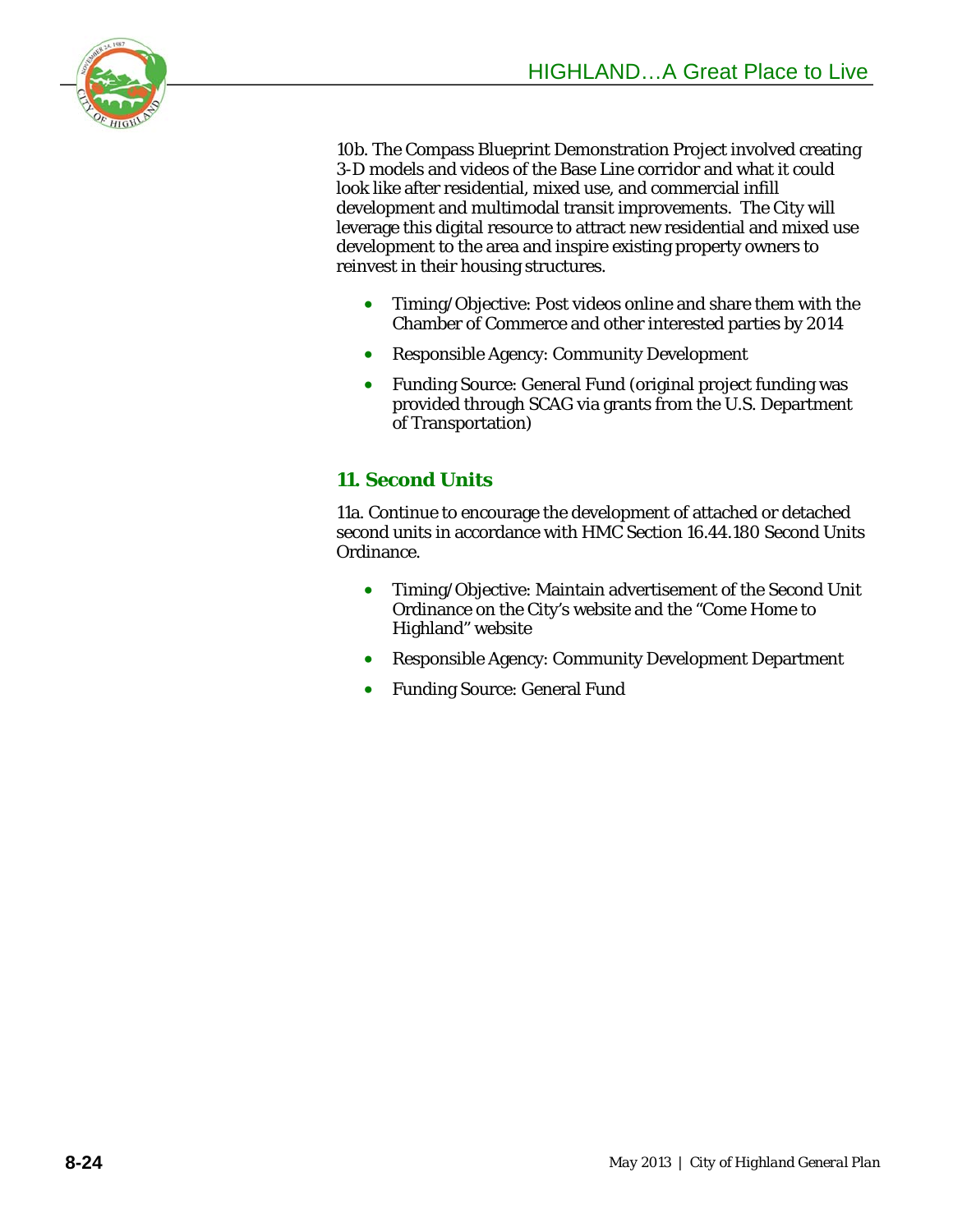10b. The Compass Blueprint Demonstration Project involved creating 3-D models and videos of the Base Line corridor and what it could look like after residential, mixed use, and commercial infill development and multimodal transit improvements. The City will leverage this digital resource to attract new residential and mixed use development to the area and inspire existing property owners to reinvest in their housing structures.

- Timing/Objective: Post videos online and share them with the Chamber of Commerce and other interested parties by 2014
- Responsible Agency: Community Development
- Funding Source: General Fund (original project funding was provided through SCAG via grants from the U.S. Department of Transportation)

## 11. Second Units

11a. Continue to encourage the development of attached or detached second units in accordance with HMC Section 16.44.180 Second Units Ordinance.

- Timing/Objective: Maintain advertisement of the Second Unit Ordinance on the City's website and the "Come Home to Highland" website
- Responsible Agency: Community Development Department
- Funding Source: General Fund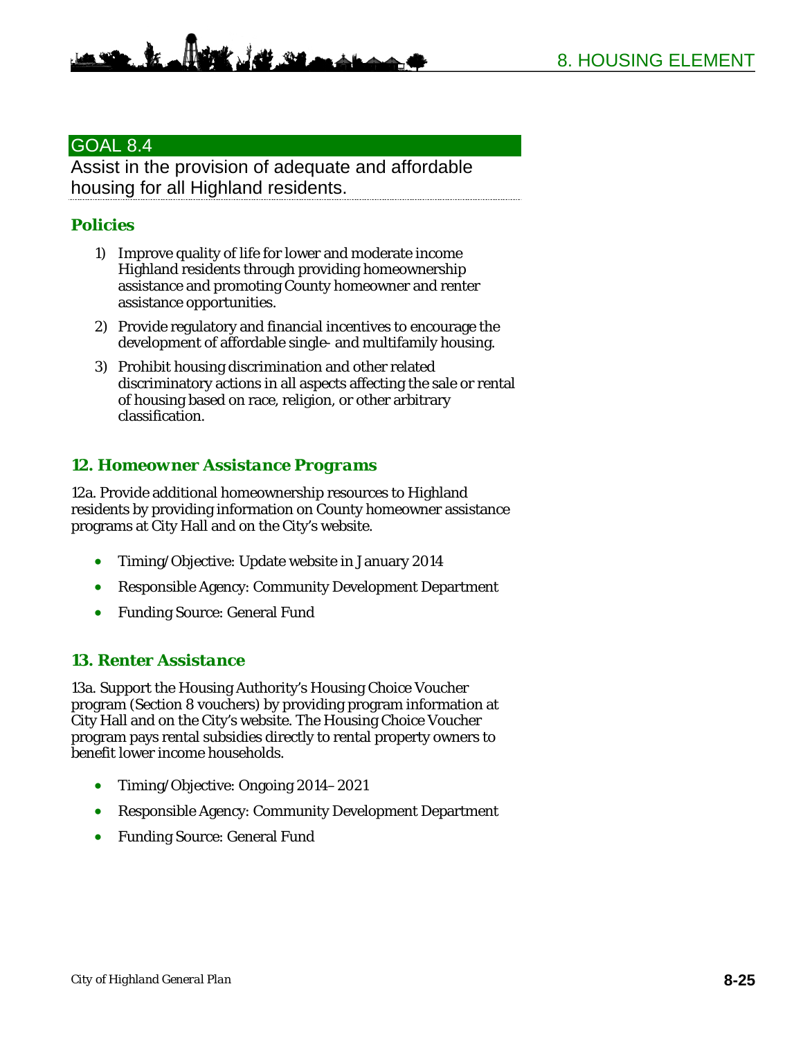## GOAL 8.4

Assist in the provision of adequate and affordable housing for all Highland residents.

### Policies

1) Improve quality of life for lower and moderate income Highland residents through providing homeownership assistance and promoting County homeowner and renter assistance opportunities.
2) Provide regulatory and financial incentives to encourage the development of affordable single- and multifamily housing.
3) Prohibit housing discrimination and other related discriminatory actions in all aspects affecting the sale or rental of housing based on race, religion, or other arbitrary classification.

### *12. Homeowner Assistance Programs*

12a. Provide additional homeownership resources to Highland residents by providing information on County homeowner assistance programs at City Hall and on the City's website.

- Timing/Objective: Update website in January 2014
- Responsible Agency: Community Development Department
- Funding Source: General Fund

### *13. Renter Assistance*

13a. Support the Housing Authority's Housing Choice Voucher program (Section 8 vouchers) by providing program information at City Hall and on the City's website. The Housing Choice Voucher program pays rental subsidies directly to rental property owners to benefit lower income households.

- Timing/Objective: Ongoing 2014–2021
- Responsible Agency: Community Development Department
- Funding Source: General Fund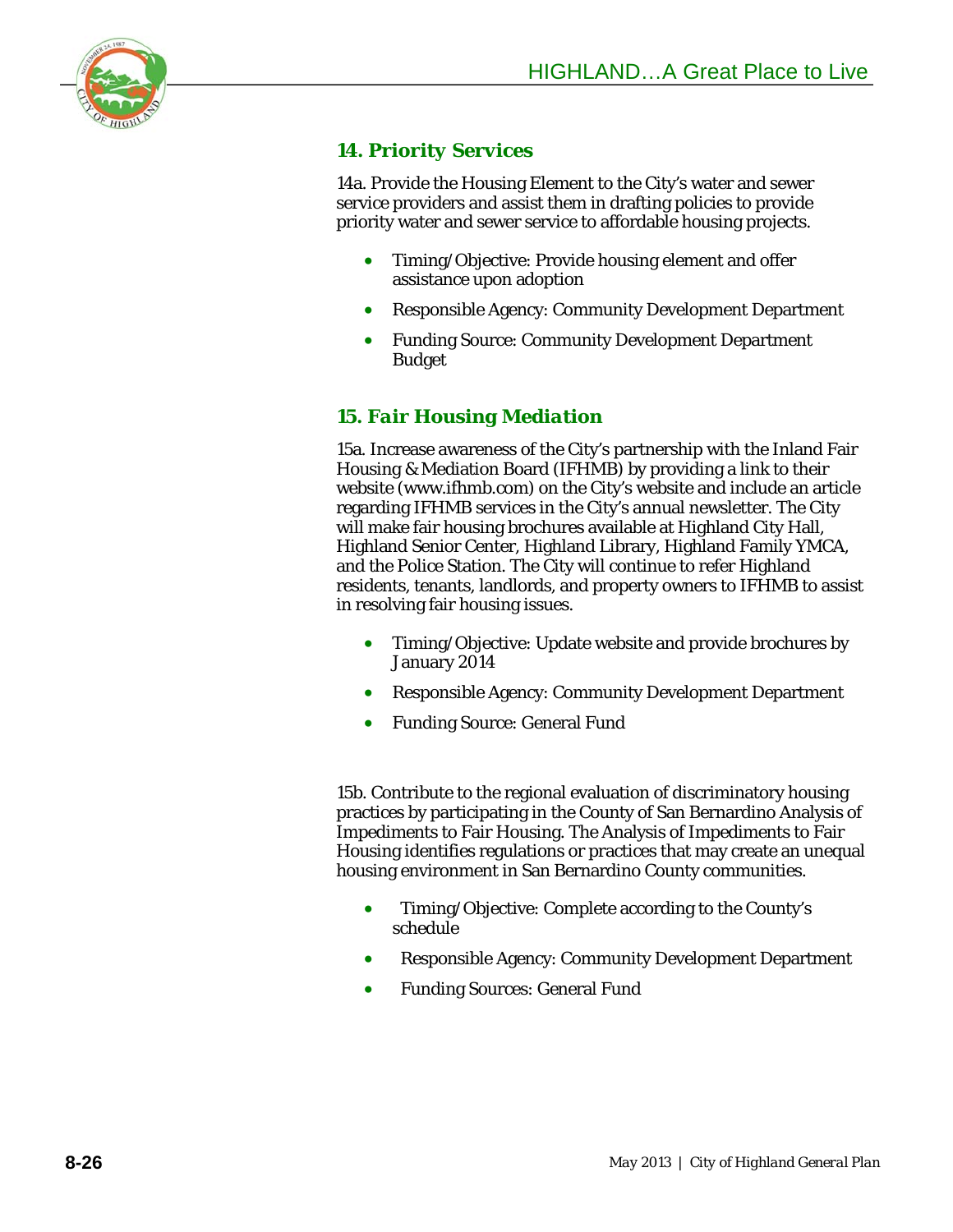### 14. Priority Services

14a. Provide the Housing Element to the City's water and sewer service providers and assist them in drafting policies to provide priority water and sewer service to affordable housing projects.

- Timing/Objective: Provide housing element and offer assistance upon adoption
- Responsible Agency: Community Development Department
- Funding Source: Community Development Department Budget

### 15. Fair Housing Mediation

15a. Increase awareness of the City's partnership with the Inland Fair Housing & Mediation Board (IFHMB) by providing a link to their website (www.ifhmb.com) on the City's website and include an article regarding IFHMB services in the City's annual newsletter. The City will make fair housing brochures available at Highland City Hall, Highland Senior Center, Highland Library, Highland Family YMCA, and the Police Station. The City will continue to refer Highland residents, tenants, landlords, and property owners to IFHMB to assist in resolving fair housing issues.

- Timing/Objective: Update website and provide brochures by January 2014
- Responsible Agency: Community Development Department
- Funding Source: General Fund

15b. Contribute to the regional evaluation of discriminatory housing practices by participating in the County of San Bernardino Analysis of Impediments to Fair Housing. The Analysis of Impediments to Fair Housing identifies regulations or practices that may create an unequal housing environment in San Bernardino County communities.

- Timing/Objective: Complete according to the County's schedule
- Responsible Agency: Community Development Department
- Funding Sources: General Fund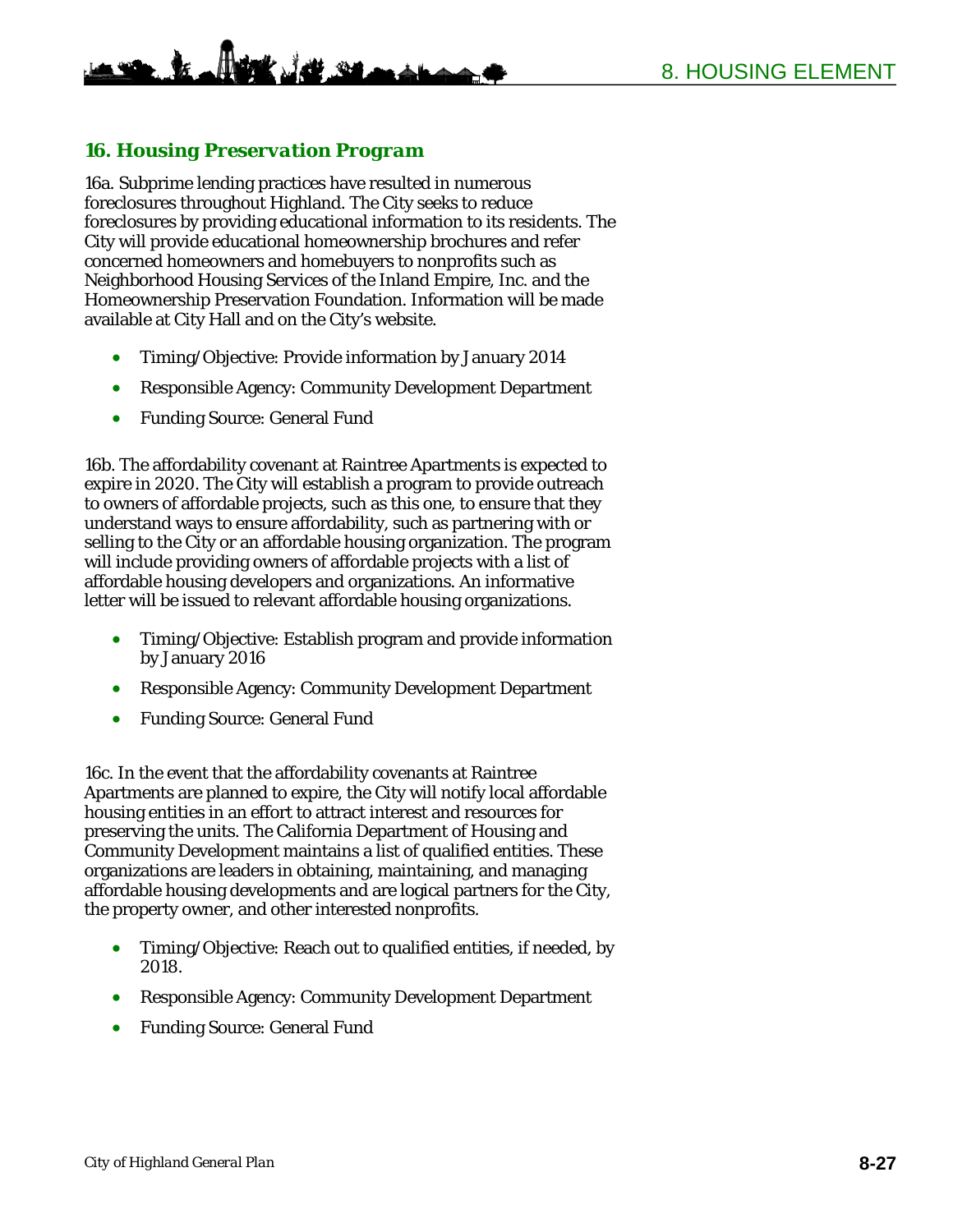### *16. Housing Preservation Program*

16a. Subprime lending practices have resulted in numerous foreclosures throughout Highland. The City seeks to reduce foreclosures by providing educational information to its residents. The City will provide educational homeownership brochures and refer concerned homeowners and homebuyers to nonprofits such as Neighborhood Housing Services of the Inland Empire, Inc. and the Homeownership Preservation Foundation. Information will be made available at City Hall and on the City's website.

- Timing/Objective: Provide information by January 2014
- Responsible Agency: Community Development Department
- Funding Source: General Fund

16b. The affordability covenant at Raintree Apartments is expected to expire in 2020. The City will establish a program to provide outreach to owners of affordable projects, such as this one, to ensure that they understand ways to ensure affordability, such as partnering with or selling to the City or an affordable housing organization. The program will include providing owners of affordable projects with a list of affordable housing developers and organizations. An informative letter will be issued to relevant affordable housing organizations.

- Timing/Objective: Establish program and provide information by January 2016
- Responsible Agency: Community Development Department
- Funding Source: General Fund

16c. In the event that the affordability covenants at Raintree Apartments are planned to expire, the City will notify local affordable housing entities in an effort to attract interest and resources for preserving the units. The California Department of Housing and Community Development maintains a list of qualified entities. These organizations are leaders in obtaining, maintaining, and managing affordable housing developments and are logical partners for the City, the property owner, and other interested nonprofits.

- Timing/Objective: Reach out to qualified entities, if needed, by 2018.
- Responsible Agency: Community Development Department
- Funding Source: General Fund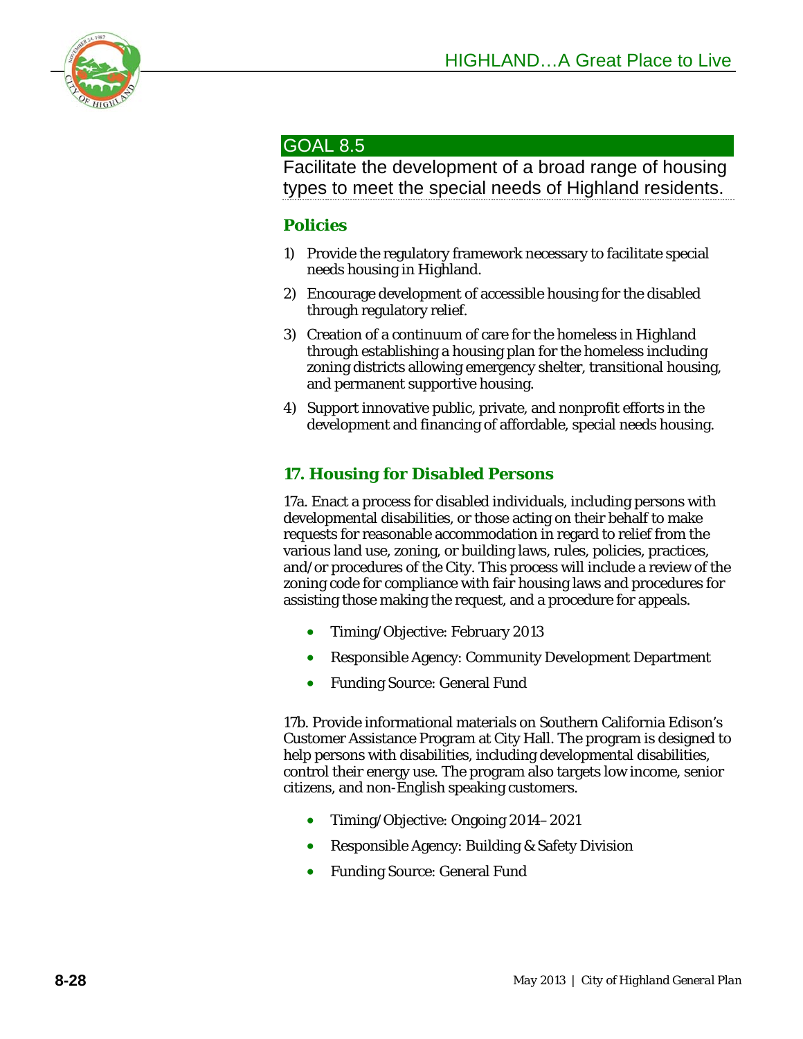## GOAL 8.5

Facilitate the development of a broad range of housing types to meet the special needs of Highland residents.

### Policies

1) Provide the regulatory framework necessary to facilitate special needs housing in Highland.
2) Encourage development of accessible housing for the disabled through regulatory relief.
3) Creation of a continuum of care for the homeless in Highland through establishing a housing plan for the homeless including zoning districts allowing emergency shelter, transitional housing, and permanent supportive housing.
4) Support innovative public, private, and nonprofit efforts in the development and financing of affordable, special needs housing.

### 17. Housing for Disabled Persons

17a. Enact a process for disabled individuals, including persons with developmental disabilities, or those acting on their behalf to make requests for reasonable accommodation in regard to relief from the various land use, zoning, or building laws, rules, policies, practices, and/or procedures of the City. This process will include a review of the zoning code for compliance with fair housing laws and procedures for assisting those making the request, and a procedure for appeals.

- Timing/Objective: February 2013
- Responsible Agency: Community Development Department
- Funding Source: General Fund

17b. Provide informational materials on Southern California Edison's Customer Assistance Program at City Hall. The program is designed to help persons with disabilities, including developmental disabilities, control their energy use. The program also targets low income, senior citizens, and non-English speaking customers.

- Timing/Objective: Ongoing 2014–2021
- Responsible Agency: Building & Safety Division
- Funding Source: General Fund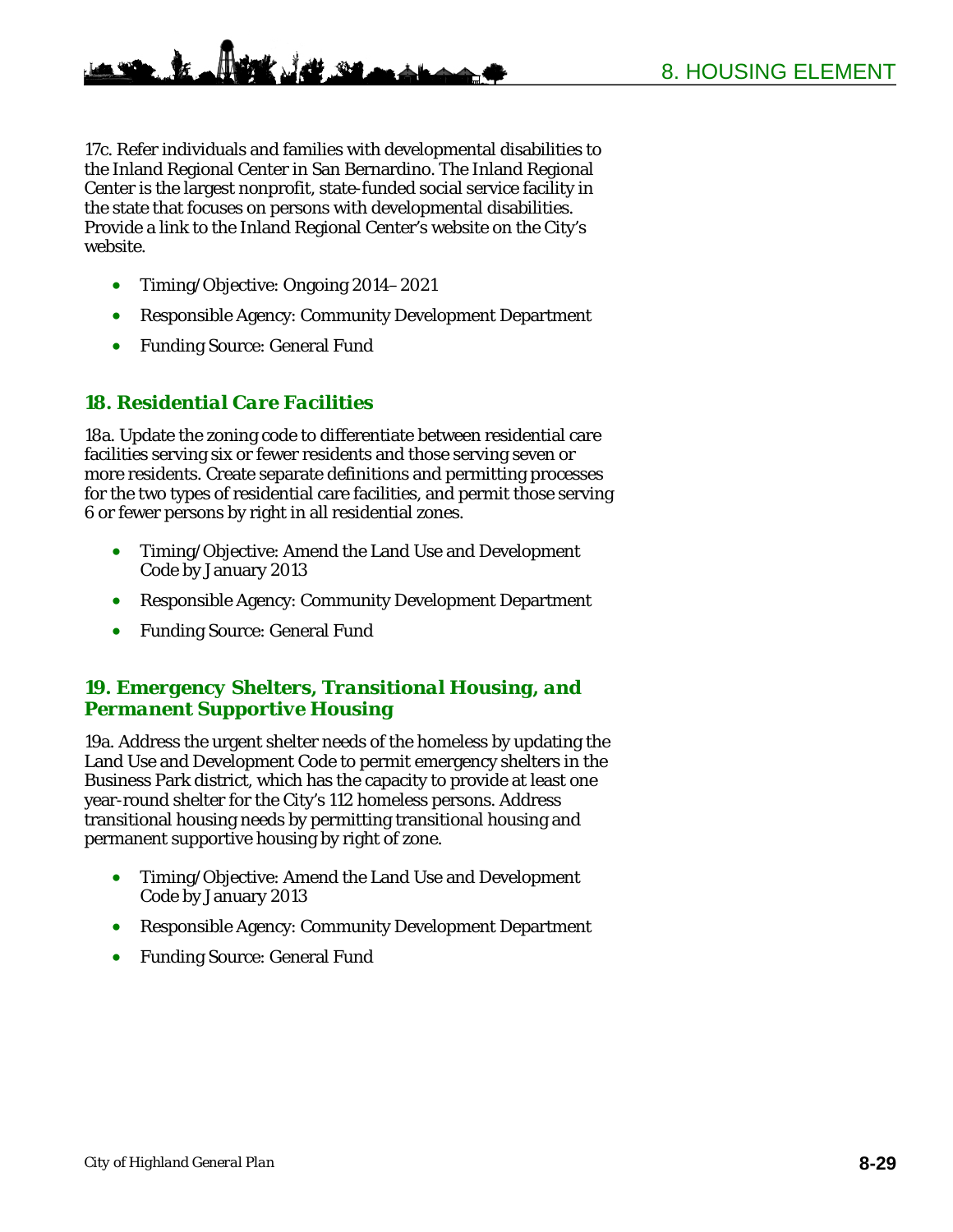17c. Refer individuals and families with developmental disabilities to the Inland Regional Center in San Bernardino. The Inland Regional Center is the largest nonprofit, state-funded social service facility in the state that focuses on persons with developmental disabilities. Provide a link to the Inland Regional Center's website on the City's website.

- Timing/Objective: Ongoing 2014–2021
- Responsible Agency: Community Development Department
- Funding Source: General Fund

### *18. Residential Care Facilities*

18a. Update the zoning code to differentiate between residential care facilities serving six or fewer residents and those serving seven or more residents. Create separate definitions and permitting processes for the two types of residential care facilities, and permit those serving 6 or fewer persons by right in all residential zones.

- Timing/Objective: Amend the Land Use and Development Code by January 2013
- Responsible Agency: Community Development Department
- Funding Source: General Fund

### *19. Emergency Shelters, Transitional Housing, and Permanent Supportive Housing*

19a. Address the urgent shelter needs of the homeless by updating the Land Use and Development Code to permit emergency shelters in the Business Park district, which has the capacity to provide at least one year-round shelter for the City's 112 homeless persons. Address transitional housing needs by permitting transitional housing and permanent supportive housing by right of zone.

- Timing/Objective: Amend the Land Use and Development Code by January 2013
- Responsible Agency: Community Development Department
- Funding Source: General Fund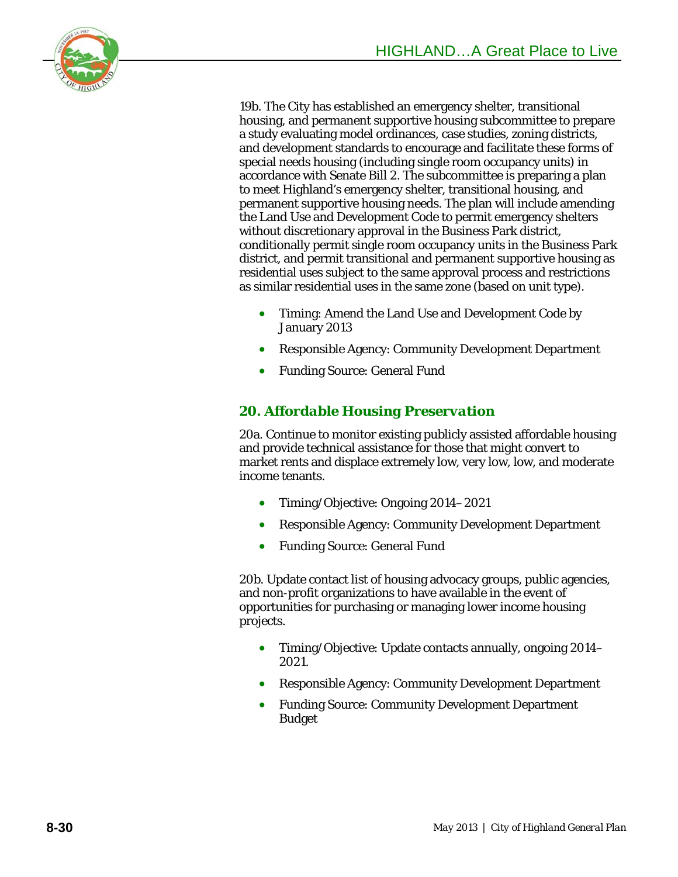19b. The City has established an emergency shelter, transitional housing, and permanent supportive housing subcommittee to prepare a study evaluating model ordinances, case studies, zoning districts, and development standards to encourage and facilitate these forms of special needs housing (including single room occupancy units) in accordance with Senate Bill 2. The subcommittee is preparing a plan to meet Highland's emergency shelter, transitional housing, and permanent supportive housing needs. The plan will include amending the Land Use and Development Code to permit emergency shelters without discretionary approval in the Business Park district, conditionally permit single room occupancy units in the Business Park district, and permit transitional and permanent supportive housing as residential uses subject to the same approval process and restrictions as similar residential uses in the same zone (based on unit type).

- Timing: Amend the Land Use and Development Code by January 2013
- Responsible Agency: Community Development Department
- Funding Source: General Fund

## *20. Affordable Housing Preservation*

20a. Continue to monitor existing publicly assisted affordable housing and provide technical assistance for those that might convert to market rents and displace extremely low, very low, low, and moderate income tenants.

- Timing/Objective: Ongoing 2014–2021
- Responsible Agency: Community Development Department
- Funding Source: General Fund

20b. Update contact list of housing advocacy groups, public agencies, and non-profit organizations to have available in the event of opportunities for purchasing or managing lower income housing projects.

- Timing/Objective: Update contacts annually, ongoing 2014–2021.
- Responsible Agency: Community Development Department
- Funding Source: Community Development Department Budget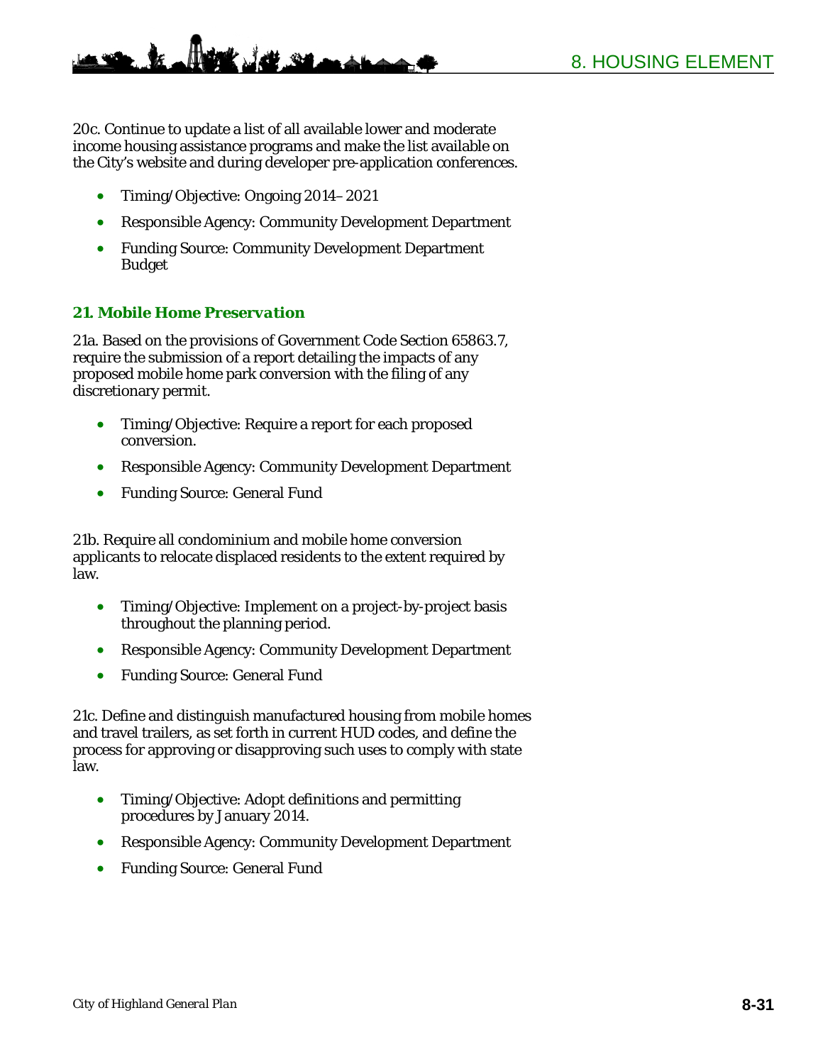20c. Continue to update a list of all available lower and moderate income housing assistance programs and make the list available on the City's website and during developer pre-application conferences.

- Timing/Objective: Ongoing 2014–2021
- Responsible Agency: Community Development Department
- Funding Source: Community Development Department Budget

### *21. Mobile Home Preservation*

21a. Based on the provisions of Government Code Section 65863.7, require the submission of a report detailing the impacts of any proposed mobile home park conversion with the filing of any discretionary permit.

- Timing/Objective: Require a report for each proposed conversion.
- Responsible Agency: Community Development Department
- Funding Source: General Fund

21b. Require all condominium and mobile home conversion applicants to relocate displaced residents to the extent required by law.

- Timing/Objective: Implement on a project-by-project basis throughout the planning period.
- Responsible Agency: Community Development Department
- Funding Source: General Fund

21c. Define and distinguish manufactured housing from mobile homes and travel trailers, as set forth in current HUD codes, and define the process for approving or disapproving such uses to comply with state law.

- Timing/Objective: Adopt definitions and permitting procedures by January 2014.
- Responsible Agency: Community Development Department
- Funding Source: General Fund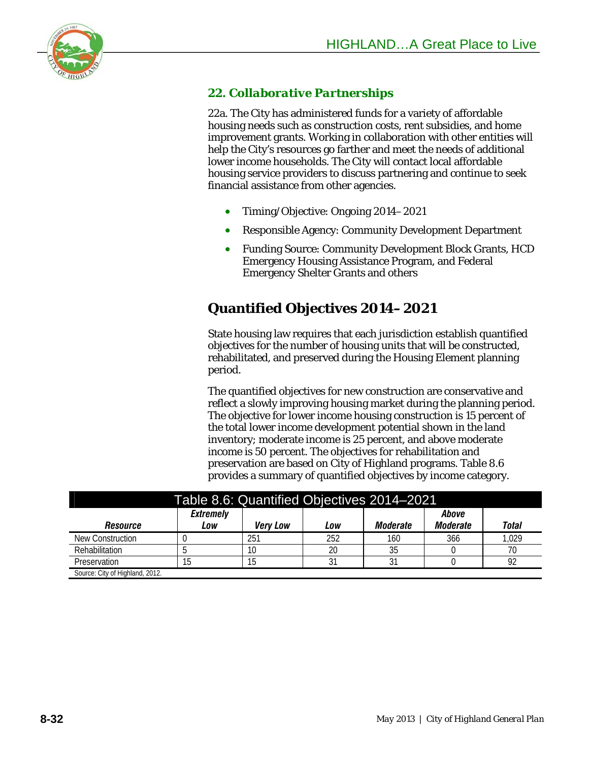### *22. Collaborative Partnerships*

22a. The City has administered funds for a variety of affordable housing needs such as construction costs, rent subsidies, and home improvement grants. Working in collaboration with other entities will help the City's resources go farther and meet the needs of additional lower income households. The City will contact local affordable housing service providers to discuss partnering and continue to seek financial assistance from other agencies.

- Timing/Objective: Ongoing 2014–2021
- Responsible Agency: Community Development Department
- Funding Source: Community Development Block Grants, HCD Emergency Housing Assistance Program, and Federal Emergency Shelter Grants and others

## Quantified Objectives 2014–2021

State housing law requires that each jurisdiction establish quantified objectives for the number of housing units that will be constructed, rehabilitated, and preserved during the Housing Element planning period.

The quantified objectives for new construction are conservative and reflect a slowly improving housing market during the planning period. The objective for lower income housing construction is 15 percent of the total lower income development potential shown in the land inventory; moderate income is 25 percent, and above moderate income is 50 percent. The objectives for rehabilitation and preservation are based on City of Highland programs. Table 8.6 provides a summary of quantified objectives by income category.

Table 8.6: Quantified Objectives 2014–2021

| *Resource* | *Extremely Low* | *Very Low* | *Low* | *Moderate* | *Above Moderate* | *Total* |
|---|---|---|---|---|---|---|
| New Construction | 0 | 251 | 252 | 160 | 366 | 1,029 |
| Rehabilitation | 5 | 10 | 20 | 35 | 0 | 70 |
| Preservation | 15 | 15 | 31 | 31 | 0 | 92 |

Source: City of Highland, 2012.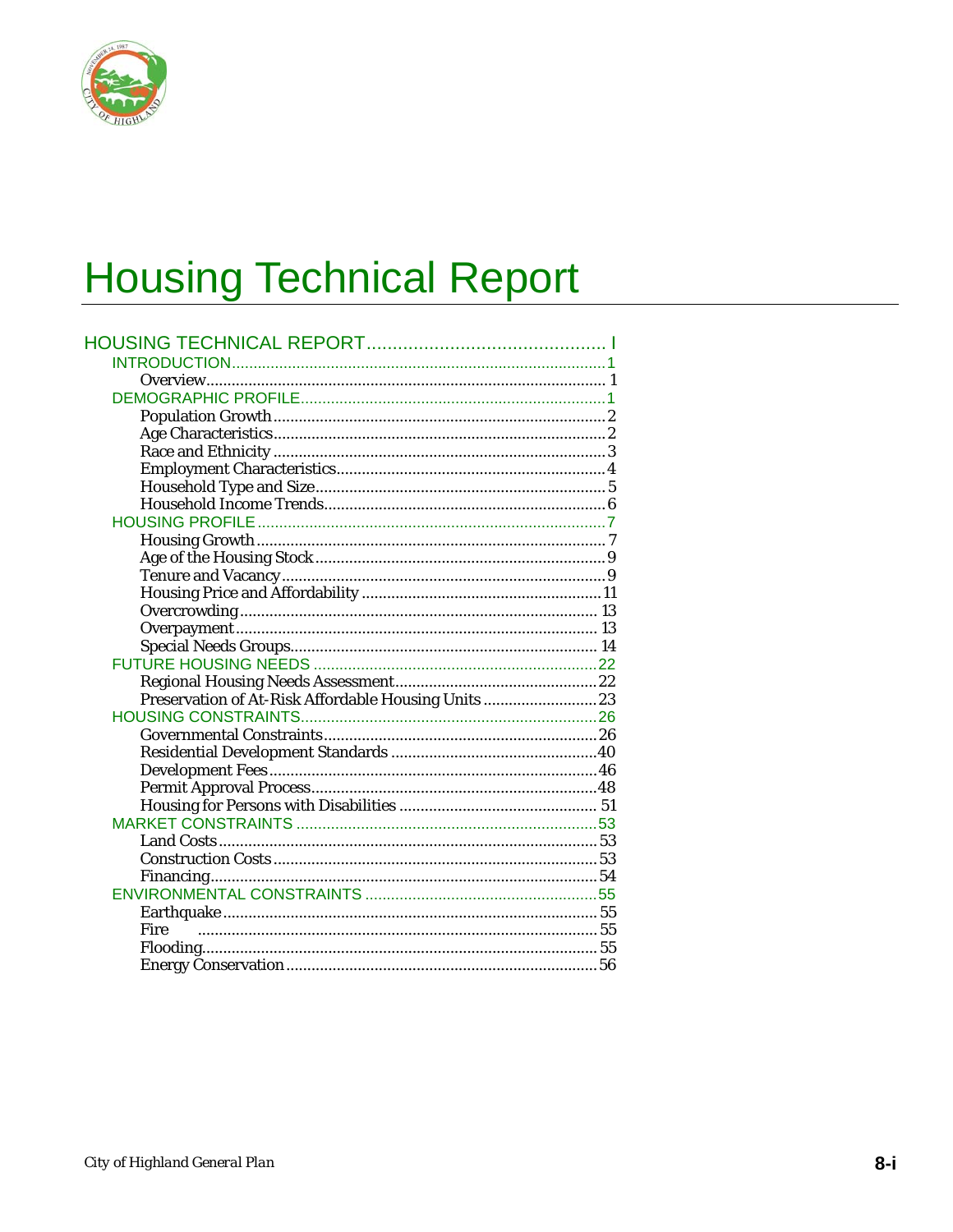# Housing Technical Report

HOUSING TECHNICAL REPORT .............................................. I

- INTRODUCTION ..................................................................................... 1
  - Overview ........................................................................................... 1
- DEMOGRAPHIC PROFILE ...................................................................... 1
  - Population Growth ............................................................................. 2
  - Age Characteristics ............................................................................. 2
  - Race and Ethnicity ............................................................................. 3
  - Employment Characteristics ............................................................... 4
  - Household Type and Size .................................................................... 5
  - Household Income Trends .................................................................. 6
- HOUSING PROFILE ................................................................................ 7
  - Housing Growth ................................................................................. 7
  - Age of the Housing Stock .................................................................... 9
  - Tenure and Vacancy ............................................................................ 9
  - Housing Price and Affordability ........................................................ 11
  - Overcrowding .................................................................................... 13
  - Overpayment ..................................................................................... 13
  - Special Needs Groups ........................................................................ 14
- FUTURE HOUSING NEEDS ................................................................... 22
  - Regional Housing Needs Assessment ................................................ 22
  - Preservation of At-Risk Affordable Housing Units ........................... 23
- HOUSING CONSTRAINTS ..................................................................... 26
  - Governmental Constraints ................................................................ 26
  - Residential Development Standards ................................................. 40
  - Development Fees ............................................................................. 46
  - Permit Approval Process .................................................................... 48
  - Housing for Persons with Disabilities ............................................... 51
- MARKET CONSTRAINTS ...................................................................... 53
  - Land Costs ......................................................................................... 53
  - Construction Costs ............................................................................ 53
  - Financing ........................................................................................... 54
- ENVIRONMENTAL CONSTRAINTS ...................................................... 55
  - Earthquake ........................................................................................ 55
  - Fire ................................................................................................... 55
  - Flooding ............................................................................................ 55
  - Energy Conservation ......................................................................... 56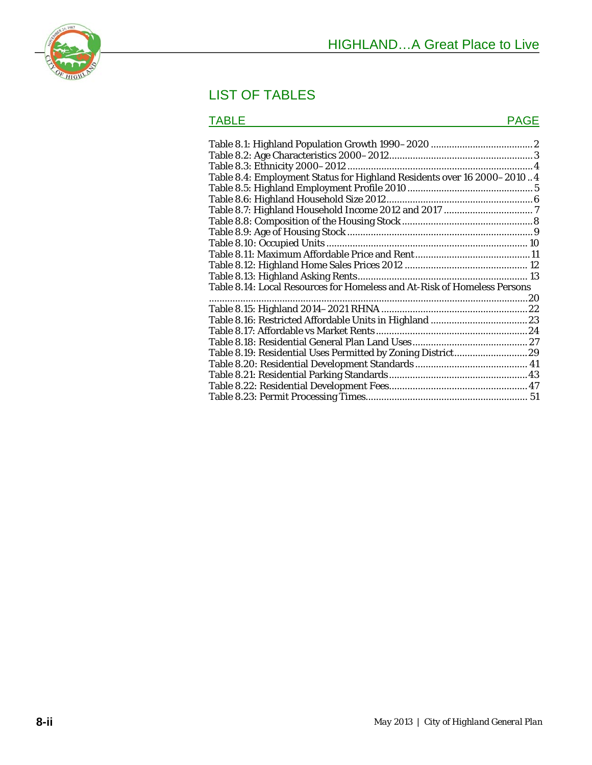# LIST OF TABLES

| TABLE | PAGE |
|---|---|
| Table 8.1: Highland Population Growth 1990–2020 | 2 |
| Table 8.2: Age Characteristics 2000–2012 | 3 |
| Table 8.3: Ethnicity 2000–2012 | 4 |
| Table 8.4: Employment Status for Highland Residents over 16 2000–2010 | 4 |
| Table 8.5: Highland Employment Profile 2010 | 5 |
| Table 8.6: Highland Household Size 2012 | 6 |
| Table 8.7: Highland Household Income 2012 and 2017 | 7 |
| Table 8.8: Composition of the Housing Stock | 8 |
| Table 8.9: Age of Housing Stock | 9 |
| Table 8.10: Occupied Units | 10 |
| Table 8.11: Maximum Affordable Price and Rent | 11 |
| Table 8.12: Highland Home Sales Prices 2012 | 12 |
| Table 8.13: Highland Asking Rents | 13 |
| Table 8.14: Local Resources for Homeless and At-Risk of Homeless Persons | 20 |
| Table 8.15: Highland 2014–2021 RHNA | 22 |
| Table 8.16: Restricted Affordable Units in Highland | 23 |
| Table 8.17: Affordable vs Market Rents | 24 |
| Table 8.18: Residential General Plan Land Uses | 27 |
| Table 8.19: Residential Uses Permitted by Zoning District | 29 |
| Table 8.20: Residential Development Standards | 41 |
| Table 8.21: Residential Parking Standards | 43 |
| Table 8.22: Residential Development Fees | 47 |
| Table 8.23: Permit Processing Times | 51 |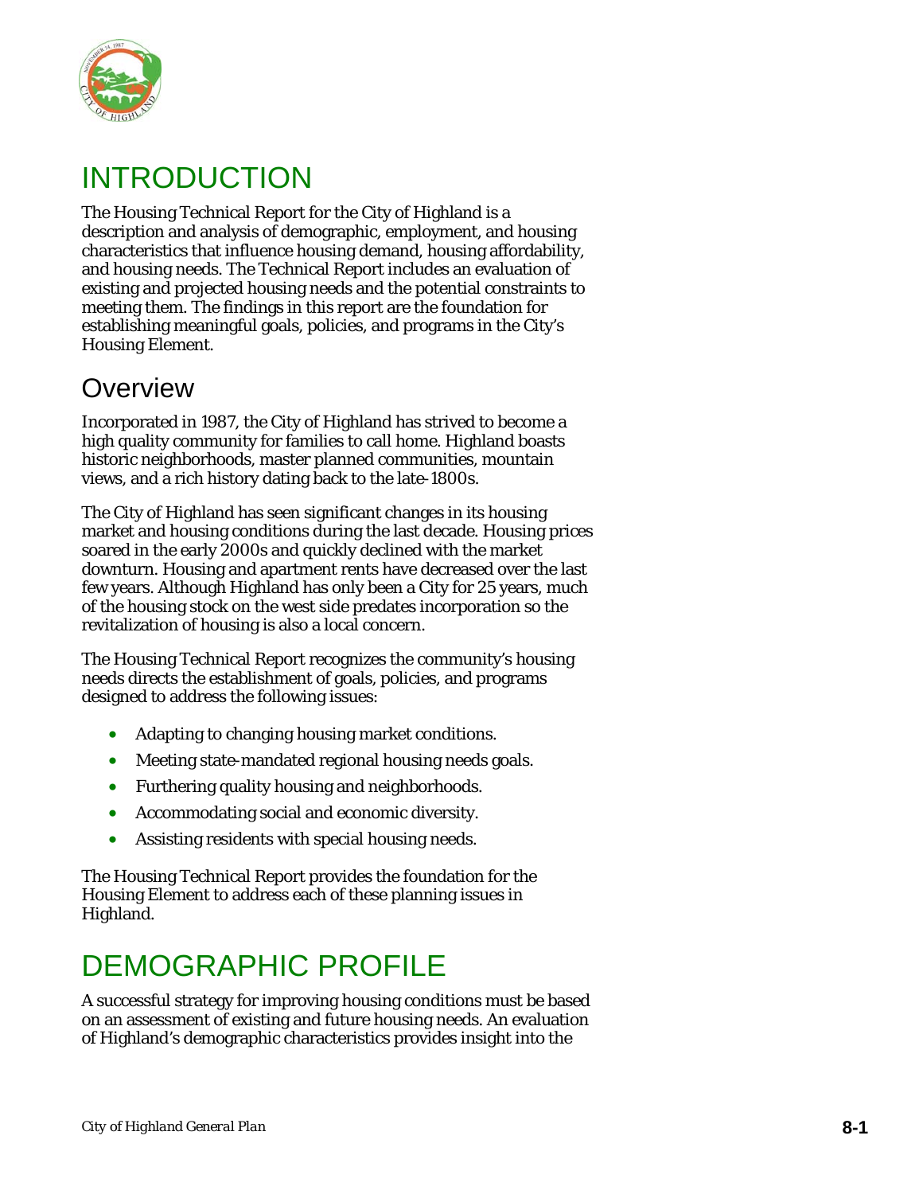# INTRODUCTION

The Housing Technical Report for the City of Highland is a description and analysis of demographic, employment, and housing characteristics that influence housing demand, housing affordability, and housing needs. The Technical Report includes an evaluation of existing and projected housing needs and the potential constraints to meeting them. The findings in this report are the foundation for establishing meaningful goals, policies, and programs in the City's Housing Element.

## Overview

Incorporated in 1987, the City of Highland has strived to become a high quality community for families to call home. Highland boasts historic neighborhoods, master planned communities, mountain views, and a rich history dating back to the late-1800s.

The City of Highland has seen significant changes in its housing market and housing conditions during the last decade. Housing prices soared in the early 2000s and quickly declined with the market downturn. Housing and apartment rents have decreased over the last few years. Although Highland has only been a City for 25 years, much of the housing stock on the west side predates incorporation so the revitalization of housing is also a local concern.

The Housing Technical Report recognizes the community's housing needs directs the establishment of goals, policies, and programs designed to address the following issues:

- Adapting to changing housing market conditions.
- Meeting state-mandated regional housing needs goals.
- Furthering quality housing and neighborhoods.
- Accommodating social and economic diversity.
- Assisting residents with special housing needs.

The Housing Technical Report provides the foundation for the Housing Element to address each of these planning issues in Highland.

# DEMOGRAPHIC PROFILE

A successful strategy for improving housing conditions must be based on an assessment of existing and future housing needs. An evaluation of Highland's demographic characteristics provides insight into the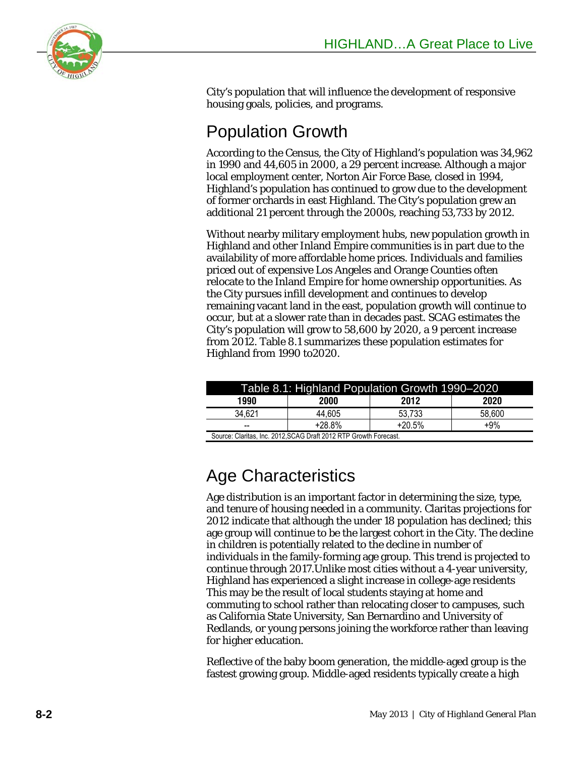City's population that will influence the development of responsive housing goals, policies, and programs.

## Population Growth

According to the Census, the City of Highland's population was 34,962 in 1990 and 44,605 in 2000, a 29 percent increase. Although a major local employment center, Norton Air Force Base, closed in 1994, Highland's population has continued to grow due to the development of former orchards in east Highland. The City's population grew an additional 21 percent through the 2000s, reaching 53,733 by 2012.

Without nearby military employment hubs, new population growth in Highland and other Inland Empire communities is in part due to the availability of more affordable home prices. Individuals and families priced out of expensive Los Angeles and Orange Counties often relocate to the Inland Empire for home ownership opportunities. As the City pursues infill development and continues to develop remaining vacant land in the east, population growth will continue to occur, but at a slower rate than in decades past. SCAG estimates the City's population will grow to 58,600 by 2020, a 9 percent increase from 2012. Table 8.1 summarizes these population estimates for Highland from 1990 to2020.

| Table 8.1: Highland Population Growth 1990–2020 | | | |
|---|---|---|---|
| 1990 | 2000 | 2012 | 2020 |
| 34,621 | 44,605 | 53,733 | 58,600 |
| -- | +28.8% | +20.5% | +9% |

Source: Claritas, Inc. 2012,SCAG Draft 2012 RTP Growth Forecast.

## Age Characteristics

Age distribution is an important factor in determining the size, type, and tenure of housing needed in a community. Claritas projections for 2012 indicate that although the under 18 population has declined; this age group will continue to be the largest cohort in the City. The decline in children is potentially related to the decline in number of individuals in the family-forming age group. This trend is projected to continue through 2017.Unlike most cities without a 4-year university, Highland has experienced a slight increase in college-age residents This may be the result of local students staying at home and commuting to school rather than relocating closer to campuses, such as California State University, San Bernardino and University of Redlands, or young persons joining the workforce rather than leaving for higher education.

Reflective of the baby boom generation, the middle-aged group is the fastest growing group. Middle-aged residents typically create a high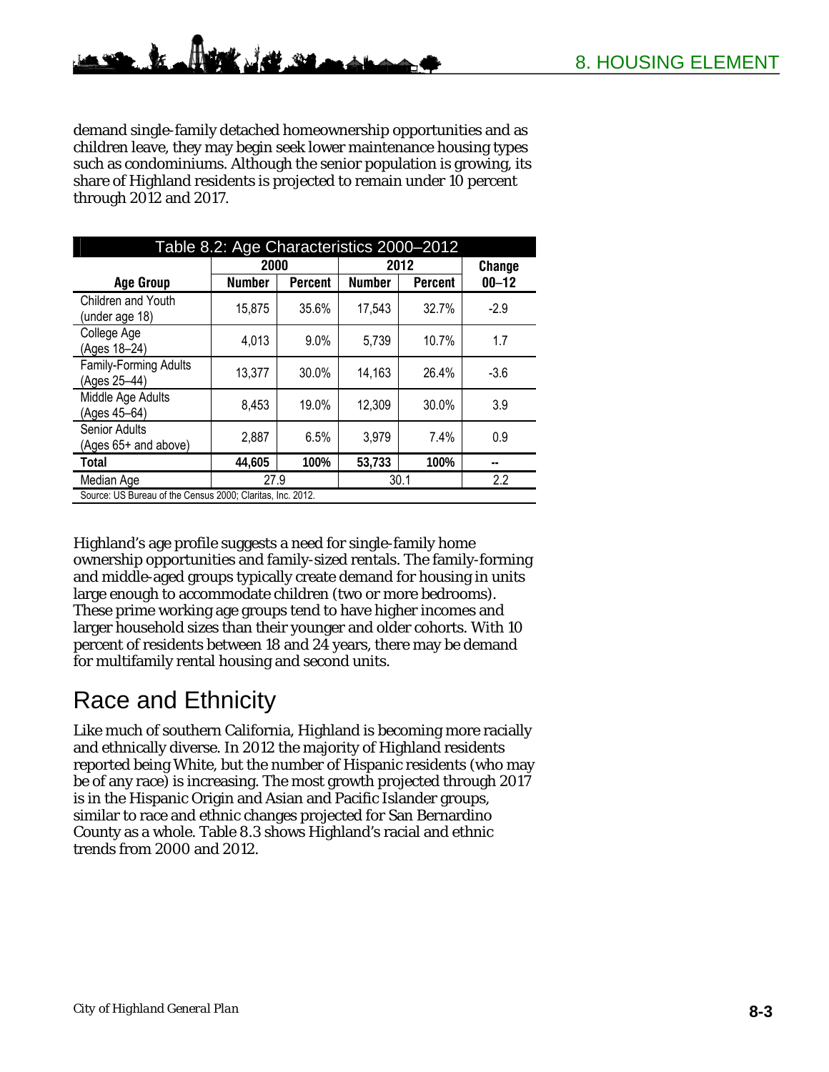demand single-family detached homeownership opportunities and as children leave, they may begin seek lower maintenance housing types such as condominiums. Although the senior population is growing, its share of Highland residents is projected to remain under 10 percent through 2012 and 2017.

| Table 8.2: Age Characteristics 2000–2012 | | | | | |
|---|---|---|---|---|---|
| | 2000 | | 2012 | | Change |
| Age Group | Number | Percent | Number | Percent | 00–12 |
| Children and Youth (under age 18) | 15,875 | 35.6% | 17,543 | 32.7% | -2.9 |
| College Age (Ages 18–24) | 4,013 | 9.0% | 5,739 | 10.7% | 1.7 |
| Family-Forming Adults (Ages 25–44) | 13,377 | 30.0% | 14,163 | 26.4% | -3.6 |
| Middle Age Adults (Ages 45–64) | 8,453 | 19.0% | 12,309 | 30.0% | 3.9 |
| Senior Adults (Ages 65+ and above) | 2,887 | 6.5% | 3,979 | 7.4% | 0.9 |
| **Total** | **44,605** | **100%** | **53,733** | **100%** | **--** |
| Median Age | 27.9 | | 30.1 | | 2.2 |

Source: US Bureau of the Census 2000; Claritas, Inc. 2012.

Highland's age profile suggests a need for single-family home ownership opportunities and family-sized rentals. The family-forming and middle-aged groups typically create demand for housing in units large enough to accommodate children (two or more bedrooms). These prime working age groups tend to have higher incomes and larger household sizes than their younger and older cohorts. With 10 percent of residents between 18 and 24 years, there may be demand for multifamily rental housing and second units.

## Race and Ethnicity

Like much of southern California, Highland is becoming more racially and ethnically diverse. In 2012 the majority of Highland residents reported being White, but the number of Hispanic residents (who may be of any race) is increasing. The most growth projected through 2017 is in the Hispanic Origin and Asian and Pacific Islander groups, similar to race and ethnic changes projected for San Bernardino County as a whole. Table 8.3 shows Highland's racial and ethnic trends from 2000 and 2012.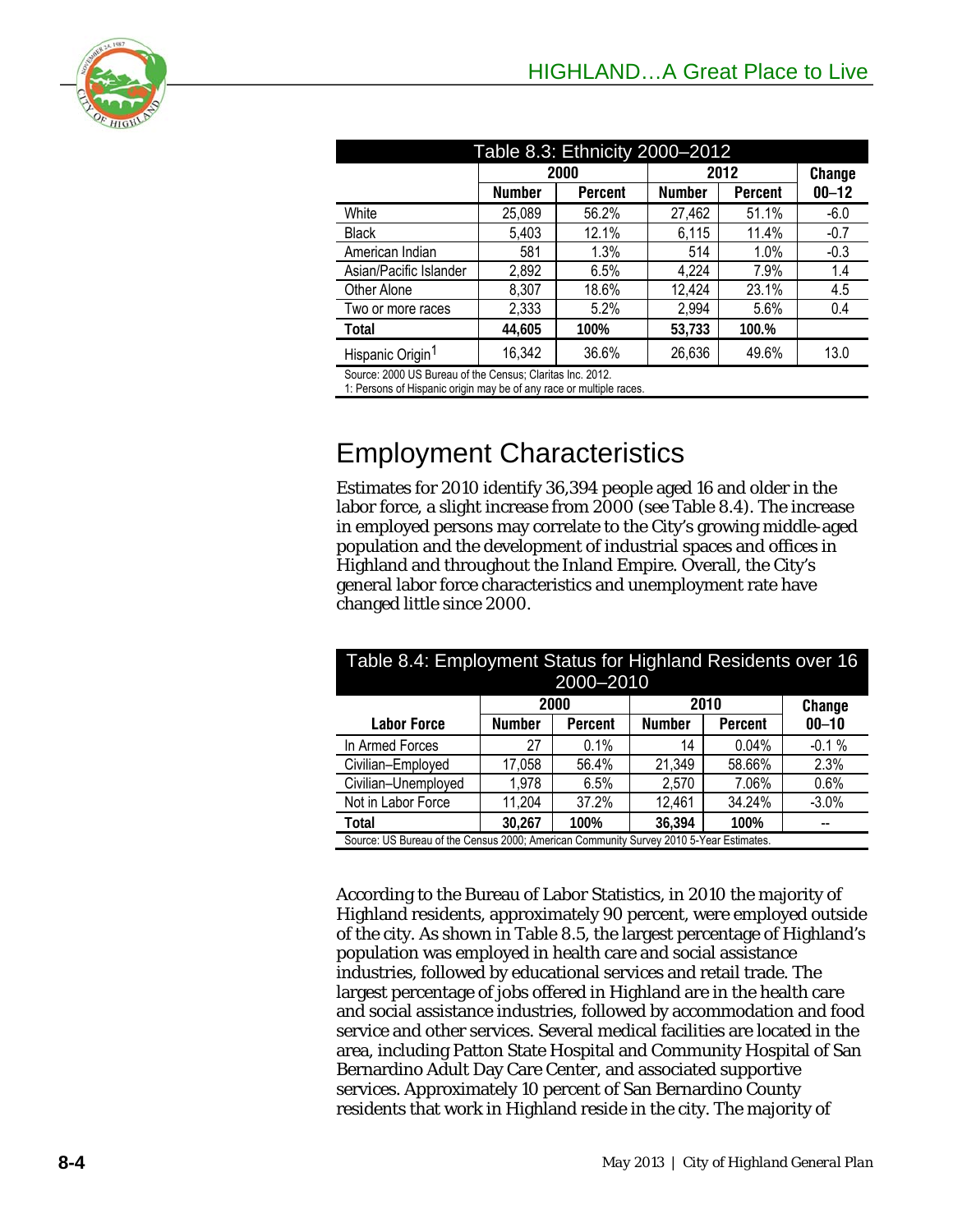| Table 8.3: Ethnicity 2000–2012 | | | | | |
|---|---|---|---|---|---|
| | 2000 | | 2012 | | Change |
| | Number | Percent | Number | Percent | 00–12 |
| White | 25,089 | 56.2% | 27,462 | 51.1% | -6.0 |
| Black | 5,403 | 12.1% | 6,115 | 11.4% | -0.7 |
| American Indian | 581 | 1.3% | 514 | 1.0% | -0.3 |
| Asian/Pacific Islander | 2,892 | 6.5% | 4,224 | 7.9% | 1.4 |
| Other Alone | 8,307 | 18.6% | 12,424 | 23.1% | 4.5 |
| Two or more races | 2,333 | 5.2% | 2,994 | 5.6% | 0.4 |
| **Total** | **44,605** | **100%** | **53,733** | **100.%** | |
| Hispanic Origin[1] | 16,342 | 36.6% | 26,636 | 49.6% | 13.0 |

Source: 2000 US Bureau of the Census; Claritas Inc. 2012.
1: Persons of Hispanic origin may be of any race or multiple races.

## Employment Characteristics

Estimates for 2010 identify 36,394 people aged 16 and older in the labor force, a slight increase from 2000 (see Table 8.4). The increase in employed persons may correlate to the City's growing middle-aged population and the development of industrial spaces and offices in Highland and throughout the Inland Empire. Overall, the City's general labor force characteristics and unemployment rate have changed little since 2000.

| Table 8.4: Employment Status for Highland Residents over 16 2000–2010 | | | | | |
|---|---|---|---|---|---|
| | 2000 | | 2010 | | Change |
| Labor Force | Number | Percent | Number | Percent | 00–10 |
| In Armed Forces | 27 | 0.1% | 14 | 0.04% | -0.1 % |
| Civilian–Employed | 17,058 | 56.4% | 21,349 | 58.66% | 2.3% |
| Civilian–Unemployed | 1,978 | 6.5% | 2,570 | 7.06% | 0.6% |
| Not in Labor Force | 11,204 | 37.2% | 12,461 | 34.24% | -3.0% |
| **Total** | **30,267** | **100%** | **36,394** | **100%** | -- |

Source: US Bureau of the Census 2000; American Community Survey 2010 5-Year Estimates.

According to the Bureau of Labor Statistics, in 2010 the majority of Highland residents, approximately 90 percent, were employed outside of the city. As shown in Table 8.5, the largest percentage of Highland's population was employed in health care and social assistance industries, followed by educational services and retail trade. The largest percentage of jobs offered in Highland are in the health care and social assistance industries, followed by accommodation and food service and other services. Several medical facilities are located in the area, including Patton State Hospital and Community Hospital of San Bernardino Adult Day Care Center, and associated supportive services. Approximately 10 percent of San Bernardino County residents that work in Highland reside in the city. The majority of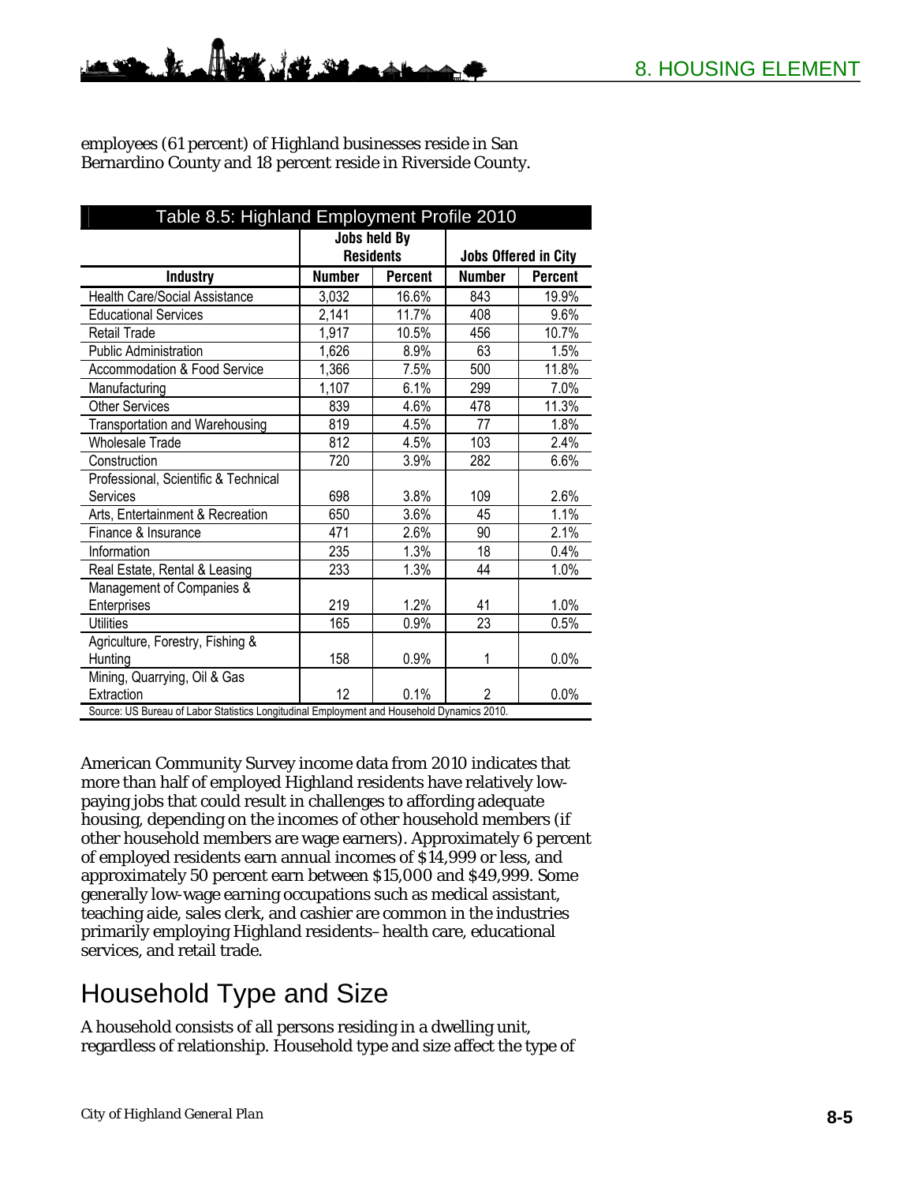employees (61 percent) of Highland businesses reside in San Bernardino County and 18 percent reside in Riverside County.

| Table 8.5: Highland Employment Profile 2010 | | | | |
|---|---|---|---|---|
| | Jobs held By Residents | | Jobs Offered in City | |
| **Industry** | **Number** | **Percent** | **Number** | **Percent** |
| Health Care/Social Assistance | 3,032 | 16.6% | 843 | 19.9% |
| Educational Services | 2,141 | 11.7% | 408 | 9.6% |
| Retail Trade | 1,917 | 10.5% | 456 | 10.7% |
| Public Administration | 1,626 | 8.9% | 63 | 1.5% |
| Accommodation & Food Service | 1,366 | 7.5% | 500 | 11.8% |
| Manufacturing | 1,107 | 6.1% | 299 | 7.0% |
| Other Services | 839 | 4.6% | 478 | 11.3% |
| Transportation and Warehousing | 819 | 4.5% | 77 | 1.8% |
| Wholesale Trade | 812 | 4.5% | 103 | 2.4% |
| Construction | 720 | 3.9% | 282 | 6.6% |
| Professional, Scientific & Technical Services | 698 | 3.8% | 109 | 2.6% |
| Arts, Entertainment & Recreation | 650 | 3.6% | 45 | 1.1% |
| Finance & Insurance | 471 | 2.6% | 90 | 2.1% |
| Information | 235 | 1.3% | 18 | 0.4% |
| Real Estate, Rental & Leasing | 233 | 1.3% | 44 | 1.0% |
| Management of Companies & Enterprises | 219 | 1.2% | 41 | 1.0% |
| Utilities | 165 | 0.9% | 23 | 0.5% |
| Agriculture, Forestry, Fishing & Hunting | 158 | 0.9% | 1 | 0.0% |
| Mining, Quarrying, Oil & Gas Extraction | 12 | 0.1% | 2 | 0.0% |

Source: US Bureau of Labor Statistics Longitudinal Employment and Household Dynamics 2010.

American Community Survey income data from 2010 indicates that more than half of employed Highland residents have relatively low-paying jobs that could result in challenges to affording adequate housing, depending on the incomes of other household members (if other household members are wage earners). Approximately 6 percent of employed residents earn annual incomes of $14,999 or less, and approximately 50 percent earn between $15,000 and $49,999. Some generally low-wage earning occupations such as medical assistant, teaching aide, sales clerk, and cashier are common in the industries primarily employing Highland residents–health care, educational services, and retail trade.

## Household Type and Size

A household consists of all persons residing in a dwelling unit, regardless of relationship. Household type and size affect the type of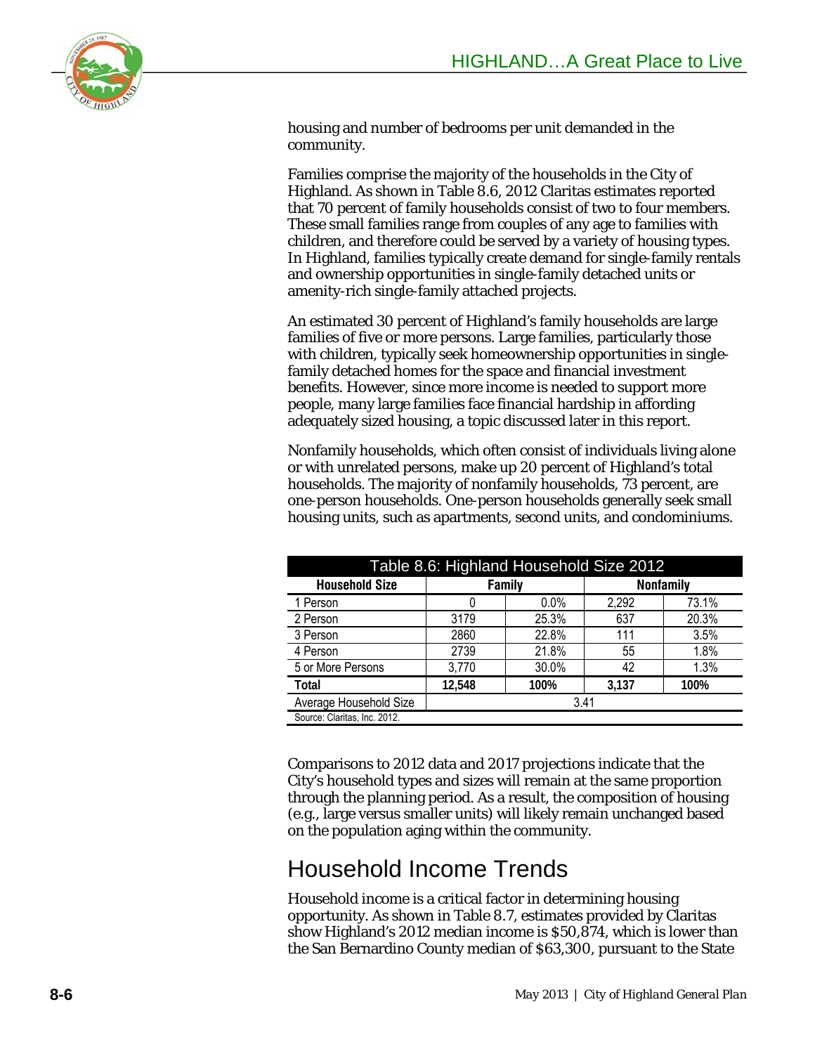housing and number of bedrooms per unit demanded in the community.

Families comprise the majority of the households in the City of Highland. As shown in Table 8.6, 2012 Claritas estimates reported that 70 percent of family households consist of two to four members. These small families range from couples of any age to families with children, and therefore could be served by a variety of housing types. In Highland, families typically create demand for single-family rentals and ownership opportunities in single-family detached units or amenity-rich single-family attached projects.

An estimated 30 percent of Highland's family households are large families of five or more persons. Large families, particularly those with children, typically seek homeownership opportunities in single-family detached homes for the space and financial investment benefits. However, since more income is needed to support more people, many large families face financial hardship in affording adequately sized housing, a topic discussed later in this report.

Nonfamily households, which often consist of individuals living alone or with unrelated persons, make up 20 percent of Highland's total households. The majority of nonfamily households, 73 percent, are one-person households. One-person households generally seek small housing units, such as apartments, second units, and condominiums.

| Table 8.6: Highland Household Size 2012 | | | | |
|---|---|---|---|---|
| **Household Size** | **Family** | | **Nonfamily** | |
| 1 Person | 0 | 0.0% | 2,292 | 73.1% |
| 2 Person | 3179 | 25.3% | 637 | 20.3% |
| 3 Person | 2860 | 22.8% | 111 | 3.5% |
| 4 Person | 2739 | 21.8% | 55 | 1.8% |
| 5 or More Persons | 3,770 | 30.0% | 42 | 1.3% |
| **Total** | **12,548** | **100%** | **3,137** | **100%** |
| Average Household Size | 3.41 | | | |

Source: Claritas, Inc. 2012.

Comparisons to 2012 data and 2017 projections indicate that the City's household types and sizes will remain at the same proportion through the planning period. As a result, the composition of housing (e.g., large versus smaller units) will likely remain unchanged based on the population aging within the community.

## Household Income Trends

Household income is a critical factor in determining housing opportunity. As shown in Table 8.7, estimates provided by Claritas show Highland's 2012 median income is $50,874, which is lower than the San Bernardino County median of $63,300, pursuant to the State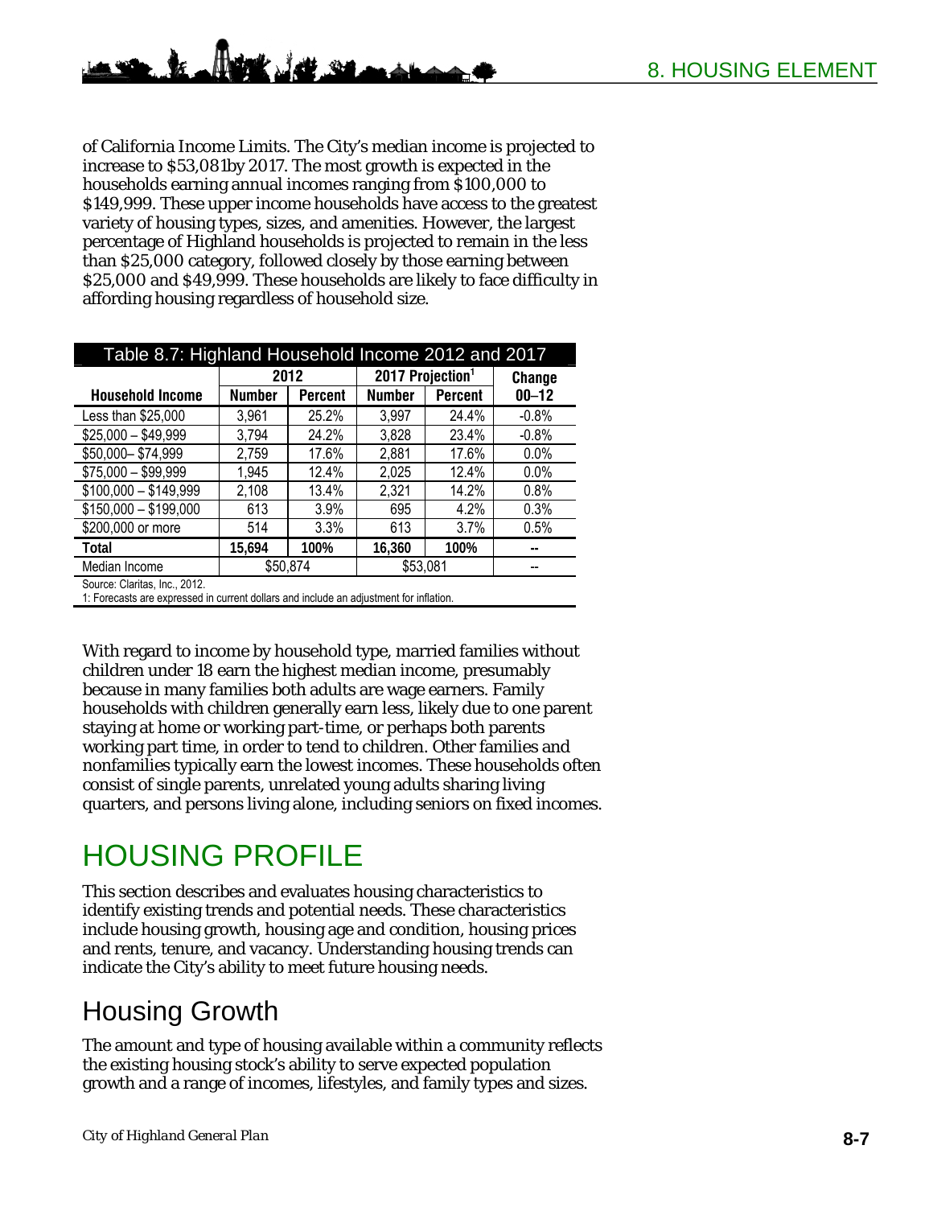of California Income Limits. The City's median income is projected to increase to $53,081by 2017. The most growth is expected in the households earning annual incomes ranging from $100,000 to $149,999. These upper income households have access to the greatest variety of housing types, sizes, and amenities. However, the largest percentage of Highland households is projected to remain in the less than $25,000 category, followed closely by those earning between $25,000 and $49,999. These households are likely to face difficulty in affording housing regardless of household size.

**Table 8.7: Highland Household Income 2012 and 2017**

| Household Income | 2012 | | 2017 Projection[1] | | Change |
|---|---|---|---|---|---|
| | Number | Percent | Number | Percent | 00–12 |
| Less than $25,000 | 3,961 | 25.2% | 3,997 | 24.4% | -0.8% |
| $25,000 – $49,999 | 3,794 | 24.2% | 3,828 | 23.4% | -0.8% |
| $50,000– $74,999 | 2,759 | 17.6% | 2,881 | 17.6% | 0.0% |
| $75,000 – $99,999 | 1,945 | 12.4% | 2,025 | 12.4% | 0.0% |
| $100,000 – $149,999 | 2,108 | 13.4% | 2,321 | 14.2% | 0.8% |
| $150,000 – $199,000 | 613 | 3.9% | 695 | 4.2% | 0.3% |
| $200,000 or more | 514 | 3.3% | 613 | 3.7% | 0.5% |
| **Total** | **15,694** | **100%** | **16,360** | **100%** | -- |
| Median Income | $50,874 | | $53,081 | | -- |

Source: Claritas, Inc., 2012.
1: Forecasts are expressed in current dollars and include an adjustment for inflation.

With regard to income by household type, married families without children under 18 earn the highest median income, presumably because in many families both adults are wage earners. Family households with children generally earn less, likely due to one parent staying at home or working part-time, or perhaps both parents working part time, in order to tend to children. Other families and nonfamilies typically earn the lowest incomes. These households often consist of single parents, unrelated young adults sharing living quarters, and persons living alone, including seniors on fixed incomes.

# HOUSING PROFILE

This section describes and evaluates housing characteristics to identify existing trends and potential needs. These characteristics include housing growth, housing age and condition, housing prices and rents, tenure, and vacancy. Understanding housing trends can indicate the City's ability to meet future housing needs.

## Housing Growth

The amount and type of housing available within a community reflects the existing housing stock's ability to serve expected population growth and a range of incomes, lifestyles, and family types and sizes.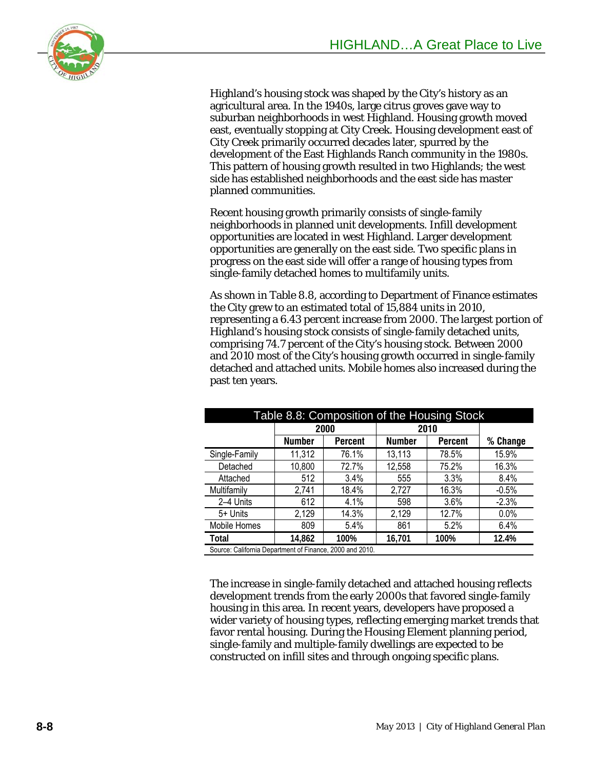Highland's housing stock was shaped by the City's history as an agricultural area. In the 1940s, large citrus groves gave way to suburban neighborhoods in west Highland. Housing growth moved east, eventually stopping at City Creek. Housing development east of City Creek primarily occurred decades later, spurred by the development of the East Highlands Ranch community in the 1980s. This pattern of housing growth resulted in two Highlands; the west side has established neighborhoods and the east side has master planned communities.

Recent housing growth primarily consists of single-family neighborhoods in planned unit developments. Infill development opportunities are located in west Highland. Larger development opportunities are generally on the east side. Two specific plans in progress on the east side will offer a range of housing types from single-family detached homes to multifamily units.

As shown in Table 8.8, according to Department of Finance estimates the City grew to an estimated total of 15,884 units in 2010, representing a 6.43 percent increase from 2000. The largest portion of Highland's housing stock consists of single-family detached units, comprising 74.7 percent of the City's housing stock. Between 2000 and 2010 most of the City's housing growth occurred in single-family detached and attached units. Mobile homes also increased during the past ten years.

**Table 8.8: Composition of the Housing Stock**

| | 2000 | | 2010 | | |
|---|---|---|---|---|---|
| | **Number** | **Percent** | **Number** | **Percent** | **% Change** |
| Single-Family | 11,312 | 76.1% | 13,113 | 78.5% | 15.9% |
| Detached | 10,800 | 72.7% | 12,558 | 75.2% | 16.3% |
| Attached | 512 | 3.4% | 555 | 3.3% | 8.4% |
| Multifamily | 2,741 | 18.4% | 2,727 | 16.3% | -0.5% |
| 2–4 Units | 612 | 4.1% | 598 | 3.6% | -2.3% |
| 5+ Units | 2,129 | 14.3% | 2,129 | 12.7% | 0.0% |
| Mobile Homes | 809 | 5.4% | 861 | 5.2% | 6.4% |
| **Total** | **14,862** | **100%** | **16,701** | **100%** | **12.4%** |

Source: California Department of Finance, 2000 and 2010.

The increase in single-family detached and attached housing reflects development trends from the early 2000s that favored single-family housing in this area. In recent years, developers have proposed a wider variety of housing types, reflecting emerging market trends that favor rental housing. During the Housing Element planning period, single-family and multiple-family dwellings are expected to be constructed on infill sites and through ongoing specific plans.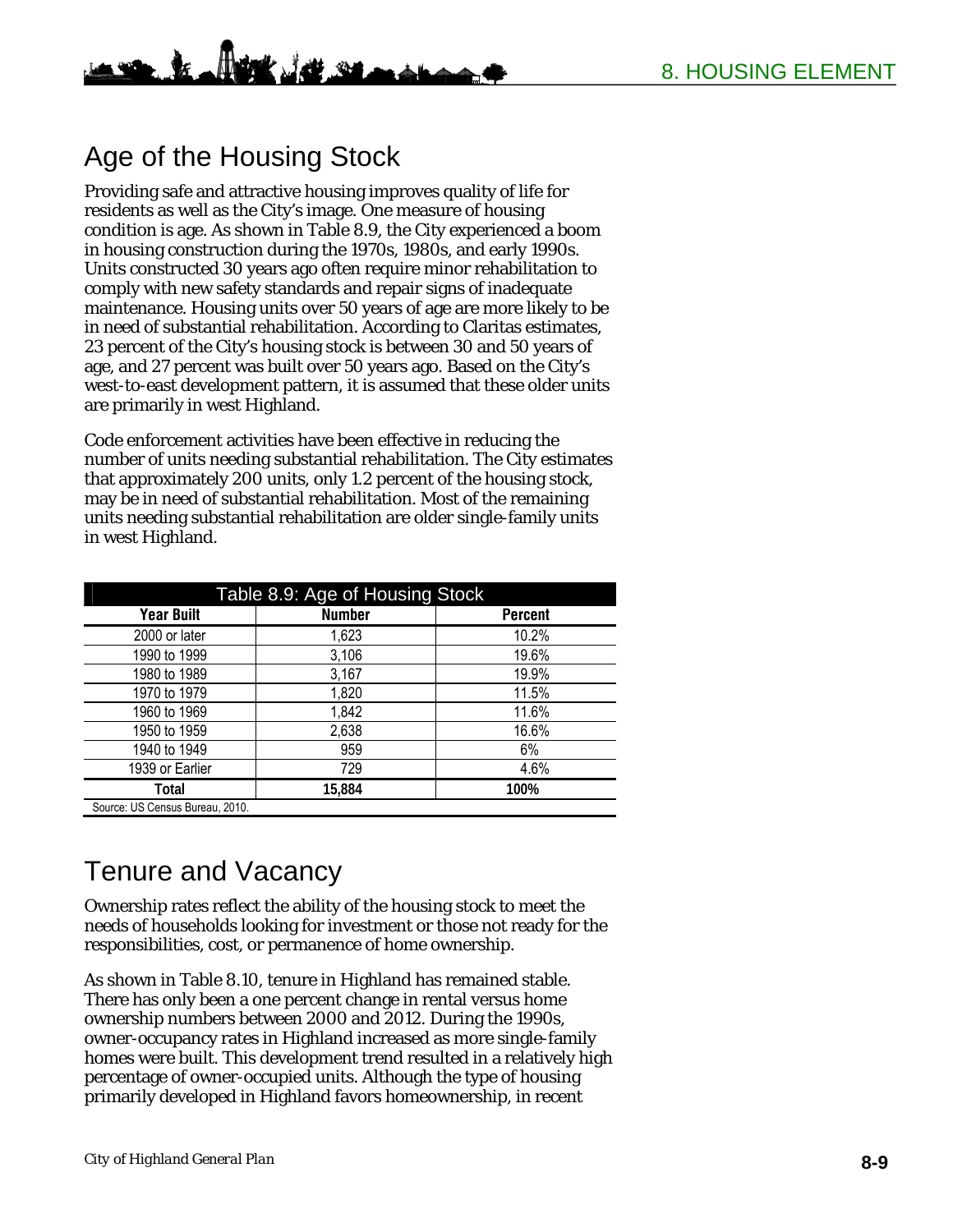## Age of the Housing Stock

Providing safe and attractive housing improves quality of life for residents as well as the City's image. One measure of housing condition is age. As shown in Table 8.9, the City experienced a boom in housing construction during the 1970s, 1980s, and early 1990s. Units constructed 30 years ago often require minor rehabilitation to comply with new safety standards and repair signs of inadequate maintenance. Housing units over 50 years of age are more likely to be in need of substantial rehabilitation. According to Claritas estimates, 23 percent of the City's housing stock is between 30 and 50 years of age, and 27 percent was built over 50 years ago. Based on the City's west-to-east development pattern, it is assumed that these older units are primarily in west Highland.

Code enforcement activities have been effective in reducing the number of units needing substantial rehabilitation. The City estimates that approximately 200 units, only 1.2 percent of the housing stock, may be in need of substantial rehabilitation. Most of the remaining units needing substantial rehabilitation are older single-family units in west Highland.

Table 8.9: Age of Housing Stock

| Year Built | Number | Percent |
|---|---|---|
| 2000 or later | 1,623 | 10.2% |
| 1990 to 1999 | 3,106 | 19.6% |
| 1980 to 1989 | 3,167 | 19.9% |
| 1970 to 1979 | 1,820 | 11.5% |
| 1960 to 1969 | 1,842 | 11.6% |
| 1950 to 1959 | 2,638 | 16.6% |
| 1940 to 1949 | 959 | 6% |
| 1939 or Earlier | 729 | 4.6% |
| **Total** | **15,884** | **100%** |

Source: US Census Bureau, 2010.

## Tenure and Vacancy

Ownership rates reflect the ability of the housing stock to meet the needs of households looking for investment or those not ready for the responsibilities, cost, or permanence of home ownership.

As shown in Table 8.10, tenure in Highland has remained stable. There has only been a one percent change in rental versus home ownership numbers between 2000 and 2012. During the 1990s, owner-occupancy rates in Highland increased as more single-family homes were built. This development trend resulted in a relatively high percentage of owner-occupied units. Although the type of housing primarily developed in Highland favors homeownership, in recent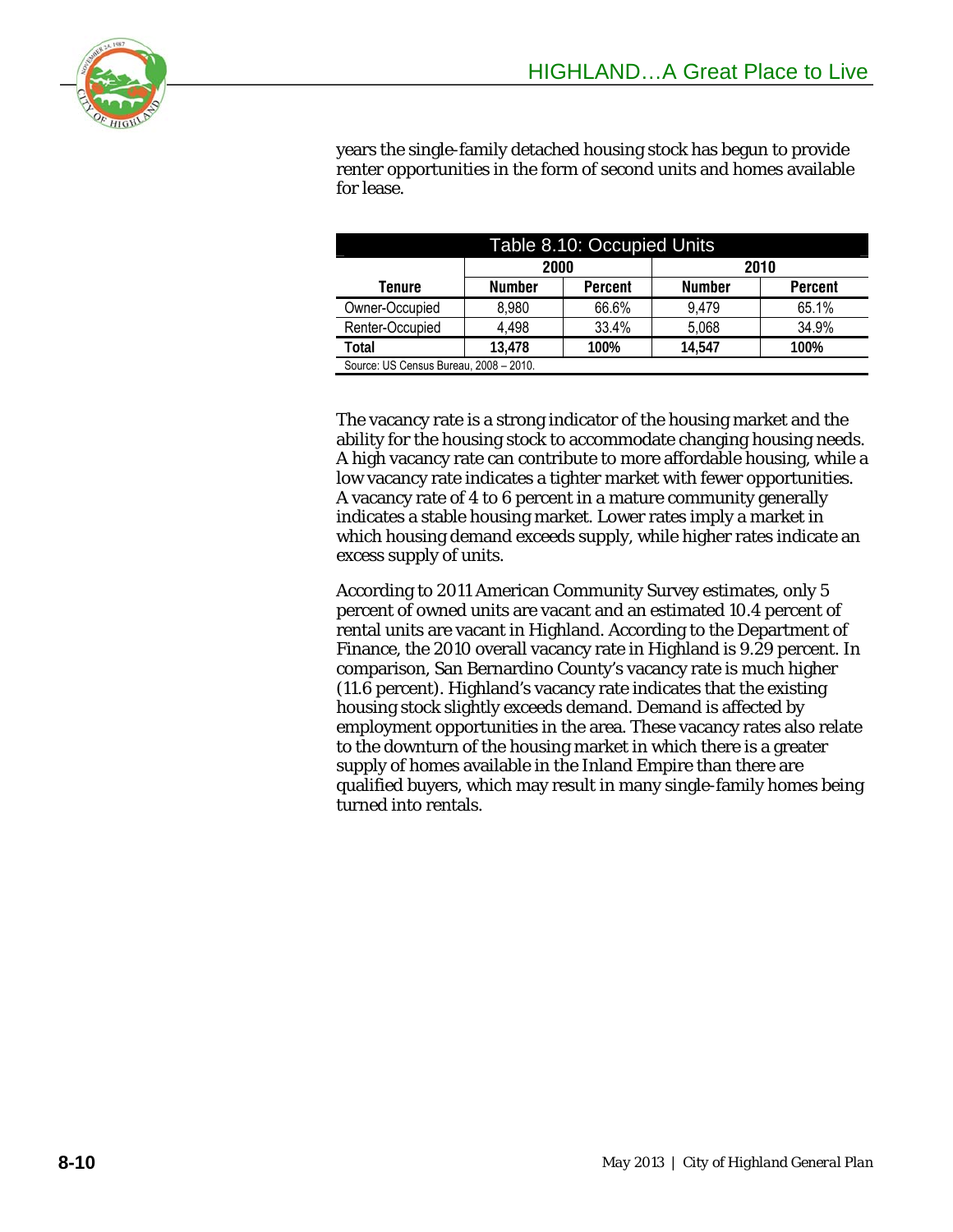years the single-family detached housing stock has begun to provide renter opportunities in the form of second units and homes available for lease.

Table 8.10: Occupied Units

| Tenure | 2000 | | 2010 | |
|---|---|---|---|---|
| | Number | Percent | Number | Percent |
| Owner-Occupied | 8,980 | 66.6% | 9,479 | 65.1% |
| Renter-Occupied | 4,498 | 33.4% | 5,068 | 34.9% |
| **Total** | **13,478** | **100%** | **14,547** | **100%** |

Source: US Census Bureau, 2008 – 2010.

The vacancy rate is a strong indicator of the housing market and the ability for the housing stock to accommodate changing housing needs. A high vacancy rate can contribute to more affordable housing, while a low vacancy rate indicates a tighter market with fewer opportunities. A vacancy rate of 4 to 6 percent in a mature community generally indicates a stable housing market. Lower rates imply a market in which housing demand exceeds supply, while higher rates indicate an excess supply of units.

According to 2011 American Community Survey estimates, only 5 percent of owned units are vacant and an estimated 10.4 percent of rental units are vacant in Highland. According to the Department of Finance, the 2010 overall vacancy rate in Highland is 9.29 percent. In comparison, San Bernardino County's vacancy rate is much higher (11.6 percent). Highland's vacancy rate indicates that the existing housing stock slightly exceeds demand. Demand is affected by employment opportunities in the area. These vacancy rates also relate to the downturn of the housing market in which there is a greater supply of homes available in the Inland Empire than there are qualified buyers, which may result in many single-family homes being turned into rentals.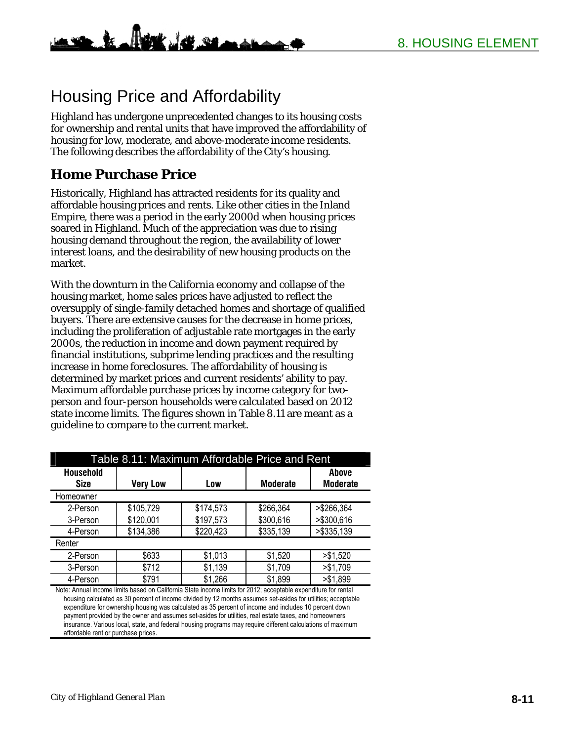# Housing Price and Affordability

Highland has undergone unprecedented changes to its housing costs for ownership and rental units that have improved the affordability of housing for low, moderate, and above-moderate income residents. The following describes the affordability of the City's housing.

## Home Purchase Price

Historically, Highland has attracted residents for its quality and affordable housing prices and rents. Like other cities in the Inland Empire, there was a period in the early 2000d when housing prices soared in Highland. Much of the appreciation was due to rising housing demand throughout the region, the availability of lower interest loans, and the desirability of new housing products on the market.

With the downturn in the California economy and collapse of the housing market, home sales prices have adjusted to reflect the oversupply of single-family detached homes and shortage of qualified buyers. There are extensive causes for the decrease in home prices, including the proliferation of adjustable rate mortgages in the early 2000s, the reduction in income and down payment required by financial institutions, subprime lending practices and the resulting increase in home foreclosures. The affordability of housing is determined by market prices and current residents' ability to pay. Maximum affordable purchase prices by income category for two-person and four-person households were calculated based on 2012 state income limits. The figures shown in Table 8.11 are meant as a guideline to compare to the current market.

**Table 8.11: Maximum Affordable Price and Rent**

| Household Size | Very Low | Low | Moderate | Above Moderate |
|---|---|---|---|---|
| Homeowner | | | | |
| 2-Person | $105,729 | $174,573 | $266,364 | >$266,364 |
| 3-Person | $120,001 | $197,573 | $300,616 | >$300,616 |
| 4-Person | $134,386 | $220,423 | $335,139 | >$335,139 |
| Renter | | | | |
| 2-Person | $633 | $1,013 | $1,520 | >$1,520 |
| 3-Person | $712 | $1,139 | $1,709 | >$1,709 |
| 4-Person | $791 | $1,266 | $1,899 | >$1,899 |

Note: Annual income limits based on California State income limits for 2012; acceptable expenditure for rental housing calculated as 30 percent of income divided by 12 months assumes set-asides for utilities; acceptable expenditure for ownership housing was calculated as 35 percent of income and includes 10 percent down payment provided by the owner and assumes set-asides for utilities, real estate taxes, and homeowners insurance. Various local, state, and federal housing programs may require different calculations of maximum affordable rent or purchase prices.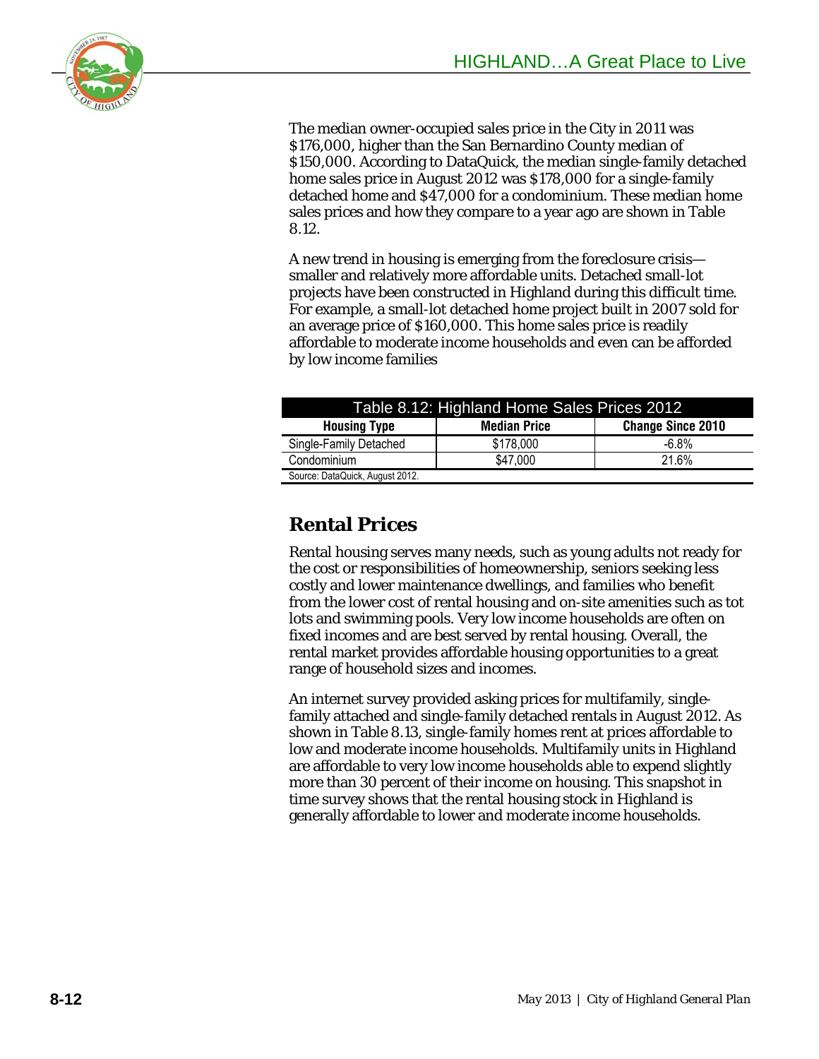The median owner-occupied sales price in the City in 2011 was $176,000, higher than the San Bernardino County median of $150,000. According to DataQuick, the median single-family detached home sales price in August 2012 was $178,000 for a single-family detached home and $47,000 for a condominium. These median home sales prices and how they compare to a year ago are shown in Table 8.12.

A new trend in housing is emerging from the foreclosure crisis—smaller and relatively more affordable units. Detached small-lot projects have been constructed in Highland during this difficult time. For example, a small-lot detached home project built in 2007 sold for an average price of $160,000. This home sales price is readily affordable to moderate income households and even can be afforded by low income families

**Table 8.12: Highland Home Sales Prices 2012**

| Housing Type | Median Price | Change Since 2010 |
|---|---|---|
| Single-Family Detached | $178,000 | -6.8% |
| Condominium | $47,000 | 21.6% |

Source: DataQuick, August 2012.

## Rental Prices

Rental housing serves many needs, such as young adults not ready for the cost or responsibilities of homeownership, seniors seeking less costly and lower maintenance dwellings, and families who benefit from the lower cost of rental housing and on-site amenities such as tot lots and swimming pools. Very low income households are often on fixed incomes and are best served by rental housing. Overall, the rental market provides affordable housing opportunities to a great range of household sizes and incomes.

An internet survey provided asking prices for multifamily, single-family attached and single-family detached rentals in August 2012. As shown in Table 8.13, single-family homes rent at prices affordable to low and moderate income households. Multifamily units in Highland are affordable to very low income households able to expend slightly more than 30 percent of their income on housing. This snapshot in time survey shows that the rental housing stock in Highland is generally affordable to lower and moderate income households.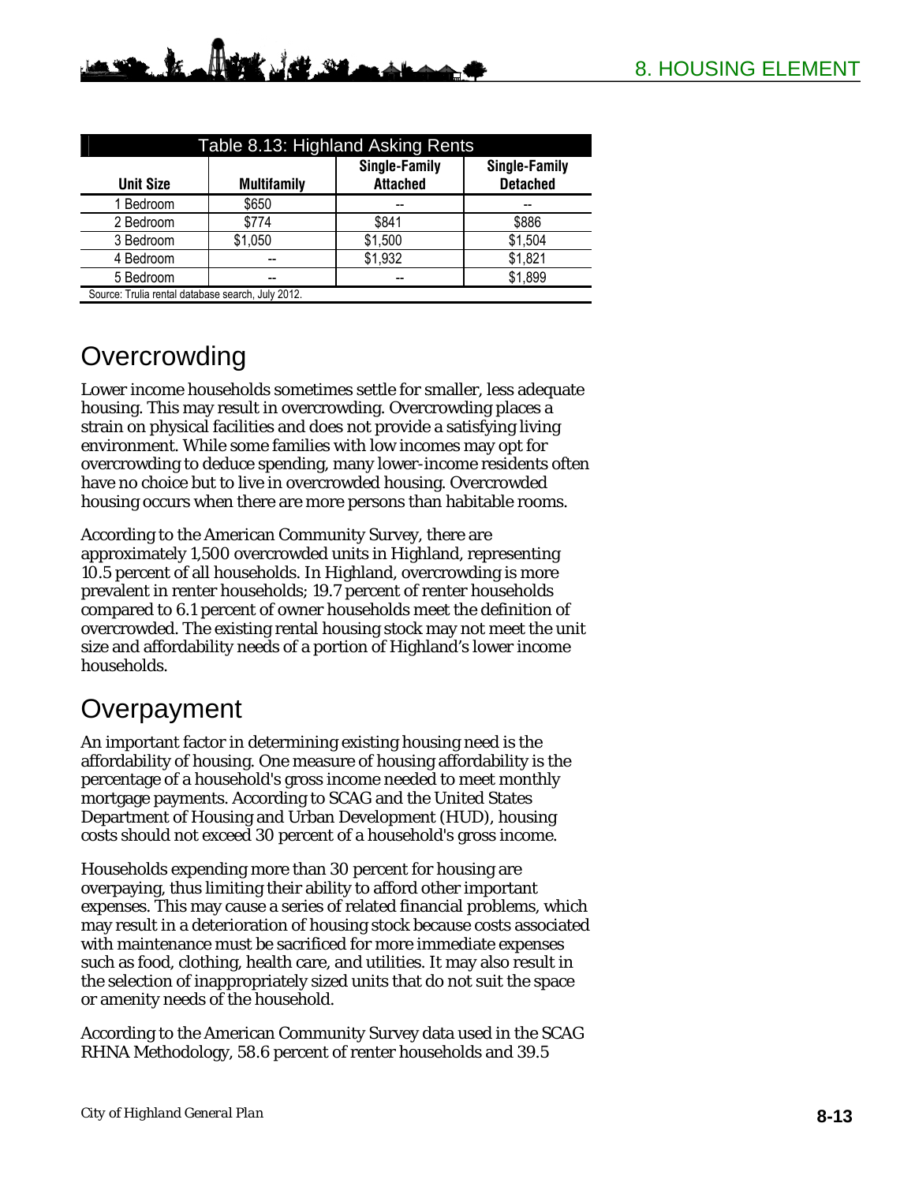| Table 8.13: Highland Asking Rents | | | |
|---|---|---|---|
| **Unit Size** | **Multifamily** | **Single-Family Attached** | **Single-Family Detached** |
| 1 Bedroom | $650 | -- | -- |
| 2 Bedroom | $774 | $841 | $886 |
| 3 Bedroom | $1,050 | $1,500 | $1,504 |
| 4 Bedroom | -- | $1,932 | $1,821 |
| 5 Bedroom | -- | -- | $1,899 |

Source: Trulia rental database search, July 2012.

## Overcrowding

Lower income households sometimes settle for smaller, less adequate housing. This may result in overcrowding. Overcrowding places a strain on physical facilities and does not provide a satisfying living environment. While some families with low incomes may opt for overcrowding to deduce spending, many lower-income residents often have no choice but to live in overcrowded housing. Overcrowded housing occurs when there are more persons than habitable rooms.

According to the American Community Survey, there are approximately 1,500 overcrowded units in Highland, representing 10.5 percent of all households. In Highland, overcrowding is more prevalent in renter households; 19.7 percent of renter households compared to 6.1 percent of owner households meet the definition of overcrowded. The existing rental housing stock may not meet the unit size and affordability needs of a portion of Highland's lower income households.

## Overpayment

An important factor in determining existing housing need is the affordability of housing. One measure of housing affordability is the percentage of a household's gross income needed to meet monthly mortgage payments. According to SCAG and the United States Department of Housing and Urban Development (HUD), housing costs should not exceed 30 percent of a household's gross income.

Households expending more than 30 percent for housing are overpaying, thus limiting their ability to afford other important expenses. This may cause a series of related financial problems, which may result in a deterioration of housing stock because costs associated with maintenance must be sacrificed for more immediate expenses such as food, clothing, health care, and utilities. It may also result in the selection of inappropriately sized units that do not suit the space or amenity needs of the household.

According to the American Community Survey data used in the SCAG RHNA Methodology, 58.6 percent of renter households and 39.5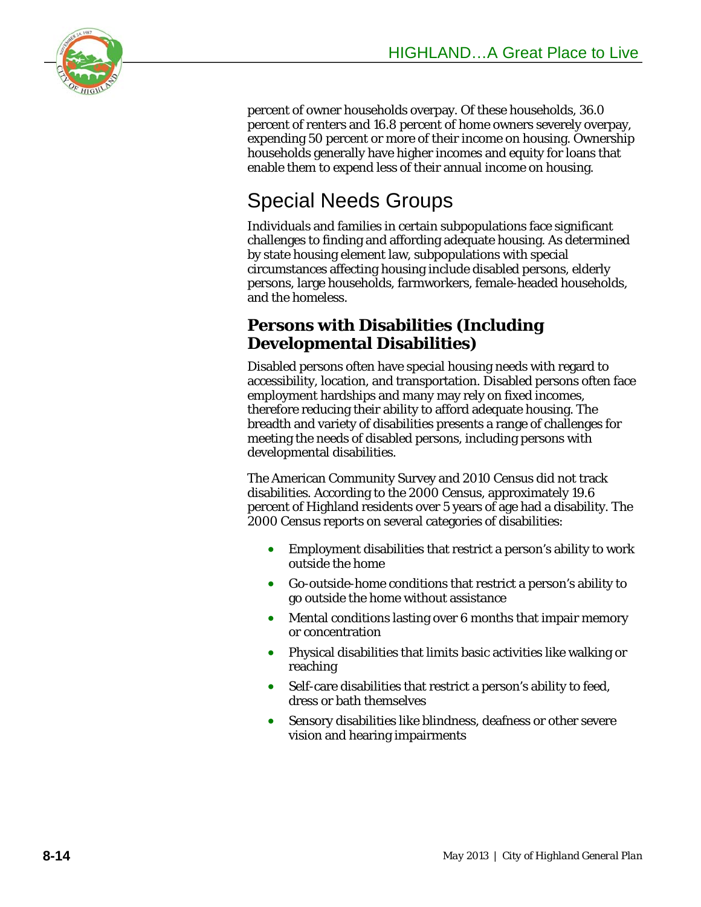percent of owner households overpay. Of these households, 36.0 percent of renters and 16.8 percent of home owners severely overpay, expending 50 percent or more of their income on housing. Ownership households generally have higher incomes and equity for loans that enable them to expend less of their annual income on housing.

# Special Needs Groups

Individuals and families in certain subpopulations face significant challenges to finding and affording adequate housing. As determined by state housing element law, subpopulations with special circumstances affecting housing include disabled persons, elderly persons, large households, farmworkers, female-headed households, and the homeless.

## Persons with Disabilities (Including Developmental Disabilities)

Disabled persons often have special housing needs with regard to accessibility, location, and transportation. Disabled persons often face employment hardships and many may rely on fixed incomes, therefore reducing their ability to afford adequate housing. The breadth and variety of disabilities presents a range of challenges for meeting the needs of disabled persons, including persons with developmental disabilities.

The American Community Survey and 2010 Census did not track disabilities. According to the 2000 Census, approximately 19.6 percent of Highland residents over 5 years of age had a disability. The 2000 Census reports on several categories of disabilities:

- Employment disabilities that restrict a person's ability to work outside the home
- Go-outside-home conditions that restrict a person's ability to go outside the home without assistance
- Mental conditions lasting over 6 months that impair memory or concentration
- Physical disabilities that limits basic activities like walking or reaching
- Self-care disabilities that restrict a person's ability to feed, dress or bath themselves
- Sensory disabilities like blindness, deafness or other severe vision and hearing impairments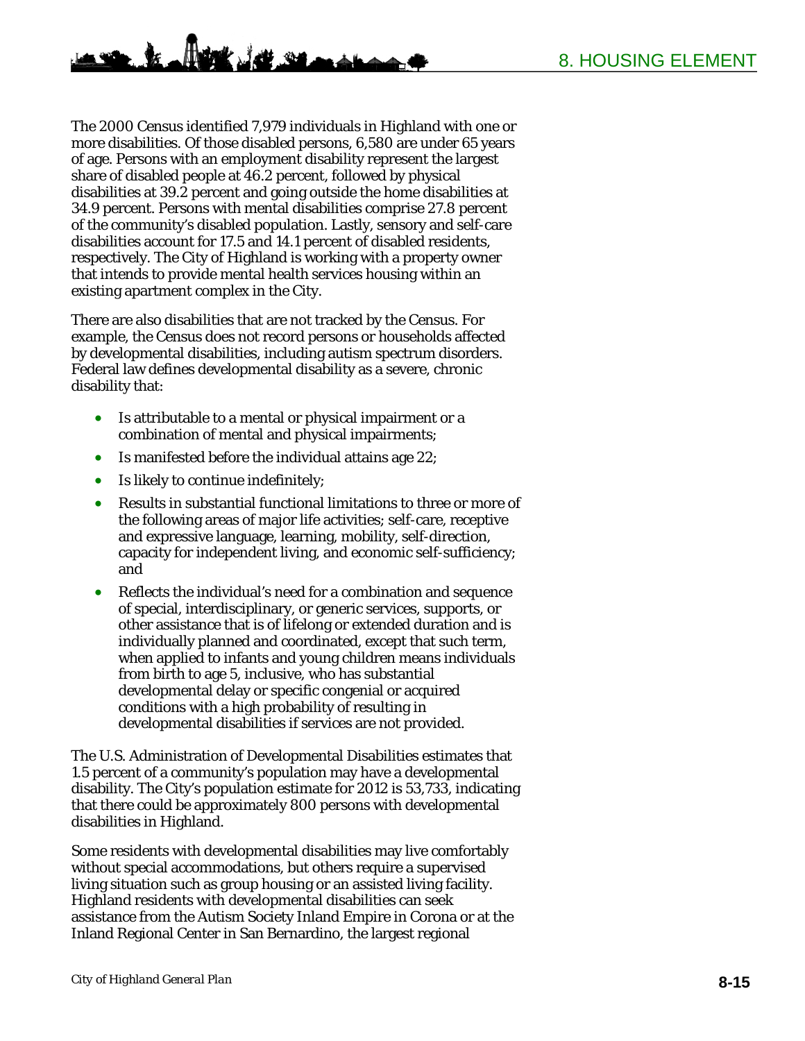The 2000 Census identified 7,979 individuals in Highland with one or more disabilities. Of those disabled persons, 6,580 are under 65 years of age. Persons with an employment disability represent the largest share of disabled people at 46.2 percent, followed by physical disabilities at 39.2 percent and going outside the home disabilities at 34.9 percent. Persons with mental disabilities comprise 27.8 percent of the community's disabled population. Lastly, sensory and self-care disabilities account for 17.5 and 14.1 percent of disabled residents, respectively. The City of Highland is working with a property owner that intends to provide mental health services housing within an existing apartment complex in the City.

There are also disabilities that are not tracked by the Census. For example, the Census does not record persons or households affected by developmental disabilities, including autism spectrum disorders. Federal law defines developmental disability as a severe, chronic disability that:

- Is attributable to a mental or physical impairment or a combination of mental and physical impairments;
- Is manifested before the individual attains age 22;
- Is likely to continue indefinitely;
- Results in substantial functional limitations to three or more of the following areas of major life activities; self-care, receptive and expressive language, learning, mobility, self-direction, capacity for independent living, and economic self-sufficiency; and
- Reflects the individual's need for a combination and sequence of special, interdisciplinary, or generic services, supports, or other assistance that is of lifelong or extended duration and is individually planned and coordinated, except that such term, when applied to infants and young children means individuals from birth to age 5, inclusive, who has substantial developmental delay or specific congenial or acquired conditions with a high probability of resulting in developmental disabilities if services are not provided.

The U.S. Administration of Developmental Disabilities estimates that 1.5 percent of a community's population may have a developmental disability. The City's population estimate for 2012 is 53,733, indicating that there could be approximately 800 persons with developmental disabilities in Highland.

Some residents with developmental disabilities may live comfortably without special accommodations, but others require a supervised living situation such as group housing or an assisted living facility. Highland residents with developmental disabilities can seek assistance from the Autism Society Inland Empire in Corona or at the Inland Regional Center in San Bernardino, the largest regional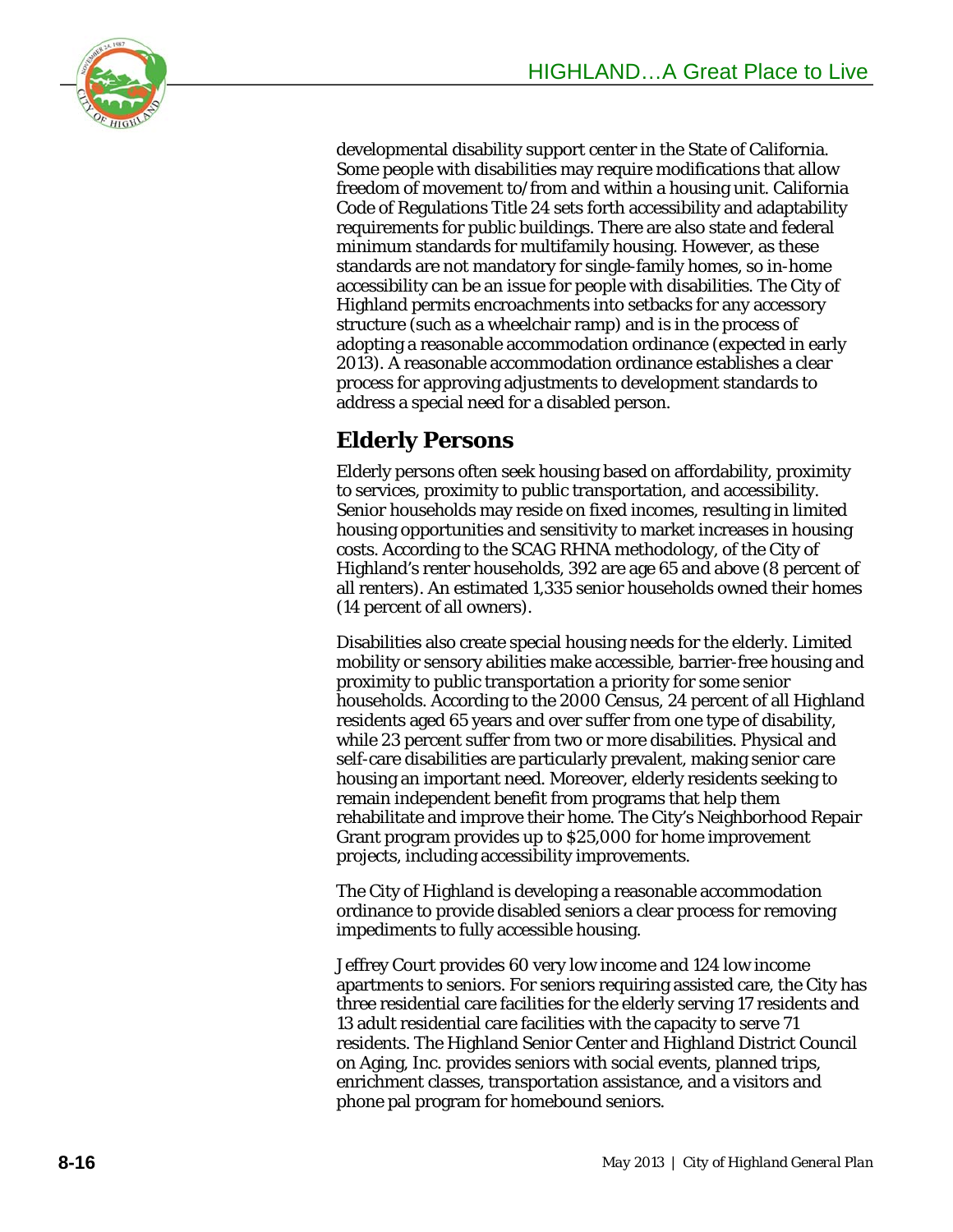developmental disability support center in the State of California. Some people with disabilities may require modifications that allow freedom of movement to/from and within a housing unit. California Code of Regulations Title 24 sets forth accessibility and adaptability requirements for public buildings. There are also state and federal minimum standards for multifamily housing. However, as these standards are not mandatory for single-family homes, so in-home accessibility can be an issue for people with disabilities. The City of Highland permits encroachments into setbacks for any accessory structure (such as a wheelchair ramp) and is in the process of adopting a reasonable accommodation ordinance (expected in early 2013). A reasonable accommodation ordinance establishes a clear process for approving adjustments to development standards to address a special need for a disabled person.

## Elderly Persons

Elderly persons often seek housing based on affordability, proximity to services, proximity to public transportation, and accessibility. Senior households may reside on fixed incomes, resulting in limited housing opportunities and sensitivity to market increases in housing costs. According to the SCAG RHNA methodology, of the City of Highland's renter households, 392 are age 65 and above (8 percent of all renters). An estimated 1,335 senior households owned their homes (14 percent of all owners).

Disabilities also create special housing needs for the elderly. Limited mobility or sensory abilities make accessible, barrier-free housing and proximity to public transportation a priority for some senior households. According to the 2000 Census, 24 percent of all Highland residents aged 65 years and over suffer from one type of disability, while 23 percent suffer from two or more disabilities. Physical and self-care disabilities are particularly prevalent, making senior care housing an important need. Moreover, elderly residents seeking to remain independent benefit from programs that help them rehabilitate and improve their home. The City's Neighborhood Repair Grant program provides up to $25,000 for home improvement projects, including accessibility improvements.

The City of Highland is developing a reasonable accommodation ordinance to provide disabled seniors a clear process for removing impediments to fully accessible housing.

Jeffrey Court provides 60 very low income and 124 low income apartments to seniors. For seniors requiring assisted care, the City has three residential care facilities for the elderly serving 17 residents and 13 adult residential care facilities with the capacity to serve 71 residents. The Highland Senior Center and Highland District Council on Aging, Inc. provides seniors with social events, planned trips, enrichment classes, transportation assistance, and a visitors and phone pal program for homebound seniors.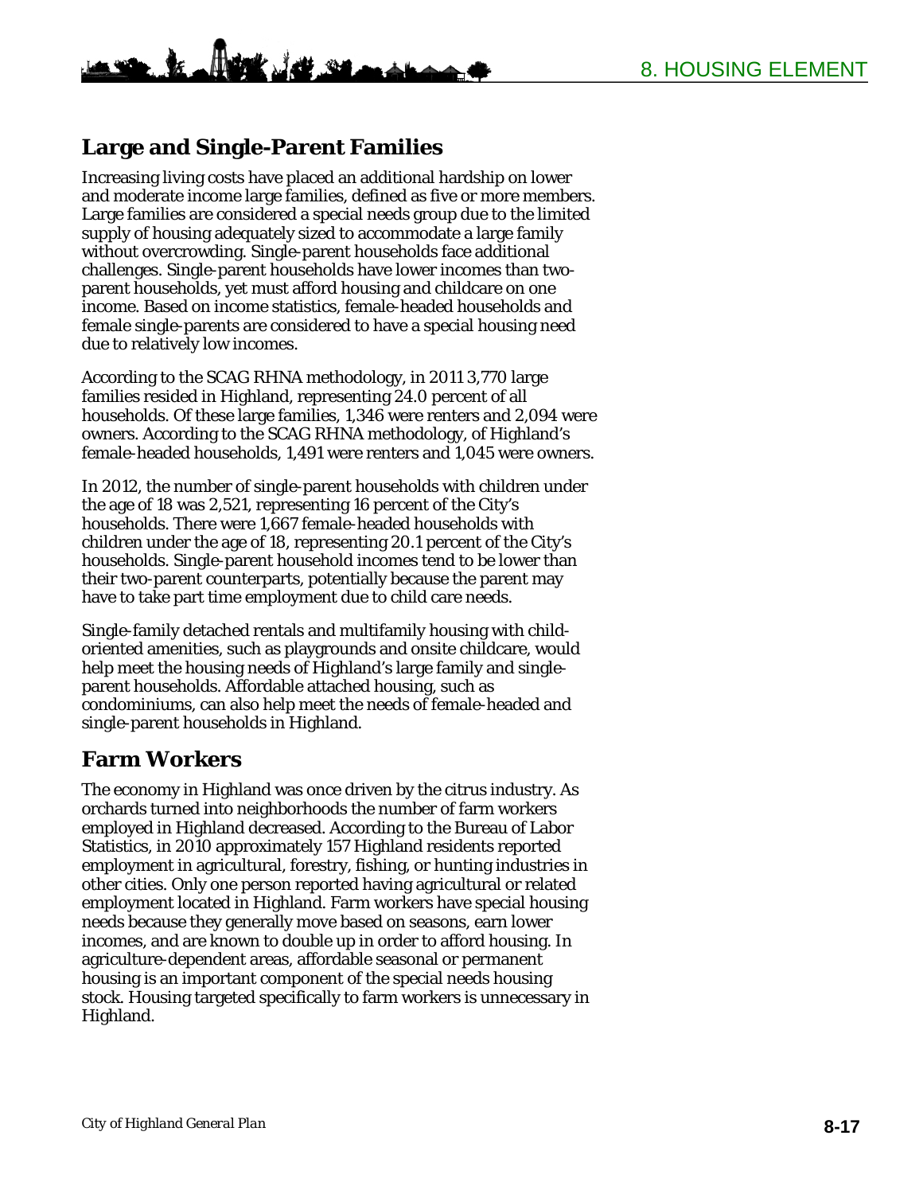## Large and Single-Parent Families

Increasing living costs have placed an additional hardship on lower and moderate income large families, defined as five or more members. Large families are considered a special needs group due to the limited supply of housing adequately sized to accommodate a large family without overcrowding. Single-parent households face additional challenges. Single-parent households have lower incomes than two-parent households, yet must afford housing and childcare on one income. Based on income statistics, female-headed households and female single-parents are considered to have a special housing need due to relatively low incomes.

According to the SCAG RHNA methodology, in 2011 3,770 large families resided in Highland, representing 24.0 percent of all households. Of these large families, 1,346 were renters and 2,094 were owners. According to the SCAG RHNA methodology, of Highland's female-headed households, 1,491 were renters and 1,045 were owners.

In 2012, the number of single-parent households with children under the age of 18 was 2,521, representing 16 percent of the City's households. There were 1,667 female-headed households with children under the age of 18, representing 20.1 percent of the City's households. Single-parent household incomes tend to be lower than their two-parent counterparts, potentially because the parent may have to take part time employment due to child care needs.

Single-family detached rentals and multifamily housing with child-oriented amenities, such as playgrounds and onsite childcare, would help meet the housing needs of Highland's large family and single-parent households. Affordable attached housing, such as condominiums, can also help meet the needs of female-headed and single-parent households in Highland.

## Farm Workers

The economy in Highland was once driven by the citrus industry. As orchards turned into neighborhoods the number of farm workers employed in Highland decreased. According to the Bureau of Labor Statistics, in 2010 approximately 157 Highland residents reported employment in agricultural, forestry, fishing, or hunting industries in other cities. Only one person reported having agricultural or related employment located in Highland. Farm workers have special housing needs because they generally move based on seasons, earn lower incomes, and are known to double up in order to afford housing. In agriculture-dependent areas, affordable seasonal or permanent housing is an important component of the special needs housing stock. Housing targeted specifically to farm workers is unnecessary in Highland.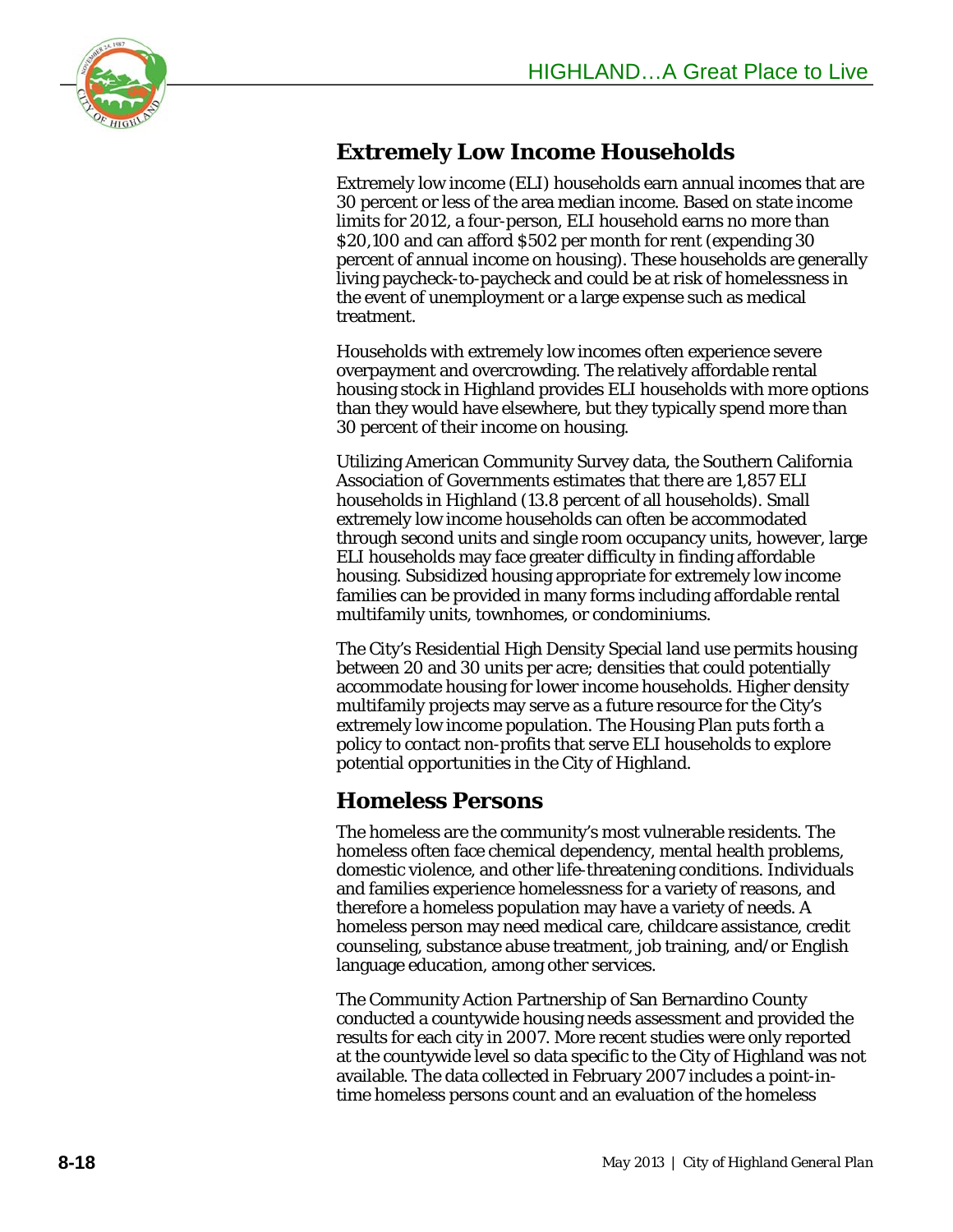## Extremely Low Income Households

Extremely low income (ELI) households earn annual incomes that are 30 percent or less of the area median income. Based on state income limits for 2012, a four-person, ELI household earns no more than $20,100 and can afford $502 per month for rent (expending 30 percent of annual income on housing). These households are generally living paycheck-to-paycheck and could be at risk of homelessness in the event of unemployment or a large expense such as medical treatment.

Households with extremely low incomes often experience severe overpayment and overcrowding. The relatively affordable rental housing stock in Highland provides ELI households with more options than they would have elsewhere, but they typically spend more than 30 percent of their income on housing.

Utilizing American Community Survey data, the Southern California Association of Governments estimates that there are 1,857 ELI households in Highland (13.8 percent of all households). Small extremely low income households can often be accommodated through second units and single room occupancy units, however, large ELI households may face greater difficulty in finding affordable housing. Subsidized housing appropriate for extremely low income families can be provided in many forms including affordable rental multifamily units, townhomes, or condominiums.

The City's Residential High Density Special land use permits housing between 20 and 30 units per acre; densities that could potentially accommodate housing for lower income households. Higher density multifamily projects may serve as a future resource for the City's extremely low income population. The Housing Plan puts forth a policy to contact non-profits that serve ELI households to explore potential opportunities in the City of Highland.

## Homeless Persons

The homeless are the community's most vulnerable residents. The homeless often face chemical dependency, mental health problems, domestic violence, and other life-threatening conditions. Individuals and families experience homelessness for a variety of reasons, and therefore a homeless population may have a variety of needs. A homeless person may need medical care, childcare assistance, credit counseling, substance abuse treatment, job training, and/or English language education, among other services.

The Community Action Partnership of San Bernardino County conducted a countywide housing needs assessment and provided the results for each city in 2007. More recent studies were only reported at the countywide level so data specific to the City of Highland was not available. The data collected in February 2007 includes a point-in-time homeless persons count and an evaluation of the homeless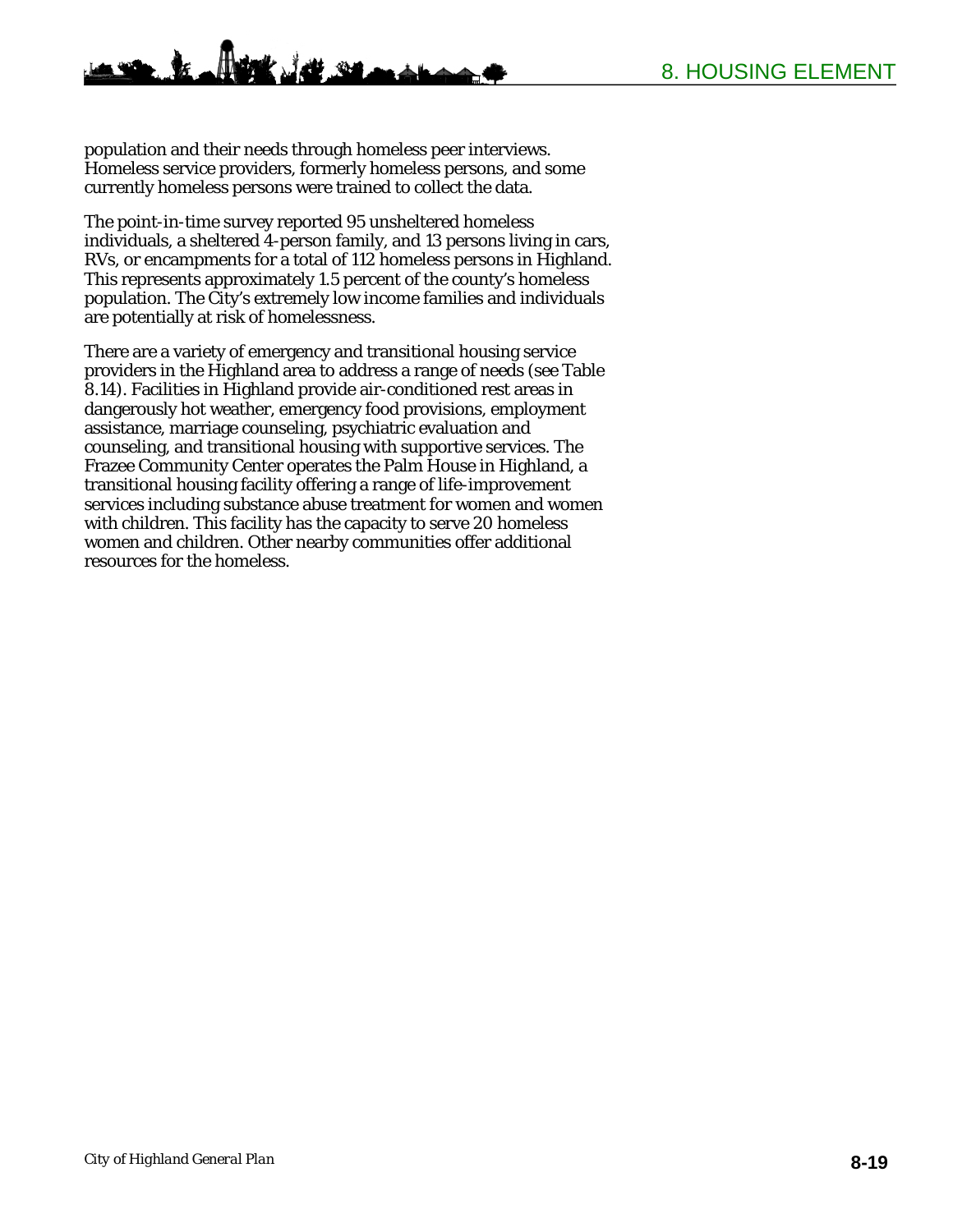population and their needs through homeless peer interviews. Homeless service providers, formerly homeless persons, and some currently homeless persons were trained to collect the data.

The point-in-time survey reported 95 unsheltered homeless individuals, a sheltered 4-person family, and 13 persons living in cars, RVs, or encampments for a total of 112 homeless persons in Highland. This represents approximately 1.5 percent of the county's homeless population. The City's extremely low income families and individuals are potentially at risk of homelessness.

There are a variety of emergency and transitional housing service providers in the Highland area to address a range of needs (see Table 8.14). Facilities in Highland provide air-conditioned rest areas in dangerously hot weather, emergency food provisions, employment assistance, marriage counseling, psychiatric evaluation and counseling, and transitional housing with supportive services. The Frazee Community Center operates the Palm House in Highland, a transitional housing facility offering a range of life-improvement services including substance abuse treatment for women and women with children. This facility has the capacity to serve 20 homeless women and children. Other nearby communities offer additional resources for the homeless.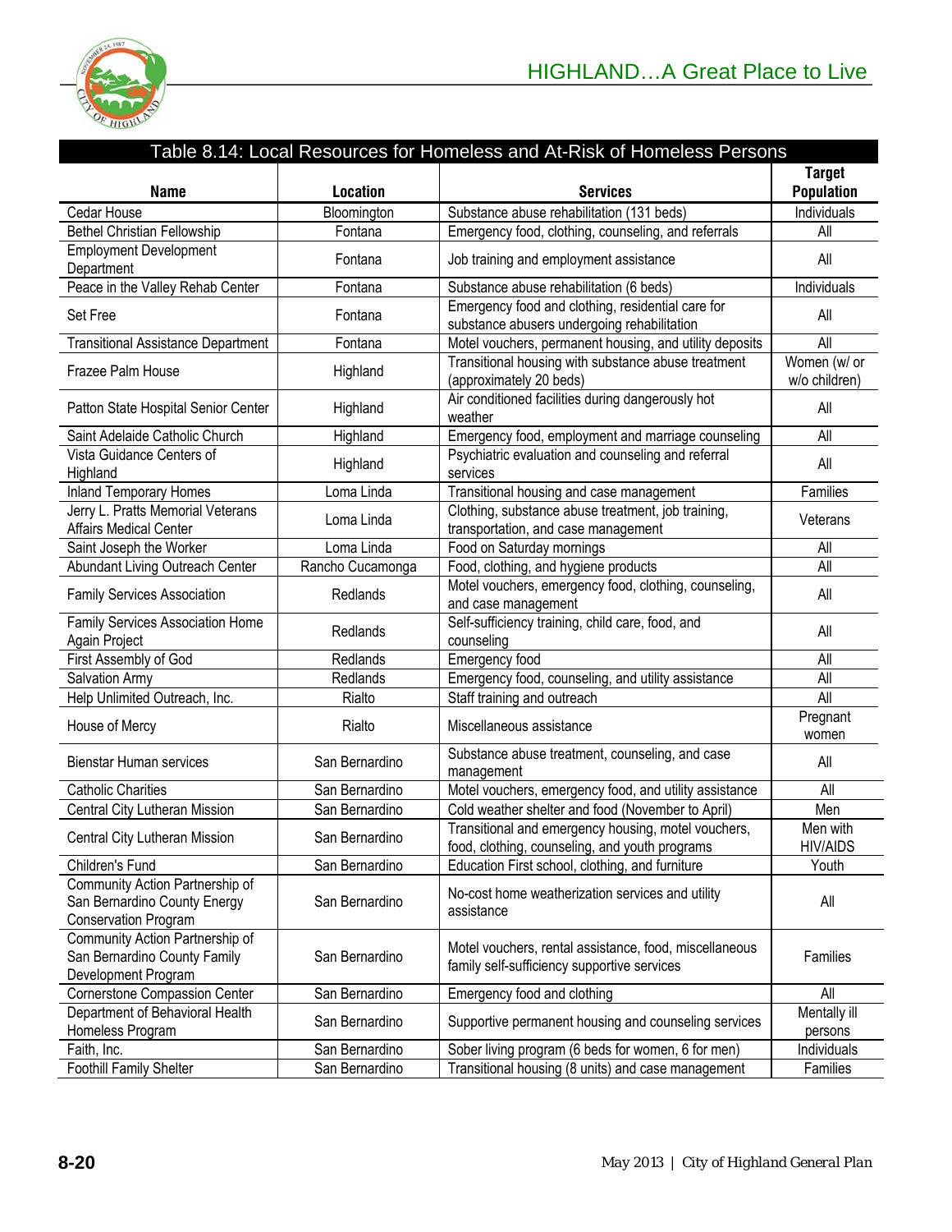## Table 8.14: Local Resources for Homeless and At-Risk of Homeless Persons

| Name | Location | Services | Target Population |
|---|---|---|---|
| Cedar House | Bloomington | Substance abuse rehabilitation (131 beds) | Individuals |
| Bethel Christian Fellowship | Fontana | Emergency food, clothing, counseling, and referrals | All |
| Employment Development Department | Fontana | Job training and employment assistance | All |
| Peace in the Valley Rehab Center | Fontana | Substance abuse rehabilitation (6 beds) | Individuals |
| Set Free | Fontana | Emergency food and clothing, residential care for substance abusers undergoing rehabilitation | All |
| Transitional Assistance Department | Fontana | Motel vouchers, permanent housing, and utility deposits | All |
| Frazee Palm House | Highland | Transitional housing with substance abuse treatment (approximately 20 beds) | Women (w/ or w/o children) |
| Patton State Hospital Senior Center | Highland | Air conditioned facilities during dangerously hot weather | All |
| Saint Adelaide Catholic Church | Highland | Emergency food, employment and marriage counseling | All |
| Vista Guidance Centers of Highland | Highland | Psychiatric evaluation and counseling and referral services | All |
| Inland Temporary Homes | Loma Linda | Transitional housing and case management | Families |
| Jerry L. Pratts Memorial Veterans Affairs Medical Center | Loma Linda | Clothing, substance abuse treatment, job training, transportation, and case management | Veterans |
| Saint Joseph the Worker | Loma Linda | Food on Saturday mornings | All |
| Abundant Living Outreach Center | Rancho Cucamonga | Food, clothing, and hygiene products | All |
| Family Services Association | Redlands | Motel vouchers, emergency food, clothing, counseling, and case management | All |
| Family Services Association Home Again Project | Redlands | Self-sufficiency training, child care, food, and counseling | All |
| First Assembly of God | Redlands | Emergency food | All |
| Salvation Army | Redlands | Emergency food, counseling, and utility assistance | All |
| Help Unlimited Outreach, Inc. | Rialto | Staff training and outreach | All |
| House of Mercy | Rialto | Miscellaneous assistance | Pregnant women |
| Bienstar Human services | San Bernardino | Substance abuse treatment, counseling, and case management | All |
| Catholic Charities | San Bernardino | Motel vouchers, emergency food, and utility assistance | All |
| Central City Lutheran Mission | San Bernardino | Cold weather shelter and food (November to April) | Men |
| Central City Lutheran Mission | San Bernardino | Transitional and emergency housing, motel vouchers, food, clothing, counseling, and youth programs | Men with HIV/AIDS |
| Children's Fund | San Bernardino | Education First school, clothing, and furniture | Youth |
| Community Action Partnership of San Bernardino County Energy Conservation Program | San Bernardino | No-cost home weatherization services and utility assistance | All |
| Community Action Partnership of San Bernardino County Family Development Program | San Bernardino | Motel vouchers, rental assistance, food, miscellaneous family self-sufficiency supportive services | Families |
| Cornerstone Compassion Center | San Bernardino | Emergency food and clothing | All |
| Department of Behavioral Health Homeless Program | San Bernardino | Supportive permanent housing and counseling services | Mentally ill persons |
| Faith, Inc. | San Bernardino | Sober living program (6 beds for women, 6 for men) | Individuals |
| Foothill Family Shelter | San Bernardino | Transitional housing (8 units) and case management | Families |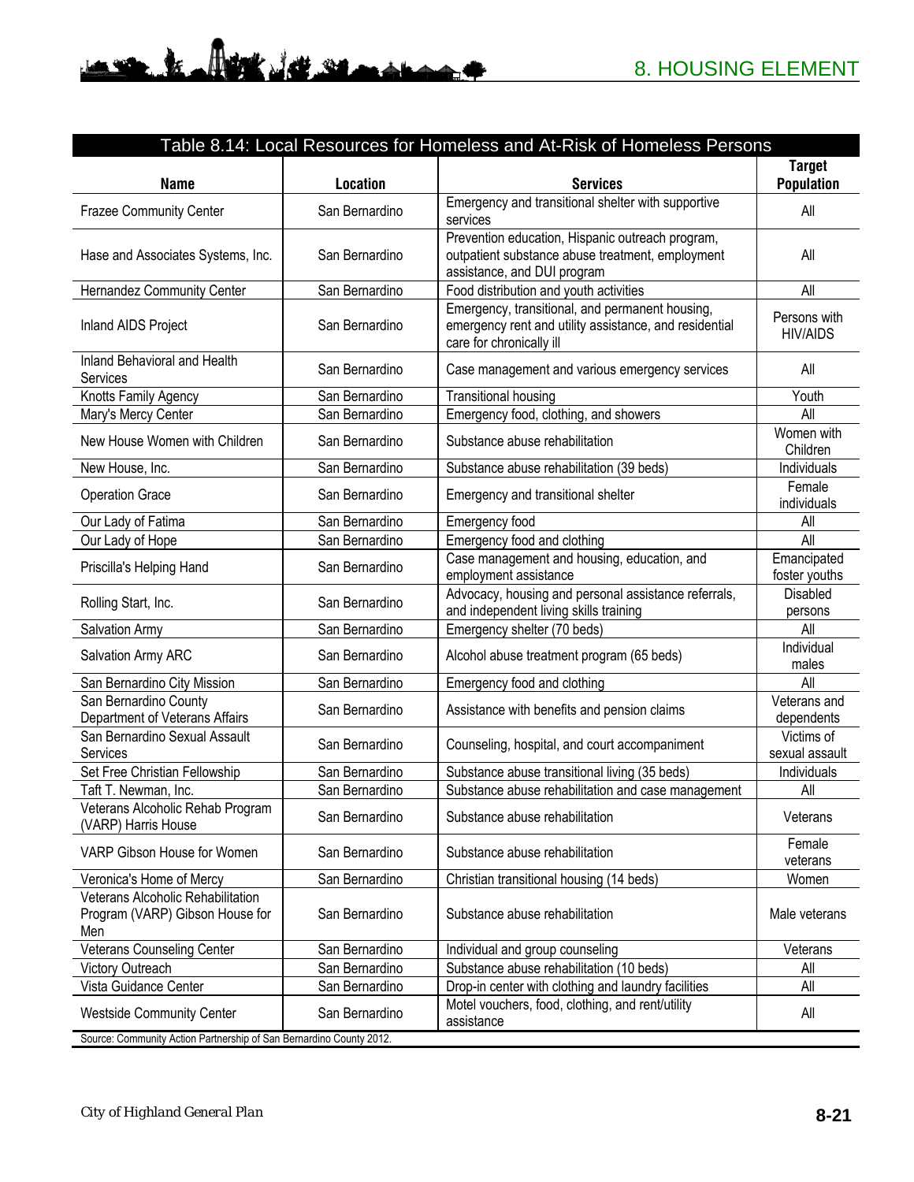| Table 8.14: Local Resources for Homeless and At-Risk of Homeless Persons | | | |
|---|---|---|---|
| **Name** | **Location** | **Services** | **Target Population** |
| Frazee Community Center | San Bernardino | Emergency and transitional shelter with supportive services | All |
| Hase and Associates Systems, Inc. | San Bernardino | Prevention education, Hispanic outreach program, outpatient substance abuse treatment, employment assistance, and DUI program | All |
| Hernandez Community Center | San Bernardino | Food distribution and youth activities | All |
| Inland AIDS Project | San Bernardino | Emergency, transitional, and permanent housing, emergency rent and utility assistance, and residential care for chronically ill | Persons with HIV/AIDS |
| Inland Behavioral and Health Services | San Bernardino | Case management and various emergency services | All |
| Knotts Family Agency | San Bernardino | Transitional housing | Youth |
| Mary's Mercy Center | San Bernardino | Emergency food, clothing, and showers | All |
| New House Women with Children | San Bernardino | Substance abuse rehabilitation | Women with Children |
| New House, Inc. | San Bernardino | Substance abuse rehabilitation (39 beds) | Individuals |
| Operation Grace | San Bernardino | Emergency and transitional shelter | Female individuals |
| Our Lady of Fatima | San Bernardino | Emergency food | All |
| Our Lady of Hope | San Bernardino | Emergency food and clothing | All |
| Priscilla's Helping Hand | San Bernardino | Case management and housing, education, and employment assistance | Emancipated foster youths |
| Rolling Start, Inc. | San Bernardino | Advocacy, housing and personal assistance referrals, and independent living skills training | Disabled persons |
| Salvation Army | San Bernardino | Emergency shelter (70 beds) | All |
| Salvation Army ARC | San Bernardino | Alcohol abuse treatment program (65 beds) | Individual males |
| San Bernardino City Mission | San Bernardino | Emergency food and clothing | All |
| San Bernardino County Department of Veterans Affairs | San Bernardino | Assistance with benefits and pension claims | Veterans and dependents |
| San Bernardino Sexual Assault Services | San Bernardino | Counseling, hospital, and court accompaniment | Victims of sexual assault |
| Set Free Christian Fellowship | San Bernardino | Substance abuse transitional living (35 beds) | Individuals |
| Taft T. Newman, Inc. | San Bernardino | Substance abuse rehabilitation and case management | All |
| Veterans Alcoholic Rehab Program (VARP) Harris House | San Bernardino | Substance abuse rehabilitation | Veterans |
| VARP Gibson House for Women | San Bernardino | Substance abuse rehabilitation | Female veterans |
| Veronica's Home of Mercy | San Bernardino | Christian transitional housing (14 beds) | Women |
| Veterans Alcoholic Rehabilitation Program (VARP) Gibson House for Men | San Bernardino | Substance abuse rehabilitation | Male veterans |
| Veterans Counseling Center | San Bernardino | Individual and group counseling | Veterans |
| Victory Outreach | San Bernardino | Substance abuse rehabilitation (10 beds) | All |
| Vista Guidance Center | San Bernardino | Drop-in center with clothing and laundry facilities | All |
| Westside Community Center | San Bernardino | Motel vouchers, food, clothing, and rent/utility assistance | All |

Source: Community Action Partnership of San Bernardino County 2012.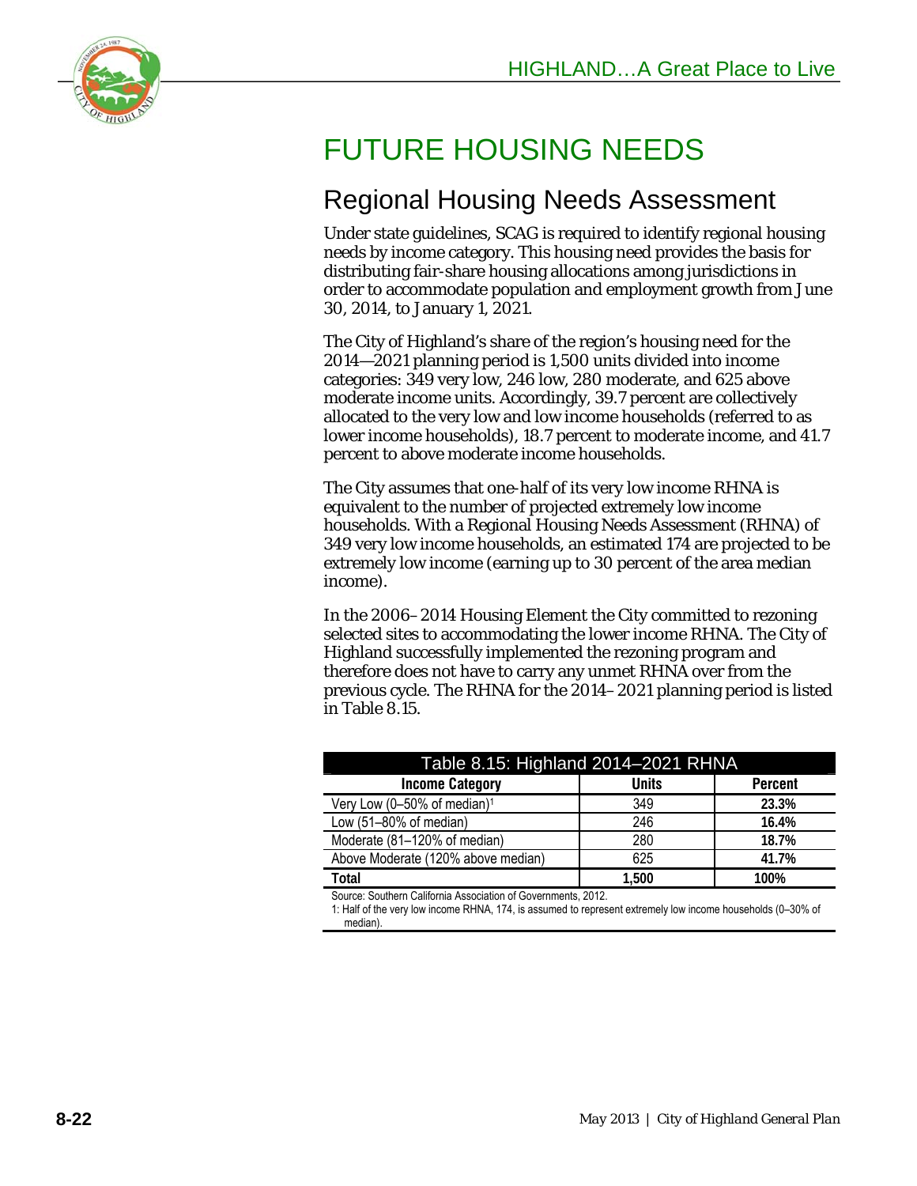# FUTURE HOUSING NEEDS

## Regional Housing Needs Assessment

Under state guidelines, SCAG is required to identify regional housing needs by income category. This housing need provides the basis for distributing fair-share housing allocations among jurisdictions in order to accommodate population and employment growth from June 30, 2014, to January 1, 2021.

The City of Highland's share of the region's housing need for the 2014—2021 planning period is 1,500 units divided into income categories: 349 very low, 246 low, 280 moderate, and 625 above moderate income units. Accordingly, 39.7 percent are collectively allocated to the very low and low income households (referred to as lower income households), 18.7 percent to moderate income, and 41.7 percent to above moderate income households.

The City assumes that one-half of its very low income RHNA is equivalent to the number of projected extremely low income households. With a Regional Housing Needs Assessment (RHNA) of 349 very low income households, an estimated 174 are projected to be extremely low income (earning up to 30 percent of the area median income).

In the 2006–2014 Housing Element the City committed to rezoning selected sites to accommodating the lower income RHNA. The City of Highland successfully implemented the rezoning program and therefore does not have to carry any unmet RHNA over from the previous cycle. The RHNA for the 2014–2021 planning period is listed in Table 8.15.

**Table 8.15: Highland 2014–2021 RHNA**

| Income Category | Units | Percent |
|---|---|---|
| Very Low (0–50% of median)[1] | 349 | **23.3%** |
| Low (51–80% of median) | 246 | **16.4%** |
| Moderate (81–120% of median) | 280 | **18.7%** |
| Above Moderate (120% above median) | 625 | **41.7%** |
| **Total** | **1,500** | **100%** |

Source: Southern California Association of Governments, 2012.

1: Half of the very low income RHNA, 174, is assumed to represent extremely low income households (0–30% of median).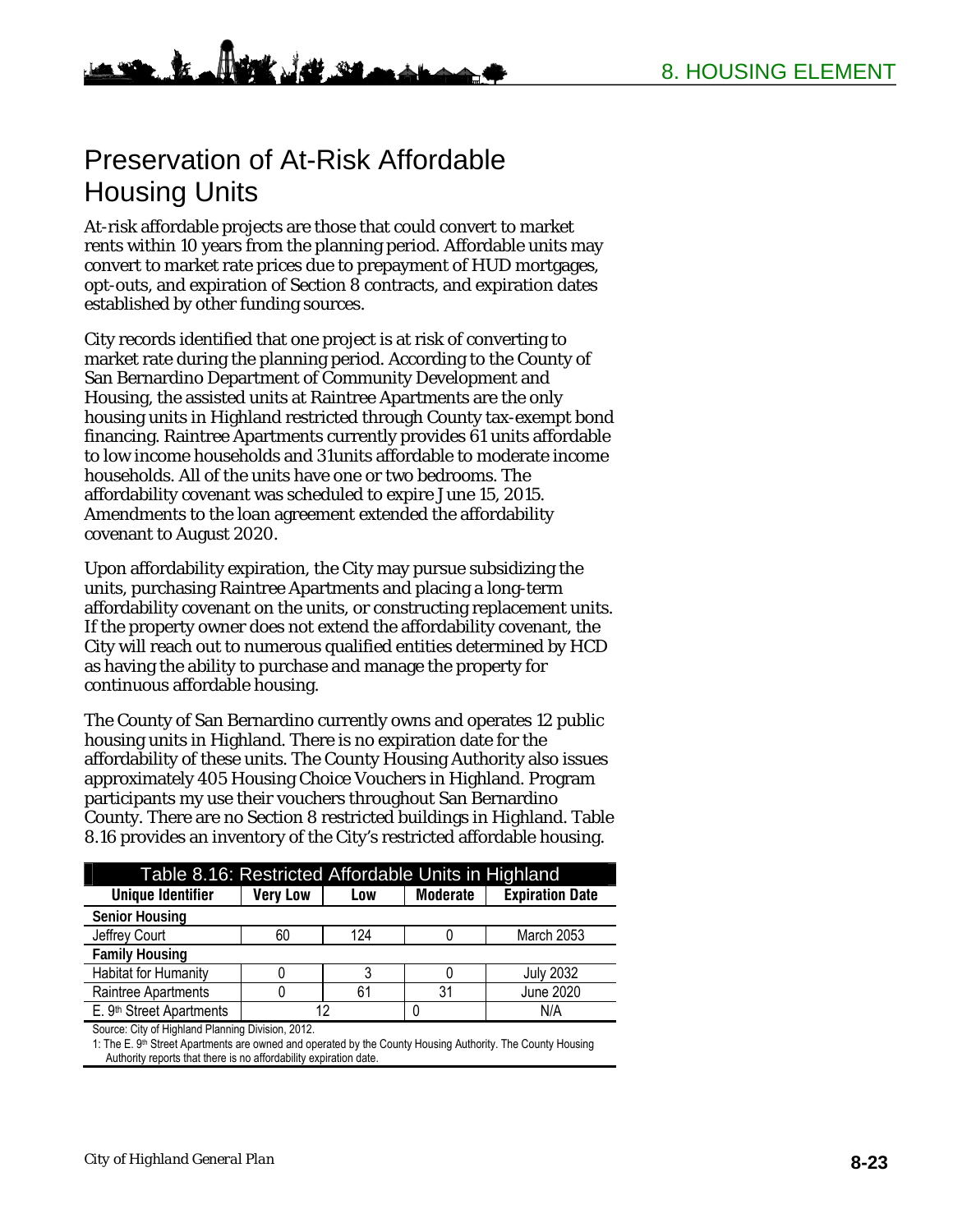# Preservation of At-Risk Affordable Housing Units

At-risk affordable projects are those that could convert to market rents within 10 years from the planning period. Affordable units may convert to market rate prices due to prepayment of HUD mortgages, opt-outs, and expiration of Section 8 contracts, and expiration dates established by other funding sources.

City records identified that one project is at risk of converting to market rate during the planning period. According to the County of San Bernardino Department of Community Development and Housing, the assisted units at Raintree Apartments are the only housing units in Highland restricted through County tax-exempt bond financing. Raintree Apartments currently provides 61 units affordable to low income households and 31units affordable to moderate income households. All of the units have one or two bedrooms. The affordability covenant was scheduled to expire June 15, 2015. Amendments to the loan agreement extended the affordability covenant to August 2020.

Upon affordability expiration, the City may pursue subsidizing the units, purchasing Raintree Apartments and placing a long-term affordability covenant on the units, or constructing replacement units. If the property owner does not extend the affordability covenant, the City will reach out to numerous qualified entities determined by HCD as having the ability to purchase and manage the property for continuous affordable housing.

The County of San Bernardino currently owns and operates 12 public housing units in Highland. There is no expiration date for the affordability of these units. The County Housing Authority also issues approximately 405 Housing Choice Vouchers in Highland. Program participants my use their vouchers throughout San Bernardino County. There are no Section 8 restricted buildings in Highland. Table 8.16 provides an inventory of the City's restricted affordable housing.

**Table 8.16: Restricted Affordable Units in Highland**

| Unique Identifier | Very Low | Low | Moderate | Expiration Date |
|---|---|---|---|---|
| **Senior Housing** | | | | |
| Jeffrey Court | 60 | 124 | 0 | March 2053 |
| **Family Housing** | | | | |
| Habitat for Humanity | 0 | 3 | 0 | July 2032 |
| Raintree Apartments | 0 | 61 | 31 | June 2020 |
| E. 9th Street Apartments | 12 | | 0 | N/A |

Source: City of Highland Planning Division, 2012.

1: The E. 9th Street Apartments are owned and operated by the County Housing Authority. The County Housing Authority reports that there is no affordability expiration date.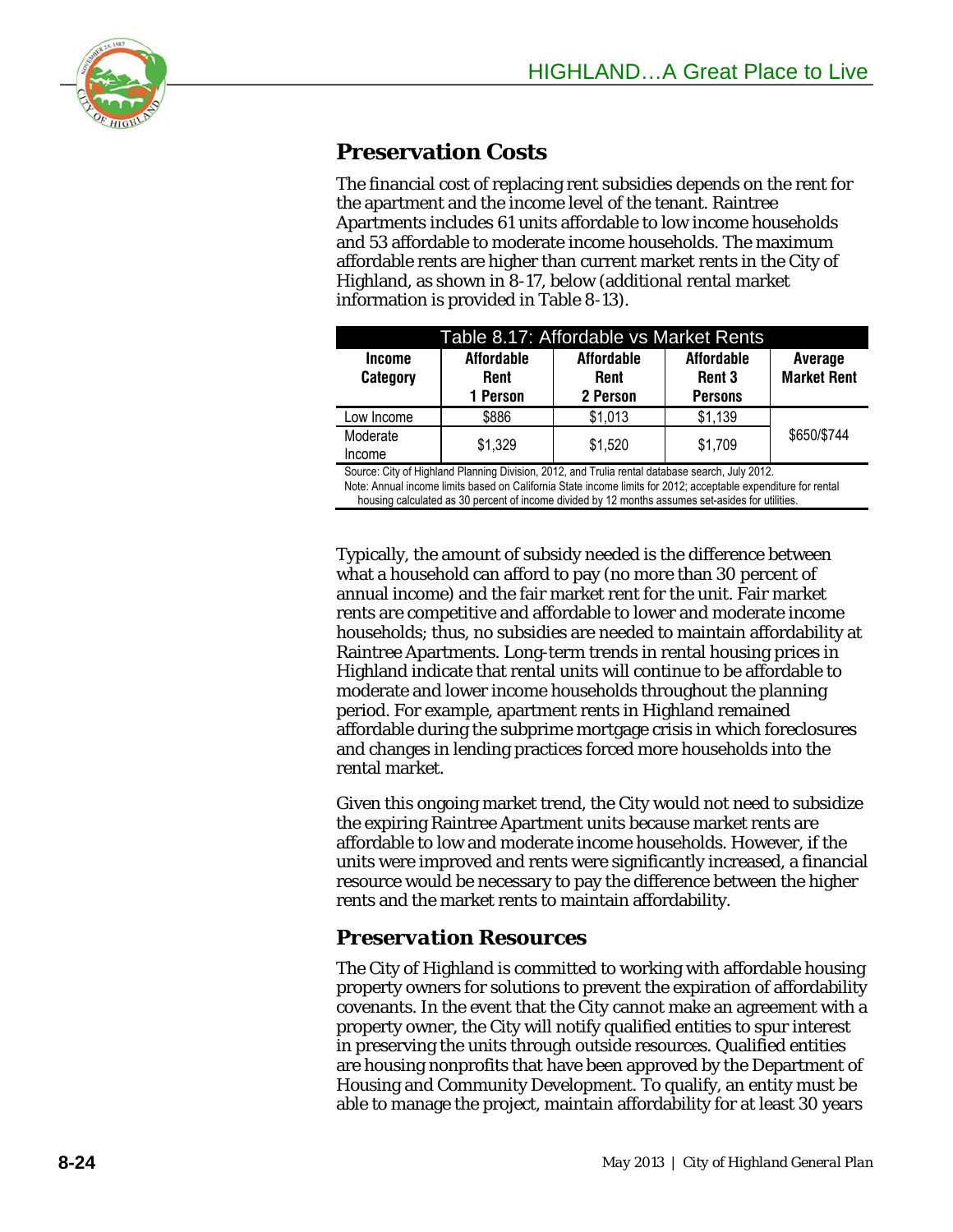## Preservation Costs

The financial cost of replacing rent subsidies depends on the rent for the apartment and the income level of the tenant. Raintree Apartments includes 61 units affordable to low income households and 53 affordable to moderate income households. The maximum affordable rents are higher than current market rents in the City of Highland, as shown in 8-17, below (additional rental market information is provided in Table 8-13).

| Table 8.17: Affordable vs Market Rents | | | | |
|---|---|---|---|---|
| **Income Category** | **Affordable Rent 1 Person** | **Affordable Rent 2 Person** | **Affordable Rent 3 Persons** | **Average Market Rent** |
| Low Income | $886 | $1,013 | $1,139 | $650/$744 |
| Moderate Income | $1,329 | $1,520 | $1,709 | |

Source: City of Highland Planning Division, 2012, and Trulia rental database search, July 2012.
Note: Annual income limits based on California State income limits for 2012; acceptable expenditure for rental housing calculated as 30 percent of income divided by 12 months assumes set-asides for utilities.

Typically, the amount of subsidy needed is the difference between what a household can afford to pay (no more than 30 percent of annual income) and the fair market rent for the unit. Fair market rents are competitive and affordable to lower and moderate income households; thus, no subsidies are needed to maintain affordability at Raintree Apartments. Long-term trends in rental housing prices in Highland indicate that rental units will continue to be affordable to moderate and lower income households throughout the planning period. For example, apartment rents in Highland remained affordable during the subprime mortgage crisis in which foreclosures and changes in lending practices forced more households into the rental market.

Given this ongoing market trend, the City would not need to subsidize the expiring Raintree Apartment units because market rents are affordable to low and moderate income households. However, if the units were improved and rents were significantly increased, a financial resource would be necessary to pay the difference between the higher rents and the market rents to maintain affordability.

### *Preservation Resources*

The City of Highland is committed to working with affordable housing property owners for solutions to prevent the expiration of affordability covenants. In the event that the City cannot make an agreement with a property owner, the City will notify qualified entities to spur interest in preserving the units through outside resources. Qualified entities are housing nonprofits that have been approved by the Department of Housing and Community Development. To qualify, an entity must be able to manage the project, maintain affordability for at least 30 years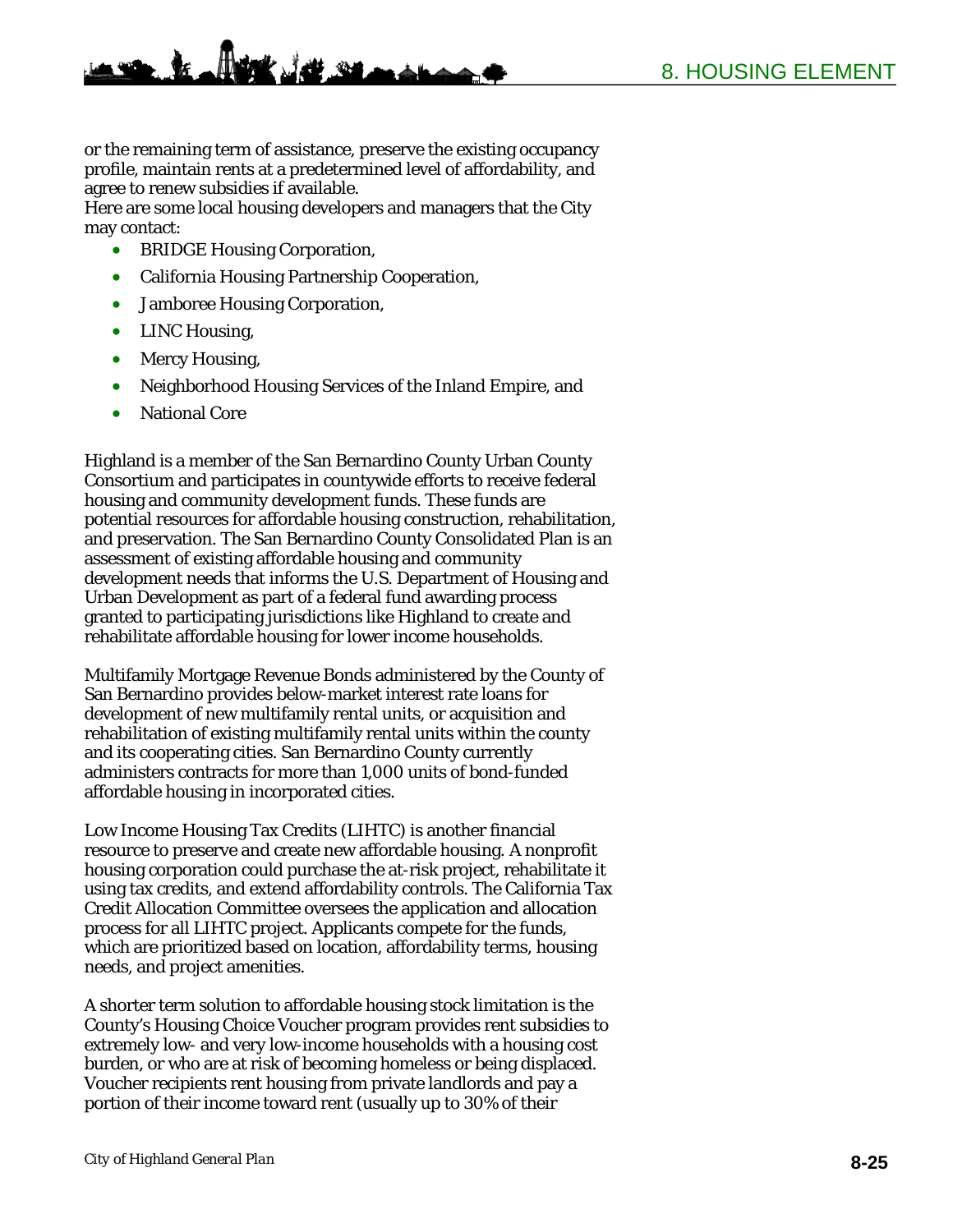or the remaining term of assistance, preserve the existing occupancy profile, maintain rents at a predetermined level of affordability, and agree to renew subsidies if available.

Here are some local housing developers and managers that the City may contact:

- BRIDGE Housing Corporation,
- California Housing Partnership Cooperation,
- Jamboree Housing Corporation,
- LINC Housing,
- Mercy Housing,
- Neighborhood Housing Services of the Inland Empire, and
- National Core

Highland is a member of the San Bernardino County Urban County Consortium and participates in countywide efforts to receive federal housing and community development funds. These funds are potential resources for affordable housing construction, rehabilitation, and preservation. The San Bernardino County Consolidated Plan is an assessment of existing affordable housing and community development needs that informs the U.S. Department of Housing and Urban Development as part of a federal fund awarding process granted to participating jurisdictions like Highland to create and rehabilitate affordable housing for lower income households.

Multifamily Mortgage Revenue Bonds administered by the County of San Bernardino provides below-market interest rate loans for development of new multifamily rental units, or acquisition and rehabilitation of existing multifamily rental units within the county and its cooperating cities. San Bernardino County currently administers contracts for more than 1,000 units of bond-funded affordable housing in incorporated cities.

Low Income Housing Tax Credits (LIHTC) is another financial resource to preserve and create new affordable housing. A nonprofit housing corporation could purchase the at-risk project, rehabilitate it using tax credits, and extend affordability controls. The California Tax Credit Allocation Committee oversees the application and allocation process for all LIHTC project. Applicants compete for the funds, which are prioritized based on location, affordability terms, housing needs, and project amenities.

A shorter term solution to affordable housing stock limitation is the County's Housing Choice Voucher program provides rent subsidies to extremely low- and very low-income households with a housing cost burden, or who are at risk of becoming homeless or being displaced. Voucher recipients rent housing from private landlords and pay a portion of their income toward rent (usually up to 30% of their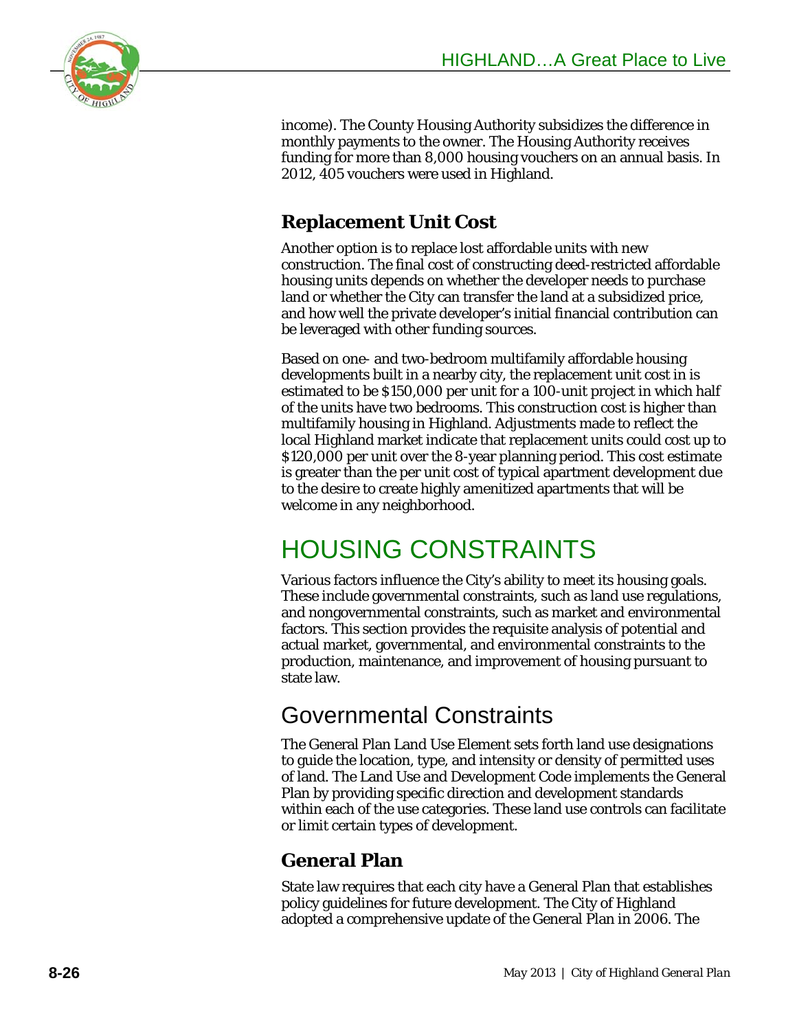income). The County Housing Authority subsidizes the difference in monthly payments to the owner. The Housing Authority receives funding for more than 8,000 housing vouchers on an annual basis. In 2012, 405 vouchers were used in Highland.

### Replacement Unit Cost

Another option is to replace lost affordable units with new construction. The final cost of constructing deed-restricted affordable housing units depends on whether the developer needs to purchase land or whether the City can transfer the land at a subsidized price, and how well the private developer's initial financial contribution can be leveraged with other funding sources.

Based on one- and two-bedroom multifamily affordable housing developments built in a nearby city, the replacement unit cost in is estimated to be $150,000 per unit for a 100-unit project in which half of the units have two bedrooms. This construction cost is higher than multifamily housing in Highland. Adjustments made to reflect the local Highland market indicate that replacement units could cost up to $120,000 per unit over the 8-year planning period. This cost estimate is greater than the per unit cost of typical apartment development due to the desire to create highly amenitized apartments that will be welcome in any neighborhood.

# HOUSING CONSTRAINTS

Various factors influence the City's ability to meet its housing goals. These include governmental constraints, such as land use regulations, and nongovernmental constraints, such as market and environmental factors. This section provides the requisite analysis of potential and actual market, governmental, and environmental constraints to the production, maintenance, and improvement of housing pursuant to state law.

## Governmental Constraints

The General Plan Land Use Element sets forth land use designations to guide the location, type, and intensity or density of permitted uses of land. The Land Use and Development Code implements the General Plan by providing specific direction and development standards within each of the use categories. These land use controls can facilitate or limit certain types of development.

### General Plan

State law requires that each city have a General Plan that establishes policy guidelines for future development. The City of Highland adopted a comprehensive update of the General Plan in 2006. The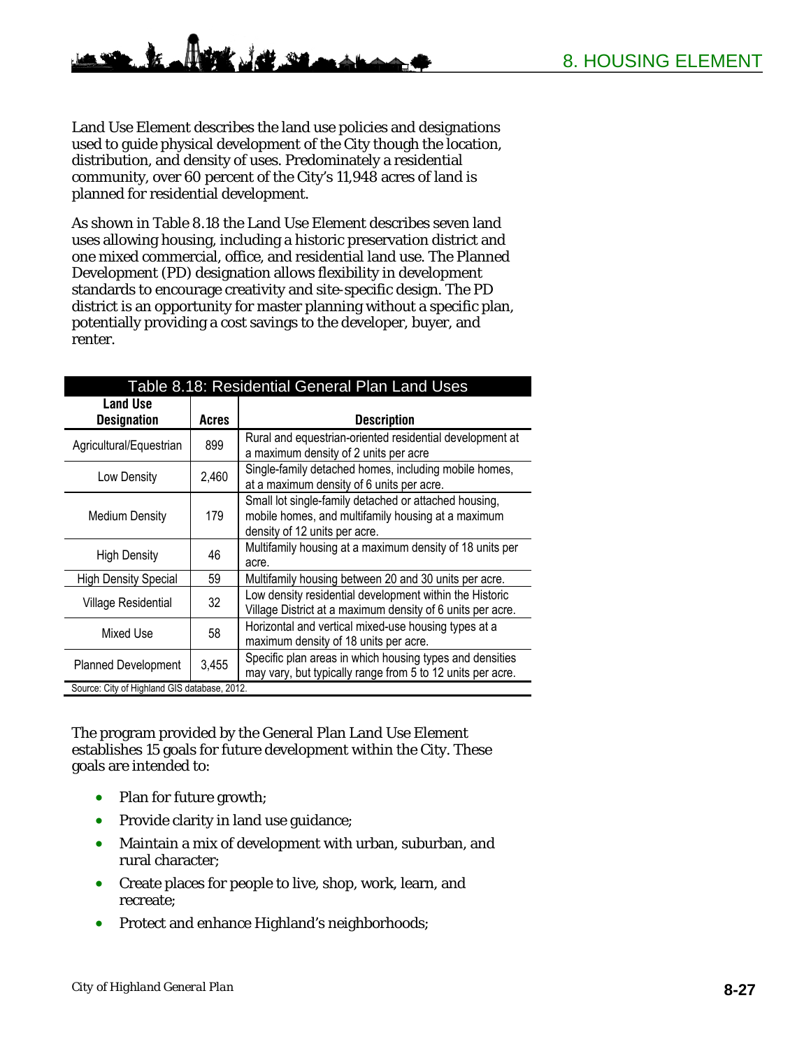Land Use Element describes the land use policies and designations used to guide physical development of the City though the location, distribution, and density of uses. Predominately a residential community, over 60 percent of the City's 11,948 acres of land is planned for residential development.

As shown in Table 8.18 the Land Use Element describes seven land uses allowing housing, including a historic preservation district and one mixed commercial, office, and residential land use. The Planned Development (PD) designation allows flexibility in development standards to encourage creativity and site-specific design. The PD district is an opportunity for master planning without a specific plan, potentially providing a cost savings to the developer, buyer, and renter.

**Table 8.18: Residential General Plan Land Uses**

| Land Use Designation | Acres | Description |
|---|---|---|
| Agricultural/Equestrian | 899 | Rural and equestrian-oriented residential development at a maximum density of 2 units per acre |
| Low Density | 2,460 | Single-family detached homes, including mobile homes, at a maximum density of 6 units per acre. |
| Medium Density | 179 | Small lot single-family detached or attached housing, mobile homes, and multifamily housing at a maximum density of 12 units per acre. |
| High Density | 46 | Multifamily housing at a maximum density of 18 units per acre. |
| High Density Special | 59 | Multifamily housing between 20 and 30 units per acre. |
| Village Residential | 32 | Low density residential development within the Historic Village District at a maximum density of 6 units per acre. |
| Mixed Use | 58 | Horizontal and vertical mixed-use housing types at a maximum density of 18 units per acre. |
| Planned Development | 3,455 | Specific plan areas in which housing types and densities may vary, but typically range from 5 to 12 units per acre. |

Source: City of Highland GIS database, 2012.

The program provided by the General Plan Land Use Element establishes 15 goals for future development within the City. These goals are intended to:

- Plan for future growth;
- Provide clarity in land use guidance;
- Maintain a mix of development with urban, suburban, and rural character;
- Create places for people to live, shop, work, learn, and recreate;
- Protect and enhance Highland's neighborhoods;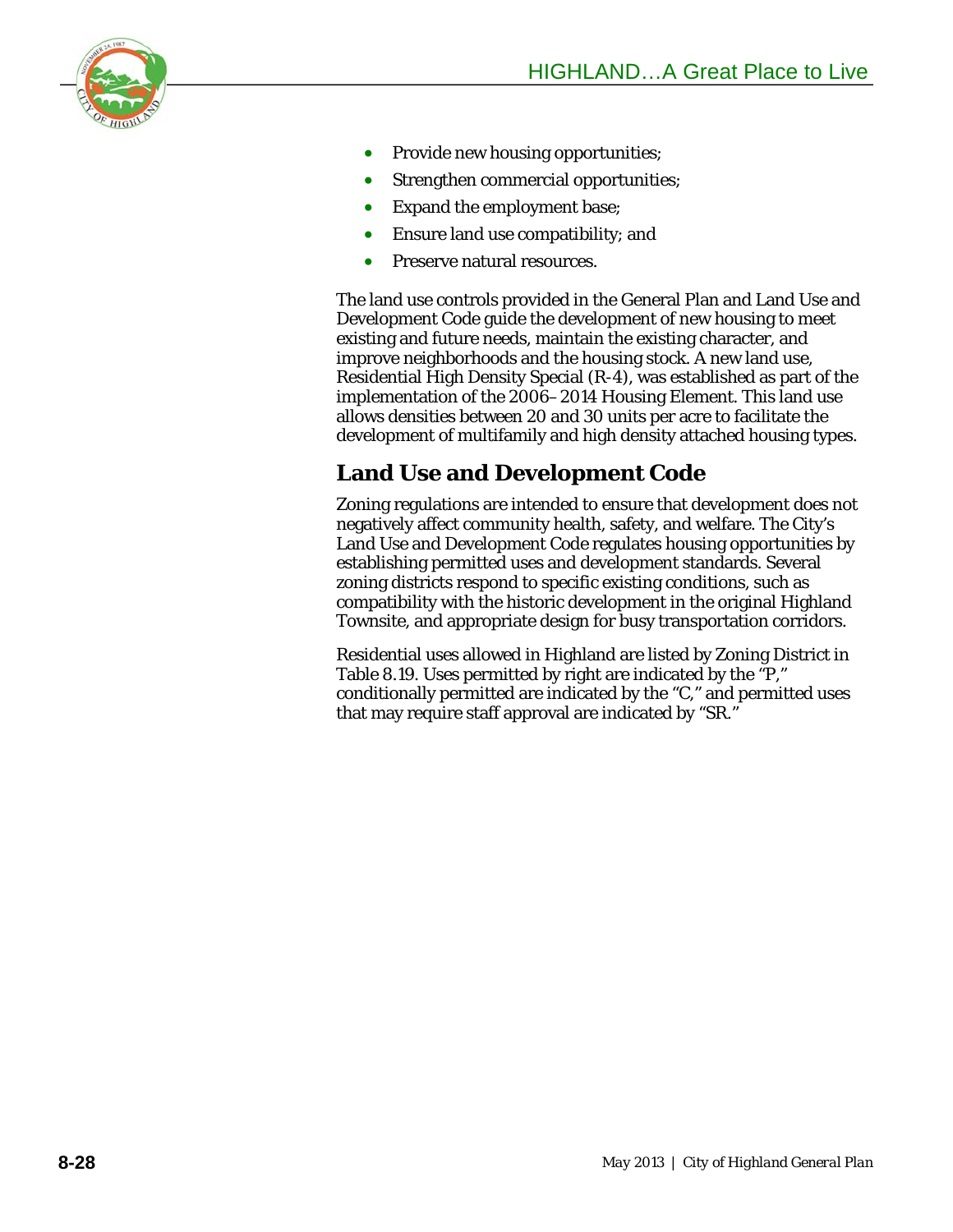- Provide new housing opportunities;
- Strengthen commercial opportunities;
- Expand the employment base;
- Ensure land use compatibility; and
- Preserve natural resources.

The land use controls provided in the General Plan and Land Use and Development Code guide the development of new housing to meet existing and future needs, maintain the existing character, and improve neighborhoods and the housing stock. A new land use, Residential High Density Special (R-4), was established as part of the implementation of the 2006–2014 Housing Element. This land use allows densities between 20 and 30 units per acre to facilitate the development of multifamily and high density attached housing types.

## Land Use and Development Code

Zoning regulations are intended to ensure that development does not negatively affect community health, safety, and welfare. The City's Land Use and Development Code regulates housing opportunities by establishing permitted uses and development standards. Several zoning districts respond to specific existing conditions, such as compatibility with the historic development in the original Highland Townsite, and appropriate design for busy transportation corridors.

Residential uses allowed in Highland are listed by Zoning District in Table 8.19. Uses permitted by right are indicated by the "P," conditionally permitted are indicated by the "C," and permitted uses that may require staff approval are indicated by "SR."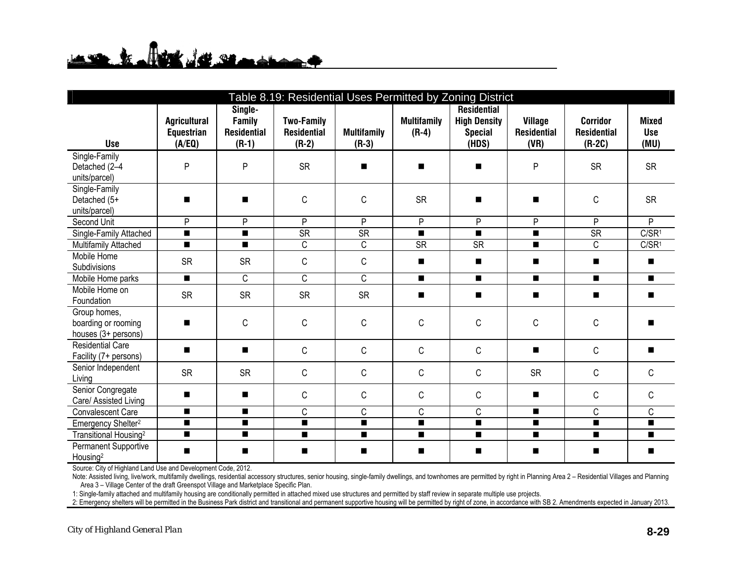| Table 8.19: Residential Uses Permitted by Zoning District | | | | | | | | | |
|---|---|---|---|---|---|---|---|---|---|
| **Use** | **Agricultural Equestrian (A/EQ)** | **Single-Family Residential (R-1)** | **Two-Family Residential (R-2)** | **Multifamily (R-3)** | **Multifamily (R-4)** | **Residential High Density Special (HDS)** | **Village Residential (VR)** | **Corridor Residential (R-2C)** | **Mixed Use (MU)** |
| Single-Family Detached (2–4 units/parcel) | P | P | SR | ■ | ■ | ■ | P | SR | SR |
| Single-Family Detached (5+ units/parcel) | ■ | ■ | C | C | SR | ■ | ■ | C | SR |
| Second Unit | P | P | P | P | P | P | P | P | P |
| Single-Family Attached | ■ | ■ | SR | SR | ■ | ■ | ■ | SR | C/SR[1] |
| Multifamily Attached | ■ | ■ | C | C | SR | SR | ■ | C | C/SR[1] |
| Mobile Home Subdivisions | SR | SR | C | C | ■ | ■ | ■ | ■ | ■ |
| Mobile Home parks | ■ | C | C | C | ■ | ■ | ■ | ■ | ■ |
| Mobile Home on Foundation | SR | SR | SR | SR | ■ | ■ | ■ | ■ | ■ |
| Group homes, boarding or rooming houses (3+ persons) | ■ | C | C | C | C | C | C | C | ■ |
| Residential Care Facility (7+ persons) | ■ | ■ | C | C | C | C | ■ | C | ■ |
| Senior Independent Living | SR | SR | C | C | C | C | SR | C | C |
| Senior Congregate Care/ Assisted Living | ■ | ■ | C | C | C | C | ■ | C | C |
| Convalescent Care | ■ | ■ | C | C | C | C | ■ | C | C |
| Emergency Shelter[2] | ■ | ■ | ■ | ■ | ■ | ■ | ■ | ■ | ■ |
| Transitional Housing[2] | ■ | ■ | ■ | ■ | ■ | ■ | ■ | ■ | ■ |
| Permanent Supportive Housing[2] | ■ | ■ | ■ | ■ | ■ | ■ | ■ | ■ | ■ |

Source: City of Highland Land Use and Development Code, 2012.

Note: Assisted living, live/work, multifamily dwellings, residential accessory structures, senior housing, single-family dwellings, and townhomes are permitted by right in Planning Area 2 – Residential Villages and Planning Area 3 – Village Center of the draft Greenspot Village and Marketplace Specific Plan.

1: Single-family attached and multifamily housing are conditionally permitted in attached mixed use structures and permitted by staff review in separate multiple use projects.

2: Emergency shelters will be permitted in the Business Park district and transitional and permanent supportive housing will be permitted by right of zone, in accordance with SB 2. Amendments expected in January 2013.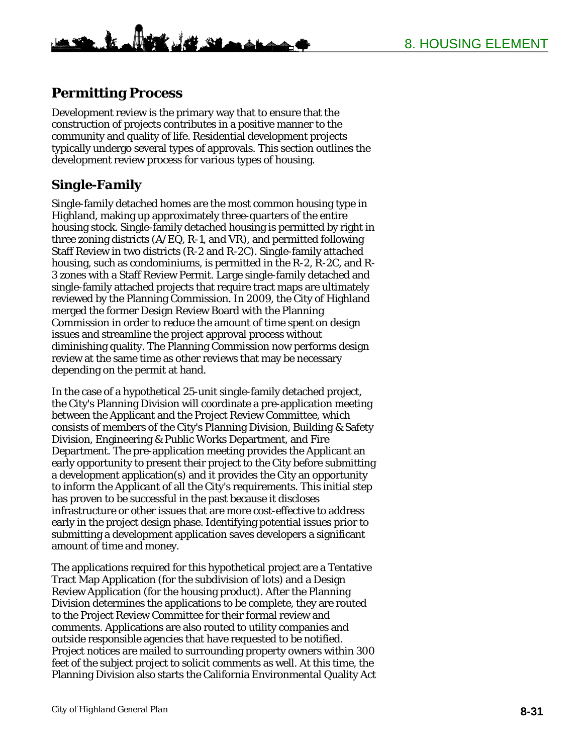## Permitting Process

Development review is the primary way that to ensure that the construction of projects contributes in a positive manner to the community and quality of life. Residential development projects typically undergo several types of approvals. This section outlines the development review process for various types of housing.

### *Single-Family*

Single-family detached homes are the most common housing type in Highland, making up approximately three-quarters of the entire housing stock. Single-family detached housing is permitted by right in three zoning districts (A/EQ, R-1, and VR), and permitted following Staff Review in two districts (R-2 and R-2C). Single-family attached housing, such as condominiums, is permitted in the R-2, R-2C, and R-3 zones with a Staff Review Permit. Large single-family detached and single-family attached projects that require tract maps are ultimately reviewed by the Planning Commission. In 2009, the City of Highland merged the former Design Review Board with the Planning Commission in order to reduce the amount of time spent on design issues and streamline the project approval process without diminishing quality. The Planning Commission now performs design review at the same time as other reviews that may be necessary depending on the permit at hand.

In the case of a hypothetical 25-unit single-family detached project, the City's Planning Division will coordinate a pre-application meeting between the Applicant and the Project Review Committee, which consists of members of the City's Planning Division, Building & Safety Division, Engineering & Public Works Department, and Fire Department. The pre-application meeting provides the Applicant an early opportunity to present their project to the City before submitting a development application(s) and it provides the City an opportunity to inform the Applicant of all the City's requirements. This initial step has proven to be successful in the past because it discloses infrastructure or other issues that are more cost-effective to address early in the project design phase. Identifying potential issues prior to submitting a development application saves developers a significant amount of time and money.

The applications required for this hypothetical project are a Tentative Tract Map Application (for the subdivision of lots) and a Design Review Application (for the housing product). After the Planning Division determines the applications to be complete, they are routed to the Project Review Committee for their formal review and comments. Applications are also routed to utility companies and outside responsible agencies that have requested to be notified. Project notices are mailed to surrounding property owners within 300 feet of the subject project to solicit comments as well. At this time, the Planning Division also starts the California Environmental Quality Act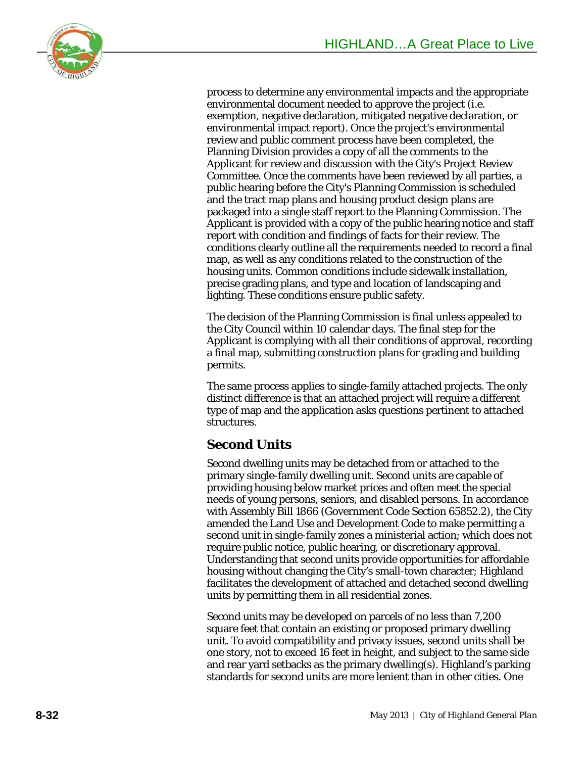process to determine any environmental impacts and the appropriate environmental document needed to approve the project (i.e. exemption, negative declaration, mitigated negative declaration, or environmental impact report). Once the project's environmental review and public comment process have been completed, the Planning Division provides a copy of all the comments to the Applicant for review and discussion with the City's Project Review Committee. Once the comments have been reviewed by all parties, a public hearing before the City's Planning Commission is scheduled and the tract map plans and housing product design plans are packaged into a single staff report to the Planning Commission. The Applicant is provided with a copy of the public hearing notice and staff report with condition and findings of facts for their review. The conditions clearly outline all the requirements needed to record a final map, as well as any conditions related to the construction of the housing units. Common conditions include sidewalk installation, precise grading plans, and type and location of landscaping and lighting. These conditions ensure public safety.

The decision of the Planning Commission is final unless appealed to the City Council within 10 calendar days. The final step for the Applicant is complying with all their conditions of approval, recording a final map, submitting construction plans for grading and building permits.

The same process applies to single-family attached projects. The only distinct difference is that an attached project will require a different type of map and the application asks questions pertinent to attached structures.

## Second Units

Second dwelling units may be detached from or attached to the primary single-family dwelling unit. Second units are capable of providing housing below market prices and often meet the special needs of young persons, seniors, and disabled persons. In accordance with Assembly Bill 1866 (Government Code Section 65852.2), the City amended the Land Use and Development Code to make permitting a second unit in single-family zones a ministerial action; which does not require public notice, public hearing, or discretionary approval. Understanding that second units provide opportunities for affordable housing without changing the City's small-town character; Highland facilitates the development of attached and detached second dwelling units by permitting them in all residential zones.

Second units may be developed on parcels of no less than 7,200 square feet that contain an existing or proposed primary dwelling unit. To avoid compatibility and privacy issues, second units shall be one story, not to exceed 16 feet in height, and subject to the same side and rear yard setbacks as the primary dwelling(s). Highland's parking standards for second units are more lenient than in other cities. One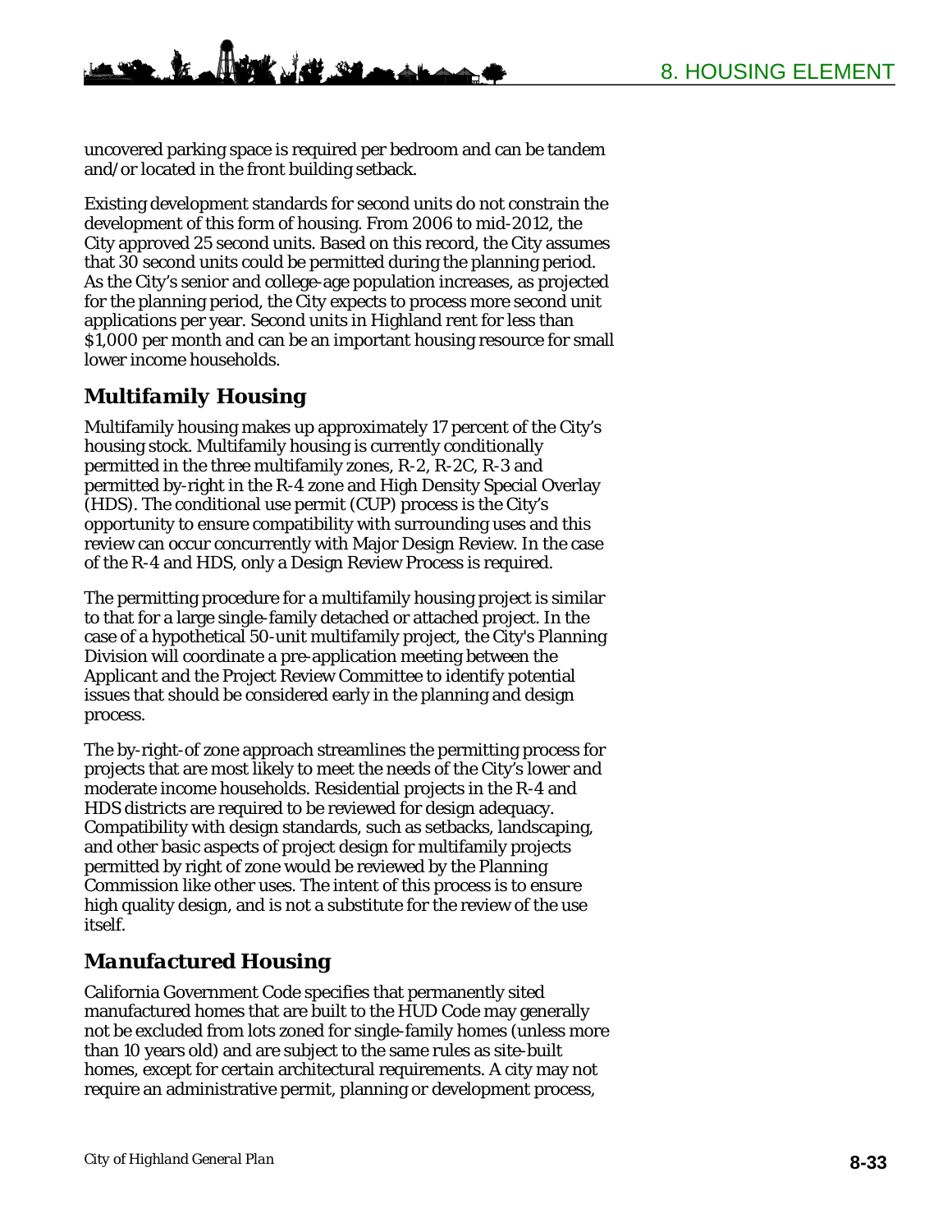uncovered parking space is required per bedroom and can be tandem and/or located in the front building setback.

Existing development standards for second units do not constrain the development of this form of housing. From 2006 to mid-2012, the City approved 25 second units. Based on this record, the City assumes that 30 second units could be permitted during the planning period. As the City's senior and college-age population increases, as projected for the planning period, the City expects to process more second unit applications per year. Second units in Highland rent for less than $1,000 per month and can be an important housing resource for small lower income households.

### *Multifamily Housing*

Multifamily housing makes up approximately 17 percent of the City's housing stock. Multifamily housing is currently conditionally permitted in the three multifamily zones, R-2, R-2C, R-3 and permitted by-right in the R-4 zone and High Density Special Overlay (HDS). The conditional use permit (CUP) process is the City's opportunity to ensure compatibility with surrounding uses and this review can occur concurrently with Major Design Review. In the case of the R-4 and HDS, only a Design Review Process is required.

The permitting procedure for a multifamily housing project is similar to that for a large single-family detached or attached project. In the case of a hypothetical 50-unit multifamily project, the City's Planning Division will coordinate a pre-application meeting between the Applicant and the Project Review Committee to identify potential issues that should be considered early in the planning and design process.

The by-right-of zone approach streamlines the permitting process for projects that are most likely to meet the needs of the City's lower and moderate income households. Residential projects in the R-4 and HDS districts are required to be reviewed for design adequacy. Compatibility with design standards, such as setbacks, landscaping, and other basic aspects of project design for multifamily projects permitted by right of zone would be reviewed by the Planning Commission like other uses. The intent of this process is to ensure high quality design, and is not a substitute for the review of the use itself.

### *Manufactured Housing*

California Government Code specifies that permanently sited manufactured homes that are built to the HUD Code may generally not be excluded from lots zoned for single-family homes (unless more than 10 years old) and are subject to the same rules as site-built homes, except for certain architectural requirements. A city may not require an administrative permit, planning or development process,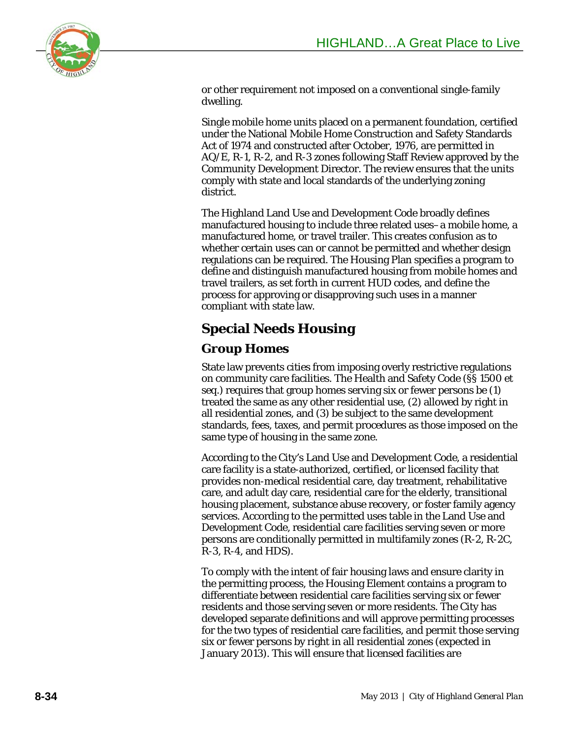or other requirement not imposed on a conventional single-family dwelling.

Single mobile home units placed on a permanent foundation, certified under the National Mobile Home Construction and Safety Standards Act of 1974 and constructed after October, 1976, are permitted in AQ/E, R-1, R-2, and R-3 zones following Staff Review approved by the Community Development Director. The review ensures that the units comply with state and local standards of the underlying zoning district.

The Highland Land Use and Development Code broadly defines manufactured housing to include three related uses–a mobile home, a manufactured home, or travel trailer. This creates confusion as to whether certain uses can or cannot be permitted and whether design regulations can be required. The Housing Plan specifies a program to define and distinguish manufactured housing from mobile homes and travel trailers, as set forth in current HUD codes, and define the process for approving or disapproving such uses in a manner compliant with state law.

## Special Needs Housing

### Group Homes

State law prevents cities from imposing overly restrictive regulations on community care facilities. The Health and Safety Code (§§ 1500 et seq.) requires that group homes serving six or fewer persons be (1) treated the same as any other residential use, (2) allowed by right in all residential zones, and (3) be subject to the same development standards, fees, taxes, and permit procedures as those imposed on the same type of housing in the same zone.

According to the City's Land Use and Development Code, a residential care facility is a state-authorized, certified, or licensed facility that provides non-medical residential care, day treatment, rehabilitative care, and adult day care, residential care for the elderly, transitional housing placement, substance abuse recovery, or foster family agency services. According to the permitted uses table in the Land Use and Development Code, residential care facilities serving seven or more persons are conditionally permitted in multifamily zones (R-2, R-2C, R-3, R-4, and HDS).

To comply with the intent of fair housing laws and ensure clarity in the permitting process, the Housing Element contains a program to differentiate between residential care facilities serving six or fewer residents and those serving seven or more residents. The City has developed separate definitions and will approve permitting processes for the two types of residential care facilities, and permit those serving six or fewer persons by right in all residential zones (expected in January 2013). This will ensure that licensed facilities are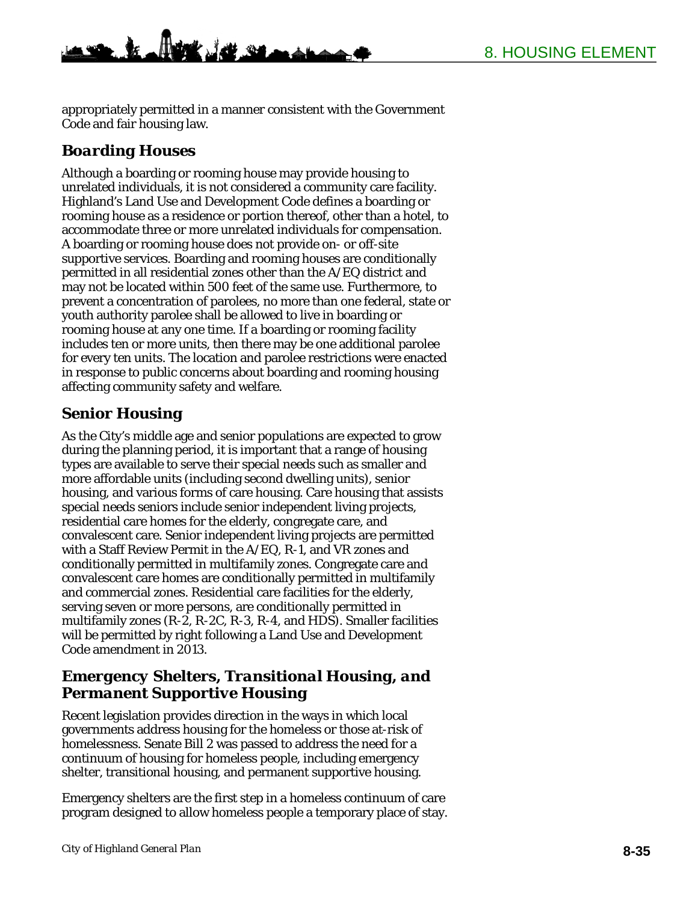appropriately permitted in a manner consistent with the Government Code and fair housing law.

### *Boarding Houses*

Although a boarding or rooming house may provide housing to unrelated individuals, it is not considered a community care facility. Highland's Land Use and Development Code defines a boarding or rooming house as a residence or portion thereof, other than a hotel, to accommodate three or more unrelated individuals for compensation. A boarding or rooming house does not provide on- or off-site supportive services. Boarding and rooming houses are conditionally permitted in all residential zones other than the A/EQ district and may not be located within 500 feet of the same use. Furthermore, to prevent a concentration of parolees, no more than one federal, state or youth authority parolee shall be allowed to live in boarding or rooming house at any one time. If a boarding or rooming facility includes ten or more units, then there may be one additional parolee for every ten units. The location and parolee restrictions were enacted in response to public concerns about boarding and rooming housing affecting community safety and welfare.

### *Senior Housing*

As the City's middle age and senior populations are expected to grow during the planning period, it is important that a range of housing types are available to serve their special needs such as smaller and more affordable units (including second dwelling units), senior housing, and various forms of care housing. Care housing that assists special needs seniors include senior independent living projects, residential care homes for the elderly, congregate care, and convalescent care. Senior independent living projects are permitted with a Staff Review Permit in the A/EQ, R-1, and VR zones and conditionally permitted in multifamily zones. Congregate care and convalescent care homes are conditionally permitted in multifamily and commercial zones. Residential care facilities for the elderly, serving seven or more persons, are conditionally permitted in multifamily zones (R-2, R-2C, R-3, R-4, and HDS). Smaller facilities will be permitted by right following a Land Use and Development Code amendment in 2013.

### *Emergency Shelters, Transitional Housing, and Permanent Supportive Housing*

Recent legislation provides direction in the ways in which local governments address housing for the homeless or those at-risk of homelessness. Senate Bill 2 was passed to address the need for a continuum of housing for homeless people, including emergency shelter, transitional housing, and permanent supportive housing.

Emergency shelters are the first step in a homeless continuum of care program designed to allow homeless people a temporary place of stay.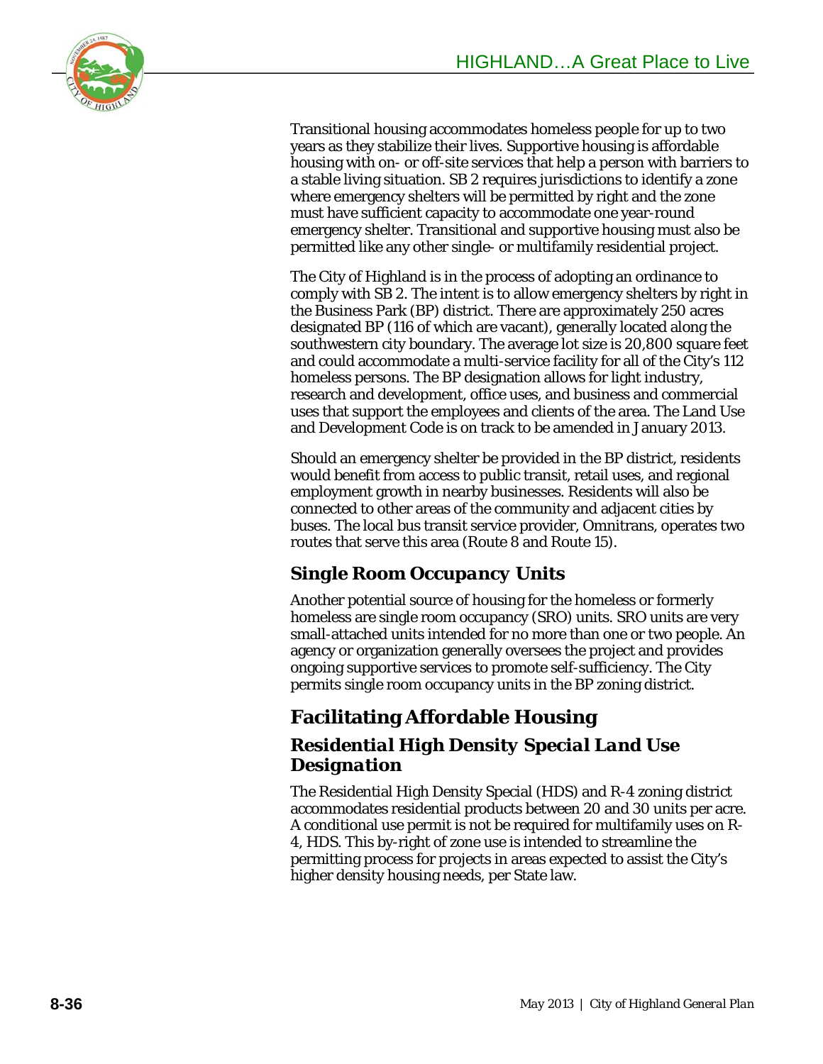Transitional housing accommodates homeless people for up to two years as they stabilize their lives. Supportive housing is affordable housing with on- or off-site services that help a person with barriers to a stable living situation. SB 2 requires jurisdictions to identify a zone where emergency shelters will be permitted by right and the zone must have sufficient capacity to accommodate one year-round emergency shelter. Transitional and supportive housing must also be permitted like any other single- or multifamily residential project.

The City of Highland is in the process of adopting an ordinance to comply with SB 2. The intent is to allow emergency shelters by right in the Business Park (BP) district. There are approximately 250 acres designated BP (116 of which are vacant), generally located along the southwestern city boundary. The average lot size is 20,800 square feet and could accommodate a multi-service facility for all of the City's 112 homeless persons. The BP designation allows for light industry, research and development, office uses, and business and commercial uses that support the employees and clients of the area. The Land Use and Development Code is on track to be amended in January 2013.

Should an emergency shelter be provided in the BP district, residents would benefit from access to public transit, retail uses, and regional employment growth in nearby businesses. Residents will also be connected to other areas of the community and adjacent cities by buses. The local bus transit service provider, Omnitrans, operates two routes that serve this area (Route 8 and Route 15).

### Single Room Occupancy Units

Another potential source of housing for the homeless or formerly homeless are single room occupancy (SRO) units. SRO units are very small-attached units intended for no more than one or two people. An agency or organization generally oversees the project and provides ongoing supportive services to promote self-sufficiency. The City permits single room occupancy units in the BP zoning district.

## Facilitating Affordable Housing

### Residential High Density Special Land Use Designation

The Residential High Density Special (HDS) and R-4 zoning district accommodates residential products between 20 and 30 units per acre. A conditional use permit is not be required for multifamily uses on R-4, HDS. This by-right of zone use is intended to streamline the permitting process for projects in areas expected to assist the City's higher density housing needs, per State law.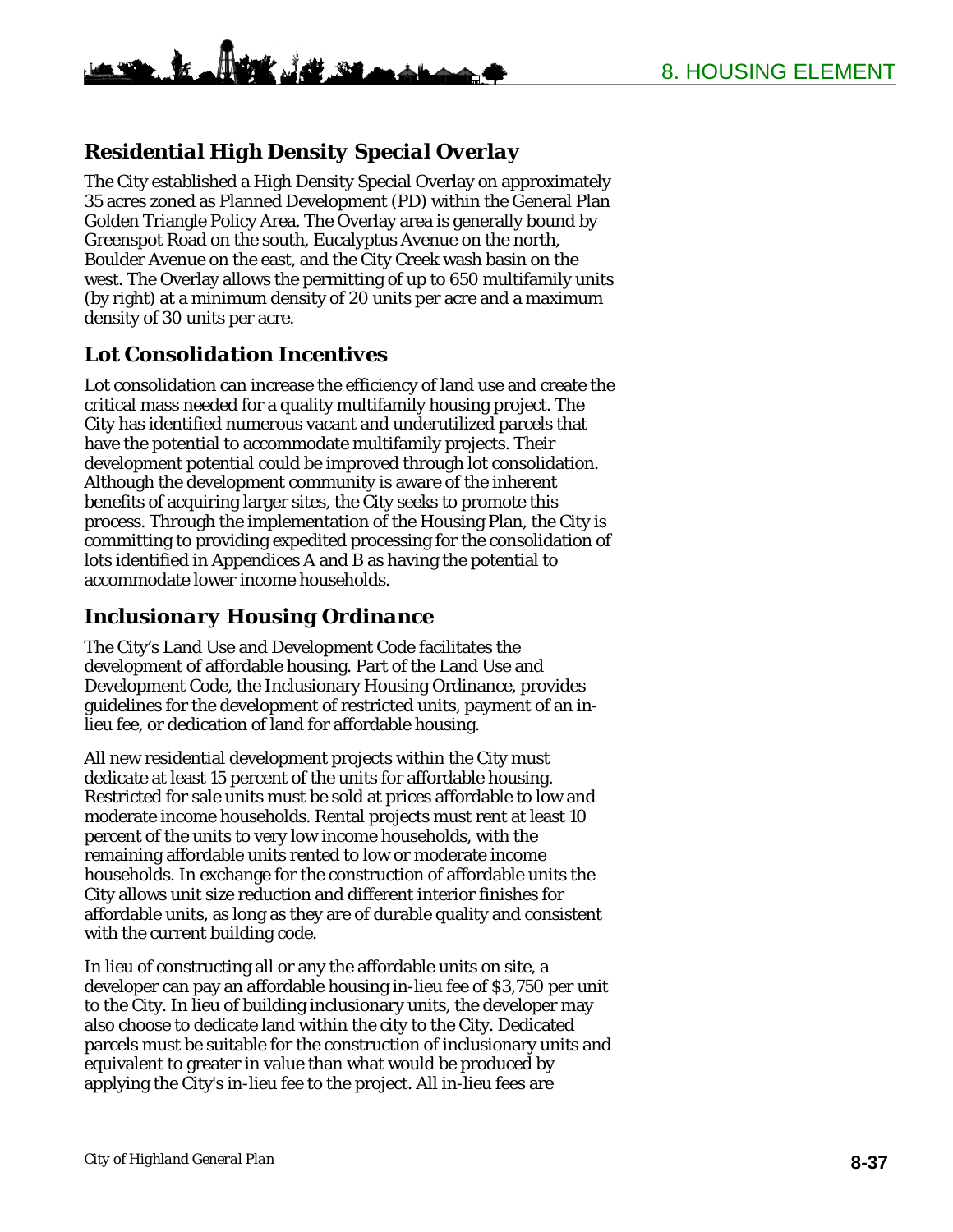### *Residential High Density Special Overlay*

The City established a High Density Special Overlay on approximately 35 acres zoned as Planned Development (PD) within the General Plan Golden Triangle Policy Area. The Overlay area is generally bound by Greenspot Road on the south, Eucalyptus Avenue on the north, Boulder Avenue on the east, and the City Creek wash basin on the west. The Overlay allows the permitting of up to 650 multifamily units (by right) at a minimum density of 20 units per acre and a maximum density of 30 units per acre.

### *Lot Consolidation Incentives*

Lot consolidation can increase the efficiency of land use and create the critical mass needed for a quality multifamily housing project. The City has identified numerous vacant and underutilized parcels that have the potential to accommodate multifamily projects. Their development potential could be improved through lot consolidation. Although the development community is aware of the inherent benefits of acquiring larger sites, the City seeks to promote this process. Through the implementation of the Housing Plan, the City is committing to providing expedited processing for the consolidation of lots identified in Appendices A and B as having the potential to accommodate lower income households.

### *Inclusionary Housing Ordinance*

The City's Land Use and Development Code facilitates the development of affordable housing. Part of the Land Use and Development Code, the Inclusionary Housing Ordinance, provides guidelines for the development of restricted units, payment of an in-lieu fee, or dedication of land for affordable housing.

All new residential development projects within the City must dedicate at least 15 percent of the units for affordable housing. Restricted for sale units must be sold at prices affordable to low and moderate income households. Rental projects must rent at least 10 percent of the units to very low income households, with the remaining affordable units rented to low or moderate income households. In exchange for the construction of affordable units the City allows unit size reduction and different interior finishes for affordable units, as long as they are of durable quality and consistent with the current building code.

In lieu of constructing all or any the affordable units on site, a developer can pay an affordable housing in-lieu fee of $3,750 per unit to the City. In lieu of building inclusionary units, the developer may also choose to dedicate land within the city to the City. Dedicated parcels must be suitable for the construction of inclusionary units and equivalent to greater in value than what would be produced by applying the City's in-lieu fee to the project. All in-lieu fees are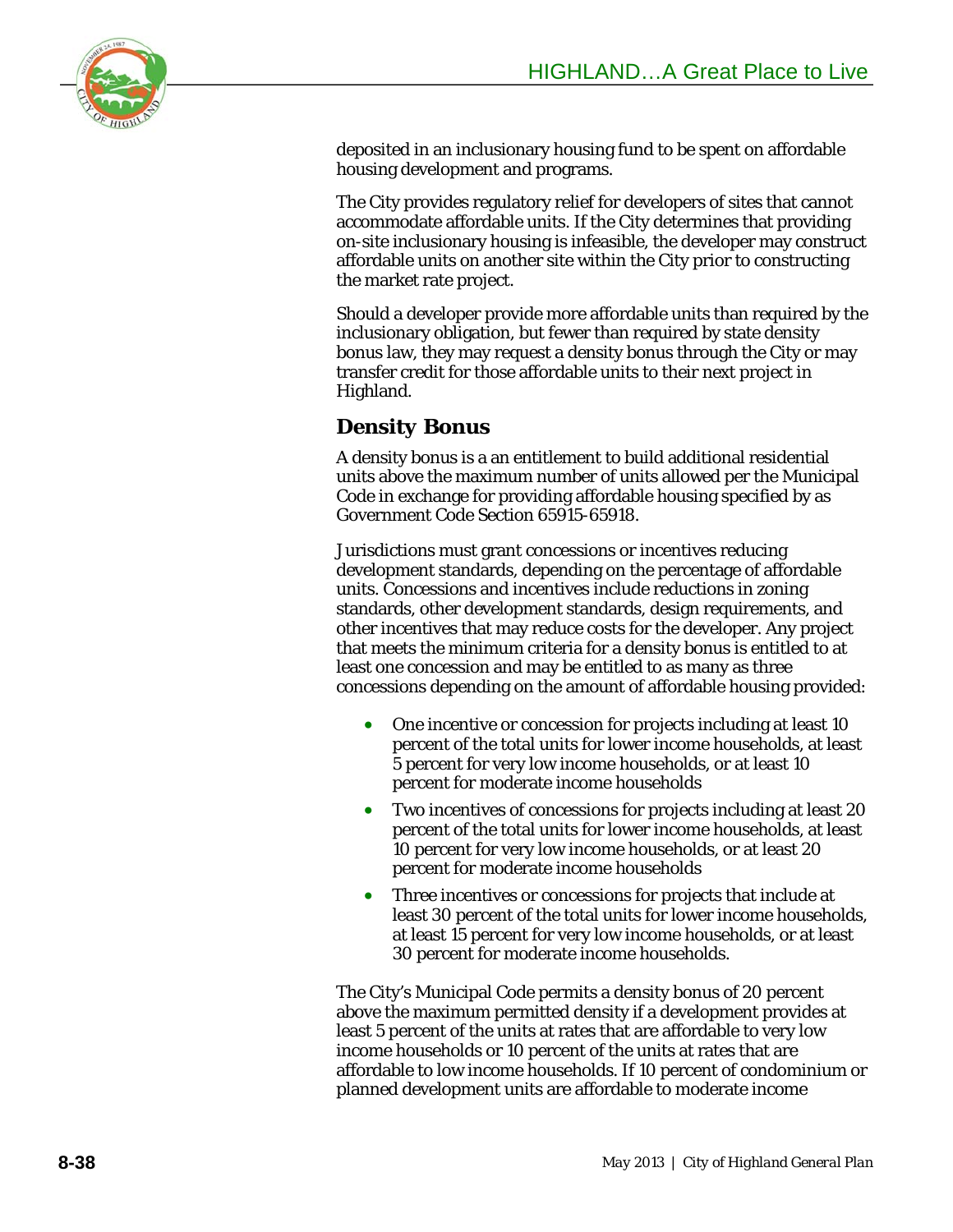deposited in an inclusionary housing fund to be spent on affordable housing development and programs.

The City provides regulatory relief for developers of sites that cannot accommodate affordable units. If the City determines that providing on-site inclusionary housing is infeasible, the developer may construct affordable units on another site within the City prior to constructing the market rate project.

Should a developer provide more affordable units than required by the inclusionary obligation, but fewer than required by state density bonus law, they may request a density bonus through the City or may transfer credit for those affordable units to their next project in Highland.

### Density Bonus

A density bonus is a an entitlement to build additional residential units above the maximum number of units allowed per the Municipal Code in exchange for providing affordable housing specified by as Government Code Section 65915-65918.

Jurisdictions must grant concessions or incentives reducing development standards, depending on the percentage of affordable units. Concessions and incentives include reductions in zoning standards, other development standards, design requirements, and other incentives that may reduce costs for the developer. Any project that meets the minimum criteria for a density bonus is entitled to at least one concession and may be entitled to as many as three concessions depending on the amount of affordable housing provided:

- One incentive or concession for projects including at least 10 percent of the total units for lower income households, at least 5 percent for very low income households, or at least 10 percent for moderate income households
- Two incentives of concessions for projects including at least 20 percent of the total units for lower income households, at least 10 percent for very low income households, or at least 20 percent for moderate income households
- Three incentives or concessions for projects that include at least 30 percent of the total units for lower income households, at least 15 percent for very low income households, or at least 30 percent for moderate income households.

The City's Municipal Code permits a density bonus of 20 percent above the maximum permitted density if a development provides at least 5 percent of the units at rates that are affordable to very low income households or 10 percent of the units at rates that are affordable to low income households. If 10 percent of condominium or planned development units are affordable to moderate income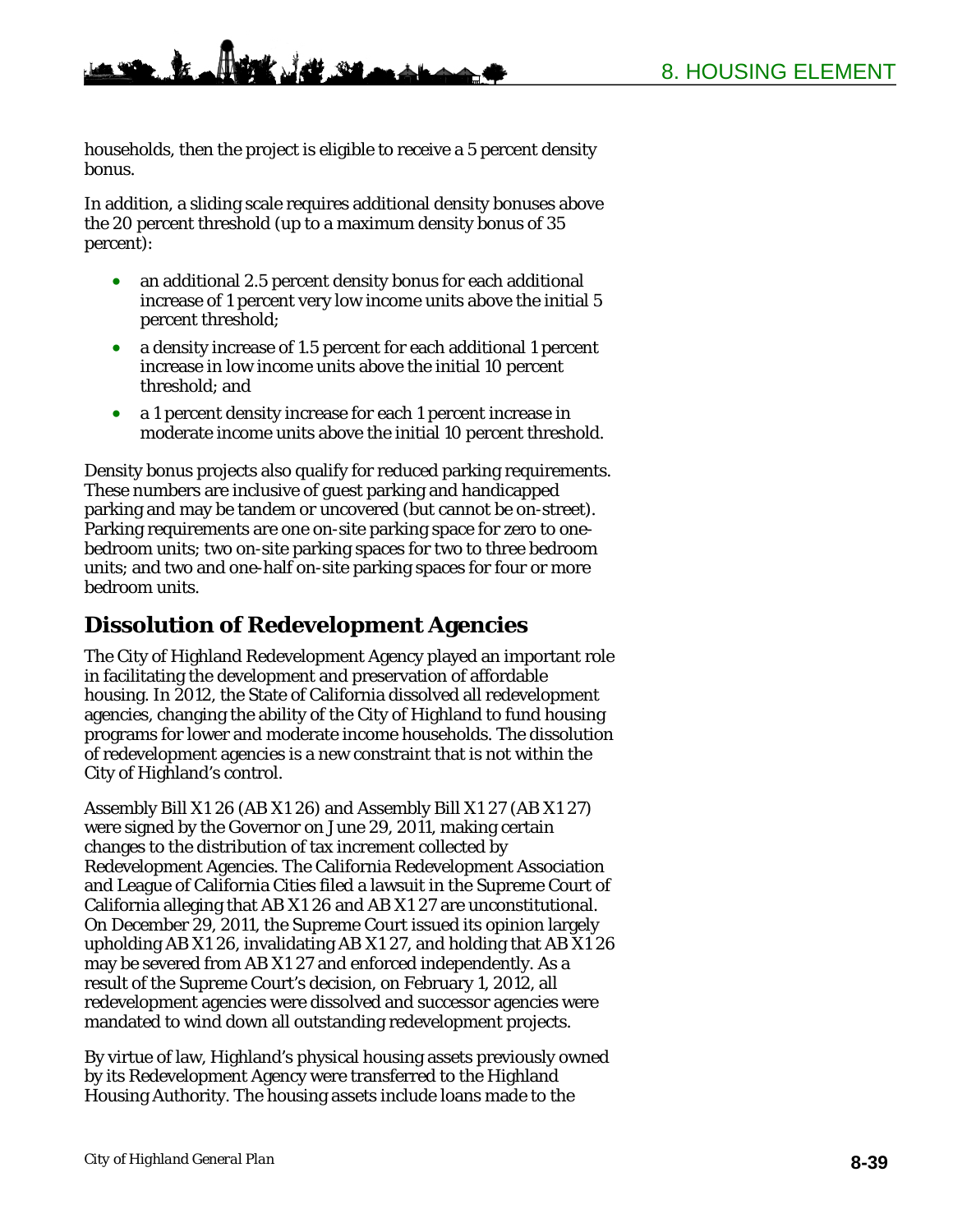households, then the project is eligible to receive a 5 percent density bonus.

In addition, a sliding scale requires additional density bonuses above the 20 percent threshold (up to a maximum density bonus of 35 percent):

- an additional 2.5 percent density bonus for each additional increase of 1 percent very low income units above the initial 5 percent threshold;
- a density increase of 1.5 percent for each additional 1 percent increase in low income units above the initial 10 percent threshold; and
- a 1 percent density increase for each 1 percent increase in moderate income units above the initial 10 percent threshold.

Density bonus projects also qualify for reduced parking requirements. These numbers are inclusive of guest parking and handicapped parking and may be tandem or uncovered (but cannot be on-street). Parking requirements are one on-site parking space for zero to one-bedroom units; two on-site parking spaces for two to three bedroom units; and two and one-half on-site parking spaces for four or more bedroom units.

## Dissolution of Redevelopment Agencies

The City of Highland Redevelopment Agency played an important role in facilitating the development and preservation of affordable housing. In 2012, the State of California dissolved all redevelopment agencies, changing the ability of the City of Highland to fund housing programs for lower and moderate income households. The dissolution of redevelopment agencies is a new constraint that is not within the City of Highland's control.

Assembly Bill X1 26 (AB X1 26) and Assembly Bill X1 27 (AB X1 27) were signed by the Governor on June 29, 2011, making certain changes to the distribution of tax increment collected by Redevelopment Agencies. The California Redevelopment Association and League of California Cities filed a lawsuit in the Supreme Court of California alleging that AB X1 26 and AB X1 27 are unconstitutional. On December 29, 2011, the Supreme Court issued its opinion largely upholding AB X1 26, invalidating AB X1 27, and holding that AB X1 26 may be severed from AB X1 27 and enforced independently. As a result of the Supreme Court's decision, on February 1, 2012, all redevelopment agencies were dissolved and successor agencies were mandated to wind down all outstanding redevelopment projects.

By virtue of law, Highland's physical housing assets previously owned by its Redevelopment Agency were transferred to the Highland Housing Authority. The housing assets include loans made to the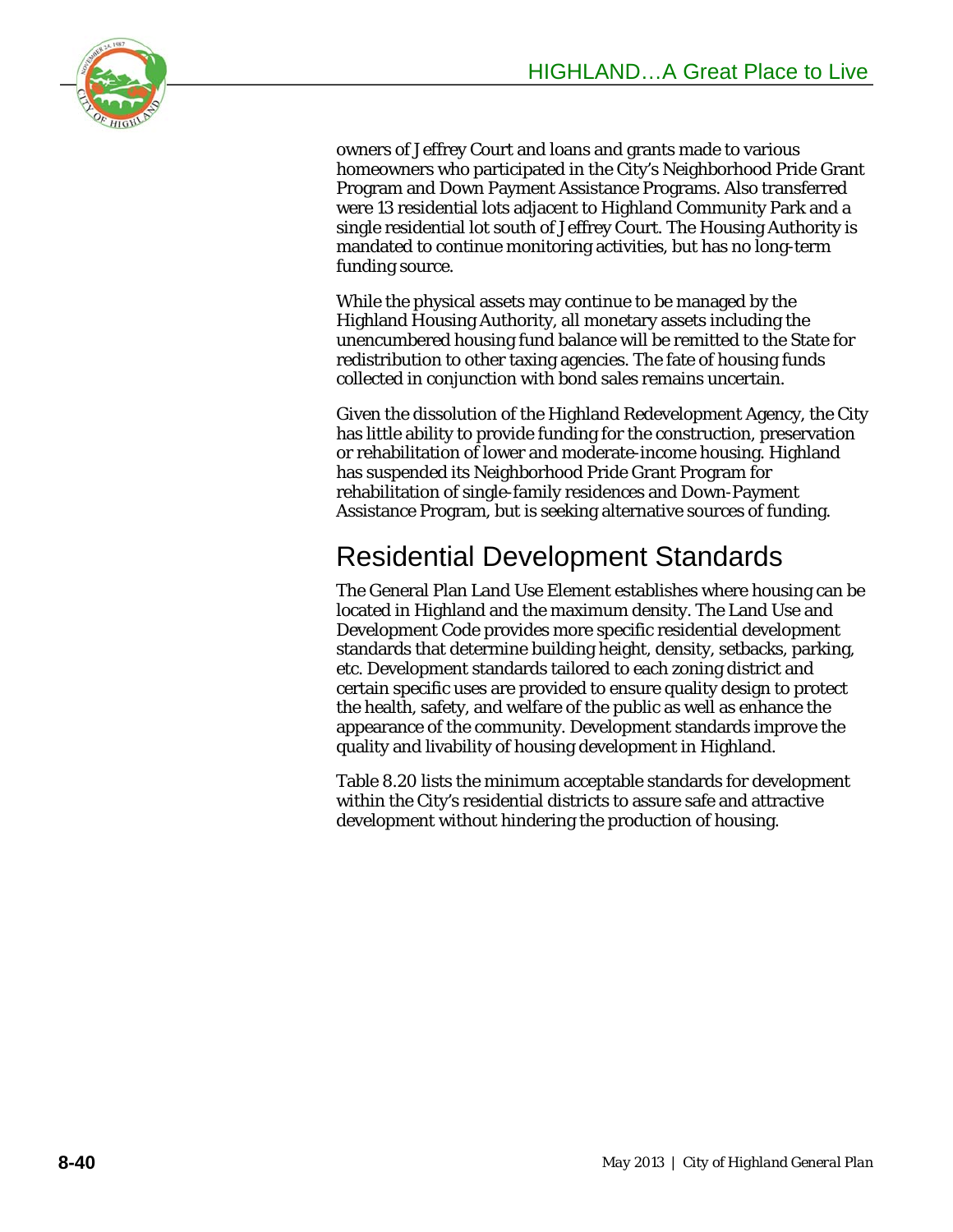owners of Jeffrey Court and loans and grants made to various homeowners who participated in the City's Neighborhood Pride Grant Program and Down Payment Assistance Programs. Also transferred were 13 residential lots adjacent to Highland Community Park and a single residential lot south of Jeffrey Court. The Housing Authority is mandated to continue monitoring activities, but has no long-term funding source.

While the physical assets may continue to be managed by the Highland Housing Authority, all monetary assets including the unencumbered housing fund balance will be remitted to the State for redistribution to other taxing agencies. The fate of housing funds collected in conjunction with bond sales remains uncertain.

Given the dissolution of the Highland Redevelopment Agency, the City has little ability to provide funding for the construction, preservation or rehabilitation of lower and moderate-income housing. Highland has suspended its Neighborhood Pride Grant Program for rehabilitation of single-family residences and Down-Payment Assistance Program, but is seeking alternative sources of funding.

## Residential Development Standards

The General Plan Land Use Element establishes where housing can be located in Highland and the maximum density. The Land Use and Development Code provides more specific residential development standards that determine building height, density, setbacks, parking, etc. Development standards tailored to each zoning district and certain specific uses are provided to ensure quality design to protect the health, safety, and welfare of the public as well as enhance the appearance of the community. Development standards improve the quality and livability of housing development in Highland.

Table 8.20 lists the minimum acceptable standards for development within the City's residential districts to assure safe and attractive development without hindering the production of housing.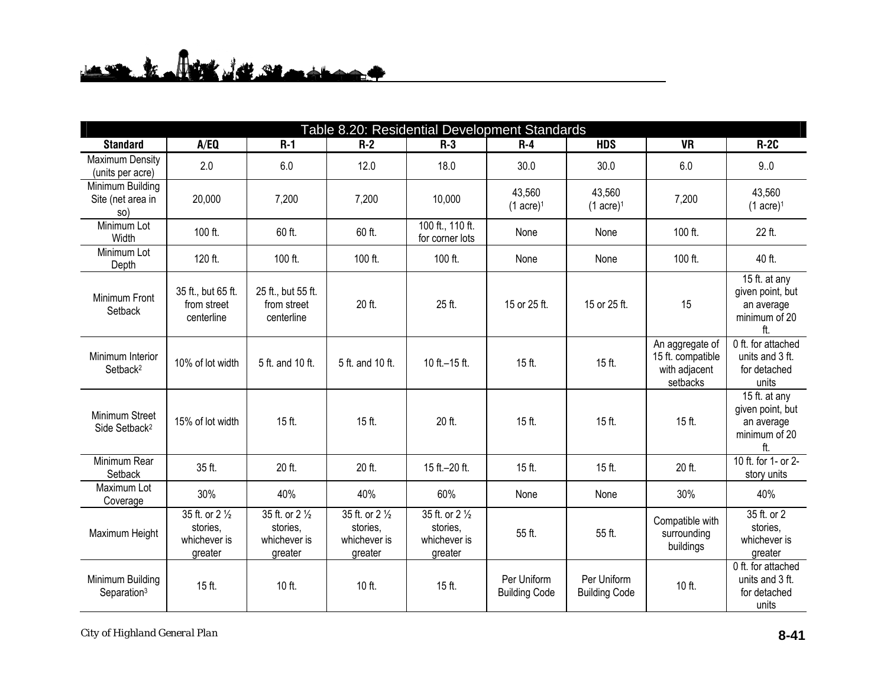Table 8.20: Residential Development Standards

| Standard | A/EQ | R-1 | R-2 | R-3 | R-4 | HDS | VR | R-2C |
|---|---|---|---|---|---|---|---|---|
| Maximum Density (units per acre) | 2.0 | 6.0 | 12.0 | 18.0 | 30.0 | 30.0 | 6.0 | 9..0 |
| Minimum Building Site (net area in so) | 20,000 | 7,200 | 7,200 | 10,000 | 43,560 (1 acre)[1] | 43,560 (1 acre)[1] | 7,200 | 43,560 (1 acre)[1] |
| Minimum Lot Width | 100 ft. | 60 ft. | 60 ft. | 100 ft., 110 ft. for corner lots | None | None | 100 ft. | 22 ft. |
| Minimum Lot Depth | 120 ft. | 100 ft. | 100 ft. | 100 ft. | None | None | 100 ft. | 40 ft. |
| Minimum Front Setback | 35 ft., but 65 ft. from street centerline | 25 ft., but 55 ft. from street centerline | 20 ft. | 25 ft. | 15 or 25 ft. | 15 or 25 ft. | 15 | 15 ft. at any given point, but an average minimum of 20 ft. |
| Minimum Interior Setback[2] | 10% of lot width | 5 ft. and 10 ft. | 5 ft. and 10 ft. | 10 ft.–15 ft. | 15 ft. | 15 ft. | An aggregate of 15 ft. compatible with adjacent setbacks | 0 ft. for attached units and 3 ft. for detached units |
| Minimum Street Side Setback[2] | 15% of lot width | 15 ft. | 15 ft. | 20 ft. | 15 ft. | 15 ft. | 15 ft. | 15 ft. at any given point, but an average minimum of 20 ft. |
| Minimum Rear Setback | 35 ft. | 20 ft. | 20 ft. | 15 ft.–20 ft. | 15 ft. | 15 ft. | 20 ft. | 10 ft. for 1- or 2-story units |
| Maximum Lot Coverage | 30% | 40% | 40% | 60% | None | None | 30% | 40% |
| Maximum Height | 35 ft. or 2 ½ stories, whichever is greater | 35 ft. or 2 ½ stories, whichever is greater | 35 ft. or 2 ½ stories, whichever is greater | 35 ft. or 2 ½ stories, whichever is greater | 55 ft. | 55 ft. | Compatible with surrounding buildings | 35 ft. or 2 stories, whichever is greater |
| Minimum Building Separation[3] | 15 ft. | 10 ft. | 10 ft. | 15 ft. | Per Uniform Building Code | Per Uniform Building Code | 10 ft. | 0 ft. for attached units and 3 ft. for detached units |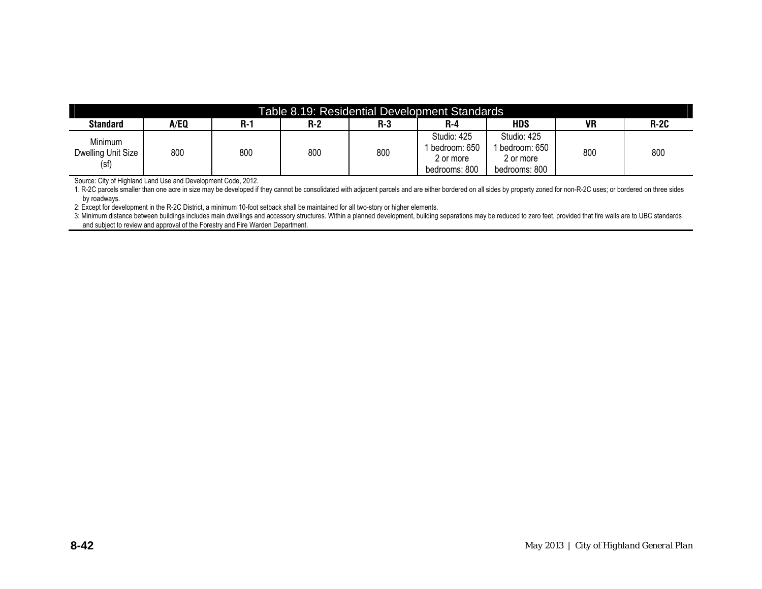**Table 8.19: Residential Development Standards**

| Standard | A/EQ | R-1 | R-2 | R-3 | R-4 | HDS | VR | R-2C |
|---|---|---|---|---|---|---|---|---|
| Minimum Dwelling Unit Size (sf) | 800 | 800 | 800 | 800 | Studio: 425<br>1 bedroom: 650<br>2 or more bedrooms: 800 | Studio: 425<br>1 bedroom: 650<br>2 or more bedrooms: 800 | 800 | 800 |

Source: City of Highland Land Use and Development Code, 2012.

1. R-2C parcels smaller than one acre in size may be developed if they cannot be consolidated with adjacent parcels and are either bordered on all sides by property zoned for non-R-2C uses; or bordered on three sides by roadways.

2: Except for development in the R-2C District, a minimum 10-foot setback shall be maintained for all two-story or higher elements.

3: Minimum distance between buildings includes main dwellings and accessory structures. Within a planned development, building separations may be reduced to zero feet, provided that fire walls are to UBC standards and subject to review and approval of the Forestry and Fire Warden Department.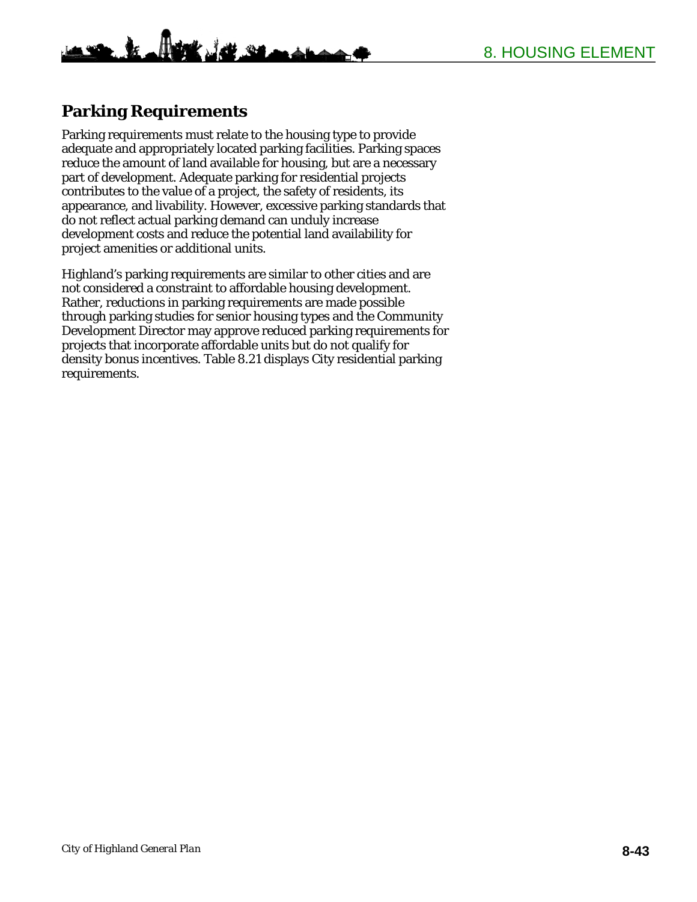## Parking Requirements

Parking requirements must relate to the housing type to provide adequate and appropriately located parking facilities. Parking spaces reduce the amount of land available for housing, but are a necessary part of development. Adequate parking for residential projects contributes to the value of a project, the safety of residents, its appearance, and livability. However, excessive parking standards that do not reflect actual parking demand can unduly increase development costs and reduce the potential land availability for project amenities or additional units.

Highland's parking requirements are similar to other cities and are not considered a constraint to affordable housing development. Rather, reductions in parking requirements are made possible through parking studies for senior housing types and the Community Development Director may approve reduced parking requirements for projects that incorporate affordable units but do not qualify for density bonus incentives. Table 8.21 displays City residential parking requirements.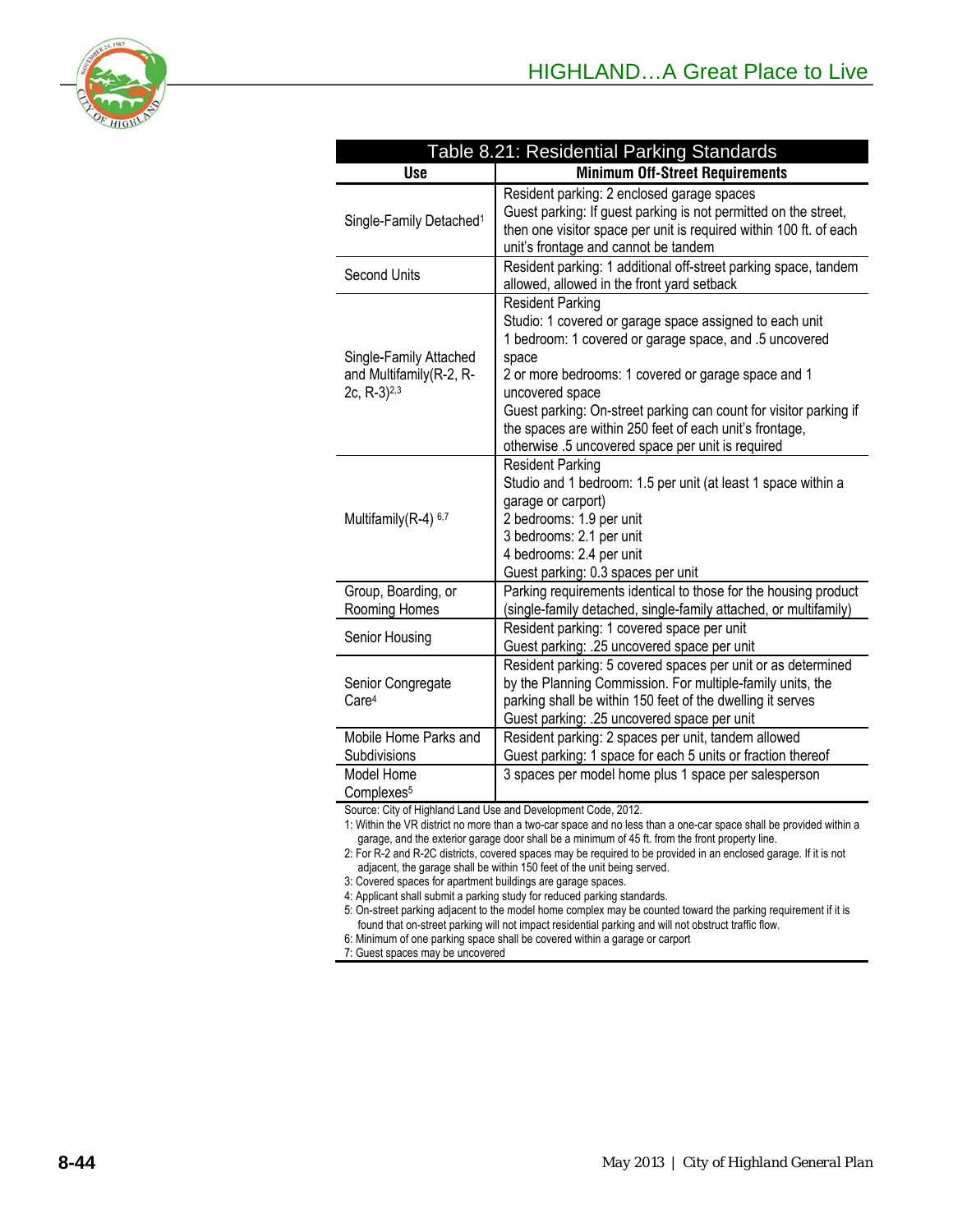**Table 8.21: Residential Parking Standards**

| Use | Minimum Off-Street Requirements |
|---|---|
| Single-Family Detached[1] | Resident parking: 2 enclosed garage spaces<br>Guest parking: If guest parking is not permitted on the street, then one visitor space per unit is required within 100 ft. of each unit's frontage and cannot be tandem |
| Second Units | Resident parking: 1 additional off-street parking space, tandem allowed, allowed in the front yard setback |
| Single-Family Attached and Multifamily(R-2, R-2c, R-3)[2,3] | Resident Parking<br>Studio: 1 covered or garage space assigned to each unit<br>1 bedroom: 1 covered or garage space, and .5 uncovered space<br>2 or more bedrooms: 1 covered or garage space and 1 uncovered space<br>Guest parking: On-street parking can count for visitor parking if the spaces are within 250 feet of each unit's frontage, otherwise .5 uncovered space per unit is required |
| Multifamily(R-4) [6,7] | Resident Parking<br>Studio and 1 bedroom: 1.5 per unit (at least 1 space within a garage or carport)<br>2 bedrooms: 1.9 per unit<br>3 bedrooms: 2.1 per unit<br>4 bedrooms: 2.4 per unit<br>Guest parking: 0.3 spaces per unit |
| Group, Boarding, or Rooming Homes | Parking requirements identical to those for the housing product (single-family detached, single-family attached, or multifamily) |
| Senior Housing | Resident parking: 1 covered space per unit<br>Guest parking: .25 uncovered space per unit |
| Senior Congregate Care[4] | Resident parking: 5 covered spaces per unit or as determined by the Planning Commission. For multiple-family units, the parking shall be within 150 feet of the dwelling it serves<br>Guest parking: .25 uncovered space per unit |
| Mobile Home Parks and Subdivisions | Resident parking: 2 spaces per unit, tandem allowed<br>Guest parking: 1 space for each 5 units or fraction thereof |
| Model Home Complexes[5] | 3 spaces per model home plus 1 space per salesperson |

Source: City of Highland Land Use and Development Code, 2012.

1: Within the VR district no more than a two-car space and no less than a one-car space shall be provided within a garage, and the exterior garage door shall be a minimum of 45 ft. from the front property line.

2: For R-2 and R-2C districts, covered spaces may be required to be provided in an enclosed garage. If it is not adjacent, the garage shall be within 150 feet of the unit being served.

3: Covered spaces for apartment buildings are garage spaces.

4: Applicant shall submit a parking study for reduced parking standards.

5: On-street parking adjacent to the model home complex may be counted toward the parking requirement if it is found that on-street parking will not impact residential parking and will not obstruct traffic flow.

6: Minimum of one parking space shall be covered within a garage or carport

7: Guest spaces may be uncovered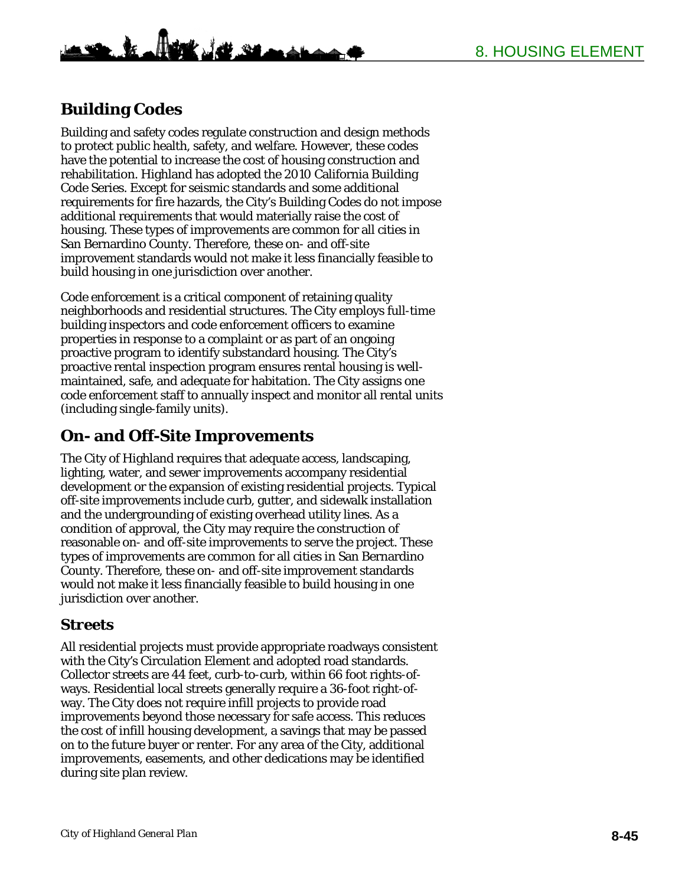## Building Codes

Building and safety codes regulate construction and design methods to protect public health, safety, and welfare. However, these codes have the potential to increase the cost of housing construction and rehabilitation. Highland has adopted the 2010 California Building Code Series. Except for seismic standards and some additional requirements for fire hazards, the City's Building Codes do not impose additional requirements that would materially raise the cost of housing. These types of improvements are common for all cities in San Bernardino County. Therefore, these on- and off-site improvement standards would not make it less financially feasible to build housing in one jurisdiction over another.

Code enforcement is a critical component of retaining quality neighborhoods and residential structures. The City employs full-time building inspectors and code enforcement officers to examine properties in response to a complaint or as part of an ongoing proactive program to identify substandard housing. The City's proactive rental inspection program ensures rental housing is well-maintained, safe, and adequate for habitation. The City assigns one code enforcement staff to annually inspect and monitor all rental units (including single-family units).

## On- and Off-Site Improvements

The City of Highland requires that adequate access, landscaping, lighting, water, and sewer improvements accompany residential development or the expansion of existing residential projects. Typical off-site improvements include curb, gutter, and sidewalk installation and the undergrounding of existing overhead utility lines. As a condition of approval, the City may require the construction of reasonable on- and off-site improvements to serve the project. These types of improvements are common for all cities in San Bernardino County. Therefore, these on- and off-site improvement standards would not make it less financially feasible to build housing in one jurisdiction over another.

### Streets

All residential projects must provide appropriate roadways consistent with the City's Circulation Element and adopted road standards. Collector streets are 44 feet, curb-to-curb, within 66 foot rights-of-ways. Residential local streets generally require a 36-foot right-of-way. The City does not require infill projects to provide road improvements beyond those necessary for safe access. This reduces the cost of infill housing development, a savings that may be passed on to the future buyer or renter. For any area of the City, additional improvements, easements, and other dedications may be identified during site plan review.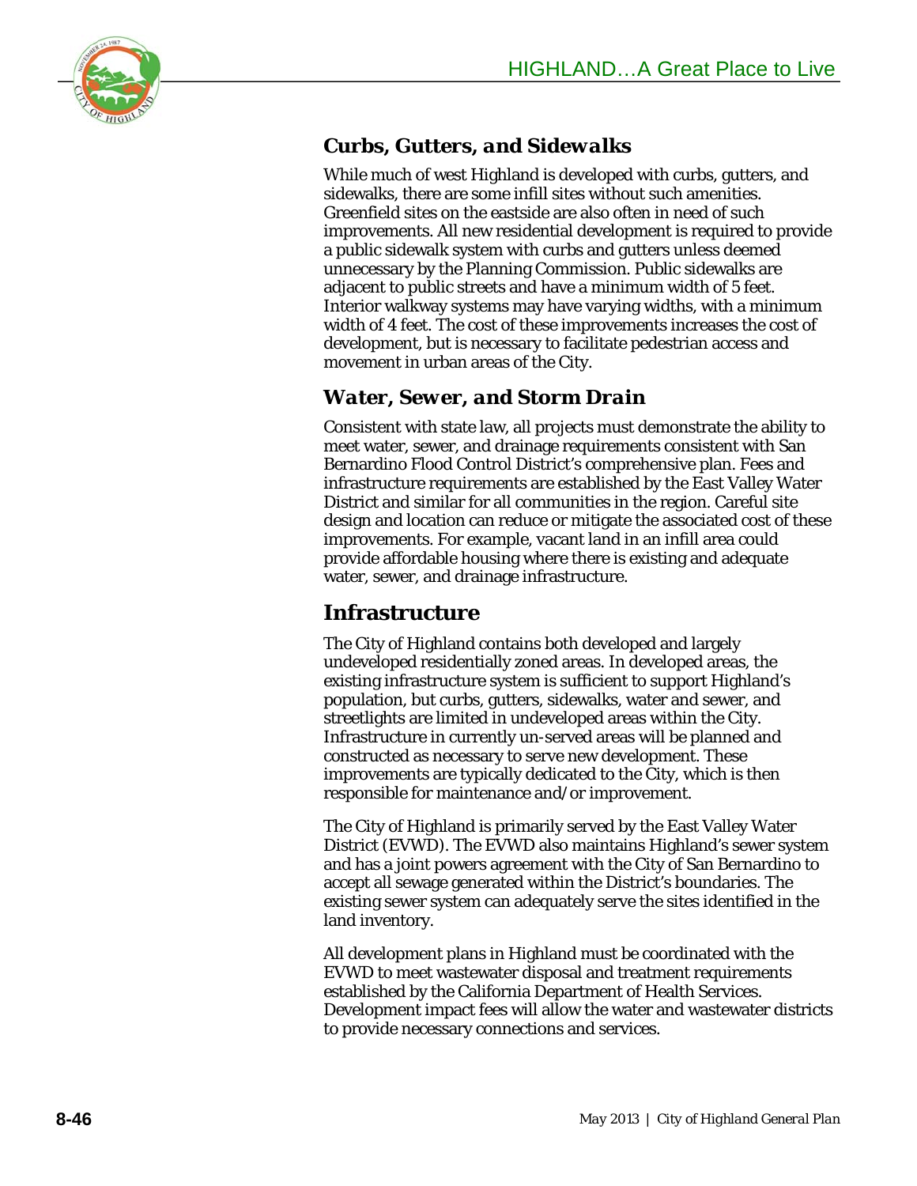### *Curbs, Gutters, and Sidewalks*

While much of west Highland is developed with curbs, gutters, and sidewalks, there are some infill sites without such amenities. Greenfield sites on the eastside are also often in need of such improvements. All new residential development is required to provide a public sidewalk system with curbs and gutters unless deemed unnecessary by the Planning Commission. Public sidewalks are adjacent to public streets and have a minimum width of 5 feet. Interior walkway systems may have varying widths, with a minimum width of 4 feet. The cost of these improvements increases the cost of development, but is necessary to facilitate pedestrian access and movement in urban areas of the City.

### *Water, Sewer, and Storm Drain*

Consistent with state law, all projects must demonstrate the ability to meet water, sewer, and drainage requirements consistent with San Bernardino Flood Control District's comprehensive plan. Fees and infrastructure requirements are established by the East Valley Water District and similar for all communities in the region. Careful site design and location can reduce or mitigate the associated cost of these improvements. For example, vacant land in an infill area could provide affordable housing where there is existing and adequate water, sewer, and drainage infrastructure.

## Infrastructure

The City of Highland contains both developed and largely undeveloped residentially zoned areas. In developed areas, the existing infrastructure system is sufficient to support Highland's population, but curbs, gutters, sidewalks, water and sewer, and streetlights are limited in undeveloped areas within the City. Infrastructure in currently un-served areas will be planned and constructed as necessary to serve new development. These improvements are typically dedicated to the City, which is then responsible for maintenance and/or improvement.

The City of Highland is primarily served by the East Valley Water District (EVWD). The EVWD also maintains Highland's sewer system and has a joint powers agreement with the City of San Bernardino to accept all sewage generated within the District's boundaries. The existing sewer system can adequately serve the sites identified in the land inventory.

All development plans in Highland must be coordinated with the EVWD to meet wastewater disposal and treatment requirements established by the California Department of Health Services. Development impact fees will allow the water and wastewater districts to provide necessary connections and services.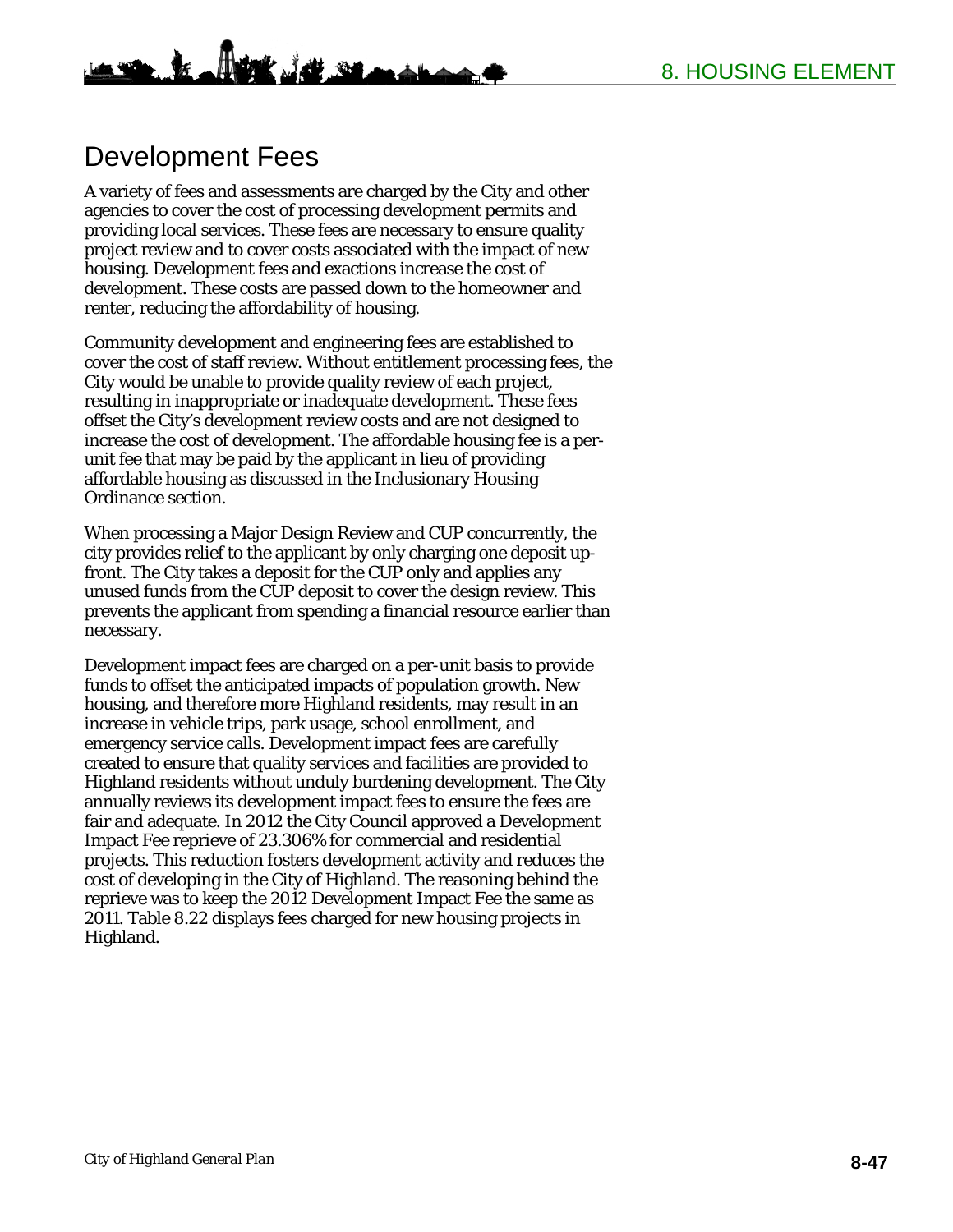## Development Fees

A variety of fees and assessments are charged by the City and other agencies to cover the cost of processing development permits and providing local services. These fees are necessary to ensure quality project review and to cover costs associated with the impact of new housing. Development fees and exactions increase the cost of development. These costs are passed down to the homeowner and renter, reducing the affordability of housing.

Community development and engineering fees are established to cover the cost of staff review. Without entitlement processing fees, the City would be unable to provide quality review of each project, resulting in inappropriate or inadequate development. These fees offset the City's development review costs and are not designed to increase the cost of development. The affordable housing fee is a per-unit fee that may be paid by the applicant in lieu of providing affordable housing as discussed in the Inclusionary Housing Ordinance section.

When processing a Major Design Review and CUP concurrently, the city provides relief to the applicant by only charging one deposit up-front. The City takes a deposit for the CUP only and applies any unused funds from the CUP deposit to cover the design review. This prevents the applicant from spending a financial resource earlier than necessary.

Development impact fees are charged on a per-unit basis to provide funds to offset the anticipated impacts of population growth. New housing, and therefore more Highland residents, may result in an increase in vehicle trips, park usage, school enrollment, and emergency service calls. Development impact fees are carefully created to ensure that quality services and facilities are provided to Highland residents without unduly burdening development. The City annually reviews its development impact fees to ensure the fees are fair and adequate. In 2012 the City Council approved a Development Impact Fee reprieve of 23.306% for commercial and residential projects. This reduction fosters development activity and reduces the cost of developing in the City of Highland. The reasoning behind the reprieve was to keep the 2012 Development Impact Fee the same as 2011. Table 8.22 displays fees charged for new housing projects in Highland.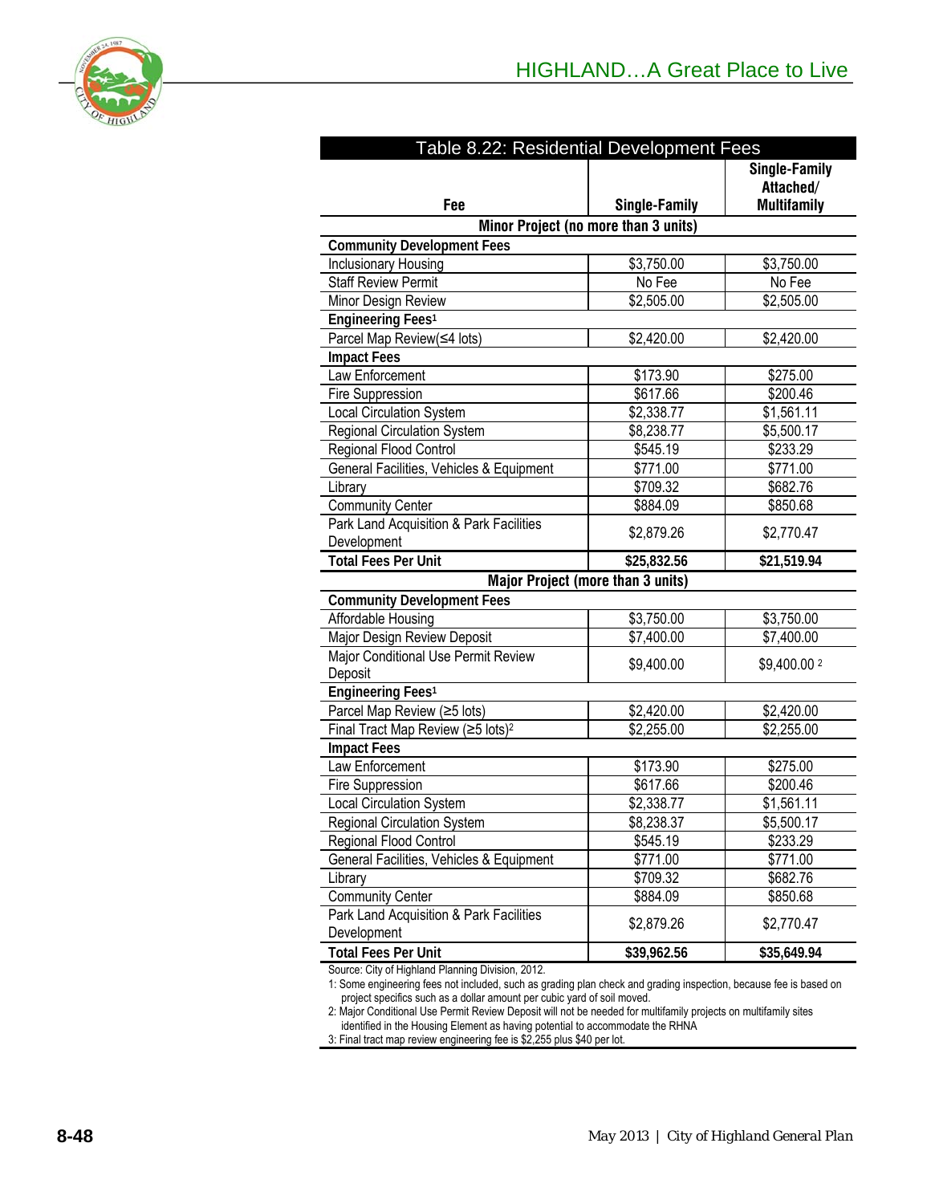## Table 8.22: Residential Development Fees

| Fee | Single-Family | Single-Family Attached/ Multifamily |
|---|---|---|
| **Minor Project (no more than 3 units)** | | |
| **Community Development Fees** | | |
| Inclusionary Housing | $3,750.00 | $3,750.00 |
| Staff Review Permit | No Fee | No Fee |
| Minor Design Review | $2,505.00 | $2,505.00 |
| **Engineering Fees[1]** | | |
| Parcel Map Review(≤4 lots) | $2,420.00 | $2,420.00 |
| **Impact Fees** | | |
| Law Enforcement | $173.90 | $275.00 |
| Fire Suppression | $617.66 | $200.46 |
| Local Circulation System | $2,338.77 | $1,561.11 |
| Regional Circulation System | $8,238.77 | $5,500.17 |
| Regional Flood Control | $545.19 | $233.29 |
| General Facilities, Vehicles & Equipment | $771.00 | $771.00 |
| Library | $709.32 | $682.76 |
| Community Center | $884.09 | $850.68 |
| Park Land Acquisition & Park Facilities Development | $2,879.26 | $2,770.47 |
| **Total Fees Per Unit** | **$25,832.56** | **$21,519.94** |
| **Major Project (more than 3 units)** | | |
| **Community Development Fees** | | |
| Affordable Housing | $3,750.00 | $3,750.00 |
| Major Design Review Deposit | $7,400.00 | $7,400.00 |
| Major Conditional Use Permit Review Deposit | $9,400.00 | $9,400.00 [2] |
| **Engineering Fees[1]** | | |
| Parcel Map Review (≥5 lots) | $2,420.00 | $2,420.00 |
| Final Tract Map Review (≥5 lots)[2] | $2,255.00 | $2,255.00 |
| **Impact Fees** | | |
| Law Enforcement | $173.90 | $275.00 |
| Fire Suppression | $617.66 | $200.46 |
| Local Circulation System | $2,338.77 | $1,561.11 |
| Regional Circulation System | $8,238.37 | $5,500.17 |
| Regional Flood Control | $545.19 | $233.29 |
| General Facilities, Vehicles & Equipment | $771.00 | $771.00 |
| Library | $709.32 | $682.76 |
| Community Center | $884.09 | $850.68 |
| Park Land Acquisition & Park Facilities Development | $2,879.26 | $2,770.47 |
| **Total Fees Per Unit** | **$39,962.56** | **$35,649.94** |

Source: City of Highland Planning Division, 2012.

1: Some engineering fees not included, such as grading plan check and grading inspection, because fee is based on project specifics such as a dollar amount per cubic yard of soil moved.

2: Major Conditional Use Permit Review Deposit will not be needed for multifamily projects on multifamily sites identified in the Housing Element as having potential to accommodate the RHNA

3: Final tract map review engineering fee is $2,255 plus $40 per lot.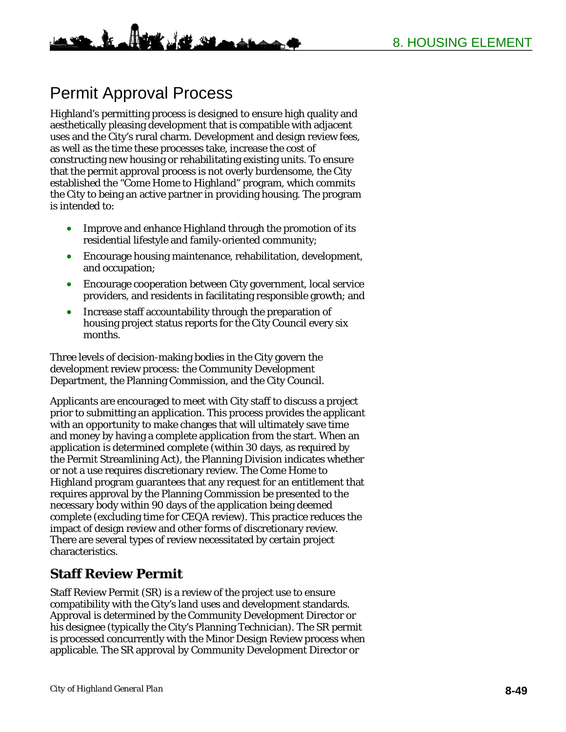## Permit Approval Process

Highland's permitting process is designed to ensure high quality and aesthetically pleasing development that is compatible with adjacent uses and the City's rural charm. Development and design review fees, as well as the time these processes take, increase the cost of constructing new housing or rehabilitating existing units. To ensure that the permit approval process is not overly burdensome, the City established the "Come Home to Highland" program, which commits the City to being an active partner in providing housing. The program is intended to:

- Improve and enhance Highland through the promotion of its residential lifestyle and family-oriented community;
- Encourage housing maintenance, rehabilitation, development, and occupation;
- Encourage cooperation between City government, local service providers, and residents in facilitating responsible growth; and
- Increase staff accountability through the preparation of housing project status reports for the City Council every six months.

Three levels of decision-making bodies in the City govern the development review process: the Community Development Department, the Planning Commission, and the City Council.

Applicants are encouraged to meet with City staff to discuss a project prior to submitting an application. This process provides the applicant with an opportunity to make changes that will ultimately save time and money by having a complete application from the start. When an application is determined complete (within 30 days, as required by the Permit Streamlining Act), the Planning Division indicates whether or not a use requires discretionary review. The Come Home to Highland program guarantees that any request for an entitlement that requires approval by the Planning Commission be presented to the necessary body within 90 days of the application being deemed complete (excluding time for CEQA review). This practice reduces the impact of design review and other forms of discretionary review. There are several types of review necessitated by certain project characteristics.

### Staff Review Permit

Staff Review Permit (SR) is a review of the project use to ensure compatibility with the City's land uses and development standards. Approval is determined by the Community Development Director or his designee (typically the City's Planning Technician). The SR permit is processed concurrently with the Minor Design Review process when applicable. The SR approval by Community Development Director or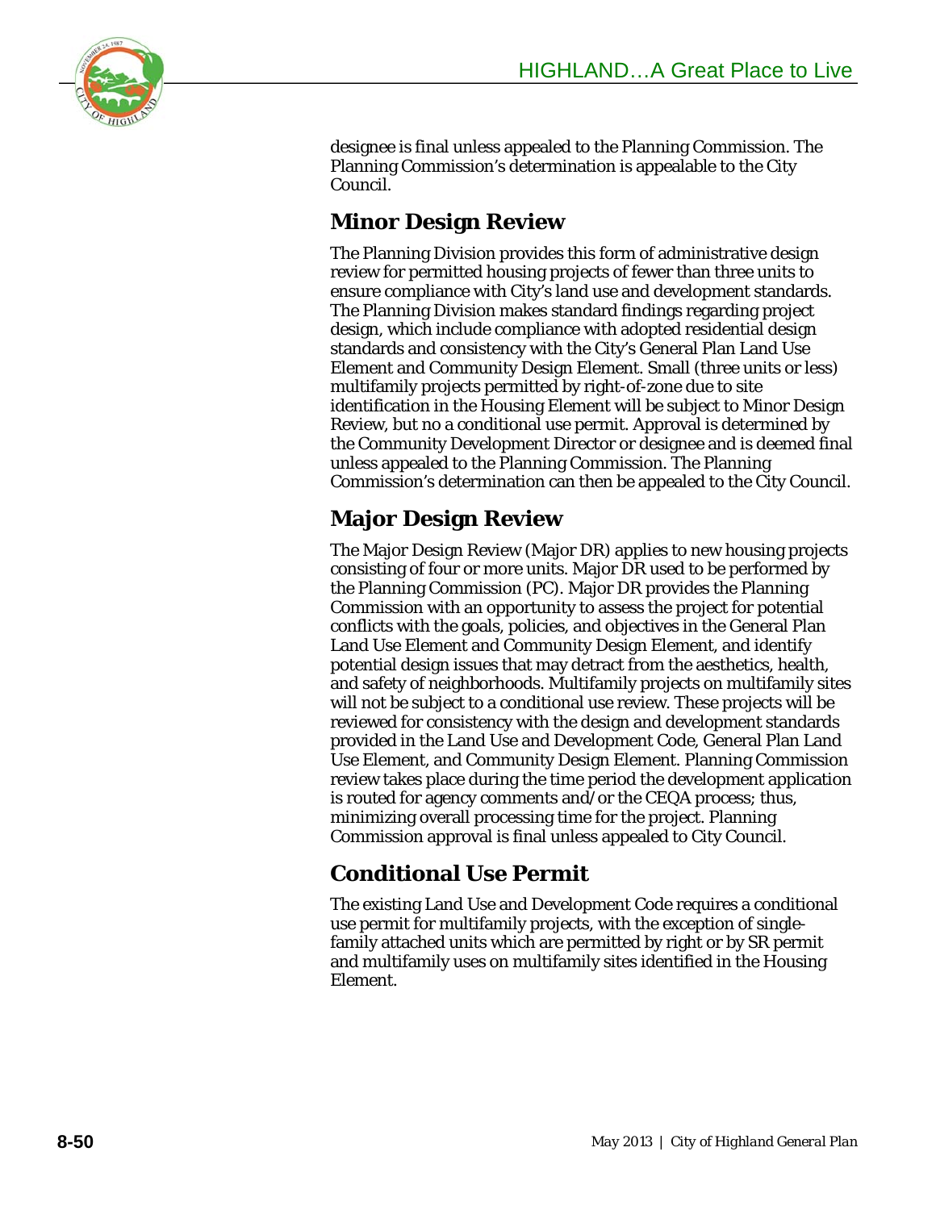designee is final unless appealed to the Planning Commission. The Planning Commission's determination is appealable to the City Council.

## Minor Design Review

The Planning Division provides this form of administrative design review for permitted housing projects of fewer than three units to ensure compliance with City's land use and development standards. The Planning Division makes standard findings regarding project design, which include compliance with adopted residential design standards and consistency with the City's General Plan Land Use Element and Community Design Element. Small (three units or less) multifamily projects permitted by right-of-zone due to site identification in the Housing Element will be subject to Minor Design Review, but no a conditional use permit. Approval is determined by the Community Development Director or designee and is deemed final unless appealed to the Planning Commission. The Planning Commission's determination can then be appealed to the City Council.

## Major Design Review

The Major Design Review (Major DR) applies to new housing projects consisting of four or more units. Major DR used to be performed by the Planning Commission (PC). Major DR provides the Planning Commission with an opportunity to assess the project for potential conflicts with the goals, policies, and objectives in the General Plan Land Use Element and Community Design Element, and identify potential design issues that may detract from the aesthetics, health, and safety of neighborhoods. Multifamily projects on multifamily sites will not be subject to a conditional use review. These projects will be reviewed for consistency with the design and development standards provided in the Land Use and Development Code, General Plan Land Use Element, and Community Design Element. Planning Commission review takes place during the time period the development application is routed for agency comments and/or the CEQA process; thus, minimizing overall processing time for the project. Planning Commission approval is final unless appealed to City Council.

## Conditional Use Permit

The existing Land Use and Development Code requires a conditional use permit for multifamily projects, with the exception of single-family attached units which are permitted by right or by SR permit and multifamily uses on multifamily sites identified in the Housing Element.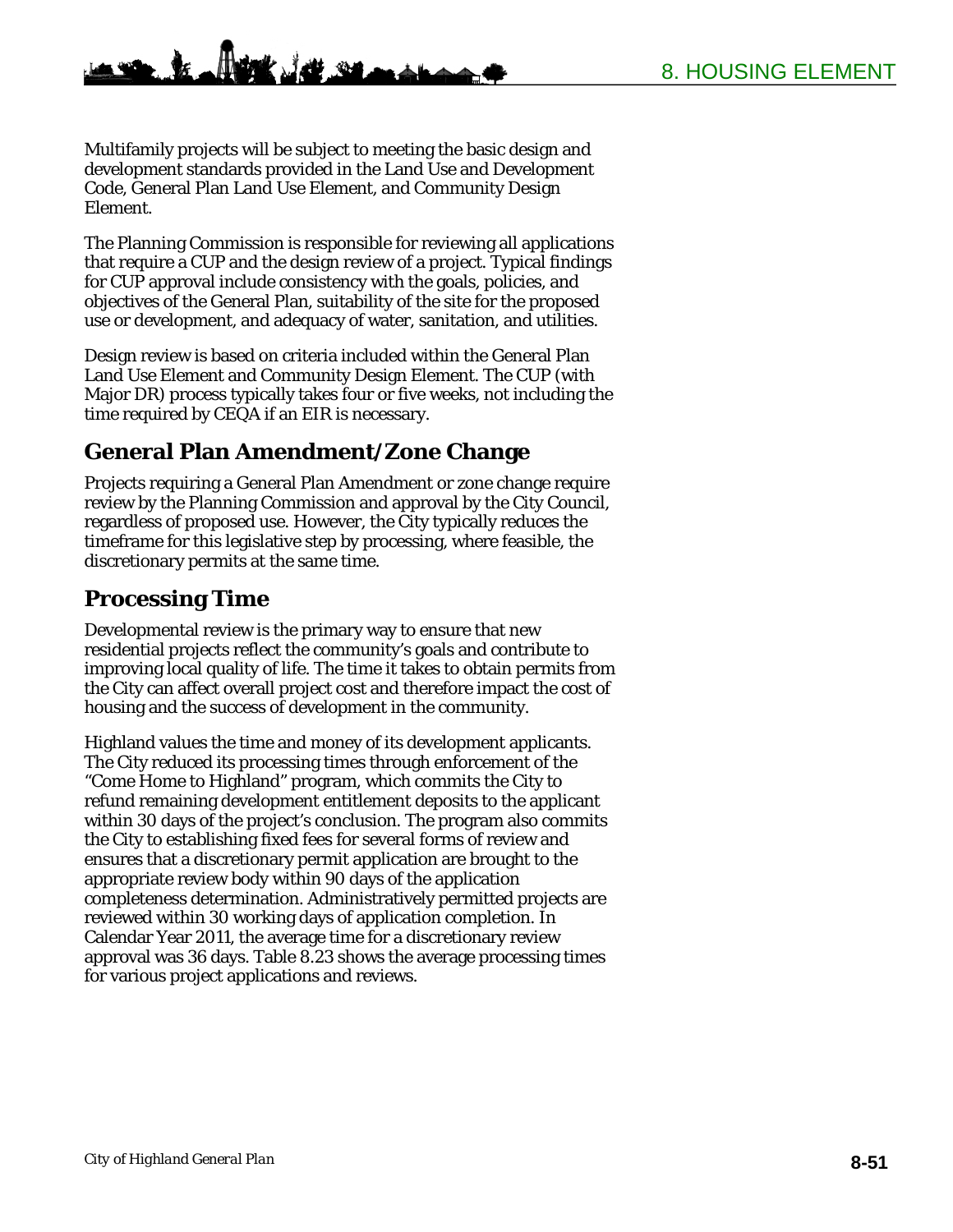Multifamily projects will be subject to meeting the basic design and development standards provided in the Land Use and Development Code, General Plan Land Use Element, and Community Design Element.

The Planning Commission is responsible for reviewing all applications that require a CUP and the design review of a project. Typical findings for CUP approval include consistency with the goals, policies, and objectives of the General Plan, suitability of the site for the proposed use or development, and adequacy of water, sanitation, and utilities.

Design review is based on criteria included within the General Plan Land Use Element and Community Design Element. The CUP (with Major DR) process typically takes four or five weeks, not including the time required by CEQA if an EIR is necessary.

## General Plan Amendment/Zone Change

Projects requiring a General Plan Amendment or zone change require review by the Planning Commission and approval by the City Council, regardless of proposed use. However, the City typically reduces the timeframe for this legislative step by processing, where feasible, the discretionary permits at the same time.

## Processing Time

Developmental review is the primary way to ensure that new residential projects reflect the community's goals and contribute to improving local quality of life. The time it takes to obtain permits from the City can affect overall project cost and therefore impact the cost of housing and the success of development in the community.

Highland values the time and money of its development applicants. The City reduced its processing times through enforcement of the "Come Home to Highland" program, which commits the City to refund remaining development entitlement deposits to the applicant within 30 days of the project's conclusion. The program also commits the City to establishing fixed fees for several forms of review and ensures that a discretionary permit application are brought to the appropriate review body within 90 days of the application completeness determination. Administratively permitted projects are reviewed within 30 working days of application completion. In Calendar Year 2011, the average time for a discretionary review approval was 36 days. Table 8.23 shows the average processing times for various project applications and reviews.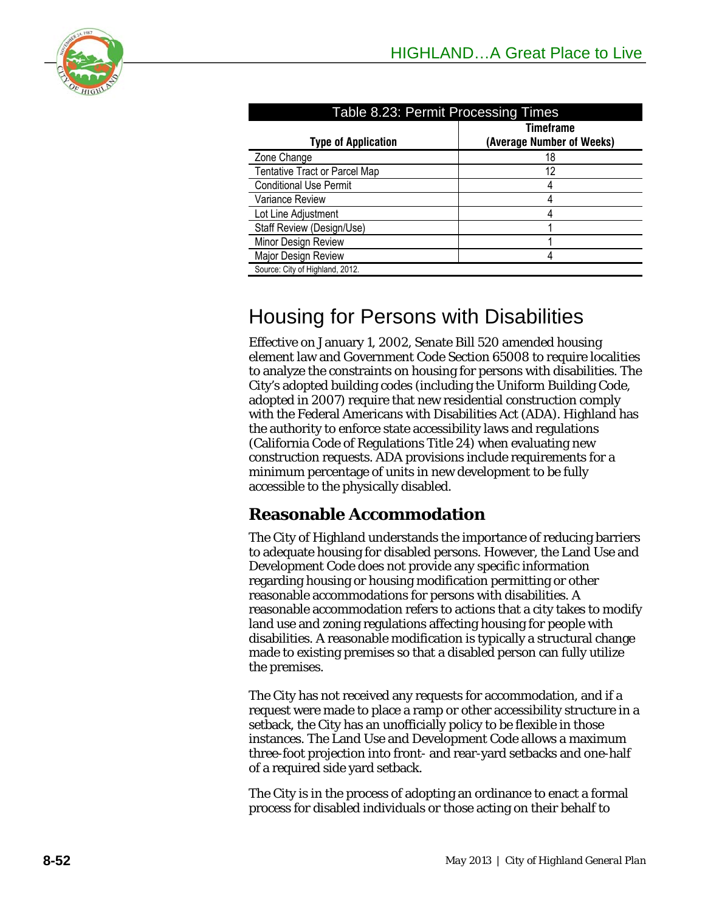| Table 8.23: Permit Processing Times | |
|---|---|
| **Type of Application** | **Timeframe (Average Number of Weeks)** |
| Zone Change | 18 |
| Tentative Tract or Parcel Map | 12 |
| Conditional Use Permit | 4 |
| Variance Review | 4 |
| Lot Line Adjustment | 4 |
| Staff Review (Design/Use) | 1 |
| Minor Design Review | 1 |
| Major Design Review | 4 |

Source: City of Highland, 2012.

# Housing for Persons with Disabilities

Effective on January 1, 2002, Senate Bill 520 amended housing element law and Government Code Section 65008 to require localities to analyze the constraints on housing for persons with disabilities. The City's adopted building codes (including the Uniform Building Code, adopted in 2007) require that new residential construction comply with the Federal Americans with Disabilities Act (ADA). Highland has the authority to enforce state accessibility laws and regulations (California Code of Regulations Title 24) when evaluating new construction requests. ADA provisions include requirements for a minimum percentage of units in new development to be fully accessible to the physically disabled.

## Reasonable Accommodation

The City of Highland understands the importance of reducing barriers to adequate housing for disabled persons. However, the Land Use and Development Code does not provide any specific information regarding housing or housing modification permitting or other reasonable accommodations for persons with disabilities. A reasonable accommodation refers to actions that a city takes to modify land use and zoning regulations affecting housing for people with disabilities. A reasonable modification is typically a structural change made to existing premises so that a disabled person can fully utilize the premises.

The City has not received any requests for accommodation, and if a request were made to place a ramp or other accessibility structure in a setback, the City has an unofficially policy to be flexible in those instances. The Land Use and Development Code allows a maximum three-foot projection into front- and rear-yard setbacks and one-half of a required side yard setback.

The City is in the process of adopting an ordinance to enact a formal process for disabled individuals or those acting on their behalf to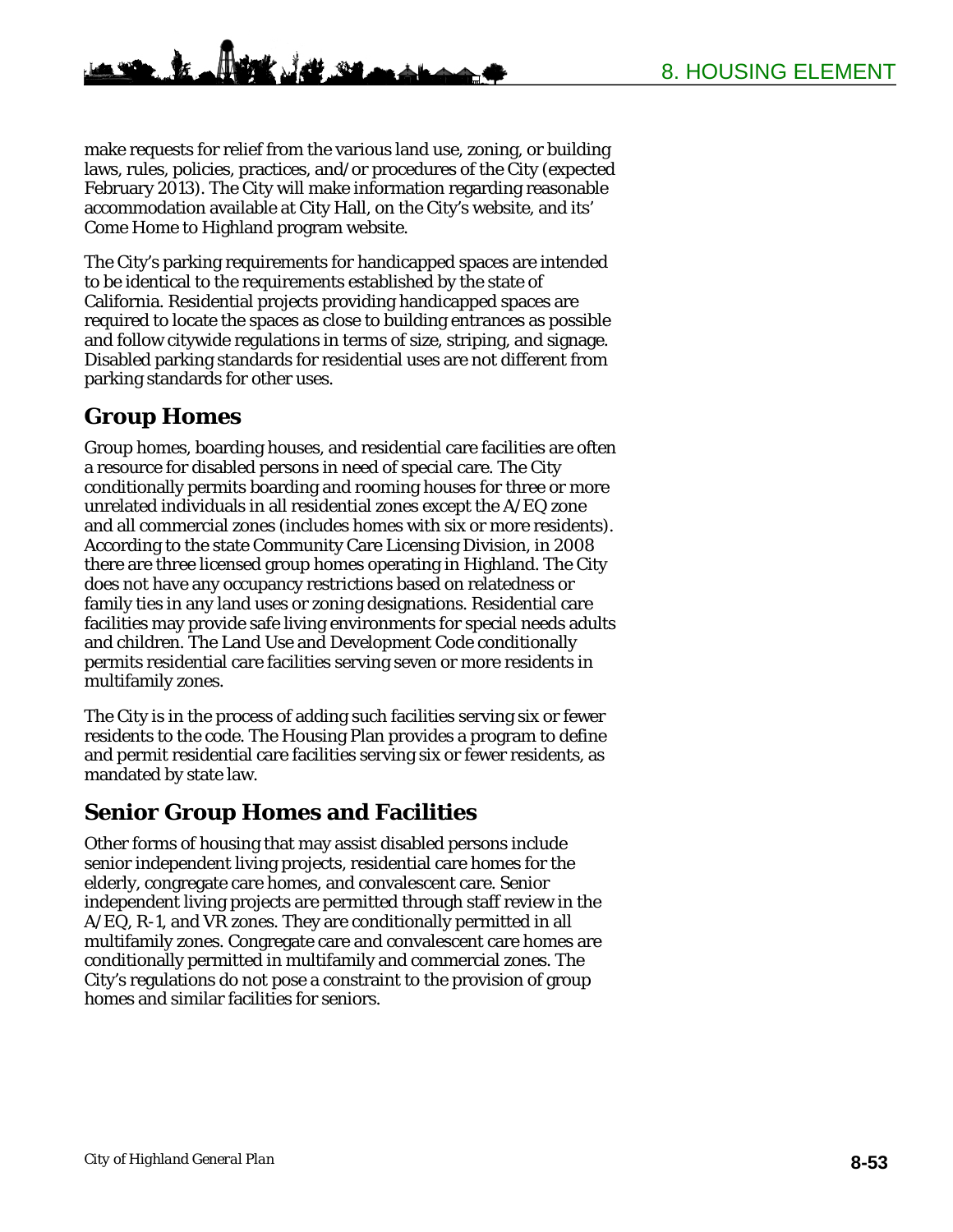make requests for relief from the various land use, zoning, or building laws, rules, policies, practices, and/or procedures of the City (expected February 2013). The City will make information regarding reasonable accommodation available at City Hall, on the City's website, and its' Come Home to Highland program website.

The City's parking requirements for handicapped spaces are intended to be identical to the requirements established by the state of California. Residential projects providing handicapped spaces are required to locate the spaces as close to building entrances as possible and follow citywide regulations in terms of size, striping, and signage. Disabled parking standards for residential uses are not different from parking standards for other uses.

## Group Homes

Group homes, boarding houses, and residential care facilities are often a resource for disabled persons in need of special care. The City conditionally permits boarding and rooming houses for three or more unrelated individuals in all residential zones except the A/EQ zone and all commercial zones (includes homes with six or more residents). According to the state Community Care Licensing Division, in 2008 there are three licensed group homes operating in Highland. The City does not have any occupancy restrictions based on relatedness or family ties in any land uses or zoning designations. Residential care facilities may provide safe living environments for special needs adults and children. The Land Use and Development Code conditionally permits residential care facilities serving seven or more residents in multifamily zones.

The City is in the process of adding such facilities serving six or fewer residents to the code. The Housing Plan provides a program to define and permit residential care facilities serving six or fewer residents, as mandated by state law.

## Senior Group Homes and Facilities

Other forms of housing that may assist disabled persons include senior independent living projects, residential care homes for the elderly, congregate care homes, and convalescent care. Senior independent living projects are permitted through staff review in the A/EQ, R-1, and VR zones. They are conditionally permitted in all multifamily zones. Congregate care and convalescent care homes are conditionally permitted in multifamily and commercial zones. The City's regulations do not pose a constraint to the provision of group homes and similar facilities for seniors.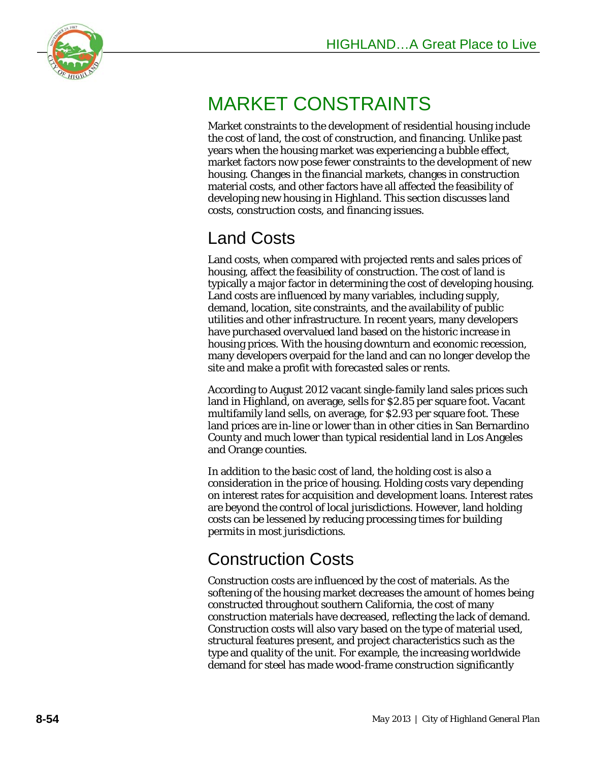# MARKET CONSTRAINTS

Market constraints to the development of residential housing include the cost of land, the cost of construction, and financing. Unlike past years when the housing market was experiencing a bubble effect, market factors now pose fewer constraints to the development of new housing. Changes in the financial markets, changes in construction material costs, and other factors have all affected the feasibility of developing new housing in Highland. This section discusses land costs, construction costs, and financing issues.

## Land Costs

Land costs, when compared with projected rents and sales prices of housing, affect the feasibility of construction. The cost of land is typically a major factor in determining the cost of developing housing. Land costs are influenced by many variables, including supply, demand, location, site constraints, and the availability of public utilities and other infrastructure. In recent years, many developers have purchased overvalued land based on the historic increase in housing prices. With the housing downturn and economic recession, many developers overpaid for the land and can no longer develop the site and make a profit with forecasted sales or rents.

According to August 2012 vacant single-family land sales prices such land in Highland, on average, sells for $2.85 per square foot. Vacant multifamily land sells, on average, for $2.93 per square foot. These land prices are in-line or lower than in other cities in San Bernardino County and much lower than typical residential land in Los Angeles and Orange counties.

In addition to the basic cost of land, the holding cost is also a consideration in the price of housing. Holding costs vary depending on interest rates for acquisition and development loans. Interest rates are beyond the control of local jurisdictions. However, land holding costs can be lessened by reducing processing times for building permits in most jurisdictions.

## Construction Costs

Construction costs are influenced by the cost of materials. As the softening of the housing market decreases the amount of homes being constructed throughout southern California, the cost of many construction materials have decreased, reflecting the lack of demand. Construction costs will also vary based on the type of material used, structural features present, and project characteristics such as the type and quality of the unit. For example, the increasing worldwide demand for steel has made wood-frame construction significantly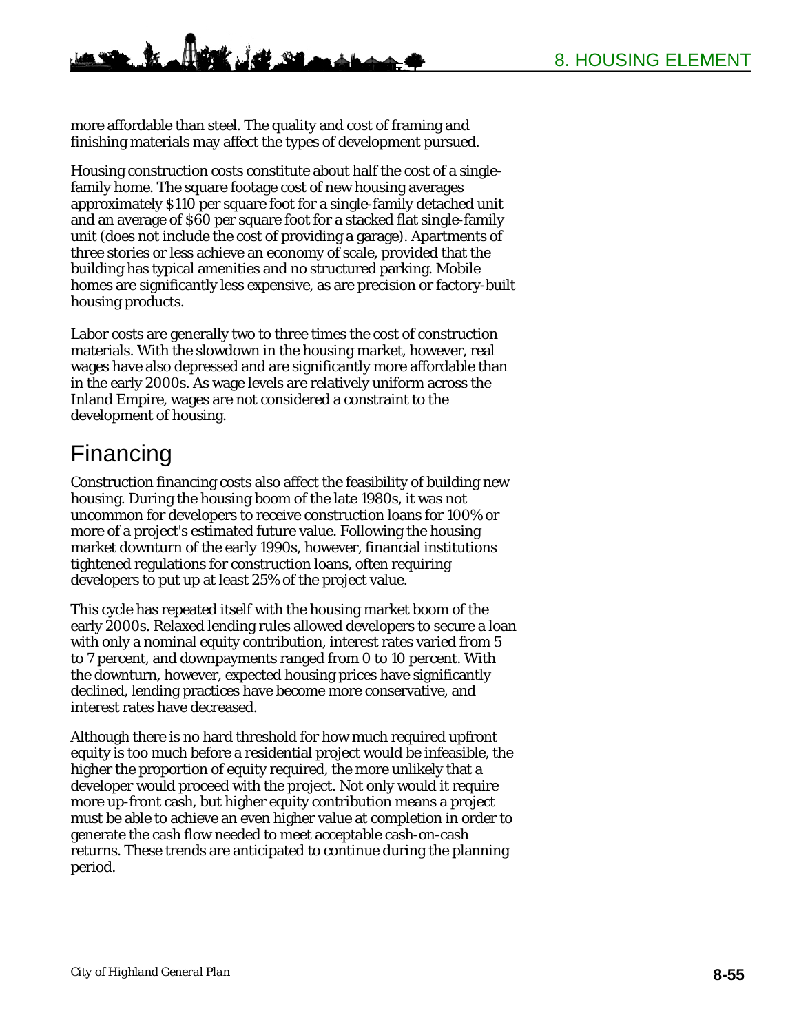more affordable than steel. The quality and cost of framing and finishing materials may affect the types of development pursued.

Housing construction costs constitute about half the cost of a single-family home. The square footage cost of new housing averages approximately $110 per square foot for a single-family detached unit and an average of $60 per square foot for a stacked flat single-family unit (does not include the cost of providing a garage). Apartments of three stories or less achieve an economy of scale, provided that the building has typical amenities and no structured parking. Mobile homes are significantly less expensive, as are precision or factory-built housing products.

Labor costs are generally two to three times the cost of construction materials. With the slowdown in the housing market, however, real wages have also depressed and are significantly more affordable than in the early 2000s. As wage levels are relatively uniform across the Inland Empire, wages are not considered a constraint to the development of housing.

# Financing

Construction financing costs also affect the feasibility of building new housing. During the housing boom of the late 1980s, it was not uncommon for developers to receive construction loans for 100% or more of a project's estimated future value. Following the housing market downturn of the early 1990s, however, financial institutions tightened regulations for construction loans, often requiring developers to put up at least 25% of the project value.

This cycle has repeated itself with the housing market boom of the early 2000s. Relaxed lending rules allowed developers to secure a loan with only a nominal equity contribution, interest rates varied from 5 to 7 percent, and downpayments ranged from 0 to 10 percent. With the downturn, however, expected housing prices have significantly declined, lending practices have become more conservative, and interest rates have decreased.

Although there is no hard threshold for how much required upfront equity is too much before a residential project would be infeasible, the higher the proportion of equity required, the more unlikely that a developer would proceed with the project. Not only would it require more up-front cash, but higher equity contribution means a project must be able to achieve an even higher value at completion in order to generate the cash flow needed to meet acceptable cash-on-cash returns. These trends are anticipated to continue during the planning period.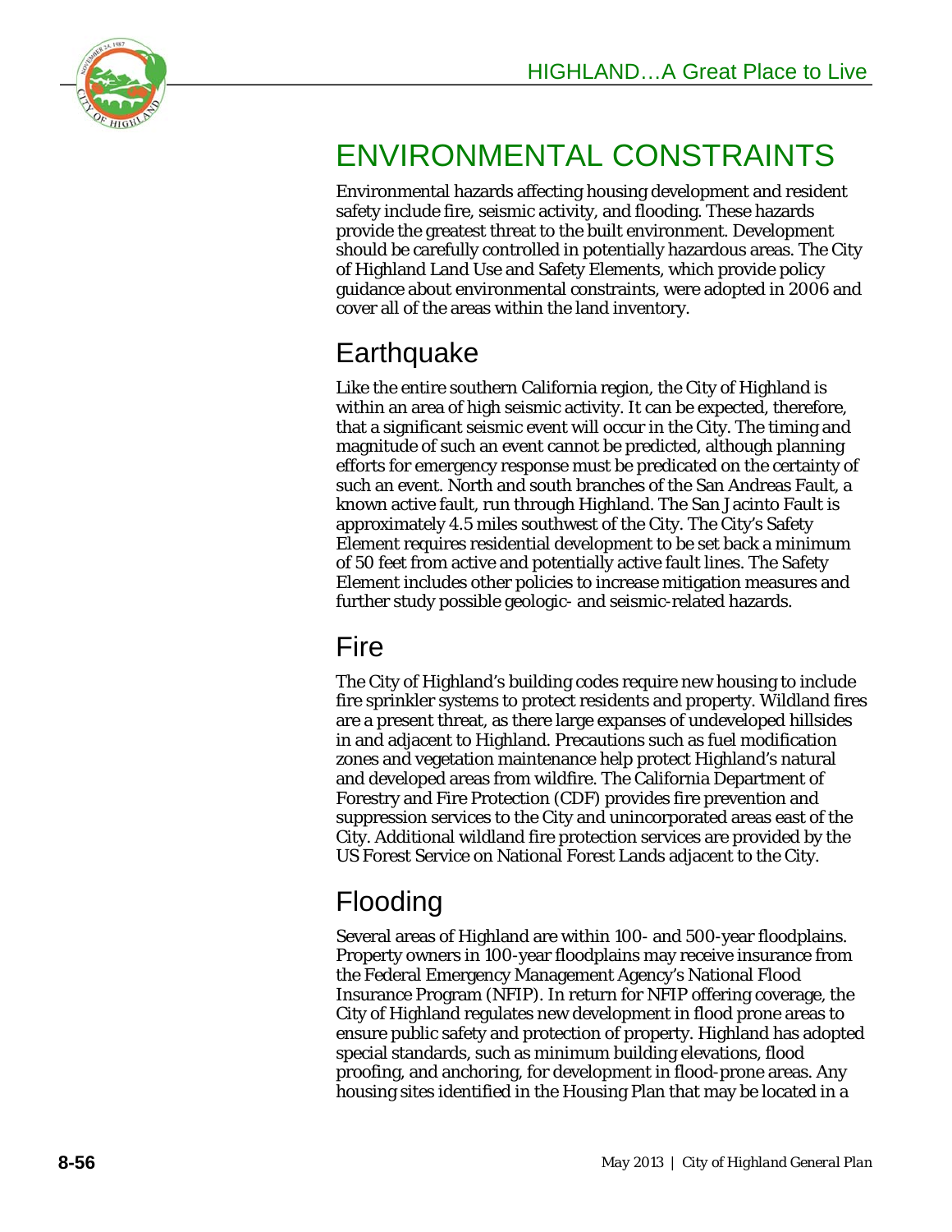# ENVIRONMENTAL CONSTRAINTS

Environmental hazards affecting housing development and resident safety include fire, seismic activity, and flooding. These hazards provide the greatest threat to the built environment. Development should be carefully controlled in potentially hazardous areas. The City of Highland Land Use and Safety Elements, which provide policy guidance about environmental constraints, were adopted in 2006 and cover all of the areas within the land inventory.

## Earthquake

Like the entire southern California region, the City of Highland is within an area of high seismic activity. It can be expected, therefore, that a significant seismic event will occur in the City. The timing and magnitude of such an event cannot be predicted, although planning efforts for emergency response must be predicated on the certainty of such an event. North and south branches of the San Andreas Fault, a known active fault, run through Highland. The San Jacinto Fault is approximately 4.5 miles southwest of the City. The City's Safety Element requires residential development to be set back a minimum of 50 feet from active and potentially active fault lines. The Safety Element includes other policies to increase mitigation measures and further study possible geologic- and seismic-related hazards.

## Fire

The City of Highland's building codes require new housing to include fire sprinkler systems to protect residents and property. Wildland fires are a present threat, as there large expanses of undeveloped hillsides in and adjacent to Highland. Precautions such as fuel modification zones and vegetation maintenance help protect Highland's natural and developed areas from wildfire. The California Department of Forestry and Fire Protection (CDF) provides fire prevention and suppression services to the City and unincorporated areas east of the City. Additional wildland fire protection services are provided by the US Forest Service on National Forest Lands adjacent to the City.

## Flooding

Several areas of Highland are within 100- and 500-year floodplains. Property owners in 100-year floodplains may receive insurance from the Federal Emergency Management Agency's National Flood Insurance Program (NFIP). In return for NFIP offering coverage, the City of Highland regulates new development in flood prone areas to ensure public safety and protection of property. Highland has adopted special standards, such as minimum building elevations, flood proofing, and anchoring, for development in flood-prone areas. Any housing sites identified in the Housing Plan that may be located in a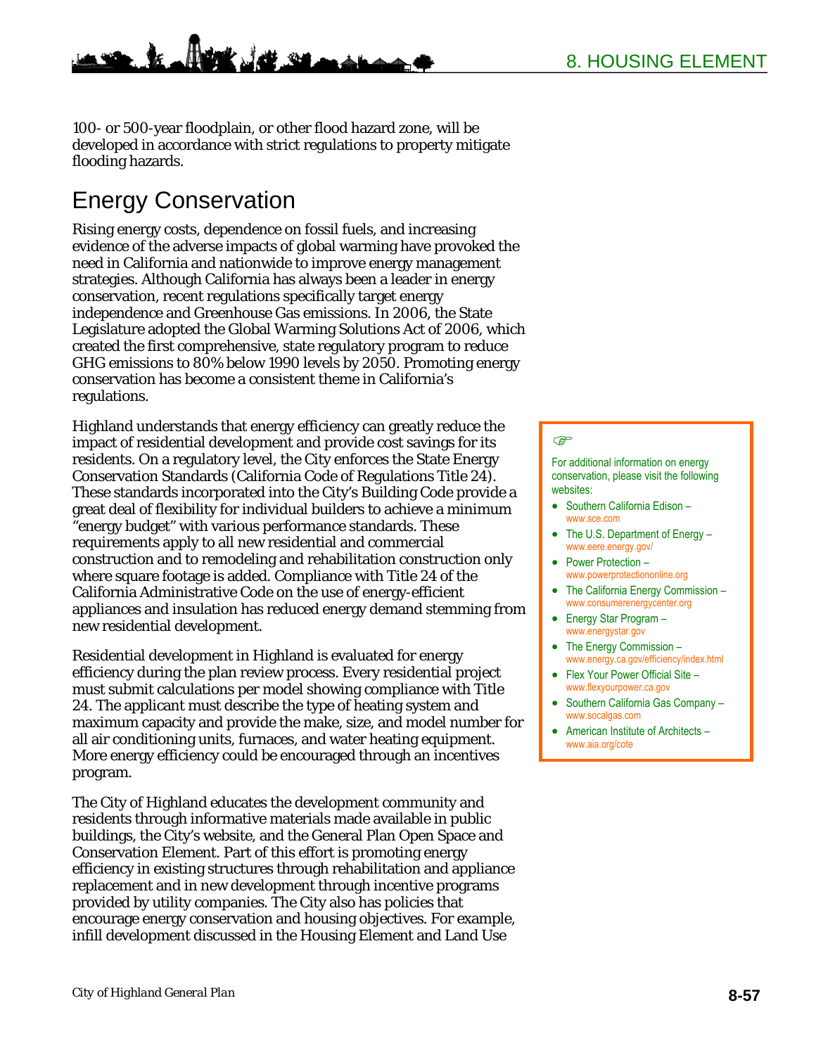100- or 500-year floodplain, or other flood hazard zone, will be developed in accordance with strict regulations to property mitigate flooding hazards.

## Energy Conservation

Rising energy costs, dependence on fossil fuels, and increasing evidence of the adverse impacts of global warming have provoked the need in California and nationwide to improve energy management strategies. Although California has always been a leader in energy conservation, recent regulations specifically target energy independence and Greenhouse Gas emissions. In 2006, the State Legislature adopted the Global Warming Solutions Act of 2006, which created the first comprehensive, state regulatory program to reduce GHG emissions to 80% below 1990 levels by 2050. Promoting energy conservation has become a consistent theme in California's regulations.

Highland understands that energy efficiency can greatly reduce the impact of residential development and provide cost savings for its residents. On a regulatory level, the City enforces the State Energy Conservation Standards (California Code of Regulations Title 24). These standards incorporated into the City's Building Code provide a great deal of flexibility for individual builders to achieve a minimum "energy budget" with various performance standards. These requirements apply to all new residential and commercial construction and to remodeling and rehabilitation construction only where square footage is added. Compliance with Title 24 of the California Administrative Code on the use of energy-efficient appliances and insulation has reduced energy demand stemming from new residential development.

Residential development in Highland is evaluated for energy efficiency during the plan review process. Every residential project must submit calculations per model showing compliance with Title 24. The applicant must describe the type of heating system and maximum capacity and provide the make, size, and model number for all air conditioning units, furnaces, and water heating equipment. More energy efficiency could be encouraged through an incentives program.

The City of Highland educates the development community and residents through informative materials made available in public buildings, the City's website, and the General Plan Open Space and Conservation Element. Part of this effort is promoting energy efficiency in existing structures through rehabilitation and appliance replacement and in new development through incentive programs provided by utility companies. The City also has policies that encourage energy conservation and housing objectives. For example, infill development discussed in the Housing Element and Land Use

☞

For additional information on energy conservation, please visit the following websites:

- Southern California Edison – www.sce.com
- The U.S. Department of Energy – www.eere.energy.gov/
- Power Protection – www.powerprotectiononline.org
- The California Energy Commission – www.consumerenergycenter.org
- Energy Star Program – www.energystar.gov
- The Energy Commission – www.energy.ca.gov/efficiency/index.html
- Flex Your Power Official Site – www.flexyourpower.ca.gov
- Southern California Gas Company – www.socalgas.com
- American Institute of Architects – www.aia.org/cote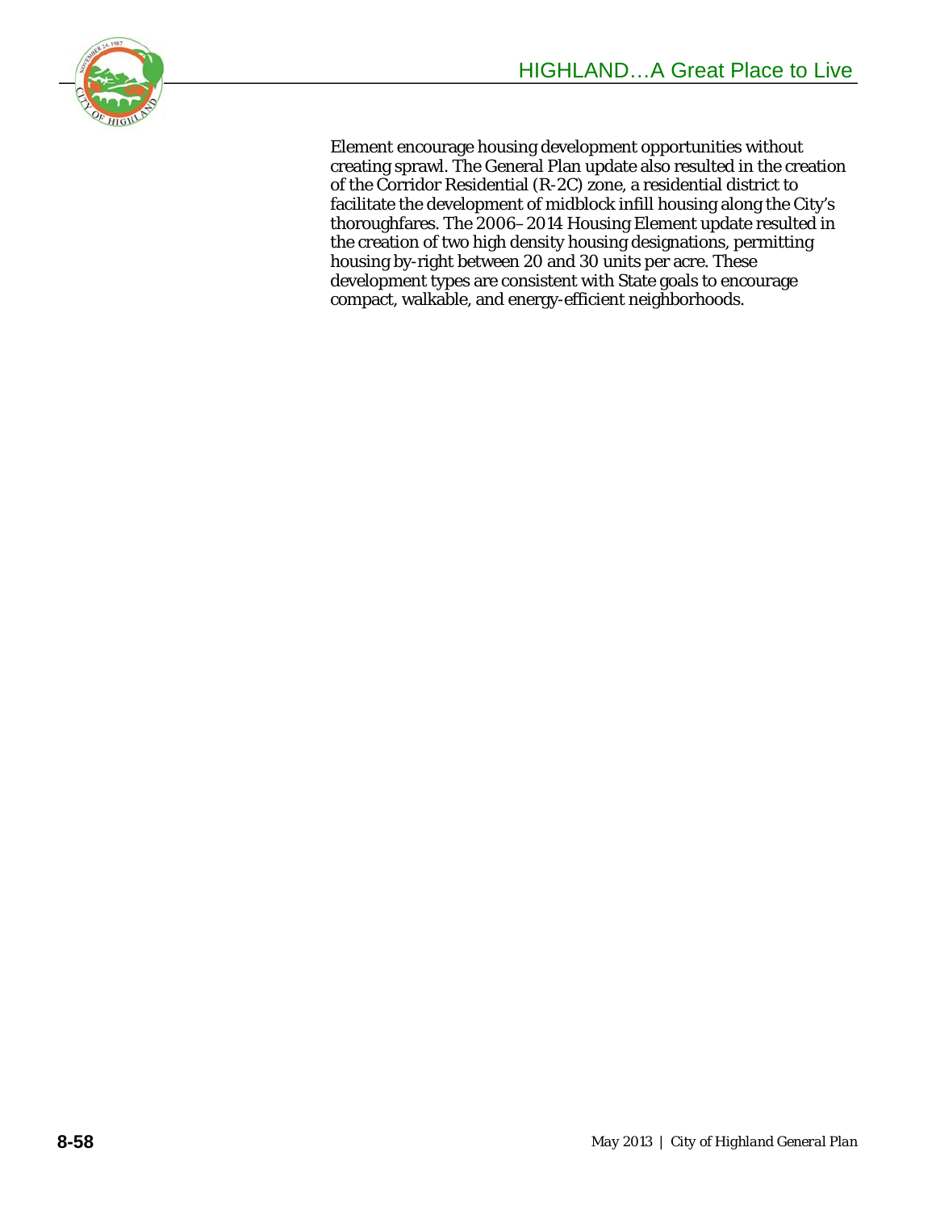Element encourage housing development opportunities without creating sprawl. The General Plan update also resulted in the creation of the Corridor Residential (R-2C) zone, a residential district to facilitate the development of midblock infill housing along the City's thoroughfares. The 2006–2014 Housing Element update resulted in the creation of two high density housing designations, permitting housing by-right between 20 and 30 units per acre. These development types are consistent with State goals to encourage compact, walkable, and energy-efficient neighborhoods.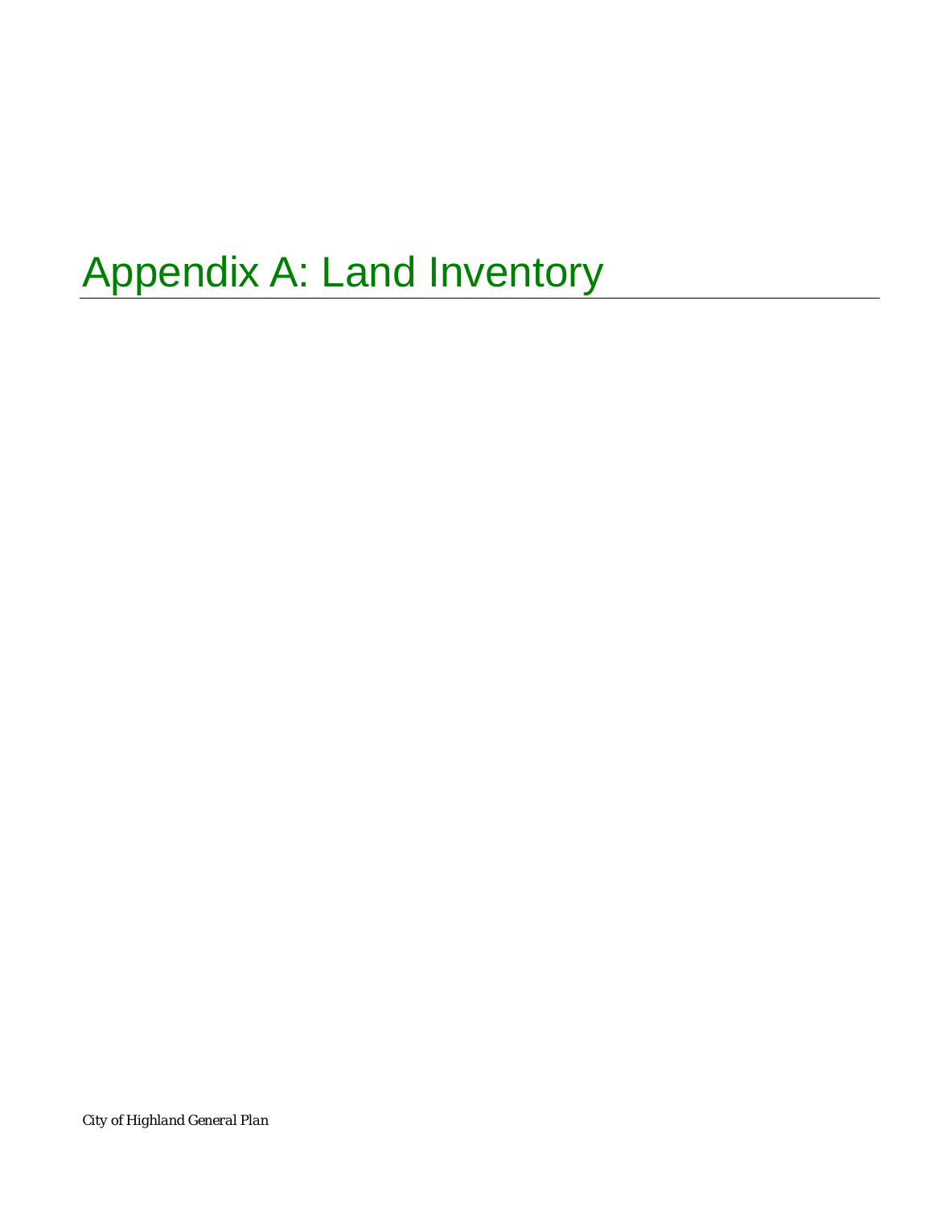# Appendix A: Land Inventory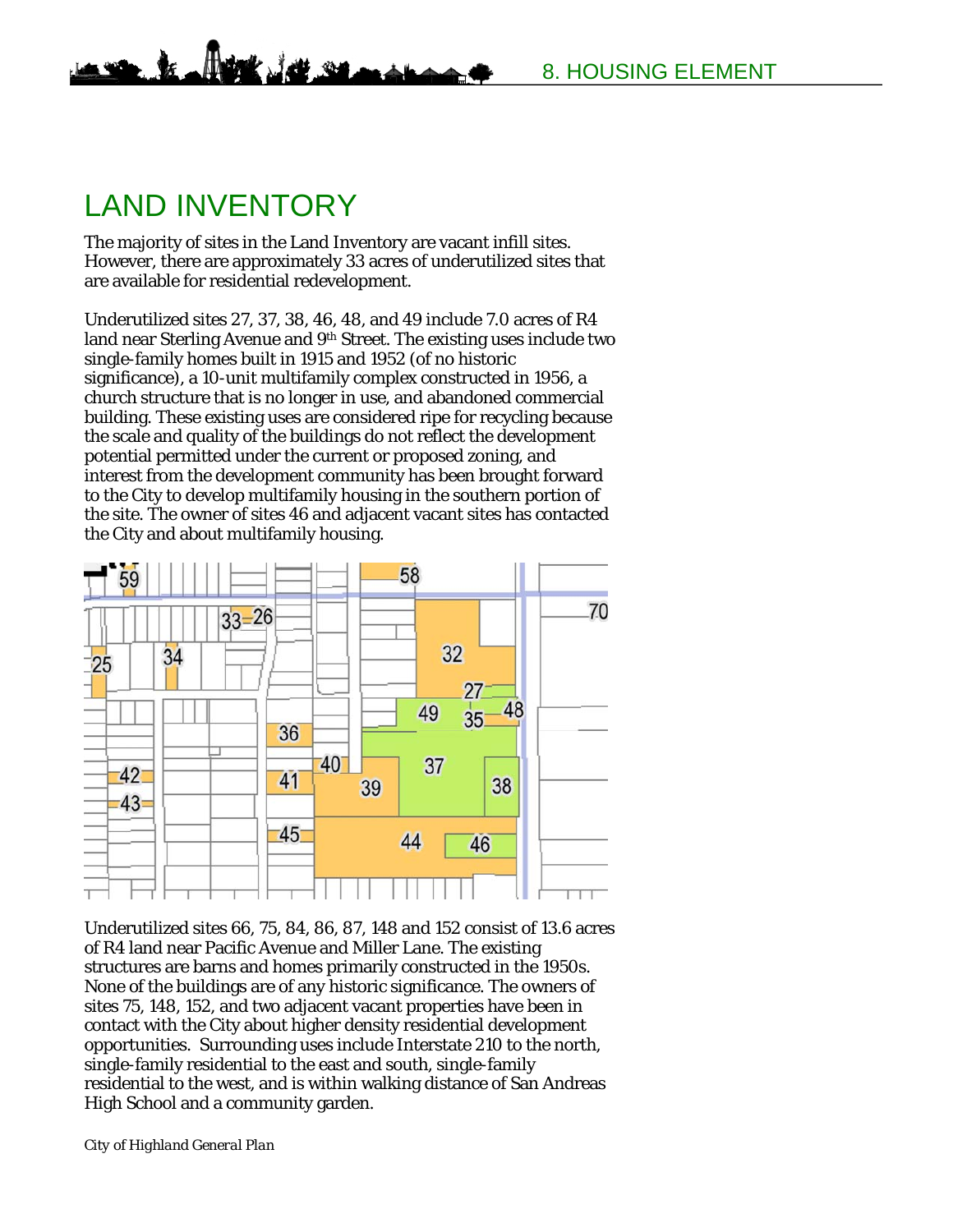# LAND INVENTORY

The majority of sites in the Land Inventory are vacant infill sites. However, there are approximately 33 acres of underutilized sites that are available for residential redevelopment.

Underutilized sites 27, 37, 38, 46, 48, and 49 include 7.0 acres of R4 land near Sterling Avenue and 9th Street. The existing uses include two single-family homes built in 1915 and 1952 (of no historic significance), a 10-unit multifamily complex constructed in 1956, a church structure that is no longer in use, and abandoned commercial building. These existing uses are considered ripe for recycling because the scale and quality of the buildings do not reflect the development potential permitted under the current or proposed zoning, and interest from the development community has been brought forward to the City to develop multifamily housing in the southern portion of the site. The owner of sites 46 and adjacent vacant sites has contacted the City and about multifamily housing.

Underutilized sites 66, 75, 84, 86, 87, 148 and 152 consist of 13.6 acres of R4 land near Pacific Avenue and Miller Lane. The existing structures are barns and homes primarily constructed in the 1950s. None of the buildings are of any historic significance. The owners of sites 75, 148, 152, and two adjacent vacant properties have been in contact with the City about higher density residential development opportunities. Surrounding uses include Interstate 210 to the north, single-family residential to the east and south, single-family residential to the west, and is within walking distance of San Andreas High School and a community garden.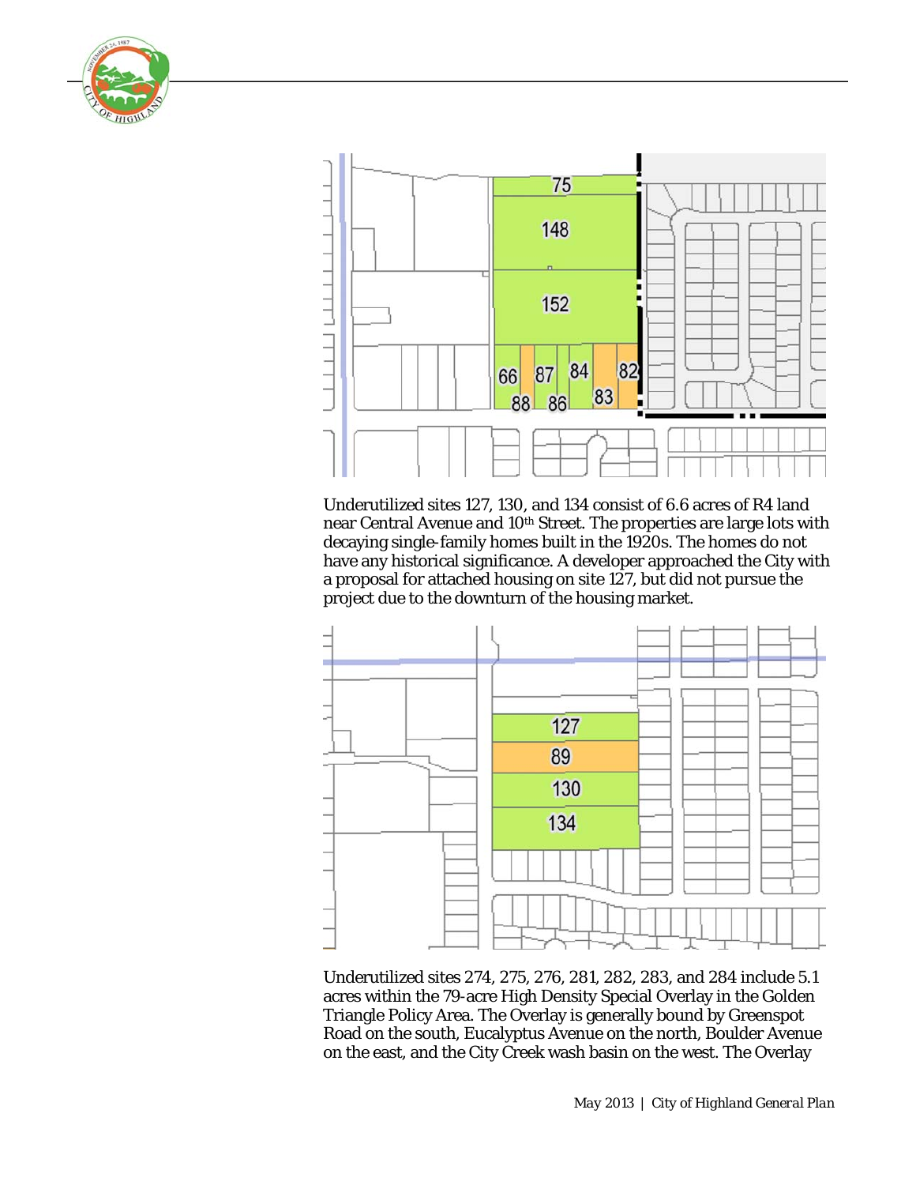Underutilized sites 127, 130, and 134 consist of 6.6 acres of R4 land near Central Avenue and 10th Street. The properties are large lots with decaying single-family homes built in the 1920s. The homes do not have any historical significance. A developer approached the City with a proposal for attached housing on site 127, but did not pursue the project due to the downturn of the housing market.

Underutilized sites 274, 275, 276, 281, 282, 283, and 284 include 5.1 acres within the 79-acre High Density Special Overlay in the Golden Triangle Policy Area. The Overlay is generally bound by Greenspot Road on the south, Eucalyptus Avenue on the north, Boulder Avenue on the east, and the City Creek wash basin on the west. The Overlay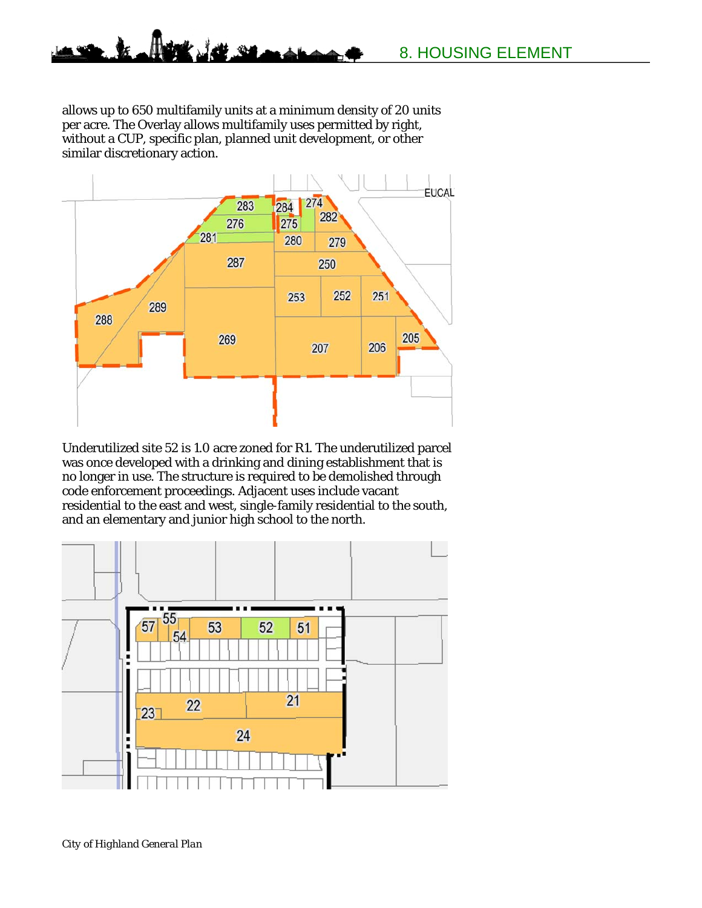allows up to 650 multifamily units at a minimum density of 20 units per acre. The Overlay allows multifamily uses permitted by right, without a CUP, specific plan, planned unit development, or other similar discretionary action.

Underutilized site 52 is 1.0 acre zoned for R1. The underutilized parcel was once developed with a drinking and dining establishment that is no longer in use. The structure is required to be demolished through code enforcement proceedings. Adjacent uses include vacant residential to the east and west, single-family residential to the south, and an elementary and junior high school to the north.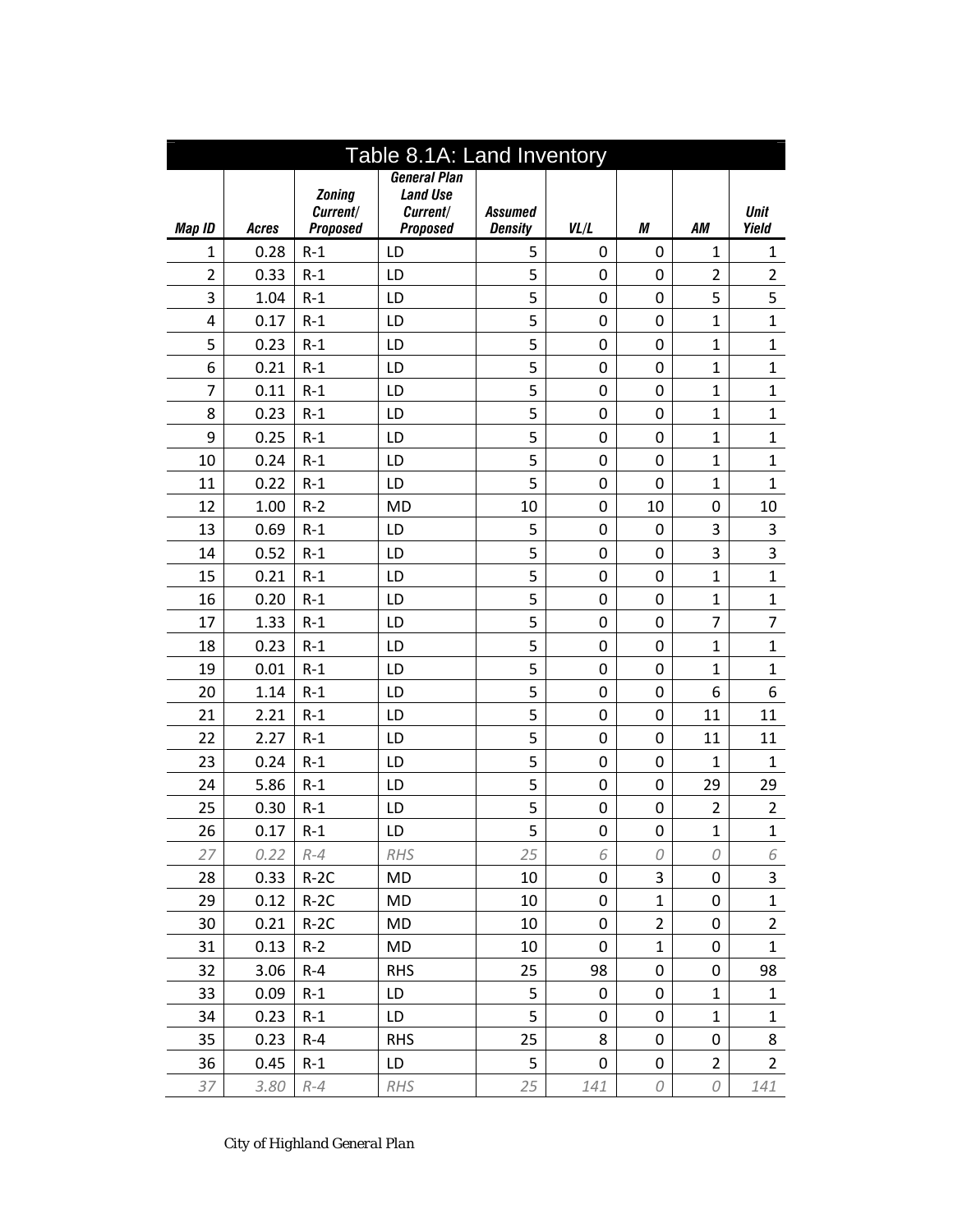| Table 8.1A: Land Inventory | | | | | | | | |
|---|---|---|---|---|---|---|---|---|
| ***Map ID*** | ***Acres*** | ***Zoning Current/ Proposed*** | ***General Plan Land Use Current/ Proposed*** | ***Assumed Density*** | ***VL/L*** | ***M*** | ***AM*** | ***Unit Yield*** |
| 1 | 0.28 | R-1 | LD | 5 | 0 | 0 | 1 | 1 |
| 2 | 0.33 | R-1 | LD | 5 | 0 | 0 | 2 | 2 |
| 3 | 1.04 | R-1 | LD | 5 | 0 | 0 | 5 | 5 |
| 4 | 0.17 | R-1 | LD | 5 | 0 | 0 | 1 | 1 |
| 5 | 0.23 | R-1 | LD | 5 | 0 | 0 | 1 | 1 |
| 6 | 0.21 | R-1 | LD | 5 | 0 | 0 | 1 | 1 |
| 7 | 0.11 | R-1 | LD | 5 | 0 | 0 | 1 | 1 |
| 8 | 0.23 | R-1 | LD | 5 | 0 | 0 | 1 | 1 |
| 9 | 0.25 | R-1 | LD | 5 | 0 | 0 | 1 | 1 |
| 10 | 0.24 | R-1 | LD | 5 | 0 | 0 | 1 | 1 |
| 11 | 0.22 | R-1 | LD | 5 | 0 | 0 | 1 | 1 |
| 12 | 1.00 | R-2 | MD | 10 | 0 | 10 | 0 | 10 |
| 13 | 0.69 | R-1 | LD | 5 | 0 | 0 | 3 | 3 |
| 14 | 0.52 | R-1 | LD | 5 | 0 | 0 | 3 | 3 |
| 15 | 0.21 | R-1 | LD | 5 | 0 | 0 | 1 | 1 |
| 16 | 0.20 | R-1 | LD | 5 | 0 | 0 | 1 | 1 |
| 17 | 1.33 | R-1 | LD | 5 | 0 | 0 | 7 | 7 |
| 18 | 0.23 | R-1 | LD | 5 | 0 | 0 | 1 | 1 |
| 19 | 0.01 | R-1 | LD | 5 | 0 | 0 | 1 | 1 |
| 20 | 1.14 | R-1 | LD | 5 | 0 | 0 | 6 | 6 |
| 21 | 2.21 | R-1 | LD | 5 | 0 | 0 | 11 | 11 |
| 22 | 2.27 | R-1 | LD | 5 | 0 | 0 | 11 | 11 |
| 23 | 0.24 | R-1 | LD | 5 | 0 | 0 | 1 | 1 |
| 24 | 5.86 | R-1 | LD | 5 | 0 | 0 | 29 | 29 |
| 25 | 0.30 | R-1 | LD | 5 | 0 | 0 | 2 | 2 |
| 26 | 0.17 | R-1 | LD | 5 | 0 | 0 | 1 | 1 |
| *27* | *0.22* | *R-4* | *RHS* | *25* | *6* | *0* | *0* | *6* |
| 28 | 0.33 | R-2C | MD | 10 | 0 | 3 | 0 | 3 |
| 29 | 0.12 | R-2C | MD | 10 | 0 | 1 | 0 | 1 |
| 30 | 0.21 | R-2C | MD | 10 | 0 | 2 | 0 | 2 |
| 31 | 0.13 | R-2 | MD | 10 | 0 | 1 | 0 | 1 |
| 32 | 3.06 | R-4 | RHS | 25 | 98 | 0 | 0 | 98 |
| 33 | 0.09 | R-1 | LD | 5 | 0 | 0 | 1 | 1 |
| 34 | 0.23 | R-1 | LD | 5 | 0 | 0 | 1 | 1 |
| 35 | 0.23 | R-4 | RHS | 25 | 8 | 0 | 0 | 8 |
| 36 | 0.45 | R-1 | LD | 5 | 0 | 0 | 2 | 2 |
| *37* | *3.80* | *R-4* | *RHS* | *25* | *141* | *0* | *0* | *141* |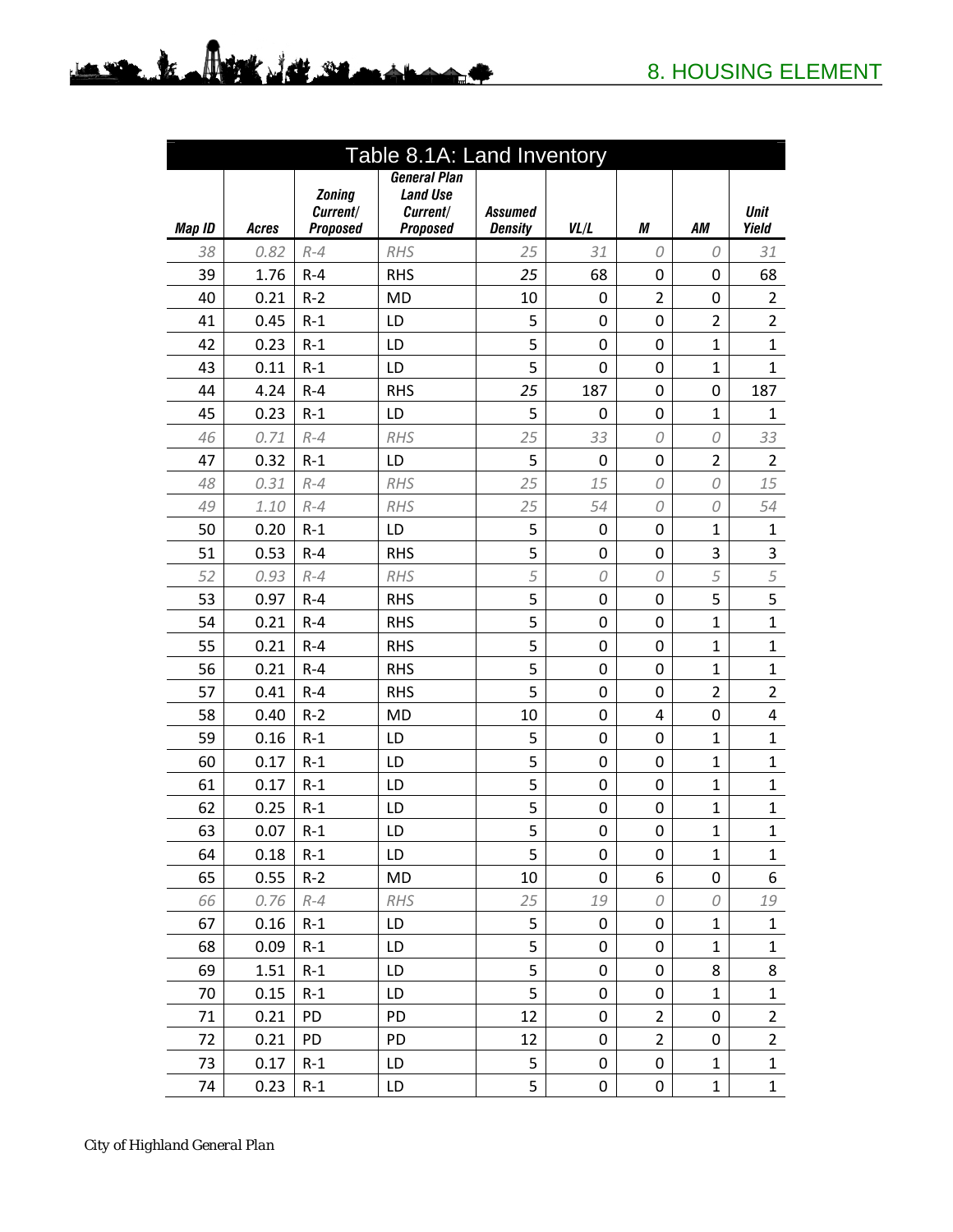| Table 8.1A: Land Inventory | | | | | | | | |
|---|---|---|---|---|---|---|---|---|
| ***Map ID*** | ***Acres*** | ***Zoning Current/ Proposed*** | ***General Plan Land Use Current/ Proposed*** | ***Assumed Density*** | ***VL/L*** | ***M*** | ***AM*** | ***Unit Yield*** |
| *38* | *0.82* | *R-4* | *RHS* | *25* | *31* | *0* | *0* | *31* |
| 39 | 1.76 | R-4 | RHS | *25* | 68 | 0 | 0 | 68 |
| 40 | 0.21 | R-2 | MD | 10 | 0 | 2 | 0 | 2 |
| 41 | 0.45 | R-1 | LD | 5 | 0 | 0 | 2 | 2 |
| 42 | 0.23 | R-1 | LD | 5 | 0 | 0 | 1 | 1 |
| 43 | 0.11 | R-1 | LD | 5 | 0 | 0 | 1 | 1 |
| 44 | 4.24 | R-4 | RHS | *25* | 187 | 0 | 0 | 187 |
| 45 | 0.23 | R-1 | LD | 5 | 0 | 0 | 1 | 1 |
| *46* | *0.71* | *R-4* | *RHS* | *25* | *33* | *0* | *0* | *33* |
| 47 | 0.32 | R-1 | LD | 5 | 0 | 0 | 2 | 2 |
| *48* | *0.31* | *R-4* | *RHS* | *25* | *15* | *0* | *0* | *15* |
| *49* | *1.10* | *R-4* | *RHS* | *25* | *54* | *0* | *0* | *54* |
| 50 | 0.20 | R-1 | LD | 5 | 0 | 0 | 1 | 1 |
| 51 | 0.53 | R-4 | RHS | 5 | 0 | 0 | 3 | 3 |
| *52* | *0.93* | *R-4* | *RHS* | *5* | *0* | *0* | *5* | *5* |
| 53 | 0.97 | R-4 | RHS | 5 | 0 | 0 | 5 | 5 |
| 54 | 0.21 | R-4 | RHS | 5 | 0 | 0 | 1 | 1 |
| 55 | 0.21 | R-4 | RHS | 5 | 0 | 0 | 1 | 1 |
| 56 | 0.21 | R-4 | RHS | 5 | 0 | 0 | 1 | 1 |
| 57 | 0.41 | R-4 | RHS | 5 | 0 | 0 | 2 | 2 |
| 58 | 0.40 | R-2 | MD | 10 | 0 | 4 | 0 | 4 |
| 59 | 0.16 | R-1 | LD | 5 | 0 | 0 | 1 | 1 |
| 60 | 0.17 | R-1 | LD | 5 | 0 | 0 | 1 | 1 |
| 61 | 0.17 | R-1 | LD | 5 | 0 | 0 | 1 | 1 |
| 62 | 0.25 | R-1 | LD | 5 | 0 | 0 | 1 | 1 |
| 63 | 0.07 | R-1 | LD | 5 | 0 | 0 | 1 | 1 |
| 64 | 0.18 | R-1 | LD | 5 | 0 | 0 | 1 | 1 |
| 65 | 0.55 | R-2 | MD | 10 | 0 | 6 | 0 | 6 |
| *66* | *0.76* | *R-4* | *RHS* | *25* | *19* | *0* | *0* | *19* |
| 67 | 0.16 | R-1 | LD | 5 | 0 | 0 | 1 | 1 |
| 68 | 0.09 | R-1 | LD | 5 | 0 | 0 | 1 | 1 |
| 69 | 1.51 | R-1 | LD | 5 | 0 | 0 | 8 | 8 |
| 70 | 0.15 | R-1 | LD | 5 | 0 | 0 | 1 | 1 |
| 71 | 0.21 | PD | PD | 12 | 0 | 2 | 0 | 2 |
| 72 | 0.21 | PD | PD | 12 | 0 | 2 | 0 | 2 |
| 73 | 0.17 | R-1 | LD | 5 | 0 | 0 | 1 | 1 |
| 74 | 0.23 | R-1 | LD | 5 | 0 | 0 | 1 | 1 |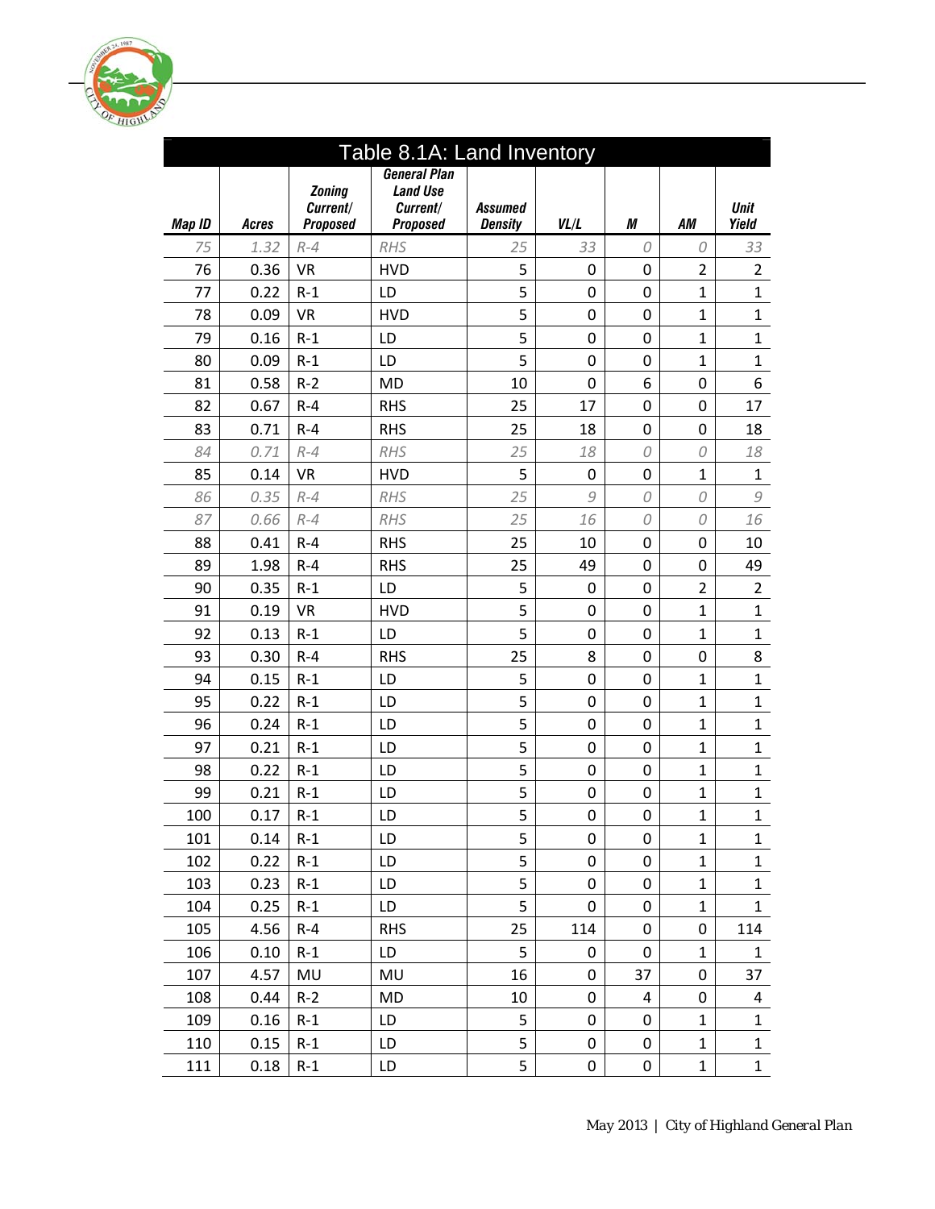| Table 8.1A: Land Inventory | | | | | | | | |
|---|---|---|---|---|---|---|---|---|
| ***Map ID*** | ***Acres*** | ***Zoning Current/ Proposed*** | ***General Plan Land Use Current/ Proposed*** | ***Assumed Density*** | ***VL/L*** | ***M*** | ***AM*** | ***Unit Yield*** |
| *75* | *1.32* | *R-4* | *RHS* | *25* | *33* | *0* | *0* | *33* |
| 76 | 0.36 | VR | HVD | 5 | 0 | 0 | 2 | 2 |
| 77 | 0.22 | R-1 | LD | 5 | 0 | 0 | 1 | 1 |
| 78 | 0.09 | VR | HVD | 5 | 0 | 0 | 1 | 1 |
| 79 | 0.16 | R-1 | LD | 5 | 0 | 0 | 1 | 1 |
| 80 | 0.09 | R-1 | LD | 5 | 0 | 0 | 1 | 1 |
| 81 | 0.58 | R-2 | MD | 10 | 0 | 6 | 0 | 6 |
| 82 | 0.67 | R-4 | RHS | 25 | 17 | 0 | 0 | 17 |
| 83 | 0.71 | R-4 | RHS | 25 | 18 | 0 | 0 | 18 |
| *84* | *0.71* | *R-4* | *RHS* | *25* | *18* | *0* | *0* | *18* |
| 85 | 0.14 | VR | HVD | 5 | 0 | 0 | 1 | 1 |
| *86* | *0.35* | *R-4* | *RHS* | *25* | *9* | *0* | *0* | *9* |
| *87* | *0.66* | *R-4* | *RHS* | *25* | *16* | *0* | *0* | *16* |
| 88 | 0.41 | R-4 | RHS | 25 | 10 | 0 | 0 | 10 |
| 89 | 1.98 | R-4 | RHS | 25 | 49 | 0 | 0 | 49 |
| 90 | 0.35 | R-1 | LD | 5 | 0 | 0 | 2 | 2 |
| 91 | 0.19 | VR | HVD | 5 | 0 | 0 | 1 | 1 |
| 92 | 0.13 | R-1 | LD | 5 | 0 | 0 | 1 | 1 |
| 93 | 0.30 | R-4 | RHS | 25 | 8 | 0 | 0 | 8 |
| 94 | 0.15 | R-1 | LD | 5 | 0 | 0 | 1 | 1 |
| 95 | 0.22 | R-1 | LD | 5 | 0 | 0 | 1 | 1 |
| 96 | 0.24 | R-1 | LD | 5 | 0 | 0 | 1 | 1 |
| 97 | 0.21 | R-1 | LD | 5 | 0 | 0 | 1 | 1 |
| 98 | 0.22 | R-1 | LD | 5 | 0 | 0 | 1 | 1 |
| 99 | 0.21 | R-1 | LD | 5 | 0 | 0 | 1 | 1 |
| 100 | 0.17 | R-1 | LD | 5 | 0 | 0 | 1 | 1 |
| 101 | 0.14 | R-1 | LD | 5 | 0 | 0 | 1 | 1 |
| 102 | 0.22 | R-1 | LD | 5 | 0 | 0 | 1 | 1 |
| 103 | 0.23 | R-1 | LD | 5 | 0 | 0 | 1 | 1 |
| 104 | 0.25 | R-1 | LD | 5 | 0 | 0 | 1 | 1 |
| 105 | 4.56 | R-4 | RHS | 25 | 114 | 0 | 0 | 114 |
| 106 | 0.10 | R-1 | LD | 5 | 0 | 0 | 1 | 1 |
| 107 | 4.57 | MU | MU | 16 | 0 | 37 | 0 | 37 |
| 108 | 0.44 | R-2 | MD | 10 | 0 | 4 | 0 | 4 |
| 109 | 0.16 | R-1 | LD | 5 | 0 | 0 | 1 | 1 |
| 110 | 0.15 | R-1 | LD | 5 | 0 | 0 | 1 | 1 |
| 111 | 0.18 | R-1 | LD | 5 | 0 | 0 | 1 | 1 |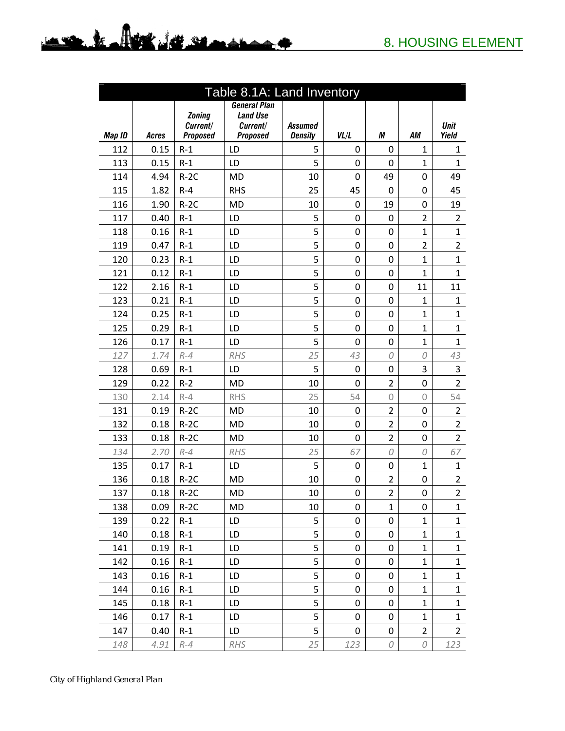## Table 8.1A: Land Inventory

| Map ID | Acres | Zoning Current/ Proposed | General Plan Land Use Current/ Proposed | Assumed Density | VL/L | M | AM | Unit Yield |
|---|---|---|---|---|---|---|---|---|
| 112 | 0.15 | R-1 | LD | 5 | 0 | 0 | 1 | 1 |
| 113 | 0.15 | R-1 | LD | 5 | 0 | 0 | 1 | 1 |
| 114 | 4.94 | R-2C | MD | 10 | 0 | 49 | 0 | 49 |
| 115 | 1.82 | R-4 | RHS | 25 | 45 | 0 | 0 | 45 |
| 116 | 1.90 | R-2C | MD | 10 | 0 | 19 | 0 | 19 |
| 117 | 0.40 | R-1 | LD | 5 | 0 | 0 | 2 | 2 |
| 118 | 0.16 | R-1 | LD | 5 | 0 | 0 | 1 | 1 |
| 119 | 0.47 | R-1 | LD | 5 | 0 | 0 | 2 | 2 |
| 120 | 0.23 | R-1 | LD | 5 | 0 | 0 | 1 | 1 |
| 121 | 0.12 | R-1 | LD | 5 | 0 | 0 | 1 | 1 |
| 122 | 2.16 | R-1 | LD | 5 | 0 | 0 | 11 | 11 |
| 123 | 0.21 | R-1 | LD | 5 | 0 | 0 | 1 | 1 |
| 124 | 0.25 | R-1 | LD | 5 | 0 | 0 | 1 | 1 |
| 125 | 0.29 | R-1 | LD | 5 | 0 | 0 | 1 | 1 |
| 126 | 0.17 | R-1 | LD | 5 | 0 | 0 | 1 | 1 |
| *127* | *1.74* | *R-4* | *RHS* | *25* | *43* | *0* | *0* | *43* |
| 128 | 0.69 | R-1 | LD | 5 | 0 | 0 | 3 | 3 |
| 129 | 0.22 | R-2 | MD | 10 | 0 | 2 | 0 | 2 |
| 130 | 2.14 | R-4 | RHS | 25 | 54 | 0 | 0 | 54 |
| 131 | 0.19 | R-2C | MD | 10 | 0 | 2 | 0 | 2 |
| 132 | 0.18 | R-2C | MD | 10 | 0 | 2 | 0 | 2 |
| 133 | 0.18 | R-2C | MD | 10 | 0 | 2 | 0 | 2 |
| *134* | *2.70* | *R-4* | *RHS* | *25* | *67* | *0* | *0* | *67* |
| 135 | 0.17 | R-1 | LD | 5 | 0 | 0 | 1 | 1 |
| 136 | 0.18 | R-2C | MD | 10 | 0 | 2 | 0 | 2 |
| 137 | 0.18 | R-2C | MD | 10 | 0 | 2 | 0 | 2 |
| 138 | 0.09 | R-2C | MD | 10 | 0 | 1 | 0 | 1 |
| 139 | 0.22 | R-1 | LD | 5 | 0 | 0 | 1 | 1 |
| 140 | 0.18 | R-1 | LD | 5 | 0 | 0 | 1 | 1 |
| 141 | 0.19 | R-1 | LD | 5 | 0 | 0 | 1 | 1 |
| 142 | 0.16 | R-1 | LD | 5 | 0 | 0 | 1 | 1 |
| 143 | 0.16 | R-1 | LD | 5 | 0 | 0 | 1 | 1 |
| 144 | 0.16 | R-1 | LD | 5 | 0 | 0 | 1 | 1 |
| 145 | 0.18 | R-1 | LD | 5 | 0 | 0 | 1 | 1 |
| 146 | 0.17 | R-1 | LD | 5 | 0 | 0 | 1 | 1 |
| 147 | 0.40 | R-1 | LD | 5 | 0 | 0 | 2 | 2 |
| *148* | *4.91* | *R-4* | *RHS* | *25* | *123* | *0* | *0* | *123* |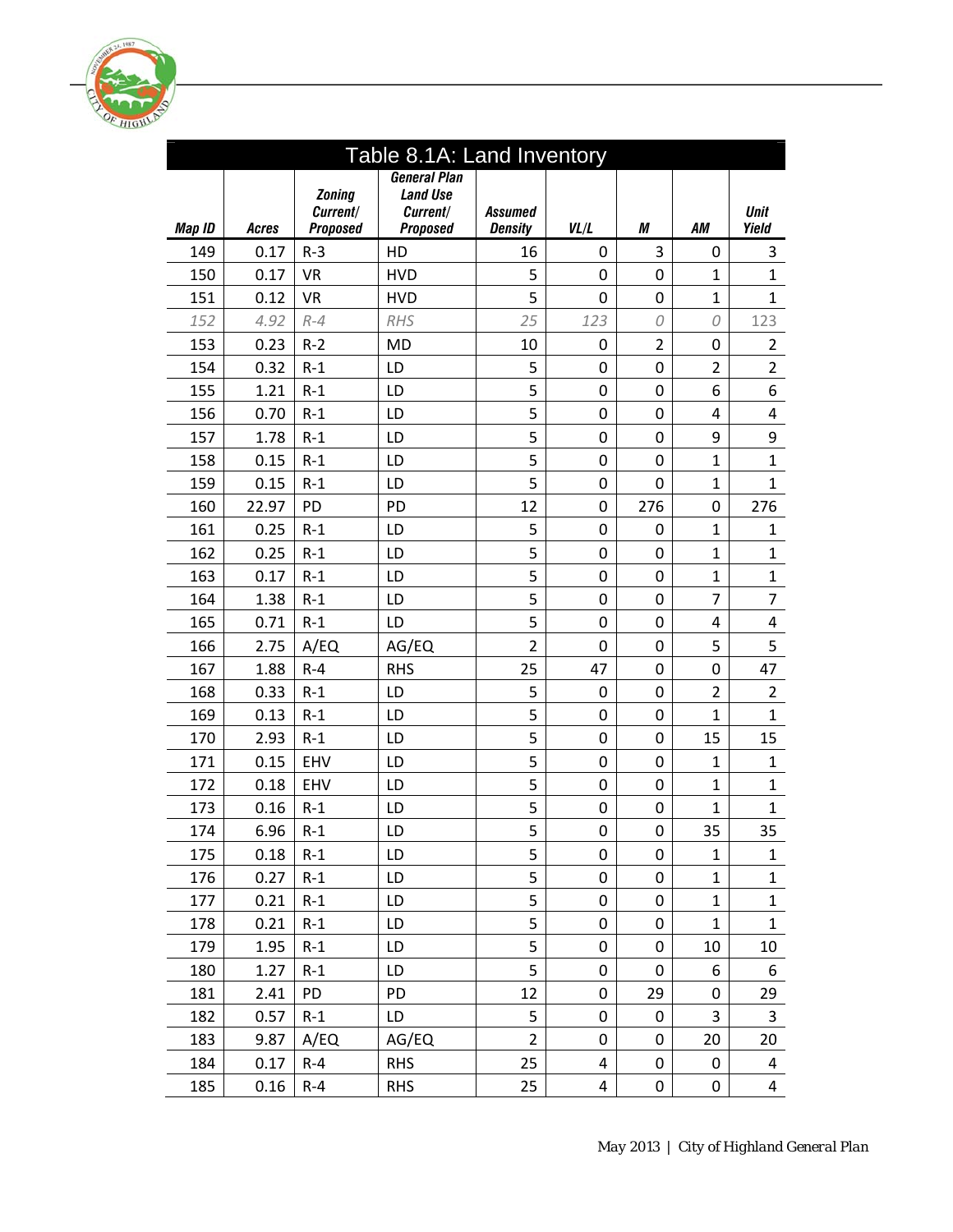## Table 8.1A: Land Inventory

| Map ID | Acres | Zoning Current/ Proposed | General Plan Land Use Current/ Proposed | Assumed Density | VL/L | M | AM | Unit Yield |
|---|---|---|---|---|---|---|---|---|
| 149 | 0.17 | R-3 | HD | 16 | 0 | 3 | 0 | 3 |
| 150 | 0.17 | VR | HVD | 5 | 0 | 0 | 1 | 1 |
| 151 | 0.12 | VR | HVD | 5 | 0 | 0 | 1 | 1 |
| *152* | *4.92* | *R-4* | *RHS* | *25* | *123* | *0* | *0* | 123 |
| 153 | 0.23 | R-2 | MD | 10 | 0 | 2 | 0 | 2 |
| 154 | 0.32 | R-1 | LD | 5 | 0 | 0 | 2 | 2 |
| 155 | 1.21 | R-1 | LD | 5 | 0 | 0 | 6 | 6 |
| 156 | 0.70 | R-1 | LD | 5 | 0 | 0 | 4 | 4 |
| 157 | 1.78 | R-1 | LD | 5 | 0 | 0 | 9 | 9 |
| 158 | 0.15 | R-1 | LD | 5 | 0 | 0 | 1 | 1 |
| 159 | 0.15 | R-1 | LD | 5 | 0 | 0 | 1 | 1 |
| 160 | 22.97 | PD | PD | 12 | 0 | 276 | 0 | 276 |
| 161 | 0.25 | R-1 | LD | 5 | 0 | 0 | 1 | 1 |
| 162 | 0.25 | R-1 | LD | 5 | 0 | 0 | 1 | 1 |
| 163 | 0.17 | R-1 | LD | 5 | 0 | 0 | 1 | 1 |
| 164 | 1.38 | R-1 | LD | 5 | 0 | 0 | 7 | 7 |
| 165 | 0.71 | R-1 | LD | 5 | 0 | 0 | 4 | 4 |
| 166 | 2.75 | A/EQ | AG/EQ | 2 | 0 | 0 | 5 | 5 |
| 167 | 1.88 | R-4 | RHS | 25 | 47 | 0 | 0 | 47 |
| 168 | 0.33 | R-1 | LD | 5 | 0 | 0 | 2 | 2 |
| 169 | 0.13 | R-1 | LD | 5 | 0 | 0 | 1 | 1 |
| 170 | 2.93 | R-1 | LD | 5 | 0 | 0 | 15 | 15 |
| 171 | 0.15 | EHV | LD | 5 | 0 | 0 | 1 | 1 |
| 172 | 0.18 | EHV | LD | 5 | 0 | 0 | 1 | 1 |
| 173 | 0.16 | R-1 | LD | 5 | 0 | 0 | 1 | 1 |
| 174 | 6.96 | R-1 | LD | 5 | 0 | 0 | 35 | 35 |
| 175 | 0.18 | R-1 | LD | 5 | 0 | 0 | 1 | 1 |
| 176 | 0.27 | R-1 | LD | 5 | 0 | 0 | 1 | 1 |
| 177 | 0.21 | R-1 | LD | 5 | 0 | 0 | 1 | 1 |
| 178 | 0.21 | R-1 | LD | 5 | 0 | 0 | 1 | 1 |
| 179 | 1.95 | R-1 | LD | 5 | 0 | 0 | 10 | 10 |
| 180 | 1.27 | R-1 | LD | 5 | 0 | 0 | 6 | 6 |
| 181 | 2.41 | PD | PD | 12 | 0 | 29 | 0 | 29 |
| 182 | 0.57 | R-1 | LD | 5 | 0 | 0 | 3 | 3 |
| 183 | 9.87 | A/EQ | AG/EQ | 2 | 0 | 0 | 20 | 20 |
| 184 | 0.17 | R-4 | RHS | 25 | 4 | 0 | 0 | 4 |
| 185 | 0.16 | R-4 | RHS | 25 | 4 | 0 | 0 | 4 |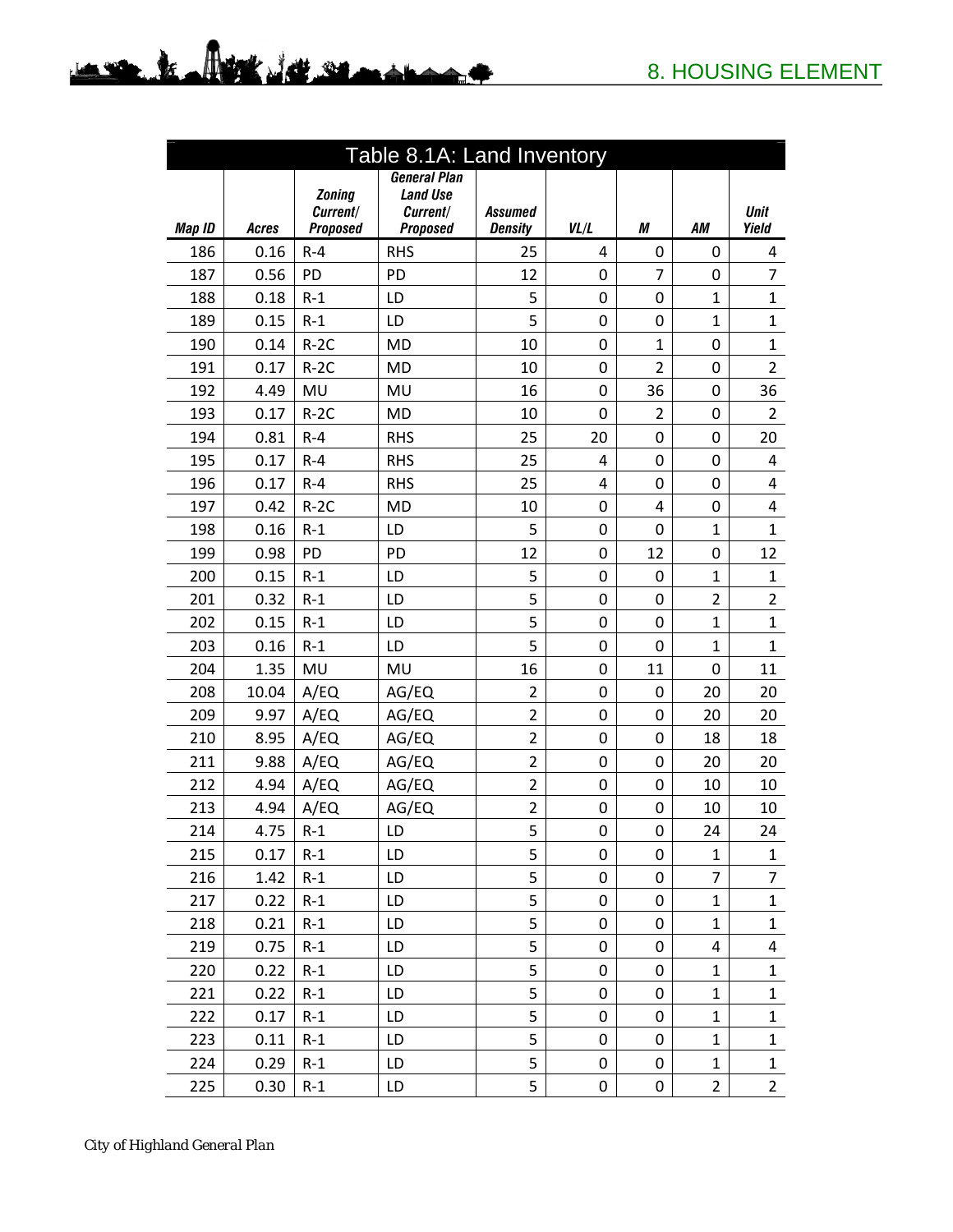| Table 8.1A: Land Inventory | | | | | | | | |
|---|---|---|---|---|---|---|---|---|
| ***Map ID*** | ***Acres*** | ***Zoning Current/ Proposed*** | ***General Plan Land Use Current/ Proposed*** | ***Assumed Density*** | ***VL/L*** | ***M*** | ***AM*** | ***Unit Yield*** |
| 186 | 0.16 | R-4 | RHS | 25 | 4 | 0 | 0 | 4 |
| 187 | 0.56 | PD | PD | 12 | 0 | 7 | 0 | 7 |
| 188 | 0.18 | R-1 | LD | 5 | 0 | 0 | 1 | 1 |
| 189 | 0.15 | R-1 | LD | 5 | 0 | 0 | 1 | 1 |
| 190 | 0.14 | R-2C | MD | 10 | 0 | 1 | 0 | 1 |
| 191 | 0.17 | R-2C | MD | 10 | 0 | 2 | 0 | 2 |
| 192 | 4.49 | MU | MU | 16 | 0 | 36 | 0 | 36 |
| 193 | 0.17 | R-2C | MD | 10 | 0 | 2 | 0 | 2 |
| 194 | 0.81 | R-4 | RHS | 25 | 20 | 0 | 0 | 20 |
| 195 | 0.17 | R-4 | RHS | 25 | 4 | 0 | 0 | 4 |
| 196 | 0.17 | R-4 | RHS | 25 | 4 | 0 | 0 | 4 |
| 197 | 0.42 | R-2C | MD | 10 | 0 | 4 | 0 | 4 |
| 198 | 0.16 | R-1 | LD | 5 | 0 | 0 | 1 | 1 |
| 199 | 0.98 | PD | PD | 12 | 0 | 12 | 0 | 12 |
| 200 | 0.15 | R-1 | LD | 5 | 0 | 0 | 1 | 1 |
| 201 | 0.32 | R-1 | LD | 5 | 0 | 0 | 2 | 2 |
| 202 | 0.15 | R-1 | LD | 5 | 0 | 0 | 1 | 1 |
| 203 | 0.16 | R-1 | LD | 5 | 0 | 0 | 1 | 1 |
| 204 | 1.35 | MU | MU | 16 | 0 | 11 | 0 | 11 |
| 208 | 10.04 | A/EQ | AG/EQ | 2 | 0 | 0 | 20 | 20 |
| 209 | 9.97 | A/EQ | AG/EQ | 2 | 0 | 0 | 20 | 20 |
| 210 | 8.95 | A/EQ | AG/EQ | 2 | 0 | 0 | 18 | 18 |
| 211 | 9.88 | A/EQ | AG/EQ | 2 | 0 | 0 | 20 | 20 |
| 212 | 4.94 | A/EQ | AG/EQ | 2 | 0 | 0 | 10 | 10 |
| 213 | 4.94 | A/EQ | AG/EQ | 2 | 0 | 0 | 10 | 10 |
| 214 | 4.75 | R-1 | LD | 5 | 0 | 0 | 24 | 24 |
| 215 | 0.17 | R-1 | LD | 5 | 0 | 0 | 1 | 1 |
| 216 | 1.42 | R-1 | LD | 5 | 0 | 0 | 7 | 7 |
| 217 | 0.22 | R-1 | LD | 5 | 0 | 0 | 1 | 1 |
| 218 | 0.21 | R-1 | LD | 5 | 0 | 0 | 1 | 1 |
| 219 | 0.75 | R-1 | LD | 5 | 0 | 0 | 4 | 4 |
| 220 | 0.22 | R-1 | LD | 5 | 0 | 0 | 1 | 1 |
| 221 | 0.22 | R-1 | LD | 5 | 0 | 0 | 1 | 1 |
| 222 | 0.17 | R-1 | LD | 5 | 0 | 0 | 1 | 1 |
| 223 | 0.11 | R-1 | LD | 5 | 0 | 0 | 1 | 1 |
| 224 | 0.29 | R-1 | LD | 5 | 0 | 0 | 1 | 1 |
| 225 | 0.30 | R-1 | LD | 5 | 0 | 0 | 2 | 2 |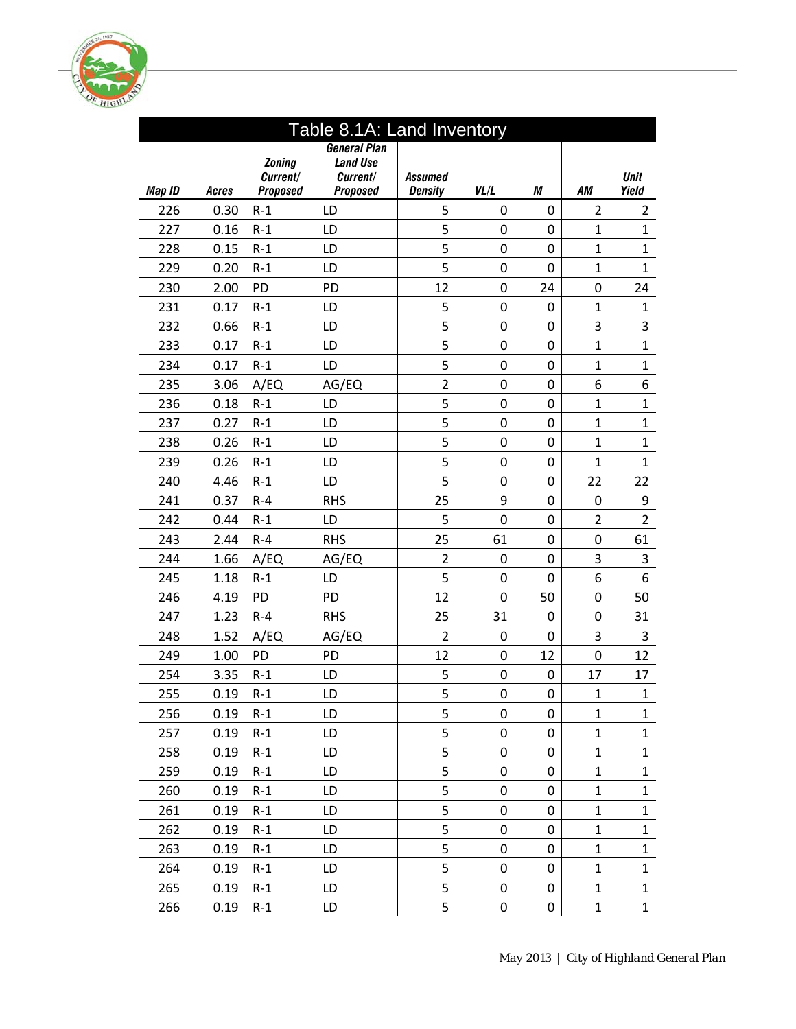## Table 8.1A: Land Inventory

| Map ID | Acres | Zoning Current/ Proposed | General Plan Land Use Current/ Proposed | Assumed Density | VL/L | M | AM | Unit Yield |
|---|---|---|---|---|---|---|---|---|
| 226 | 0.30 | R-1 | LD | 5 | 0 | 0 | 2 | 2 |
| 227 | 0.16 | R-1 | LD | 5 | 0 | 0 | 1 | 1 |
| 228 | 0.15 | R-1 | LD | 5 | 0 | 0 | 1 | 1 |
| 229 | 0.20 | R-1 | LD | 5 | 0 | 0 | 1 | 1 |
| 230 | 2.00 | PD | PD | 12 | 0 | 24 | 0 | 24 |
| 231 | 0.17 | R-1 | LD | 5 | 0 | 0 | 1 | 1 |
| 232 | 0.66 | R-1 | LD | 5 | 0 | 0 | 3 | 3 |
| 233 | 0.17 | R-1 | LD | 5 | 0 | 0 | 1 | 1 |
| 234 | 0.17 | R-1 | LD | 5 | 0 | 0 | 1 | 1 |
| 235 | 3.06 | A/EQ | AG/EQ | 2 | 0 | 0 | 6 | 6 |
| 236 | 0.18 | R-1 | LD | 5 | 0 | 0 | 1 | 1 |
| 237 | 0.27 | R-1 | LD | 5 | 0 | 0 | 1 | 1 |
| 238 | 0.26 | R-1 | LD | 5 | 0 | 0 | 1 | 1 |
| 239 | 0.26 | R-1 | LD | 5 | 0 | 0 | 1 | 1 |
| 240 | 4.46 | R-1 | LD | 5 | 0 | 0 | 22 | 22 |
| 241 | 0.37 | R-4 | RHS | 25 | 9 | 0 | 0 | 9 |
| 242 | 0.44 | R-1 | LD | 5 | 0 | 0 | 2 | 2 |
| 243 | 2.44 | R-4 | RHS | 25 | 61 | 0 | 0 | 61 |
| 244 | 1.66 | A/EQ | AG/EQ | 2 | 0 | 0 | 3 | 3 |
| 245 | 1.18 | R-1 | LD | 5 | 0 | 0 | 6 | 6 |
| 246 | 4.19 | PD | PD | 12 | 0 | 50 | 0 | 50 |
| 247 | 1.23 | R-4 | RHS | 25 | 31 | 0 | 0 | 31 |
| 248 | 1.52 | A/EQ | AG/EQ | 2 | 0 | 0 | 3 | 3 |
| 249 | 1.00 | PD | PD | 12 | 0 | 12 | 0 | 12 |
| 254 | 3.35 | R-1 | LD | 5 | 0 | 0 | 17 | 17 |
| 255 | 0.19 | R-1 | LD | 5 | 0 | 0 | 1 | 1 |
| 256 | 0.19 | R-1 | LD | 5 | 0 | 0 | 1 | 1 |
| 257 | 0.19 | R-1 | LD | 5 | 0 | 0 | 1 | 1 |
| 258 | 0.19 | R-1 | LD | 5 | 0 | 0 | 1 | 1 |
| 259 | 0.19 | R-1 | LD | 5 | 0 | 0 | 1 | 1 |
| 260 | 0.19 | R-1 | LD | 5 | 0 | 0 | 1 | 1 |
| 261 | 0.19 | R-1 | LD | 5 | 0 | 0 | 1 | 1 |
| 262 | 0.19 | R-1 | LD | 5 | 0 | 0 | 1 | 1 |
| 263 | 0.19 | R-1 | LD | 5 | 0 | 0 | 1 | 1 |
| 264 | 0.19 | R-1 | LD | 5 | 0 | 0 | 1 | 1 |
| 265 | 0.19 | R-1 | LD | 5 | 0 | 0 | 1 | 1 |
| 266 | 0.19 | R-1 | LD | 5 | 0 | 0 | 1 | 1 |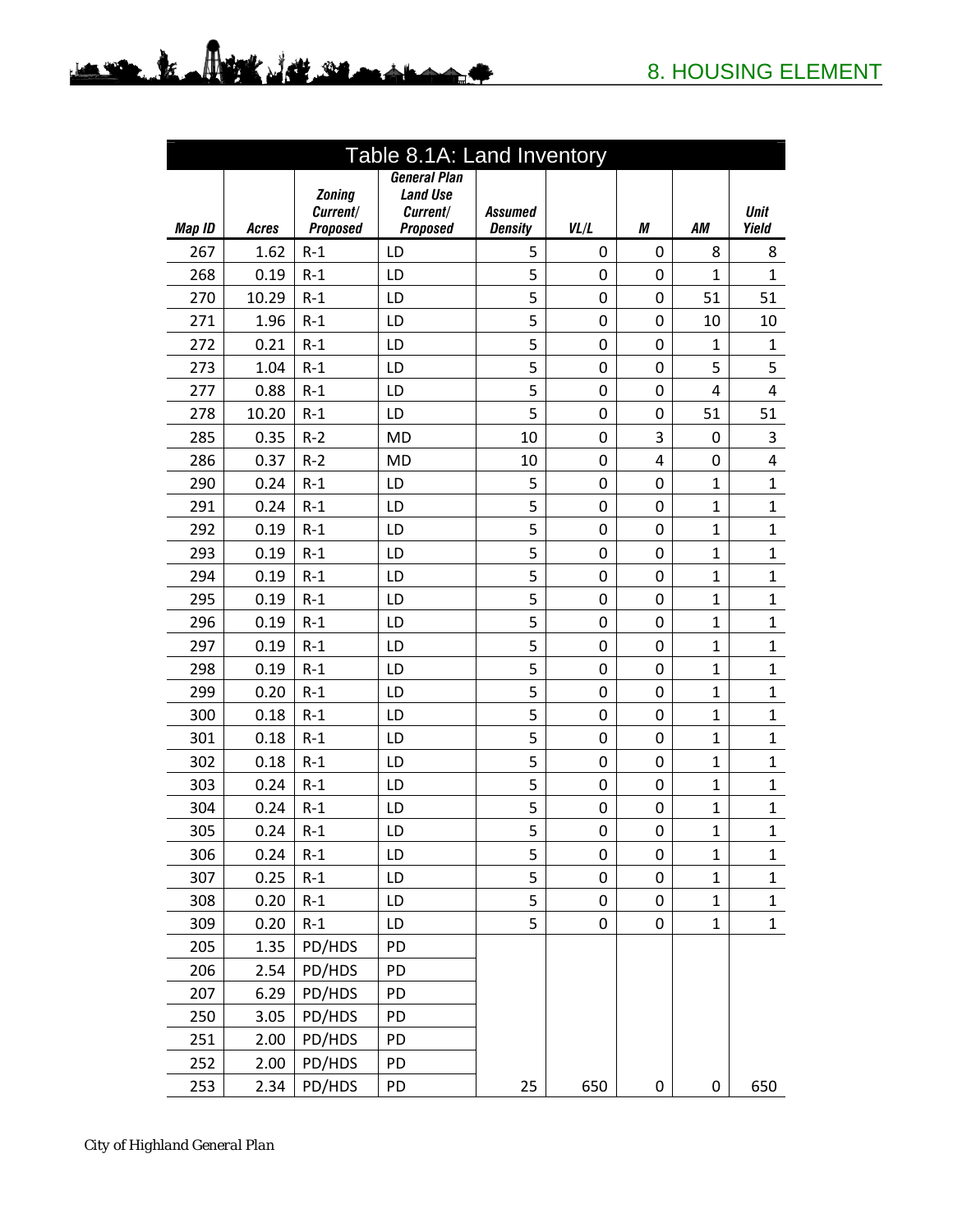## Table 8.1A: Land Inventory

| Map ID | Acres | Zoning Current/ Proposed | General Plan Land Use Current/ Proposed | Assumed Density | VL/L | M | AM | Unit Yield |
|---|---|---|---|---|---|---|---|---|
| 267 | 1.62 | R-1 | LD | 5 | 0 | 0 | 8 | 8 |
| 268 | 0.19 | R-1 | LD | 5 | 0 | 0 | 1 | 1 |
| 270 | 10.29 | R-1 | LD | 5 | 0 | 0 | 51 | 51 |
| 271 | 1.96 | R-1 | LD | 5 | 0 | 0 | 10 | 10 |
| 272 | 0.21 | R-1 | LD | 5 | 0 | 0 | 1 | 1 |
| 273 | 1.04 | R-1 | LD | 5 | 0 | 0 | 5 | 5 |
| 277 | 0.88 | R-1 | LD | 5 | 0 | 0 | 4 | 4 |
| 278 | 10.20 | R-1 | LD | 5 | 0 | 0 | 51 | 51 |
| 285 | 0.35 | R-2 | MD | 10 | 0 | 3 | 0 | 3 |
| 286 | 0.37 | R-2 | MD | 10 | 0 | 4 | 0 | 4 |
| 290 | 0.24 | R-1 | LD | 5 | 0 | 0 | 1 | 1 |
| 291 | 0.24 | R-1 | LD | 5 | 0 | 0 | 1 | 1 |
| 292 | 0.19 | R-1 | LD | 5 | 0 | 0 | 1 | 1 |
| 293 | 0.19 | R-1 | LD | 5 | 0 | 0 | 1 | 1 |
| 294 | 0.19 | R-1 | LD | 5 | 0 | 0 | 1 | 1 |
| 295 | 0.19 | R-1 | LD | 5 | 0 | 0 | 1 | 1 |
| 296 | 0.19 | R-1 | LD | 5 | 0 | 0 | 1 | 1 |
| 297 | 0.19 | R-1 | LD | 5 | 0 | 0 | 1 | 1 |
| 298 | 0.19 | R-1 | LD | 5 | 0 | 0 | 1 | 1 |
| 299 | 0.20 | R-1 | LD | 5 | 0 | 0 | 1 | 1 |
| 300 | 0.18 | R-1 | LD | 5 | 0 | 0 | 1 | 1 |
| 301 | 0.18 | R-1 | LD | 5 | 0 | 0 | 1 | 1 |
| 302 | 0.18 | R-1 | LD | 5 | 0 | 0 | 1 | 1 |
| 303 | 0.24 | R-1 | LD | 5 | 0 | 0 | 1 | 1 |
| 304 | 0.24 | R-1 | LD | 5 | 0 | 0 | 1 | 1 |
| 305 | 0.24 | R-1 | LD | 5 | 0 | 0 | 1 | 1 |
| 306 | 0.24 | R-1 | LD | 5 | 0 | 0 | 1 | 1 |
| 307 | 0.25 | R-1 | LD | 5 | 0 | 0 | 1 | 1 |
| 308 | 0.20 | R-1 | LD | 5 | 0 | 0 | 1 | 1 |
| 309 | 0.20 | R-1 | LD | 5 | 0 | 0 | 1 | 1 |
| 205 | 1.35 | PD/HDS | PD | | | | | |
| 206 | 2.54 | PD/HDS | PD | | | | | |
| 207 | 6.29 | PD/HDS | PD | | | | | |
| 250 | 3.05 | PD/HDS | PD | | | | | |
| 251 | 2.00 | PD/HDS | PD | | | | | |
| 252 | 2.00 | PD/HDS | PD | | | | | |
| 253 | 2.34 | PD/HDS | PD | 25 | 650 | 0 | 0 | 650 |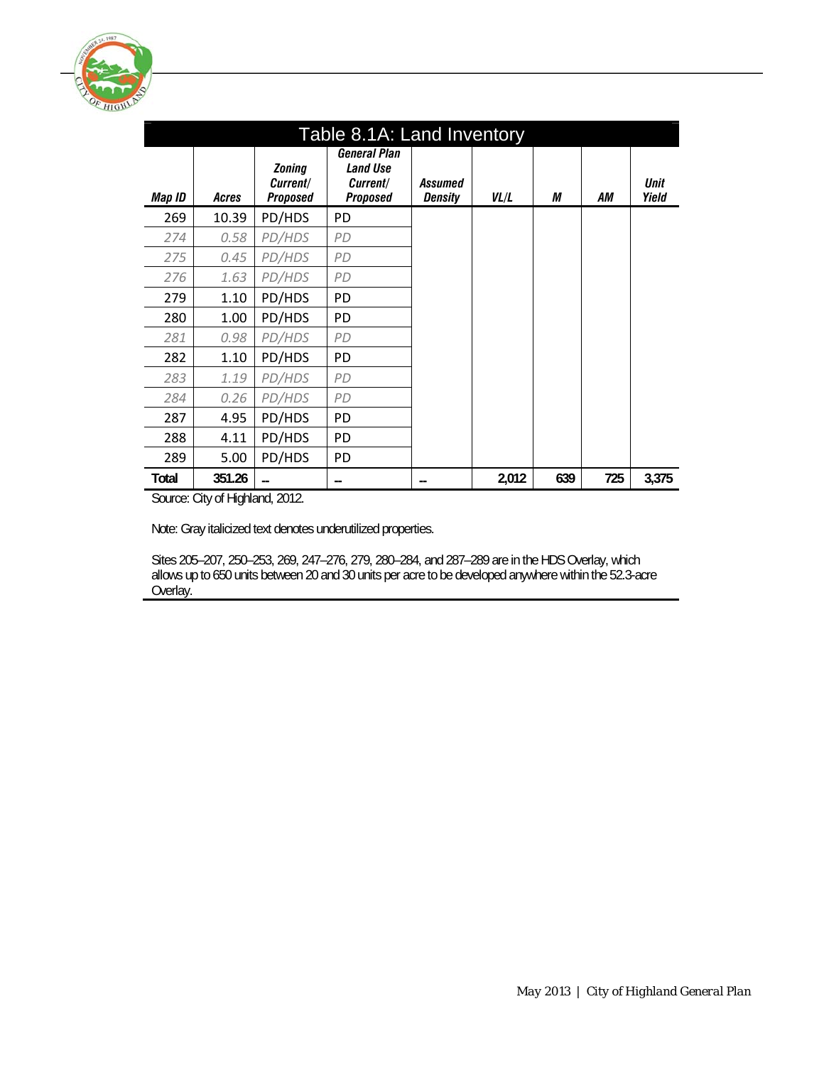| Table 8.1A: Land Inventory | | | | | | | | |
|---|---|---|---|---|---|---|---|---|
| ***Map ID*** | ***Acres*** | ***Zoning Current/ Proposed*** | ***General Plan Land Use Current/ Proposed*** | ***Assumed Density*** | ***VL/L*** | ***M*** | ***AM*** | ***Unit Yield*** |
| 269 | 10.39 | PD/HDS | PD | | | | | |
| *274* | *0.58* | *PD/HDS* | *PD* | | | | | |
| *275* | *0.45* | *PD/HDS* | *PD* | | | | | |
| *276* | *1.63* | *PD/HDS* | *PD* | | | | | |
| 279 | 1.10 | PD/HDS | PD | | | | | |
| 280 | 1.00 | PD/HDS | PD | | | | | |
| *281* | *0.98* | *PD/HDS* | *PD* | | | | | |
| 282 | 1.10 | PD/HDS | PD | | | | | |
| *283* | *1.19* | *PD/HDS* | *PD* | | | | | |
| *284* | *0.26* | *PD/HDS* | *PD* | | | | | |
| 287 | 4.95 | PD/HDS | PD | | | | | |
| 288 | 4.11 | PD/HDS | PD | | | | | |
| 289 | 5.00 | PD/HDS | PD | | | | | |
| **Total** | **351.26** | **--** | **--** | **--** | **2,012** | **639** | **725** | **3,375** |

Source: City of Highland, 2012.

Note: Gray italicized text denotes underutilized properties.

Sites 205–207, 250–253, 269, 247–276, 279, 280–284, and 287–289 are in the HDS Overlay, which allows up to 650 units between 20 and 30 units per acre to be developed anywhere within the 52.3-acre Overlay.